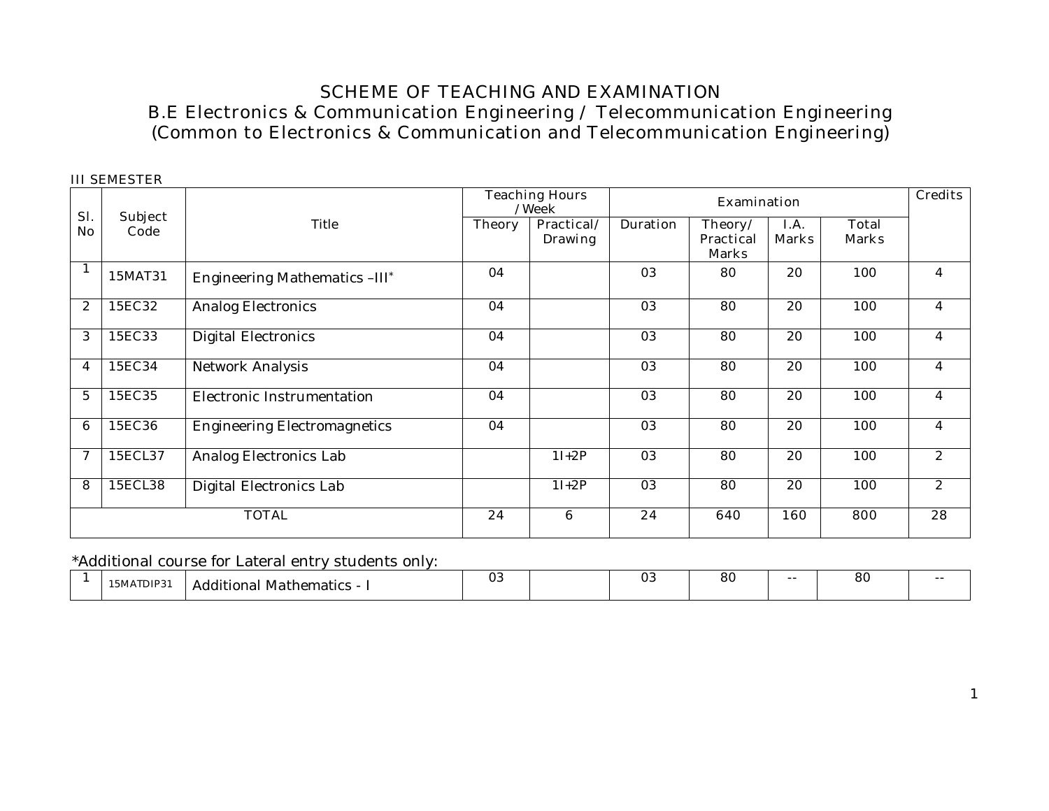# SCHEME OF TEACHING AND EXAMINATION

## B.E Electronics & Communication Engineering / Telecommunication Engineering

## (Common to Electronics & Communication and Telecommunication Engineering)

III SEMESTER

| Sl. No | Subject Code | Title | Teaching Hours /Week | | Examination | | | | Credits |
|---|---|---|---|---|---|---|---|---|---|
| | | | Theory | Practical/ Drawing | Duration | Theory/ Practical Marks | I.A. Marks | Total Marks | |
| 1 | 15MAT31 | Engineering Mathematics –III* | 04 | | 03 | 80 | 20 | 100 | 4 |
| 2 | 15EC32 | Analog Electronics | 04 | | 03 | 80 | 20 | 100 | 4 |
| 3 | 15EC33 | Digital Electronics | 04 | | 03 | 80 | 20 | 100 | 4 |
| 4 | 15EC34 | Network Analysis | 04 | | 03 | 80 | 20 | 100 | 4 |
| 5 | 15EC35 | Electronic Instrumentation | 04 | | 03 | 80 | 20 | 100 | 4 |
| 6 | 15EC36 | Engineering Electromagnetics | 04 | | 03 | 80 | 20 | 100 | 4 |
| 7 | 15ECL37 | Analog Electronics Lab | | 1I+2P | 03 | 80 | 20 | 100 | 2 |
| 8 | 15ECL38 | Digital Electronics Lab | | 1I+2P | 03 | 80 | 20 | 100 | 2 |
| TOTAL | | | 24 | 6 | 24 | 640 | 160 | 800 | 28 |

*Additional course for Lateral entry students only:

| | | | | | | | | | |
|---|---|---|---|---|---|---|---|---|---|
| 1 | 15MATDIP31 | Additional Mathematics - I | 03 | | 03 | 80 | -- | 80 | -- |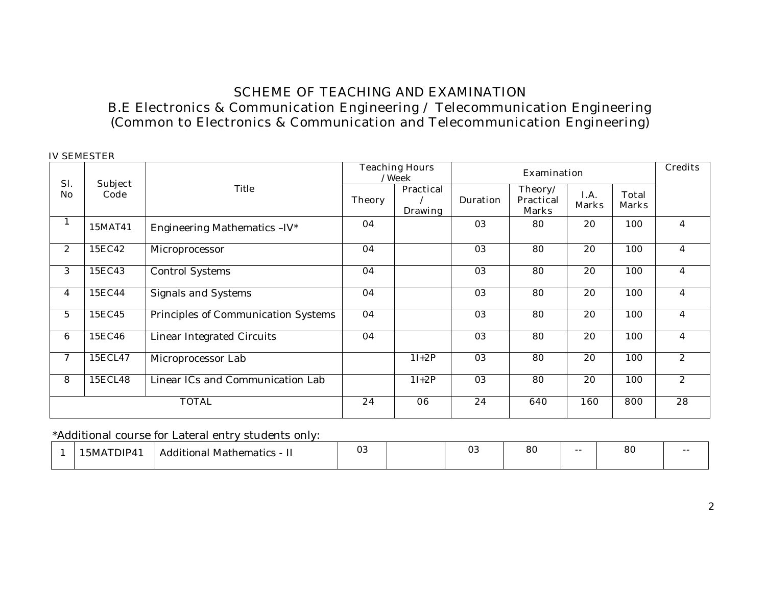# SCHEME OF TEACHING AND EXAMINATION

## B.E Electronics & Communication Engineering / Telecommunication Engineering
## (Common to Electronics & Communication and Telecommunication Engineering)

IV SEMESTER

| Sl. No | Subject Code | Title | Teaching Hours /Week | | Examination | | | | Credits |
|---|---|---|---|---|---|---|---|---|---|
| | | | Theory | Practical / Drawing | Duration | Theory/ Practical Marks | I.A. Marks | Total Marks | |
| 1 | 15MAT41 | Engineering Mathematics –IV* | 04 | | 03 | 80 | 20 | 100 | 4 |
| 2 | 15EC42 | Microprocessor | 04 | | 03 | 80 | 20 | 100 | 4 |
| 3 | 15EC43 | Control Systems | 04 | | 03 | 80 | 20 | 100 | 4 |
| 4 | 15EC44 | Signals and Systems | 04 | | 03 | 80 | 20 | 100 | 4 |
| 5 | 15EC45 | Principles of Communication Systems | 04 | | 03 | 80 | 20 | 100 | 4 |
| 6 | 15EC46 | Linear Integrated Circuits | 04 | | 03 | 80 | 20 | 100 | 4 |
| 7 | 15ECL47 | Microprocessor Lab | | 1I+2P | 03 | 80 | 20 | 100 | 2 |
| 8 | 15ECL48 | Linear ICs and Communication Lab | | 1I+2P | 03 | 80 | 20 | 100 | 2 |
| TOTAL | | | 24 | 06 | 24 | 640 | 160 | 800 | 28 |

*Additional course for Lateral entry students only:

| | | | | | | | | | |
|---|---|---|---|---|---|---|---|---|---|
| 1 | 15MATDIP41 | Additional Mathematics - II | 03 | | 03 | 80 | -- | 80 | -- |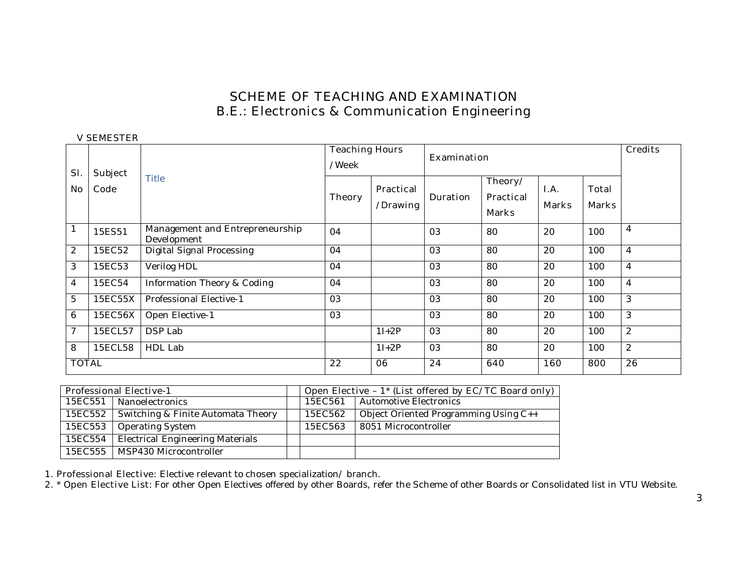# SCHEME OF TEACHING AND EXAMINATION
## B.E.: Electronics & Communication Engineering

V SEMESTER

| Sl. No | Subject Code | Title | Teaching Hours /Week | | Examination | | | | Credits |
|---|---|---|---|---|---|---|---|---|---|
| | | | Theory | Practical /Drawing | Duration | Theory/ Practical Marks | I.A. Marks | Total Marks | |
| 1 | 15ES51 | Management and Entrepreneurship Development | 04 | | 03 | 80 | 20 | 100 | 4 |
| 2 | 15EC52 | Digital Signal Processing | 04 | | 03 | 80 | 20 | 100 | 4 |
| 3 | 15EC53 | Verilog HDL | 04 | | 03 | 80 | 20 | 100 | 4 |
| 4 | 15EC54 | Information Theory & Coding | 04 | | 03 | 80 | 20 | 100 | 4 |
| 5 | 15EC55X | Professional Elective-1 | 03 | | 03 | 80 | 20 | 100 | 3 |
| 6 | 15EC56X | Open Elective-1 | 03 | | 03 | 80 | 20 | 100 | 3 |
| 7 | 15ECL57 | DSP Lab | | 1I+2P | 03 | 80 | 20 | 100 | 2 |
| 8 | 15ECL58 | HDL Lab | | 1I+2P | 03 | 80 | 20 | 100 | 2 |
| TOTAL | | | 22 | 06 | 24 | 640 | 160 | 800 | 26 |

| Professional Elective-1 | | | Open Elective – 1* (List offered by EC/TC Board only) | |
|---|---|---|---|---|
| 15EC551 | Nanoelectronics | | 15EC561 | Automotive Electronics |
| 15EC552 | Switching & Finite Automata Theory | | 15EC562 | Object Oriented Programming Using C++ |
| 15EC553 | Operating System | | 15EC563 | 8051 Microcontroller |
| 15EC554 | Electrical Engineering Materials | | | |
| 15EC555 | MSP430 Microcontroller | | | |

1. Professional Elective: Elective relevant to chosen specialization/ branch.
2. * Open Elective List: For other Open Electives offered by other Boards, refer the Scheme of other Boards or Consolidated list in VTU Website.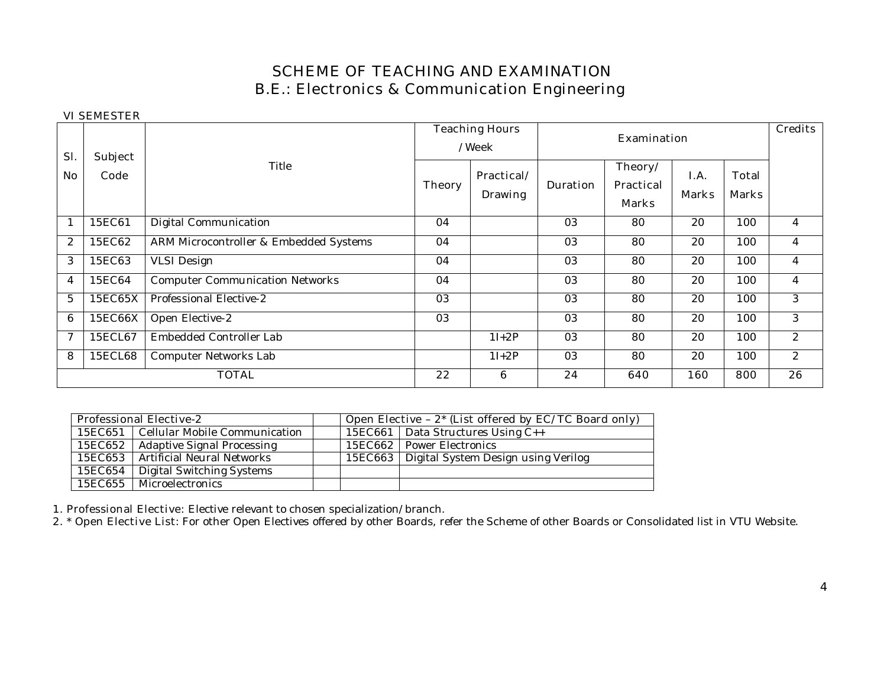# SCHEME OF TEACHING AND EXAMINATION
## B.E.: Electronics & Communication Engineering

VI SEMESTER

| Sl. No | Subject Code | Title | Teaching Hours /Week | | Examination | | | | Credits |
|---|---|---|---|---|---|---|---|---|---|
| | | | Theory | Practical/ Drawing | Duration | Theory/ Practical Marks | I.A. Marks | Total Marks | |
| 1 | 15EC61 | Digital Communication | 04 | | 03 | 80 | 20 | 100 | 4 |
| 2 | 15EC62 | ARM Microcontroller & Embedded Systems | 04 | | 03 | 80 | 20 | 100 | 4 |
| 3 | 15EC63 | VLSI Design | 04 | | 03 | 80 | 20 | 100 | 4 |
| 4 | 15EC64 | Computer Communication Networks | 04 | | 03 | 80 | 20 | 100 | 4 |
| 5 | 15EC65X | Professional Elective-2 | 03 | | 03 | 80 | 20 | 100 | 3 |
| 6 | 15EC66X | Open Elective-2 | 03 | | 03 | 80 | 20 | 100 | 3 |
| 7 | 15ECL67 | Embedded Controller Lab | | 1I+2P | 03 | 80 | 20 | 100 | 2 |
| 8 | 15ECL68 | Computer Networks Lab | | 1I+2P | 03 | 80 | 20 | 100 | 2 |
| TOTAL | | | 22 | 6 | 24 | 640 | 160 | 800 | 26 |

| Professional Elective-2 | | | Open Elective – 2* (List offered by EC/TC Board only) | |
|---|---|---|---|---|
| 15EC651 | Cellular Mobile Communication | | 15EC661 | Data Structures Using C++ |
| 15EC652 | Adaptive Signal Processing | | 15EC662 | Power Electronics |
| 15EC653 | Artificial Neural Networks | | 15EC663 | Digital System Design using Verilog |
| 15EC654 | Digital Switching Systems | | | |
| 15EC655 | Microelectronics | | | |

1. Professional Elective: Elective relevant to chosen specialization/branch.
2. * Open Elective List: For other Open Electives offered by other Boards, refer the Scheme of other Boards or Consolidated list in VTU Website.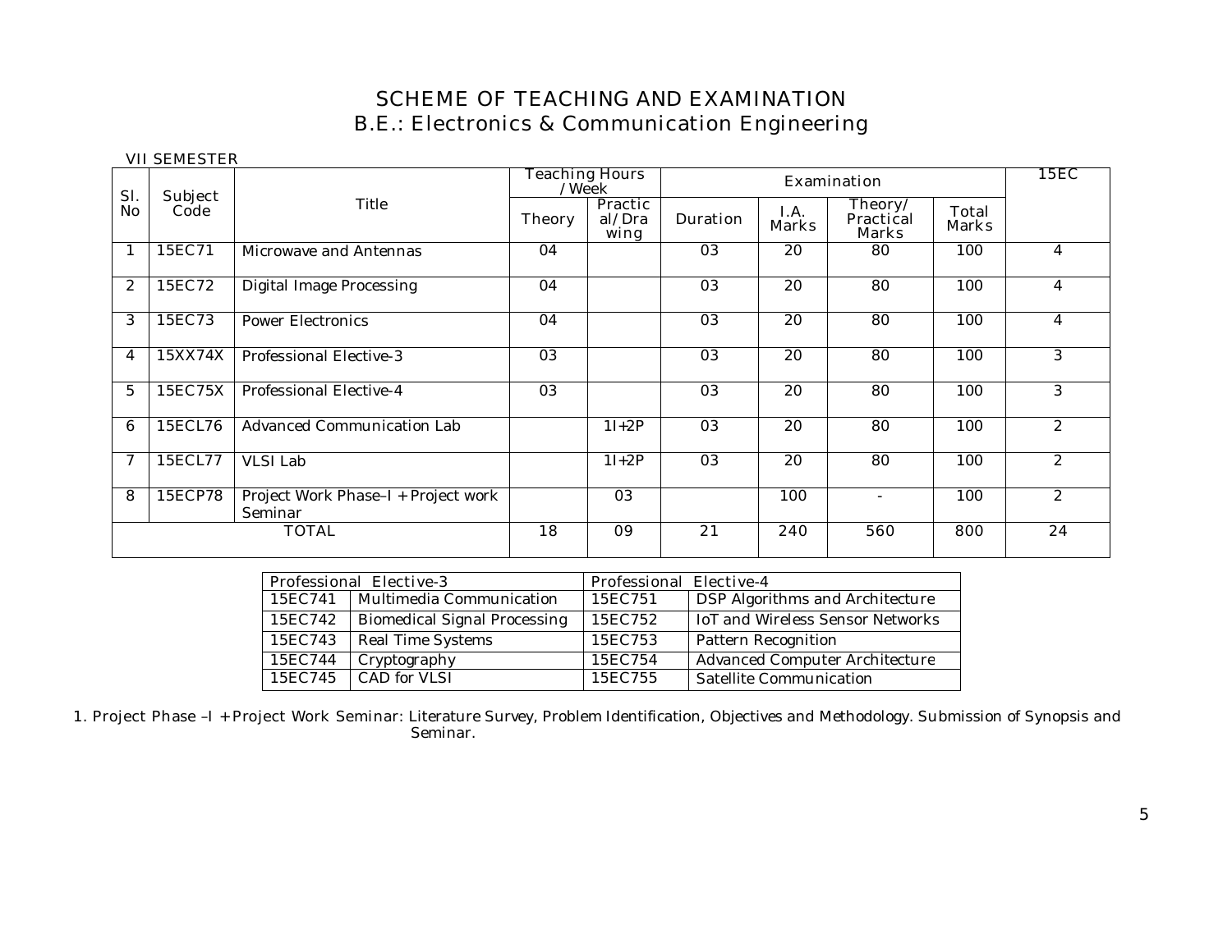# SCHEME OF TEACHING AND EXAMINATION
## B.E.: Electronics & Communication Engineering

VII SEMESTER

| Sl. No | Subject Code | Title | Teaching Hours /Week | | Examination | | | | 15EC |
|---|---|---|---|---|---|---|---|---|---|
| | | | Theory | Practical/Drawing | Duration | I.A. Marks | Theory/ Practical Marks | Total Marks | |
| 1 | 15EC71 | Microwave and Antennas | 04 | | 03 | 20 | 80 | 100 | 4 |
| 2 | 15EC72 | Digital Image Processing | 04 | | 03 | 20 | 80 | 100 | 4 |
| 3 | 15EC73 | Power Electronics | 04 | | 03 | 20 | 80 | 100 | 4 |
| 4 | 15XX74X | Professional Elective-3 | 03 | | 03 | 20 | 80 | 100 | 3 |
| 5 | 15EC75X | Professional Elective-4 | 03 | | 03 | 20 | 80 | 100 | 3 |
| 6 | 15ECL76 | Advanced Communication Lab | | 1I+2P | 03 | 20 | 80 | 100 | 2 |
| 7 | 15ECL77 | VLSI Lab | | 1I+2P | 03 | 20 | 80 | 100 | 2 |
| 8 | 15ECP78 | Project Work Phase–I + Project work Seminar | | 03 | | 100 | - | 100 | 2 |
| | | TOTAL | 18 | 09 | 21 | 240 | 560 | 800 | 24 |

| Professional Elective-3 | | Professional Elective-4 | |
|---|---|---|---|
| 15EC741 | Multimedia Communication | 15EC751 | DSP Algorithms and Architecture |
| 15EC742 | Biomedical Signal Processing | 15EC752 | IoT and Wireless Sensor Networks |
| 15EC743 | Real Time Systems | 15EC753 | Pattern Recognition |
| 15EC744 | Cryptography | 15EC754 | Advanced Computer Architecture |
| 15EC745 | CAD for VLSI | 15EC755 | Satellite Communication |

1. Project Phase –I + Project Work Seminar: Literature Survey, Problem Identification, Objectives and Methodology. Submission of Synopsis and Seminar.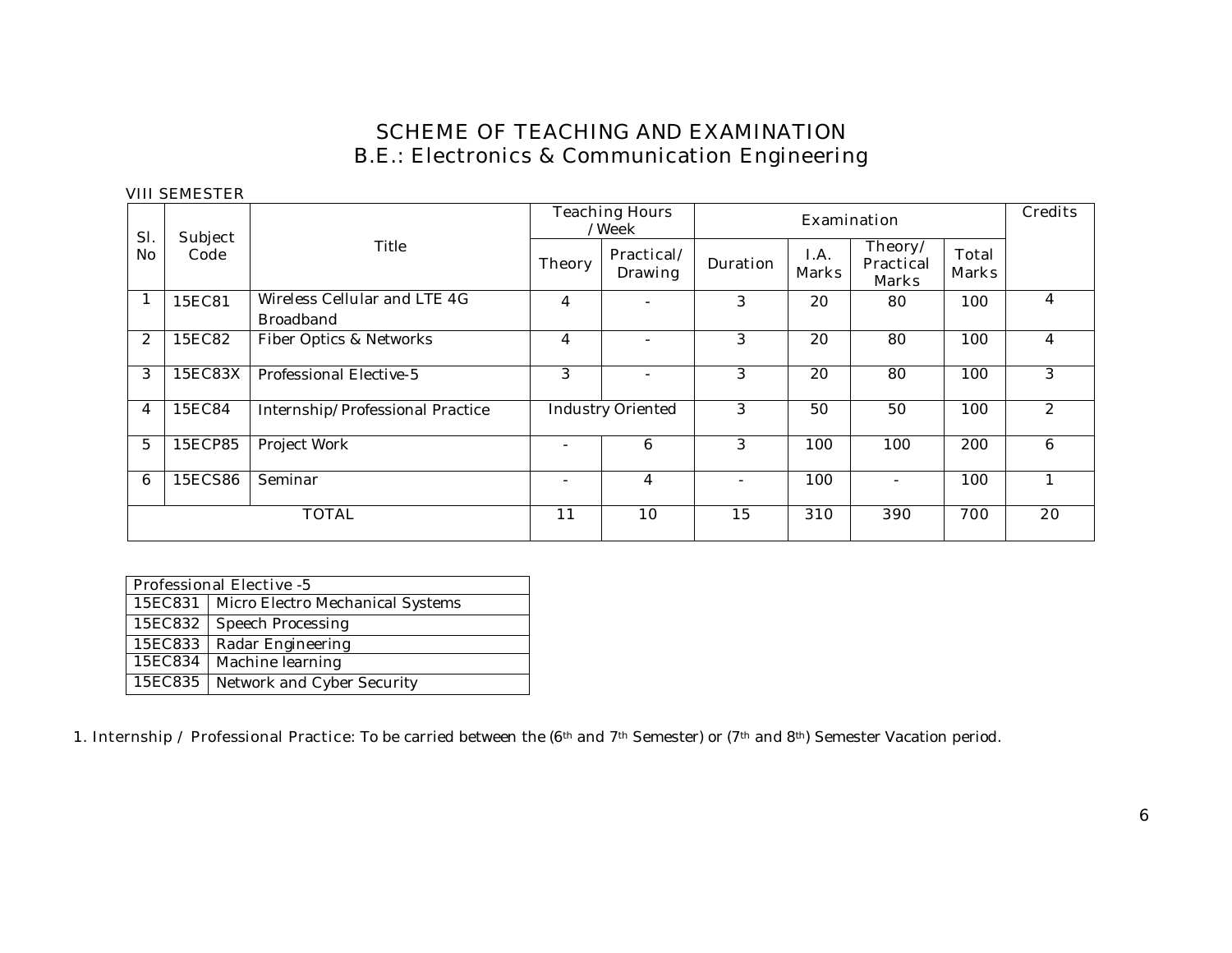# SCHEME OF TEACHING AND EXAMINATION
## B.E.: Electronics & Communication Engineering

VIII SEMESTER

| Sl. No | Subject Code | Title | Teaching Hours /Week | | Examination | | | | Credits |
|---|---|---|---|---|---|---|---|---|---|
| | | | Theory | Practical/ Drawing | Duration | I.A. Marks | Theory/ Practical Marks | Total Marks | |
| 1 | 15EC81 | Wireless Cellular and LTE 4G Broadband | 4 | - | 3 | 20 | 80 | 100 | 4 |
| 2 | 15EC82 | Fiber Optics & Networks | 4 | - | 3 | 20 | 80 | 100 | 4 |
| 3 | 15EC83X | Professional Elective-5 | 3 | - | 3 | 20 | 80 | 100 | 3 |
| 4 | 15EC84 | Internship/Professional Practice | Industry Oriented | | 3 | 50 | 50 | 100 | 2 |
| 5 | 15ECP85 | Project Work | - | 6 | 3 | 100 | 100 | 200 | 6 |
| 6 | 15ECS86 | Seminar | - | 4 | - | 100 | - | 100 | 1 |
| TOTAL | | | 11 | 10 | 15 | 310 | 390 | 700 | 20 |

| Professional Elective -5 | |
|---|---|
| 15EC831 | Micro Electro Mechanical Systems |
| 15EC832 | Speech Processing |
| 15EC833 | Radar Engineering |
| 15EC834 | Machine learning |
| 15EC835 | Network and Cyber Security |

1. Internship / Professional Practice: To be carried between the (6th and 7th Semester) or (7th and 8th) Semester Vacation period.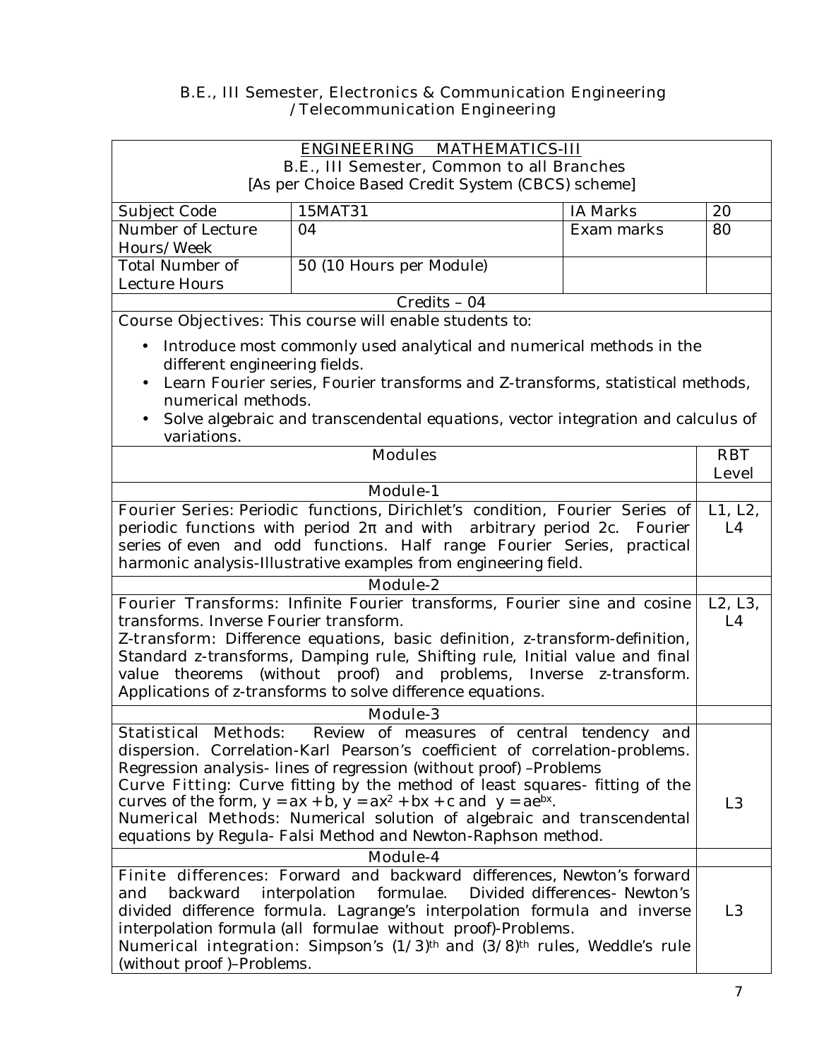B.E., III Semester, Electronics & Communication Engineering /Telecommunication Engineering

| ENGINEERING MATHEMATICS-III<br>B.E., III Semester, Common to all Branches<br>[As per Choice Based Credit System (CBCS) scheme] | | | |
|---|---|---|---|
| Subject Code | 15MAT31 | IA Marks | 20 |
| Number of Lecture Hours/Week | 04 | Exam marks | 80 |
| Total Number of Lecture Hours | 50 (10 Hours per Module) | | |
| Credits – 04 | | | |

Course Objectives: This course will enable students to:

- Introduce most commonly used analytical and numerical methods in the different engineering fields.
- Learn Fourier series, Fourier transforms and Z-transforms, statistical methods, numerical methods.
- Solve algebraic and transcendental equations, vector integration and calculus of variations.

| Modules | RBT Level |
|---|---|
| **Module-1** | |
| Fourier Series: Periodic functions, Dirichlet's condition, Fourier Series of periodic functions with period $2\pi$ and with arbitrary period $2c$. Fourier series of even and odd functions. Half range Fourier Series, practical harmonic analysis-Illustrative examples from engineering field. | L1, L2, L4 |
| **Module-2** | |
| Fourier Transforms: Infinite Fourier transforms, Fourier sine and cosine transforms. Inverse Fourier transform.<br>Z-transform: Difference equations, basic definition, z-transform-definition, Standard z-transforms, Damping rule, Shifting rule, Initial value and final value theorems (without proof) and problems, Inverse z-transform. Applications of z-transforms to solve difference equations. | L2, L3, L4 |
| **Module-3** | |
| Statistical Methods: Review of measures of central tendency and dispersion. Correlation-Karl Pearson's coefficient of correlation-problems. Regression analysis- lines of regression (without proof) –Problems<br>Curve Fitting: Curve fitting by the method of least squares- fitting of the curves of the form, $y = ax + b$, $y = ax^2 + bx + c$ and $y = ae^{bx}$.<br>Numerical Methods: Numerical solution of algebraic and transcendental equations by Regula- Falsi Method and Newton-Raphson method. | L3 |
| **Module-4** | |
| Finite differences: Forward and backward differences, Newton's forward and backward interpolation formulae. Divided differences- Newton's divided difference formula. Lagrange's interpolation formula and inverse interpolation formula (all formulae without proof)-Problems.<br>Numerical integration: Simpson's $(1/3)^{th}$ and $(3/8)^{th}$ rules, Weddle's rule (without proof )–Problems. | L3 |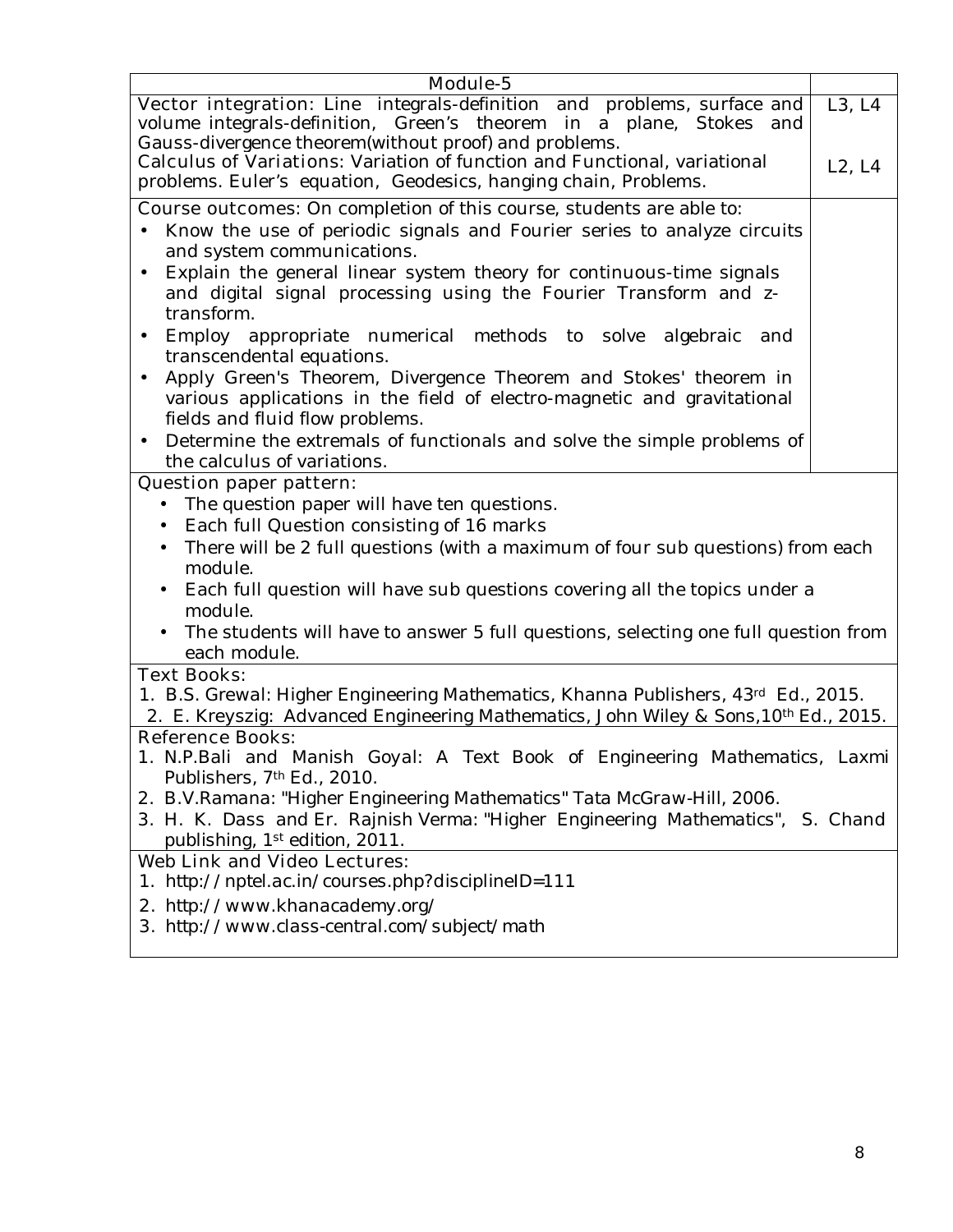| Module-5 | |
|---|---|
| **Vector integration:** Line integrals-definition and problems, surface and volume integrals-definition, Green's theorem in a plane, Stokes and Gauss-divergence theorem(without proof) and problems.<br>**Calculus of Variations:** Variation of function and Functional, variational problems. Euler's equation, Geodesics, hanging chain, Problems. | L3, L4<br><br>L2, L4 |
| **Course outcomes:** On completion of this course, students are able to:<br>• Know the use of periodic signals and Fourier series to analyze circuits and system communications.<br>• Explain the general linear system theory for continuous-time signals and digital signal processing using the Fourier Transform and z-transform.<br>• Employ appropriate numerical methods to solve algebraic and transcendental equations.<br>• Apply Green's Theorem, Divergence Theorem and Stokes' theorem in various applications in the field of electro-magnetic and gravitational fields and fluid flow problems.<br>• Determine the extremals of functionals and solve the simple problems of the calculus of variations. | |

**Question paper pattern:**

- The question paper will have ten questions.
- Each full Question consisting of 16 marks
- There will be 2 full questions (with a maximum of four sub questions) from each module.
- Each full question will have sub questions covering all the topics under a module.
- The students will have to answer 5 full questions, selecting one full question from each module.

**Text Books:**

1. B.S. Grewal: Higher Engineering Mathematics, Khanna Publishers, 43rd Ed., 2015.
2. E. Kreyszig: Advanced Engineering Mathematics, John Wiley & Sons,10th Ed., 2015.

**Reference Books:**

1. N.P.Bali and Manish Goyal: A Text Book of Engineering Mathematics, Laxmi Publishers, 7th Ed., 2010.
2. B.V.Ramana: "Higher Engineering Mathematics" Tata McGraw-Hill, 2006.
3. H. K. Dass and Er. Rajnish Verma: "Higher Engineering Mathematics", S. Chand publishing, 1st edition, 2011.

**Web Link and Video Lectures:**

1. http://nptel.ac.in/courses.php?disciplineID=111
2. http://www.khanacademy.org/
3. http://www.class-central.com/subject/math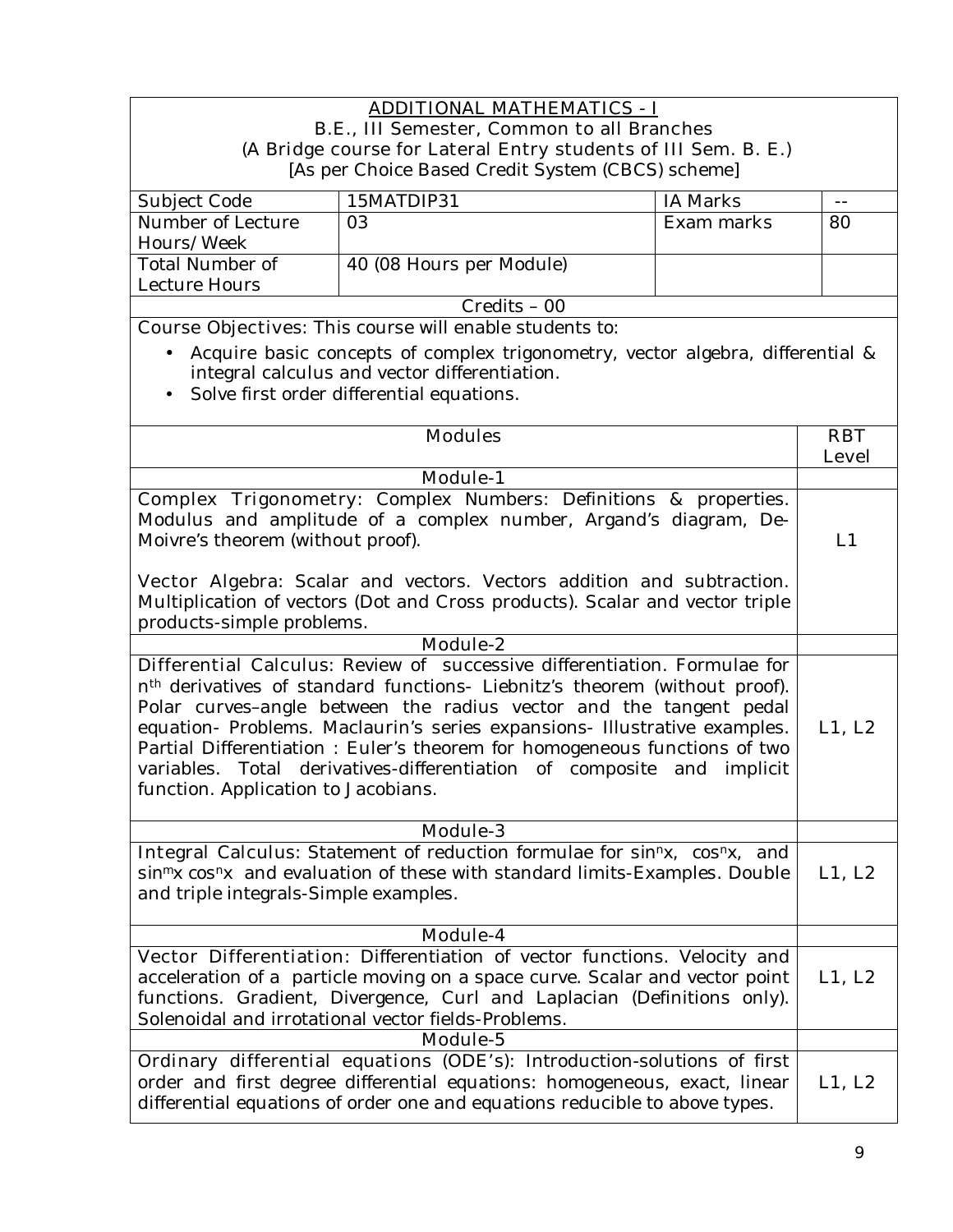## ADDITIONAL MATHEMATICS - I

B.E., III Semester, Common to all Branches
(A Bridge course for Lateral Entry students of III Sem. B. E.)
[As per Choice Based Credit System (CBCS) scheme]

| Subject Code | 15MATDIP31 | IA Marks | -- |
|---|---|---|---|
| Number of Lecture Hours/Week | 03 | Exam marks | 80 |
| Total Number of Lecture Hours | 40 (08 Hours per Module) | | |

Credits – 00

Course Objectives: This course will enable students to:

- Acquire basic concepts of complex trigonometry, vector algebra, differential & integral calculus and vector differentiation.
- Solve first order differential equations.

| Modules | RBT Level |
|---|---|
| **Module-1** | |
| Complex Trigonometry: Complex Numbers: Definitions & properties. Modulus and amplitude of a complex number, Argand's diagram, De-Moivre's theorem (without proof). Vector Algebra: Scalar and vectors. Vectors addition and subtraction. Multiplication of vectors (Dot and Cross products). Scalar and vector triple products-simple problems. | L1 |
| **Module-2** | |
| Differential Calculus: Review of successive differentiation. Formulae for $n^{th}$ derivatives of standard functions- Liebnitz's theorem (without proof). Polar curves–angle between the radius vector and the tangent pedal equation- Problems. Maclaurin's series expansions- Illustrative examples. Partial Differentiation : Euler's theorem for homogeneous functions of two variables. Total derivatives-differentiation of composite and implicit function. Application to Jacobians. | L1, L2 |
| **Module-3** | |
| Integral Calculus: Statement of reduction formulae for $\sin^n x$, $\cos^n x$, and $\sin^m x \cos^n x$ and evaluation of these with standard limits-Examples. Double and triple integrals-Simple examples. | L1, L2 |
| **Module-4** | |
| Vector Differentiation: Differentiation of vector functions. Velocity and acceleration of a particle moving on a space curve. Scalar and vector point functions. Gradient, Divergence, Curl and Laplacian (Definitions only). Solenoidal and irrotational vector fields-Problems. | L1, L2 |
| **Module-5** | |
| Ordinary differential equations (ODE's): Introduction-solutions of first order and first degree differential equations: homogeneous, exact, linear differential equations of order one and equations reducible to above types. | L1, L2 |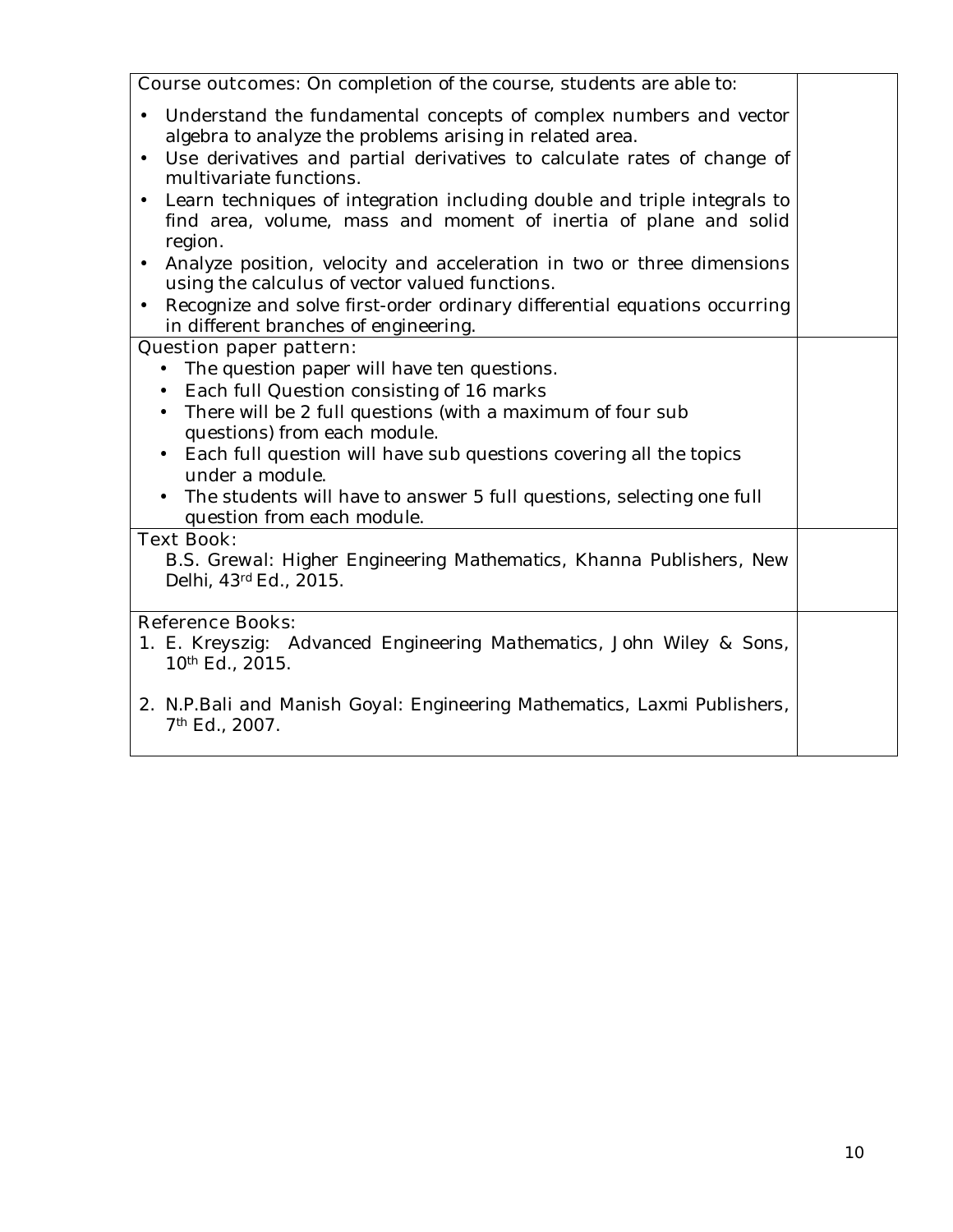**Course outcomes:** On completion of the course, students are able to:

- Understand the fundamental concepts of complex numbers and vector algebra to analyze the problems arising in related area.
- Use derivatives and partial derivatives to calculate rates of change of multivariate functions.
- Learn techniques of integration including double and triple integrals to find area, volume, mass and moment of inertia of plane and solid region.
- Analyze position, velocity and acceleration in two or three dimensions using the calculus of vector valued functions.
- Recognize and solve first-order ordinary differential equations occurring in different branches of engineering.

**Question paper pattern:**

- The question paper will have ten questions.
- Each full Question consisting of 16 marks
- There will be 2 full questions (with a maximum of four sub questions) from each module.
- Each full question will have sub questions covering all the topics under a module.
- The students will have to answer 5 full questions, selecting one full question from each module.

**Text Book:**

B.S. Grewal: Higher Engineering Mathematics, Khanna Publishers, New Delhi, 43rd Ed., 2015.

**Reference Books:**

1. E. Kreyszig: Advanced Engineering Mathematics, John Wiley & Sons, 10th Ed., 2015.
2. N.P.Bali and Manish Goyal: Engineering Mathematics, Laxmi Publishers, 7th Ed., 2007.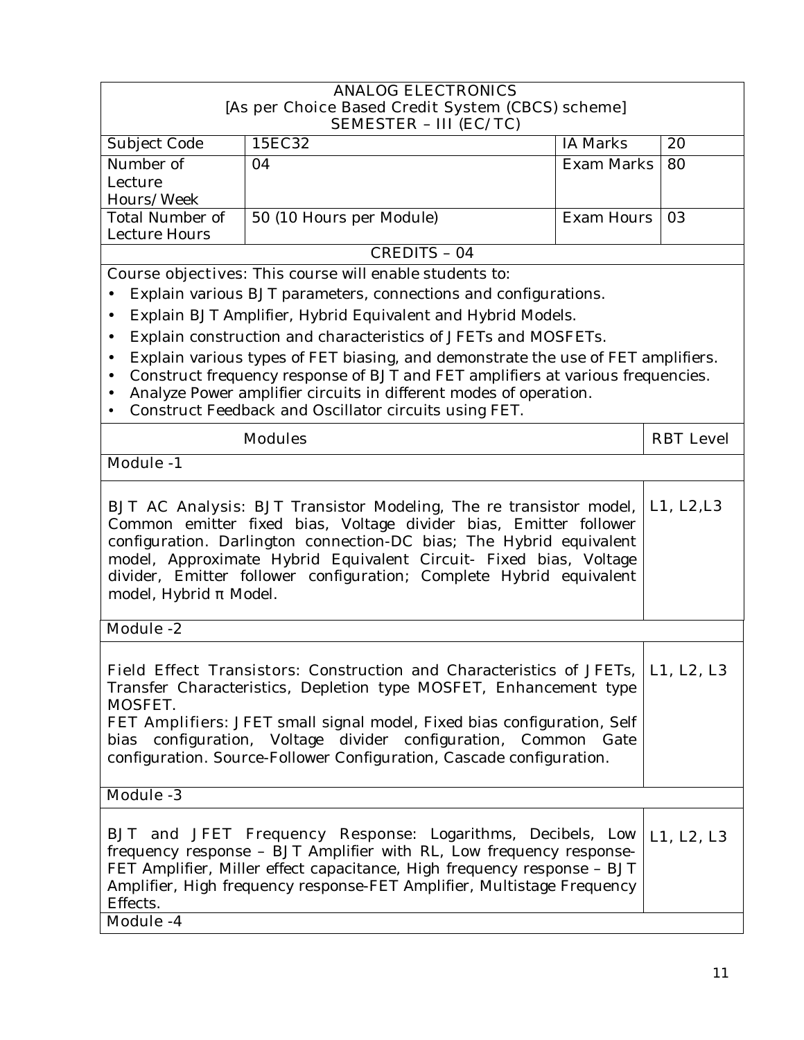| ANALOG ELECTRONICS<br>[As per Choice Based Credit System (CBCS) scheme]<br>SEMESTER – III (EC/TC) | | | |
|---|---|---|---|
| Subject Code | 15EC32 | IA Marks | 20 |
| Number of Lecture Hours/Week | 04 | Exam Marks | 80 |
| Total Number of Lecture Hours | 50 (10 Hours per Module) | Exam Hours | 03 |
| CREDITS – 04 | | | |

Course objectives: This course will enable students to:

- Explain various BJT parameters, connections and configurations.
- Explain BJT Amplifier, Hybrid Equivalent and Hybrid Models.
- Explain construction and characteristics of JFETs and MOSFETs.
- Explain various types of FET biasing, and demonstrate the use of FET amplifiers.
- Construct frequency response of BJT and FET amplifiers at various frequencies.
- Analyze Power amplifier circuits in different modes of operation.
- Construct Feedback and Oscillator circuits using FET.

| Modules | RBT Level |
|---|---|
| **Module -1** | |
| BJT AC Analysis: BJT Transistor Modeling, The re transistor model, Common emitter fixed bias, Voltage divider bias, Emitter follower configuration. Darlington connection-DC bias; The Hybrid equivalent model, Approximate Hybrid Equivalent Circuit- Fixed bias, Voltage divider, Emitter follower configuration; Complete Hybrid equivalent model, Hybrid π Model. | L1, L2,L3 |
| **Module -2** | |
| Field Effect Transistors: Construction and Characteristics of JFETs, Transfer Characteristics, Depletion type MOSFET, Enhancement type MOSFET.<br>FET Amplifiers: JFET small signal model, Fixed bias configuration, Self bias configuration, Voltage divider configuration, Common Gate configuration. Source-Follower Configuration, Cascade configuration. | L1, L2, L3 |
| **Module -3** | |
| BJT and JFET Frequency Response: Logarithms, Decibels, Low frequency response – BJT Amplifier with RL, Low frequency response-FET Amplifier, Miller effect capacitance, High frequency response – BJT Amplifier, High frequency response-FET Amplifier, Multistage Frequency Effects. | L1, L2, L3 |
| **Module -4** | |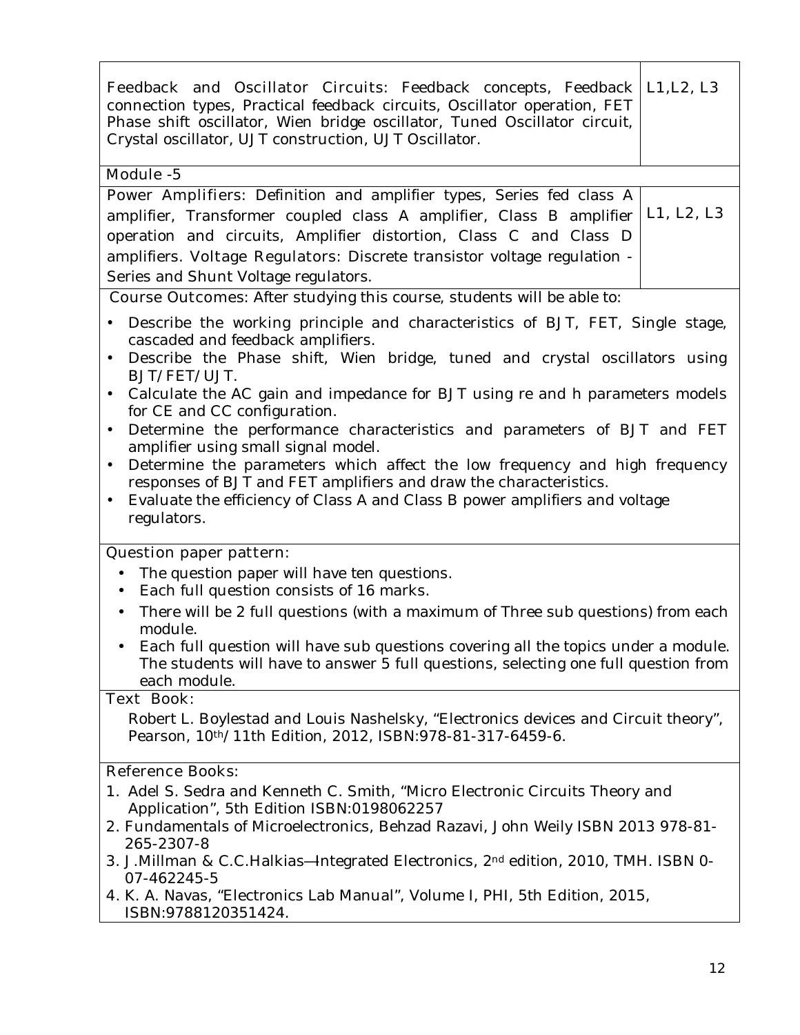| | |
|---|---|
| Feedback and Oscillator Circuits: Feedback concepts, Feedback connection types, Practical feedback circuits, Oscillator operation, FET Phase shift oscillator, Wien bridge oscillator, Tuned Oscillator circuit, Crystal oscillator, UJT construction, UJT Oscillator. | L1,L2, L3 |
| **Module -5** | |
| Power Amplifiers: Definition and amplifier types, Series fed class A amplifier, Transformer coupled class A amplifier, Class B amplifier operation and circuits, Amplifier distortion, Class C and Class D amplifiers. Voltage Regulators: Discrete transistor voltage regulation - Series and Shunt Voltage regulators. | L1, L2, L3 |

**Course Outcomes:** After studying this course, students will be able to:

- Describe the working principle and characteristics of BJT, FET, Single stage, cascaded and feedback amplifiers.
- Describe the Phase shift, Wien bridge, tuned and crystal oscillators using BJT/FET/UJT.
- Calculate the AC gain and impedance for BJT using re and h parameters models for CE and CC configuration.
- Determine the performance characteristics and parameters of BJT and FET amplifier using small signal model.
- Determine the parameters which affect the low frequency and high frequency responses of BJT and FET amplifiers and draw the characteristics.
- Evaluate the efficiency of Class A and Class B power amplifiers and voltage regulators.

**Question paper pattern:**

- The question paper will have ten questions.
- Each full question consists of 16 marks.
- There will be 2 full questions (with a maximum of Three sub questions) from each module.
- Each full question will have sub questions covering all the topics under a module. The students will have to answer 5 full questions, selecting one full question from each module.

**Text Book:**

Robert L. Boylestad and Louis Nashelsky, "Electronics devices and Circuit theory", Pearson, 10th/11th Edition, 2012, ISBN:978-81-317-6459-6.

**Reference Books:**

1. Adel S. Sedra and Kenneth C. Smith, "Micro Electronic Circuits Theory and Application", 5th Edition ISBN:0198062257
2. Fundamentals of Microelectronics, Behzad Razavi, John Weily ISBN 2013 978-81-265-2307-8
3. J.Millman & C.C.Halkias—Integrated Electronics, 2nd edition, 2010, TMH. ISBN 0-07-462245-5
4. K. A. Navas, "Electronics Lab Manual", Volume I, PHI, 5th Edition, 2015, ISBN:9788120351424.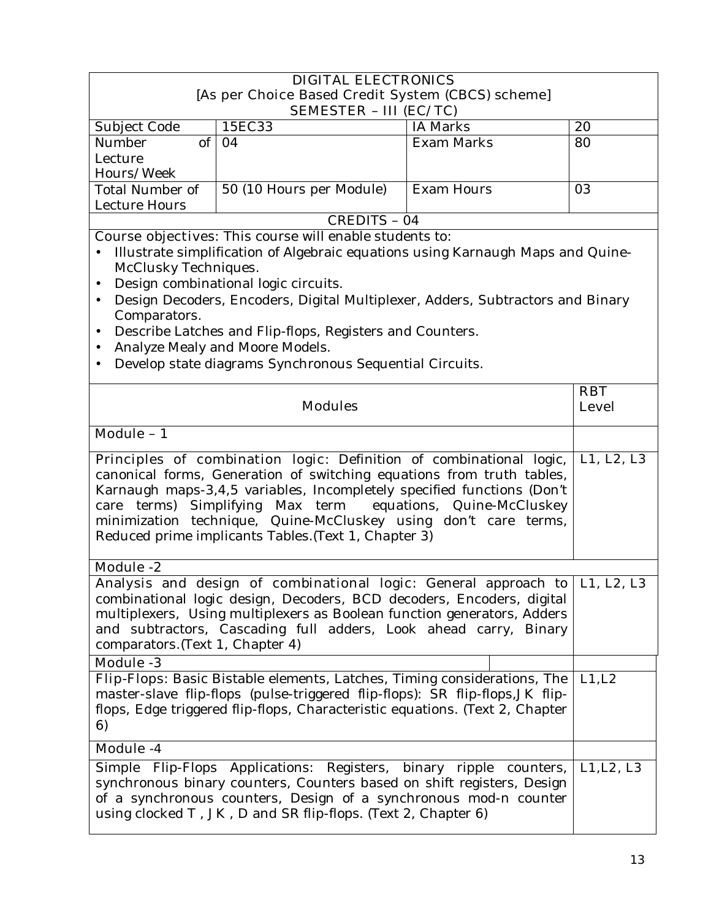| DIGITAL ELECTRONICS<br>[As per Choice Based Credit System (CBCS) scheme]<br>SEMESTER – III (EC/TC) | | | |
|---|---|---|---|
| Subject Code | 15EC33 | IA Marks | 20 |
| Number of Lecture Hours/Week | 04 | Exam Marks | 80 |
| Total Number of Lecture Hours | 50 (10 Hours per Module) | Exam Hours | 03 |
| CREDITS – 04 | | | |

Course objectives: This course will enable students to:

- Illustrate simplification of Algebraic equations using Karnaugh Maps and Quine-McClusky Techniques.
- Design combinational logic circuits.
- Design Decoders, Encoders, Digital Multiplexer, Adders, Subtractors and Binary Comparators.
- Describe Latches and Flip-flops, Registers and Counters.
- Analyze Mealy and Moore Models.
- Develop state diagrams Synchronous Sequential Circuits.

| Modules | RBT Level |
|---|---|
| Module – 1 | |
| Principles of combination logic: Definition of combinational logic, canonical forms, Generation of switching equations from truth tables, Karnaugh maps-3,4,5 variables, Incompletely specified functions (Don't care terms) Simplifying Max term equations, Quine-McCluskey minimization technique, Quine-McCluskey using don't care terms, Reduced prime implicants Tables.(Text 1, Chapter 3) | L1, L2, L3 |
| Module -2 | |
| Analysis and design of combinational logic: General approach to combinational logic design, Decoders, BCD decoders, Encoders, digital multiplexers, Using multiplexers as Boolean function generators, Adders and subtractors, Cascading full adders, Look ahead carry, Binary comparators.(Text 1, Chapter 4) | L1, L2, L3 |
| Module -3 | |
| Flip-Flops: Basic Bistable elements, Latches, Timing considerations, The master-slave flip-flops (pulse-triggered flip-flops): SR flip-flops,JK flip-flops, Edge triggered flip-flops, Characteristic equations. (Text 2, Chapter 6) | L1,L2 |
| Module -4 | |
| Simple Flip-Flops Applications: Registers, binary ripple counters, synchronous binary counters, Counters based on shift registers, Design of a synchronous counters, Design of a synchronous mod-n counter using clocked T , JK , D and SR flip-flops. (Text 2, Chapter 6) | L1,L2, L3 |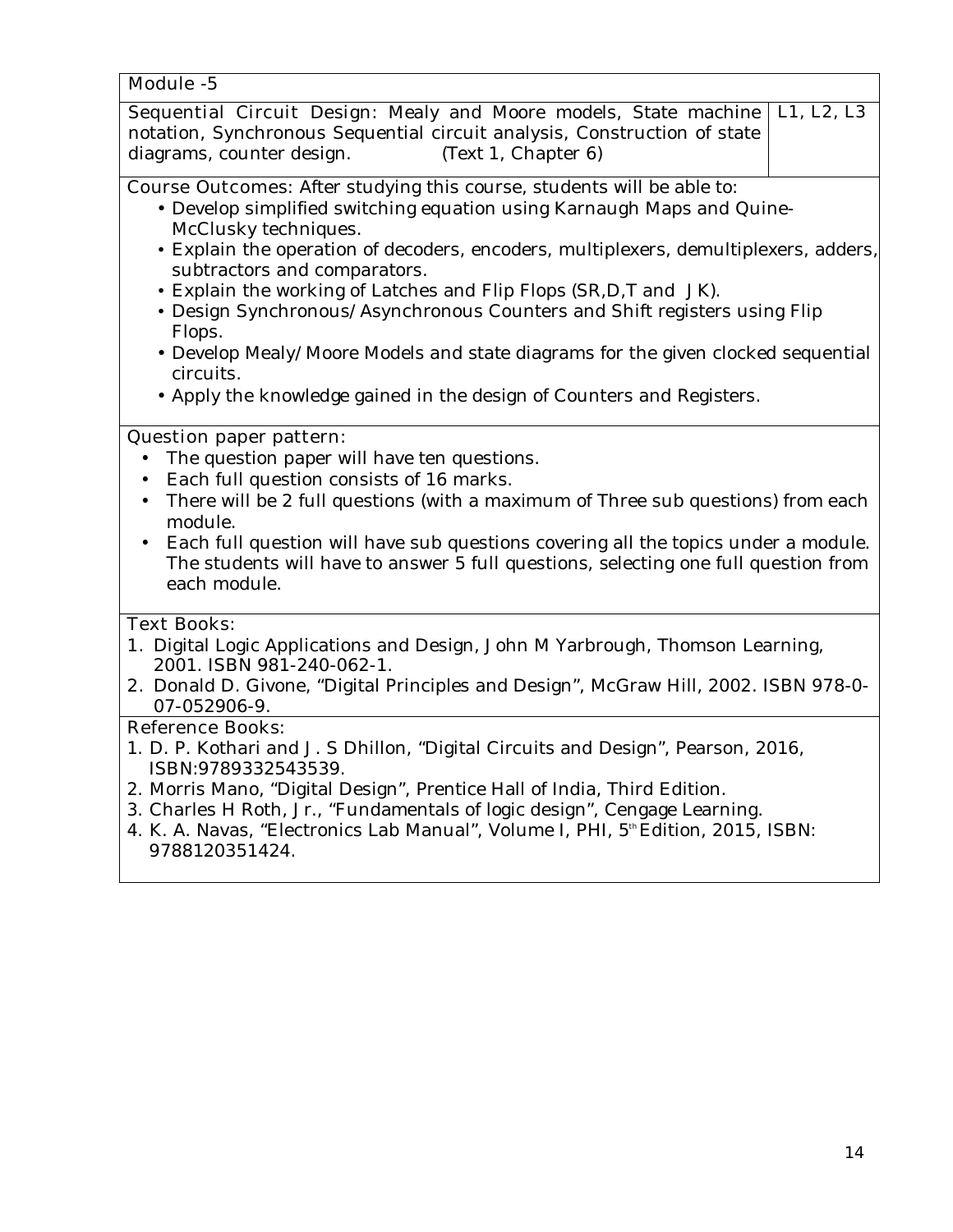| Module -5 | |
|---|---|
| Sequential Circuit Design: Mealy and Moore models, State machine notation, Synchronous Sequential circuit analysis, Construction of state diagrams, counter design. (Text 1, Chapter 6) | L1, L2, L3 |

**Course Outcomes:** After studying this course, students will be able to:

- Develop simplified switching equation using Karnaugh Maps and Quine-McClusky techniques.
- Explain the operation of decoders, encoders, multiplexers, demultiplexers, adders, subtractors and comparators.
- Explain the working of Latches and Flip Flops (SR,D,T and JK).
- Design Synchronous/Asynchronous Counters and Shift registers using Flip Flops.
- Develop Mealy/Moore Models and state diagrams for the given clocked sequential circuits.
- Apply the knowledge gained in the design of Counters and Registers.

**Question paper pattern:**

- The question paper will have ten questions.
- Each full question consists of 16 marks.
- There will be 2 full questions (with a maximum of Three sub questions) from each module.
- Each full question will have sub questions covering all the topics under a module. The students will have to answer 5 full questions, selecting one full question from each module.

**Text Books:**

1. Digital Logic Applications and Design, John M Yarbrough, Thomson Learning, 2001. ISBN 981-240-062-1.
2. Donald D. Givone, "Digital Principles and Design", McGraw Hill, 2002. ISBN 978-0-07-052906-9.

**Reference Books:**

1. D. P. Kothari and J. S Dhillon, "Digital Circuits and Design", Pearson, 2016, ISBN:9789332543539.
2. Morris Mano, "Digital Design", Prentice Hall of India, Third Edition.
3. Charles H Roth, Jr., "Fundamentals of logic design", Cengage Learning.
4. K. A. Navas, "Electronics Lab Manual", Volume I, PHI, 5th Edition, 2015, ISBN: 9788120351424.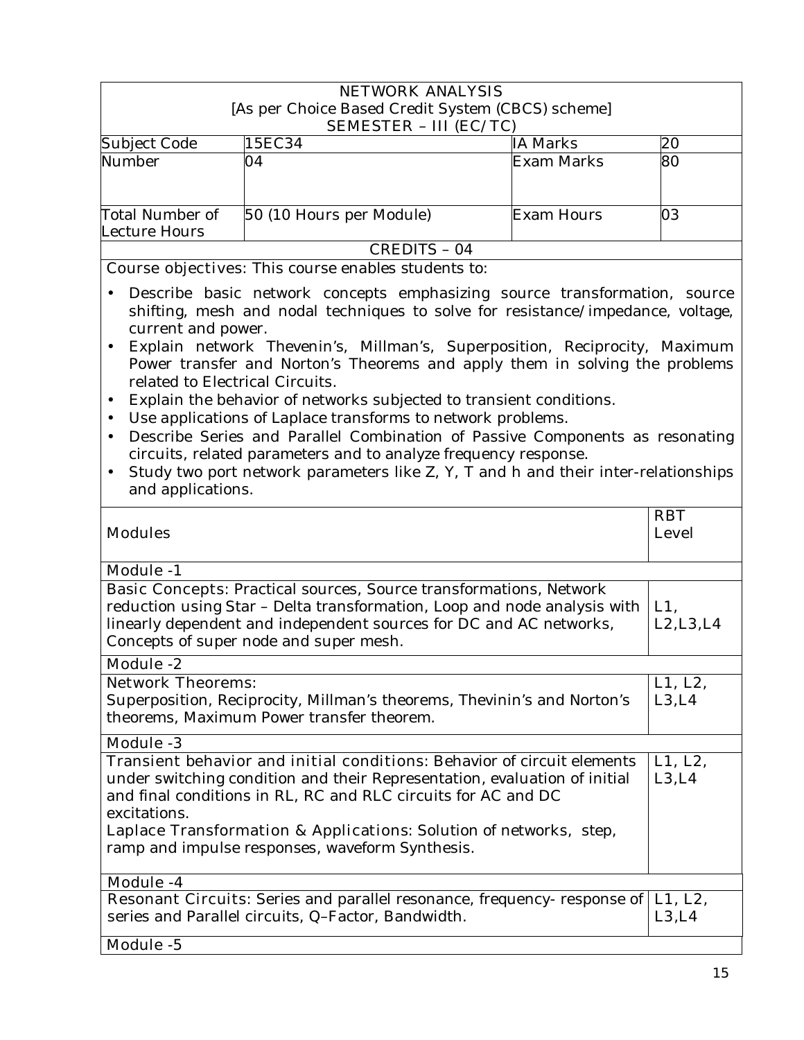# NETWORK ANALYSIS

[As per Choice Based Credit System (CBCS) scheme]

SEMESTER – III (EC/TC)

| Subject Code | 15EC34 | IA Marks | 20 |
|---|---|---|---|
| Number | 04 | Exam Marks | 80 |
| Total Number of Lecture Hours | 50 (10 Hours per Module) | Exam Hours | 03 |

CREDITS – 04

Course objectives: This course enables students to:

- Describe basic network concepts emphasizing source transformation, source shifting, mesh and nodal techniques to solve for resistance/impedance, voltage, current and power.
- Explain network Thevenin's, Millman's, Superposition, Reciprocity, Maximum Power transfer and Norton's Theorems and apply them in solving the problems related to Electrical Circuits.
- Explain the behavior of networks subjected to transient conditions.
- Use applications of Laplace transforms to network problems.
- Describe Series and Parallel Combination of Passive Components as resonating circuits, related parameters and to analyze frequency response.
- Study two port network parameters like Z, Y, T and h and their inter-relationships and applications.

| Modules | RBT Level |
|---|---|
| **Module -1** | |
| Basic Concepts: Practical sources, Source transformations, Network reduction using Star – Delta transformation, Loop and node analysis with linearly dependent and independent sources for DC and AC networks, Concepts of super node and super mesh. | L1, L2,L3,L4 |
| **Module -2** | |
| Network Theorems: Superposition, Reciprocity, Millman's theorems, Thevinin's and Norton's theorems, Maximum Power transfer theorem. | L1, L2, L3,L4 |
| **Module -3** | |
| Transient behavior and initial conditions: Behavior of circuit elements under switching condition and their Representation, evaluation of initial and final conditions in RL, RC and RLC circuits for AC and DC excitations. Laplace Transformation & Applications: Solution of networks, step, ramp and impulse responses, waveform Synthesis. | L1, L2, L3,L4 |
| **Module -4** | |
| Resonant Circuits: Series and parallel resonance, frequency- response of series and Parallel circuits, Q–Factor, Bandwidth. | L1, L2, L3,L4 |
| **Module -5** | |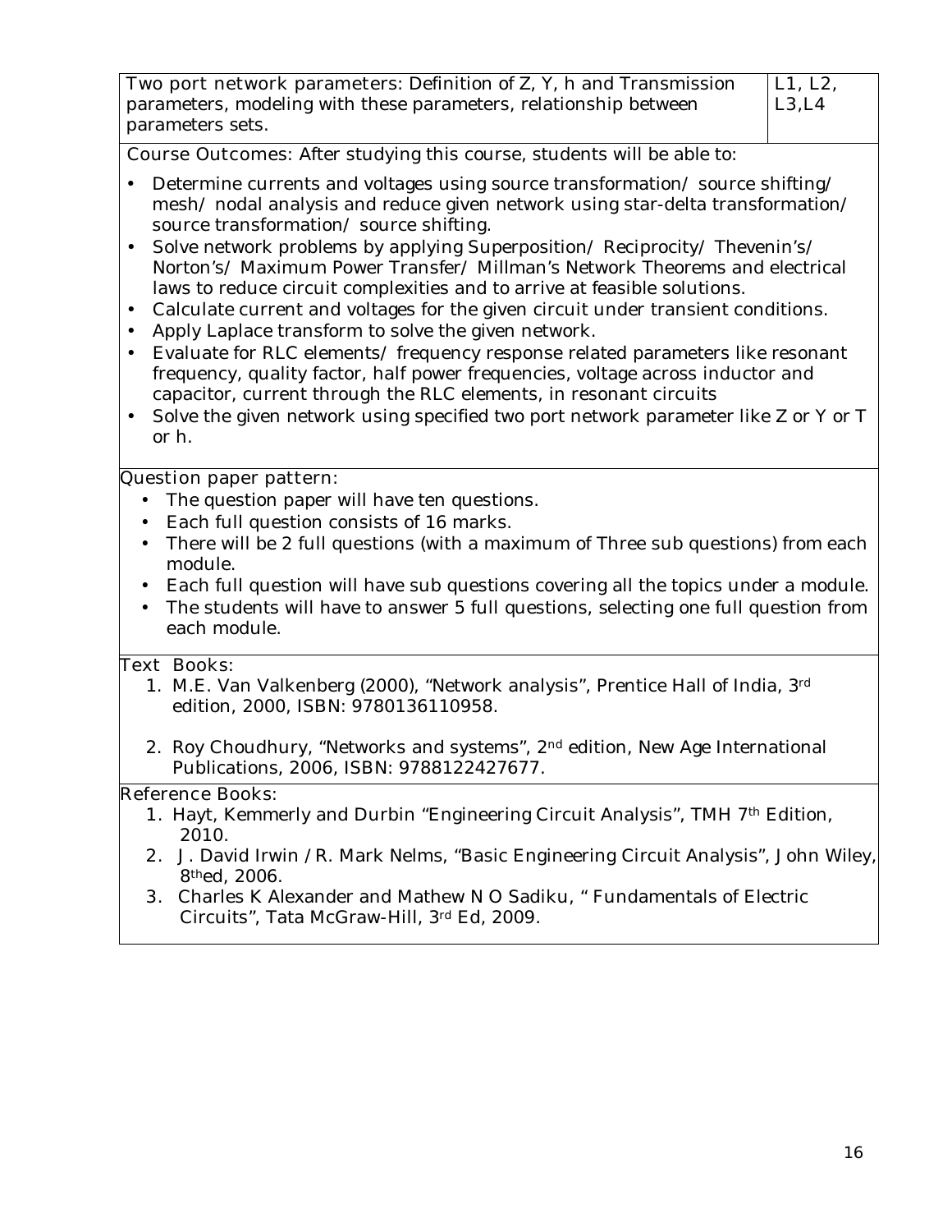| Two port network parameters: Definition of Z, Y, h and Transmission parameters, modeling with these parameters, relationship between parameters sets. | L1, L2, L3,L4 |
|---|---|

**Course Outcomes:** After studying this course, students will be able to:

- Determine currents and voltages using source transformation/ source shifting/ mesh/ nodal analysis and reduce given network using star-delta transformation/ source transformation/ source shifting.
- Solve network problems by applying Superposition/ Reciprocity/ Thevenin's/ Norton's/ Maximum Power Transfer/ Millman's Network Theorems and electrical laws to reduce circuit complexities and to arrive at feasible solutions.
- Calculate current and voltages for the given circuit under transient conditions.
- Apply Laplace transform to solve the given network.
- Evaluate for RLC elements/ frequency response related parameters like resonant frequency, quality factor, half power frequencies, voltage across inductor and capacitor, current through the RLC elements, in resonant circuits
- Solve the given network using specified two port network parameter like Z or Y or T or h.

**Question paper pattern:**

- The question paper will have ten questions.
- Each full question consists of 16 marks.
- There will be 2 full questions (with a maximum of Three sub questions) from each module.
- Each full question will have sub questions covering all the topics under a module.
- The students will have to answer 5 full questions, selecting one full question from each module.

**Text Books:**

1. M.E. Van Valkenberg (2000), "Network analysis", Prentice Hall of India, 3rd edition, 2000, ISBN: 9780136110958.
2. Roy Choudhury, "Networks and systems", 2nd edition, New Age International Publications, 2006, ISBN: 9788122427677.

**Reference Books:**

1. Hayt, Kemmerly and Durbin "Engineering Circuit Analysis", TMH 7th Edition, 2010.
2. J. David Irwin /R. Mark Nelms, "Basic Engineering Circuit Analysis", John Wiley, 8thed, 2006.
3. Charles K Alexander and Mathew N O Sadiku, " Fundamentals of Electric Circuits", Tata McGraw-Hill, 3rd Ed, 2009.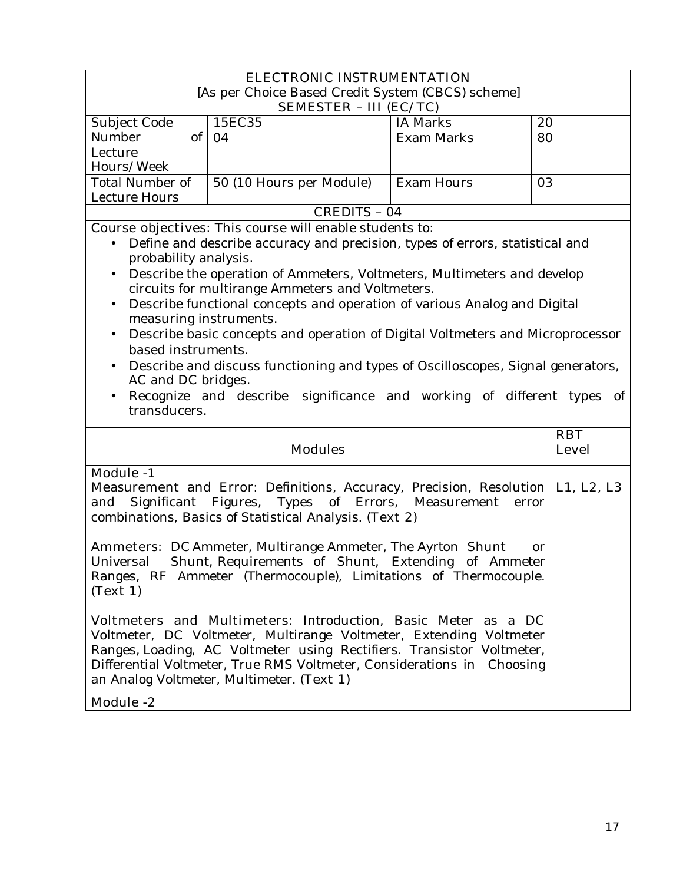# ELECTRONIC INSTRUMENTATION

[As per Choice Based Credit System (CBCS) scheme]

SEMESTER – III (EC/TC)

| Subject Code | 15EC35 | IA Marks | 20 |
|---|---|---|---|
| Number of Lecture Hours/Week | 04 | Exam Marks | 80 |
| Total Number of Lecture Hours | 50 (10 Hours per Module) | Exam Hours | 03 |

CREDITS – 04

Course objectives: This course will enable students to:

- Define and describe accuracy and precision, types of errors, statistical and probability analysis.
- Describe the operation of Ammeters, Voltmeters, Multimeters and develop circuits for multirange Ammeters and Voltmeters.
- Describe functional concepts and operation of various Analog and Digital measuring instruments.
- Describe basic concepts and operation of Digital Voltmeters and Microprocessor based instruments.
- Describe and discuss functioning and types of Oscilloscopes, Signal generators, AC and DC bridges.
- Recognize and describe significance and working of different types of transducers.

| Modules | RBT Level |
|---|---|
| **Module -1**<br><br>Measurement and Error: Definitions, Accuracy, Precision, Resolution and Significant Figures, Types of Errors, Measurement error combinations, Basics of Statistical Analysis. (Text 2)<br><br>Ammeters: DC Ammeter, Multirange Ammeter, The Ayrton Shunt or Universal Shunt, Requirements of Shunt, Extending of Ammeter Ranges, RF Ammeter (Thermocouple), Limitations of Thermocouple. (Text 1)<br><br>Voltmeters and Multimeters: Introduction, Basic Meter as a DC Voltmeter, DC Voltmeter, Multirange Voltmeter, Extending Voltmeter Ranges, Loading, AC Voltmeter using Rectifiers. Transistor Voltmeter, Differential Voltmeter, True RMS Voltmeter, Considerations in Choosing an Analog Voltmeter, Multimeter. (Text 1) | L1, L2, L3 |
| **Module -2** | |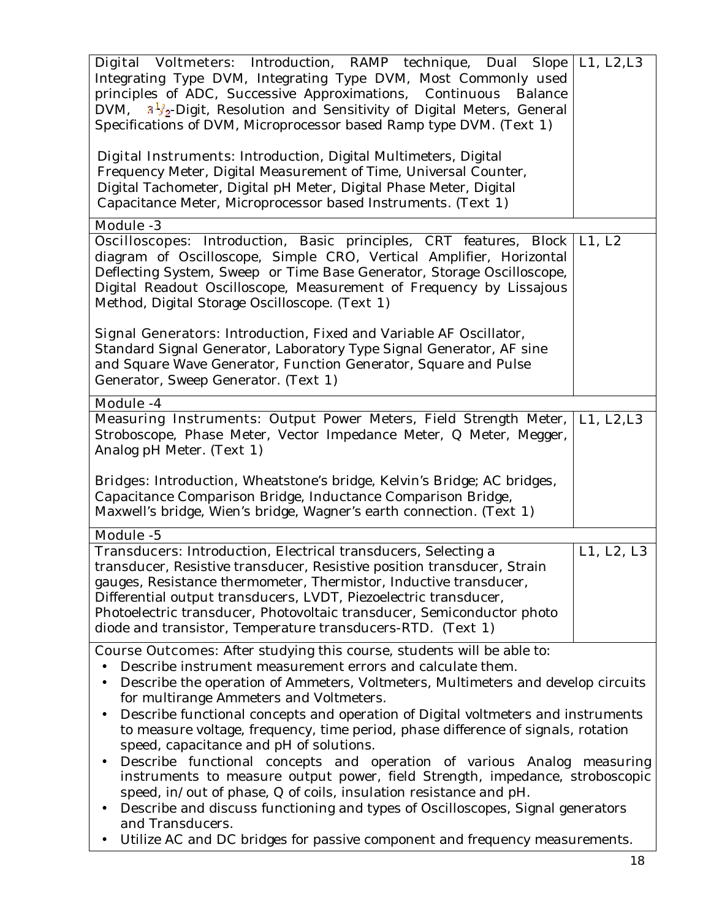| | |
|---|---|
| Digital Voltmeters: Introduction, RAMP technique, Dual Slope Integrating Type DVM, Integrating Type DVM, Most Commonly used principles of ADC, Successive Approximations, Continuous Balance DVM, $3\frac{1}{2}$-Digit, Resolution and Sensitivity of Digital Meters, General Specifications of DVM, Microprocessor based Ramp type DVM. (Text 1)<br><br>Digital Instruments: Introduction, Digital Multimeters, Digital Frequency Meter, Digital Measurement of Time, Universal Counter, Digital Tachometer, Digital pH Meter, Digital Phase Meter, Digital Capacitance Meter, Microprocessor based Instruments. (Text 1) | L1, L2,L3 |
| **Module -3** | |
| Oscilloscopes: Introduction, Basic principles, CRT features, Block diagram of Oscilloscope, Simple CRO, Vertical Amplifier, Horizontal Deflecting System, Sweep or Time Base Generator, Storage Oscilloscope, Digital Readout Oscilloscope, Measurement of Frequency by Lissajous Method, Digital Storage Oscilloscope. (Text 1)<br><br>Signal Generators: Introduction, Fixed and Variable AF Oscillator, Standard Signal Generator, Laboratory Type Signal Generator, AF sine and Square Wave Generator, Function Generator, Square and Pulse Generator, Sweep Generator. (Text 1) | L1, L2 |
| **Module -4** | |
| Measuring Instruments: Output Power Meters, Field Strength Meter, Stroboscope, Phase Meter, Vector Impedance Meter, Q Meter, Megger, Analog pH Meter. (Text 1)<br><br>Bridges: Introduction, Wheatstone's bridge, Kelvin's Bridge; AC bridges, Capacitance Comparison Bridge, Inductance Comparison Bridge, Maxwell's bridge, Wien's bridge, Wagner's earth connection. (Text 1) | L1, L2,L3 |
| **Module -5** | |
| Transducers: Introduction, Electrical transducers, Selecting a transducer, Resistive transducer, Resistive position transducer, Strain gauges, Resistance thermometer, Thermistor, Inductive transducer, Differential output transducers, LVDT, Piezoelectric transducer, Photoelectric transducer, Photovoltaic transducer, Semiconductor photo diode and transistor, Temperature transducers-RTD. (Text 1) | L1, L2, L3 |

**Course Outcomes:** After studying this course, students will be able to:

- Describe instrument measurement errors and calculate them.
- Describe the operation of Ammeters, Voltmeters, Multimeters and develop circuits for multirange Ammeters and Voltmeters.
- Describe functional concepts and operation of Digital voltmeters and instruments to measure voltage, frequency, time period, phase difference of signals, rotation speed, capacitance and pH of solutions.
- Describe functional concepts and operation of various Analog measuring instruments to measure output power, field Strength, impedance, stroboscopic speed, in/out of phase, Q of coils, insulation resistance and pH.
- Describe and discuss functioning and types of Oscilloscopes, Signal generators and Transducers.
- Utilize AC and DC bridges for passive component and frequency measurements.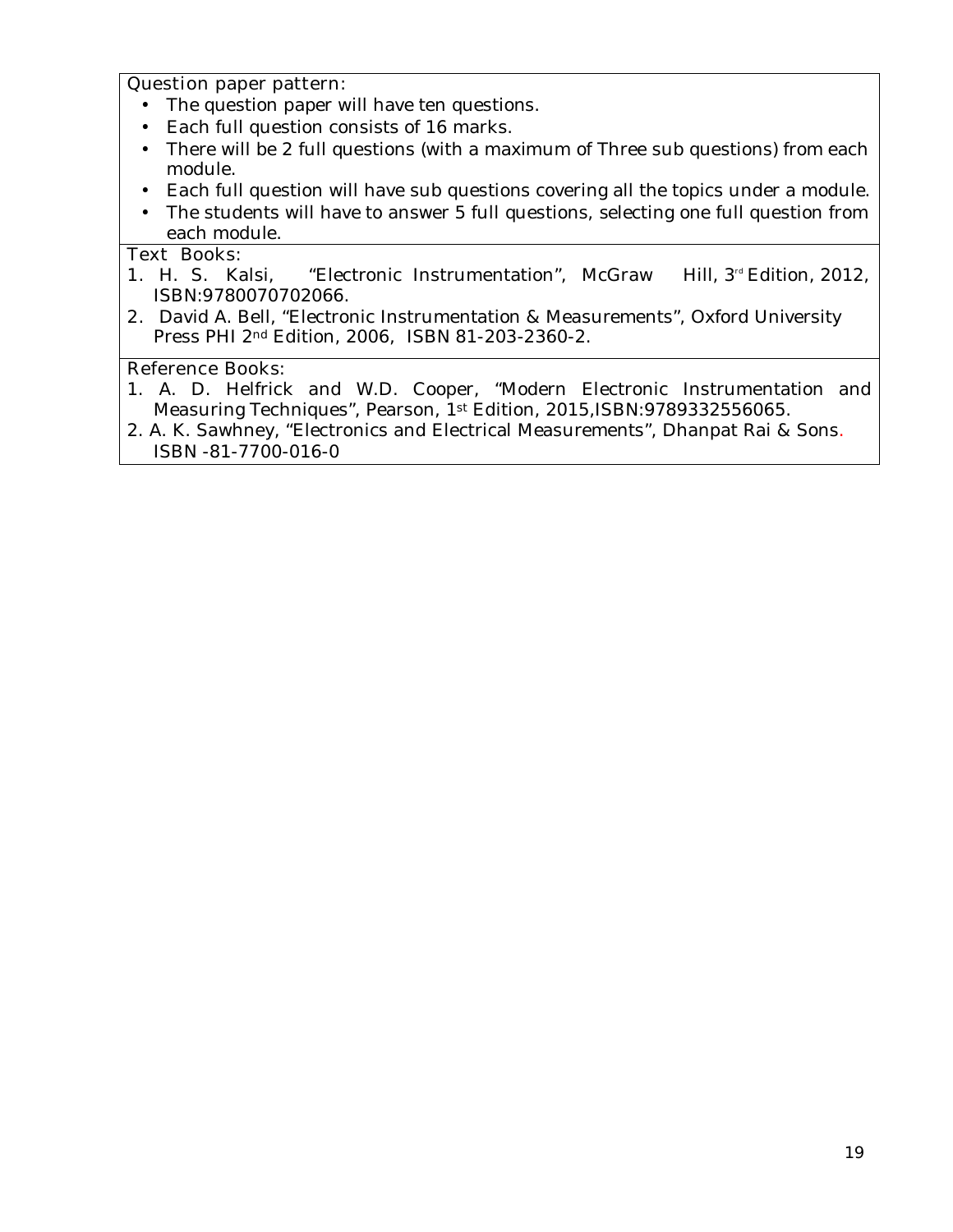**Question paper pattern:**

- The question paper will have ten questions.
- Each full question consists of 16 marks.
- There will be 2 full questions (with a maximum of Three sub questions) from each module.
- Each full question will have sub questions covering all the topics under a module.
- The students will have to answer 5 full questions, selecting one full question from each module.

**Text Books:**

1. H. S. Kalsi, "Electronic Instrumentation", McGraw Hill, 3rd Edition, 2012, ISBN:9780070702066.
2. David A. Bell, "Electronic Instrumentation & Measurements", Oxford University Press PHI 2nd Edition, 2006, ISBN 81-203-2360-2.

**Reference Books:**

1. A. D. Helfrick and W.D. Cooper, "Modern Electronic Instrumentation and Measuring Techniques", Pearson, 1st Edition, 2015,ISBN:9789332556065.
2. A. K. Sawhney, "Electronics and Electrical Measurements", Dhanpat Rai & Sons. ISBN -81-7700-016-0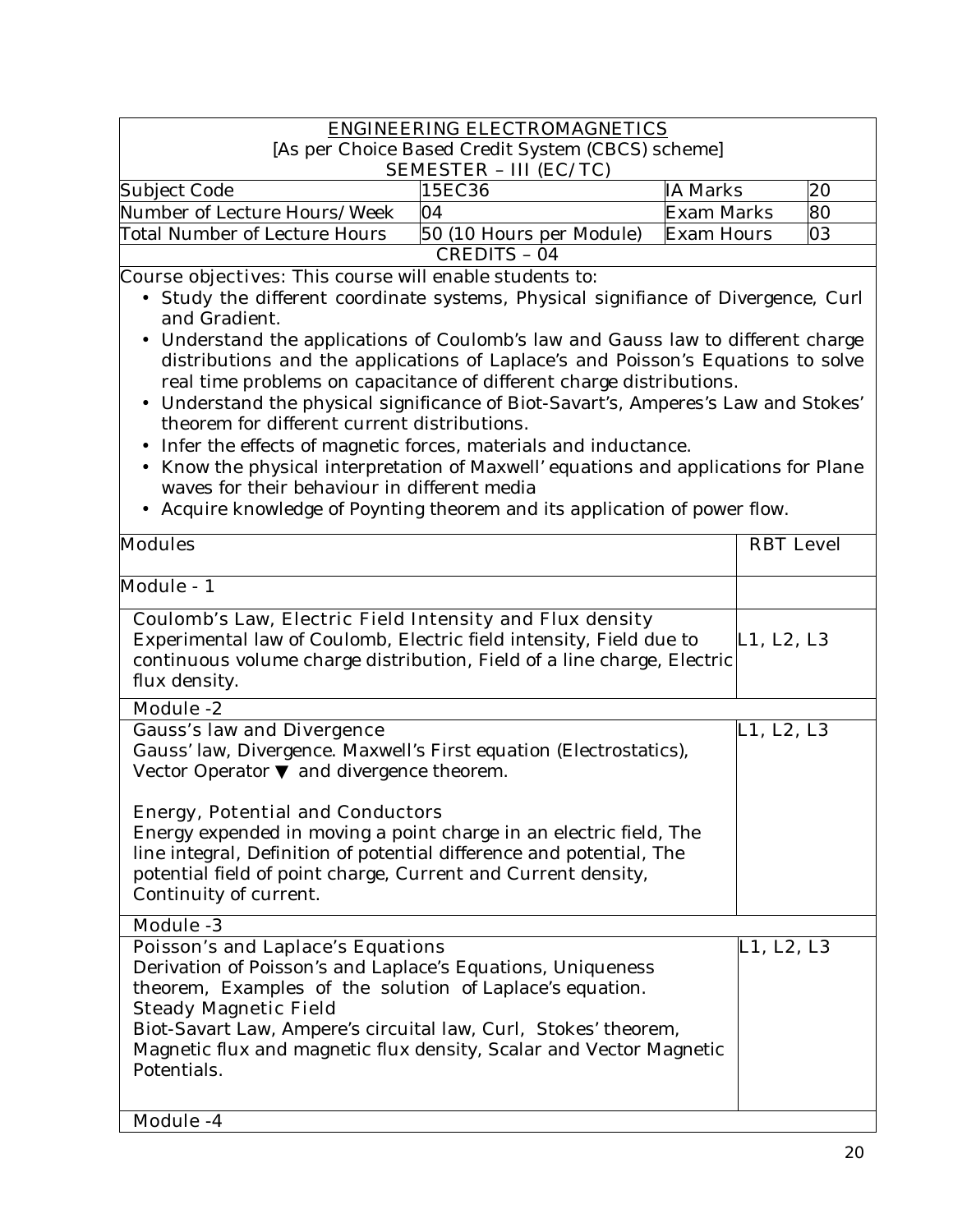## ENGINEERING ELECTROMAGNETICS

[As per Choice Based Credit System (CBCS) scheme]

SEMESTER – III (EC/TC)

| Subject Code | 15EC36 | IA Marks | 20 |
|---|---|---|---|
| Number of Lecture Hours/Week | 04 | Exam Marks | 80 |
| Total Number of Lecture Hours | 50 (10 Hours per Module) | Exam Hours | 03 |

CREDITS – 04

Course objectives: This course will enable students to:

- Study the different coordinate systems, Physical signifiance of Divergence, Curl and Gradient.
- Understand the applications of Coulomb's law and Gauss law to different charge distributions and the applications of Laplace's and Poisson's Equations to solve real time problems on capacitance of different charge distributions.
- Understand the physical significance of Biot-Savart's, Amperes's Law and Stokes' theorem for different current distributions.
- Infer the effects of magnetic forces, materials and inductance.
- Know the physical interpretation of Maxwell' equations and applications for Plane waves for their behaviour in different media
- Acquire knowledge of Poynting theorem and its application of power flow.

| Modules | RBT Level |
|---|---|
| **Module - 1** | |
| Coulomb's Law, Electric Field Intensity and Flux density<br>Experimental law of Coulomb, Electric field intensity, Field due to continuous volume charge distribution, Field of a line charge, Electric flux density. | L1, L2, L3 |
| **Module -2** | |
| Gauss's law and Divergence<br>Gauss' law, Divergence. Maxwell's First equation (Electrostatics), Vector Operator ▼ and divergence theorem.<br><br>Energy, Potential and Conductors<br>Energy expended in moving a point charge in an electric field, The line integral, Definition of potential difference and potential, The potential field of point charge, Current and Current density, Continuity of current. | L1, L2, L3 |
| **Module -3** | |
| Poisson's and Laplace's Equations<br>Derivation of Poisson's and Laplace's Equations, Uniqueness theorem, Examples of the solution of Laplace's equation.<br>Steady Magnetic Field<br>Biot-Savart Law, Ampere's circuital law, Curl, Stokes' theorem, Magnetic flux and magnetic flux density, Scalar and Vector Magnetic Potentials. | L1, L2, L3 |
| **Module -4** | |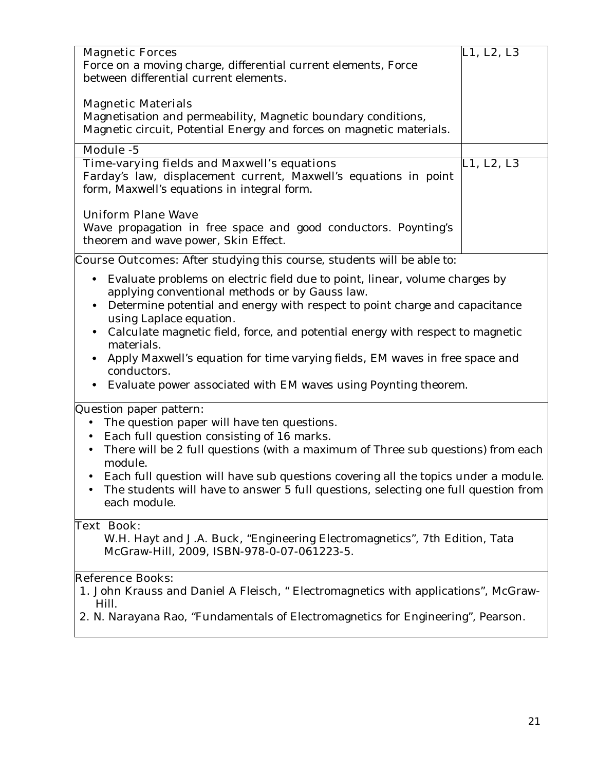| | |
|---|---|
| Magnetic Forces<br>Force on a moving charge, differential current elements, Force between differential current elements.<br><br>Magnetic Materials<br>Magnetisation and permeability, Magnetic boundary conditions, Magnetic circuit, Potential Energy and forces on magnetic materials. | L1, L2, L3 |
| Module -5 | |
| Time-varying fields and Maxwell's equations<br>Farday's law, displacement current, Maxwell's equations in point form, Maxwell's equations in integral form.<br><br>Uniform Plane Wave<br>Wave propagation in free space and good conductors. Poynting's theorem and wave power, Skin Effect. | L1, L2, L3 |

Course Outcomes: After studying this course, students will be able to:

- Evaluate problems on electric field due to point, linear, volume charges by applying conventional methods or by Gauss law.
- Determine potential and energy with respect to point charge and capacitance using Laplace equation.
- Calculate magnetic field, force, and potential energy with respect to magnetic materials.
- Apply Maxwell's equation for time varying fields, EM waves in free space and conductors.
- Evaluate power associated with EM waves using Poynting theorem.

Question paper pattern:

- The question paper will have ten questions.
- Each full question consisting of 16 marks.
- There will be 2 full questions (with a maximum of Three sub questions) from each module.
- Each full question will have sub questions covering all the topics under a module.
- The students will have to answer 5 full questions, selecting one full question from each module.

Text Book:

W.H. Hayt and J.A. Buck, "Engineering Electromagnetics", 7th Edition, Tata McGraw-Hill, 2009, ISBN-978-0-07-061223-5.

Reference Books:

1. John Krauss and Daniel A Fleisch, " Electromagnetics with applications", McGraw-Hill.
2. N. Narayana Rao, "Fundamentals of Electromagnetics for Engineering", Pearson.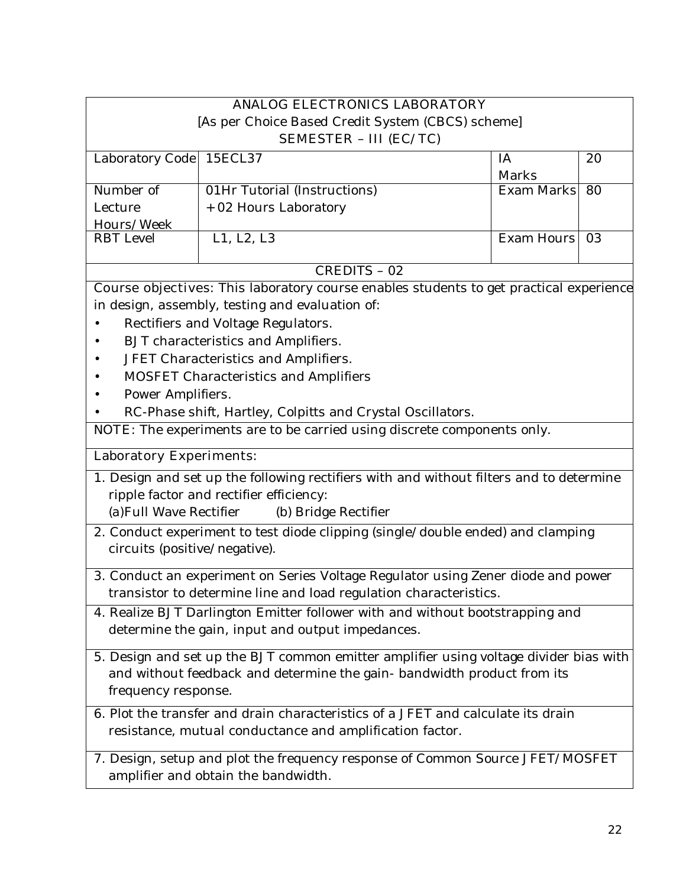## ANALOG ELECTRONICS LABORATORY

[As per Choice Based Credit System (CBCS) scheme]

SEMESTER – III (EC/TC)

| Laboratory Code | 15ECL37 | IA Marks | 20 |
|---|---|---|---|
| Number of Lecture Hours/Week | 01Hr Tutorial (Instructions) + 02 Hours Laboratory | Exam Marks | 80 |
| RBT Level | L1, L2, L3 | Exam Hours | 03 |

CREDITS – 02

Course objectives: This laboratory course enables students to get practical experience in design, assembly, testing and evaluation of:

- Rectifiers and Voltage Regulators.
- BJT characteristics and Amplifiers.
- JFET Characteristics and Amplifiers.
- MOSFET Characteristics and Amplifiers
- Power Amplifiers.
- RC-Phase shift, Hartley, Colpitts and Crystal Oscillators.

NOTE: The experiments are to be carried using discrete components only.

Laboratory Experiments:

1. Design and set up the following rectifiers with and without filters and to determine ripple factor and rectifier efficiency:
   (a)Full Wave Rectifier (b) Bridge Rectifier
2. Conduct experiment to test diode clipping (single/double ended) and clamping circuits (positive/negative).
3. Conduct an experiment on Series Voltage Regulator using Zener diode and power transistor to determine line and load regulation characteristics.
4. Realize BJT Darlington Emitter follower with and without bootstrapping and determine the gain, input and output impedances.
5. Design and set up the BJT common emitter amplifier using voltage divider bias with and without feedback and determine the gain- bandwidth product from its frequency response.
6. Plot the transfer and drain characteristics of a JFET and calculate its drain resistance, mutual conductance and amplification factor.
7. Design, setup and plot the frequency response of Common Source JFET/MOSFET amplifier and obtain the bandwidth.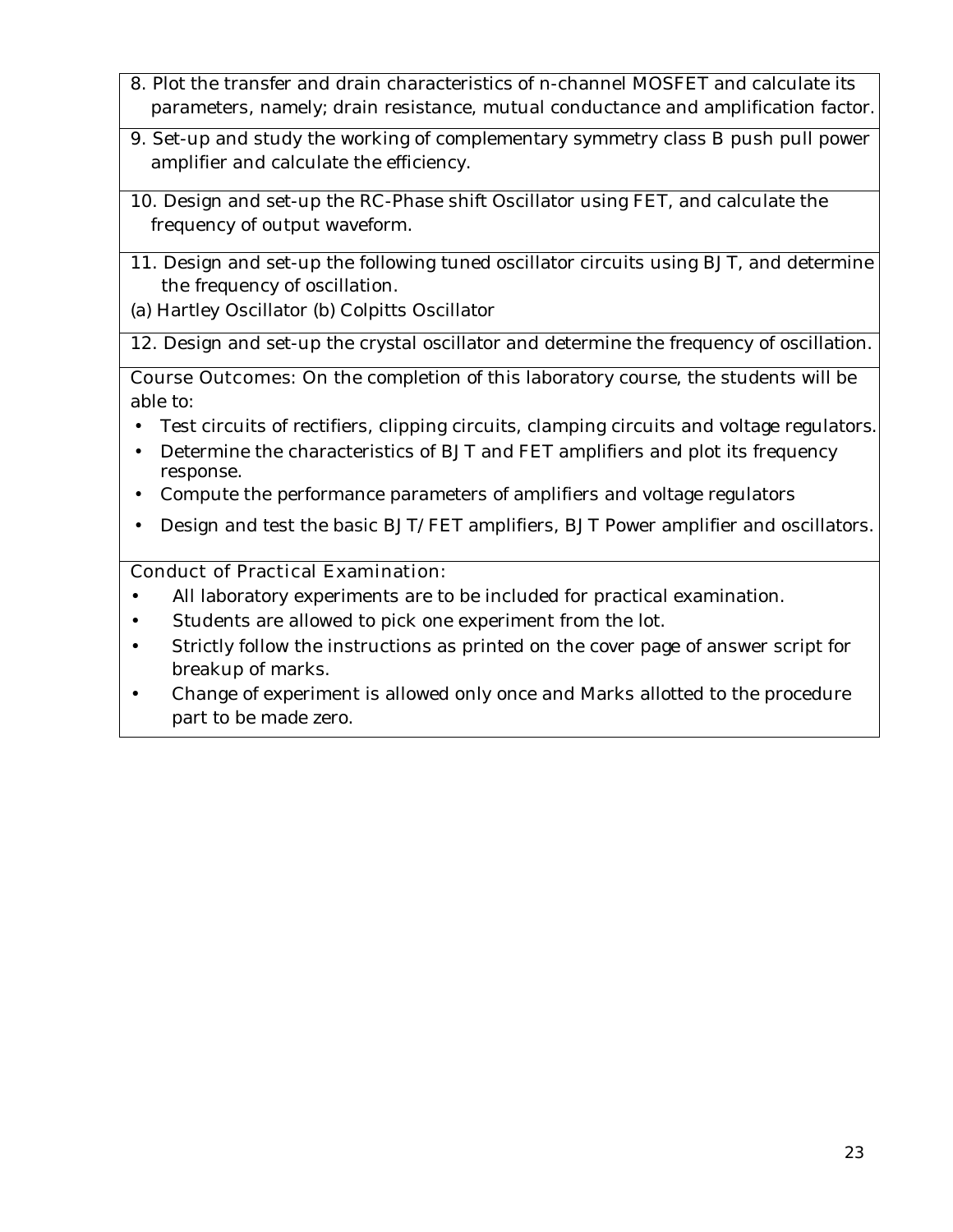8. Plot the transfer and drain characteristics of n-channel MOSFET and calculate its parameters, namely; drain resistance, mutual conductance and amplification factor.

9. Set-up and study the working of complementary symmetry class B push pull power amplifier and calculate the efficiency.

10. Design and set-up the RC-Phase shift Oscillator using FET, and calculate the frequency of output waveform.

11. Design and set-up the following tuned oscillator circuits using BJT, and determine the frequency of oscillation.
(a) Hartley Oscillator (b) Colpitts Oscillator

12. Design and set-up the crystal oscillator and determine the frequency of oscillation.

Course Outcomes: On the completion of this laboratory course, the students will be able to:

- Test circuits of rectifiers, clipping circuits, clamping circuits and voltage regulators.
- Determine the characteristics of BJT and FET amplifiers and plot its frequency response.
- Compute the performance parameters of amplifiers and voltage regulators
- Design and test the basic BJT/FET amplifiers, BJT Power amplifier and oscillators.

Conduct of Practical Examination:

- All laboratory experiments are to be included for practical examination.
- Students are allowed to pick one experiment from the lot.
- Strictly follow the instructions as printed on the cover page of answer script for breakup of marks.
- Change of experiment is allowed only once and Marks allotted to the procedure part to be made zero.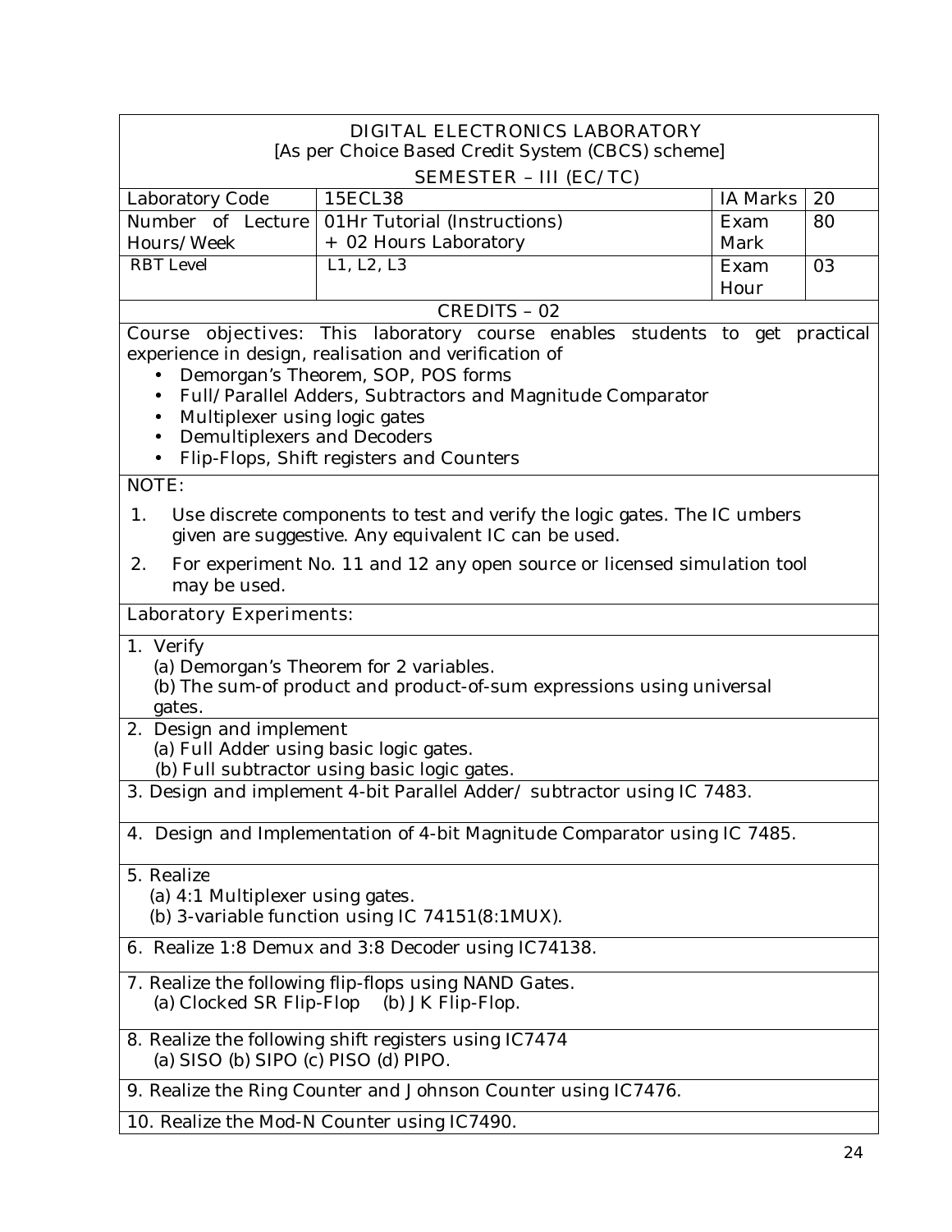## DIGITAL ELECTRONICS LABORATORY
[As per Choice Based Credit System (CBCS) scheme]

SEMESTER – III (EC/TC)

| | | | |
|---|---|---|---|
| Laboratory Code | 15ECL38 | IA Marks | 20 |
| Number of Lecture Hours/Week | 01Hr Tutorial (Instructions) + 02 Hours Laboratory | Exam Mark | 80 |
| RBT Level | L1, L2, L3 | Exam Hour | 03 |

CREDITS – 02

Course objectives: This laboratory course enables students to get practical experience in design, realisation and verification of

- Demorgan's Theorem, SOP, POS forms
- Full/Parallel Adders, Subtractors and Magnitude Comparator
- Multiplexer using logic gates
- Demultiplexers and Decoders
- Flip-Flops, Shift registers and Counters

NOTE:

1. Use discrete components to test and verify the logic gates. The IC umbers given are suggestive. Any equivalent IC can be used.
2. For experiment No. 11 and 12 any open source or licensed simulation tool may be used.

Laboratory Experiments:

1. Verify
   (a) Demorgan's Theorem for 2 variables.
   (b) The sum-of product and product-of-sum expressions using universal gates.
2. Design and implement
   (a) Full Adder using basic logic gates.
   (b) Full subtractor using basic logic gates.
3. Design and implement 4-bit Parallel Adder/ subtractor using IC 7483.
4. Design and Implementation of 4-bit Magnitude Comparator using IC 7485.
5. Realize
   (a) 4:1 Multiplexer using gates.
   (b) 3-variable function using IC 74151(8:1MUX).
6. Realize 1:8 Demux and 3:8 Decoder using IC74138.
7. Realize the following flip-flops using NAND Gates.
   (a) Clocked SR Flip-Flop (b) JK Flip-Flop.
8. Realize the following shift registers using IC7474
   (a) SISO (b) SIPO (c) PISO (d) PIPO.
9. Realize the Ring Counter and Johnson Counter using IC7476.
10. Realize the Mod-N Counter using IC7490.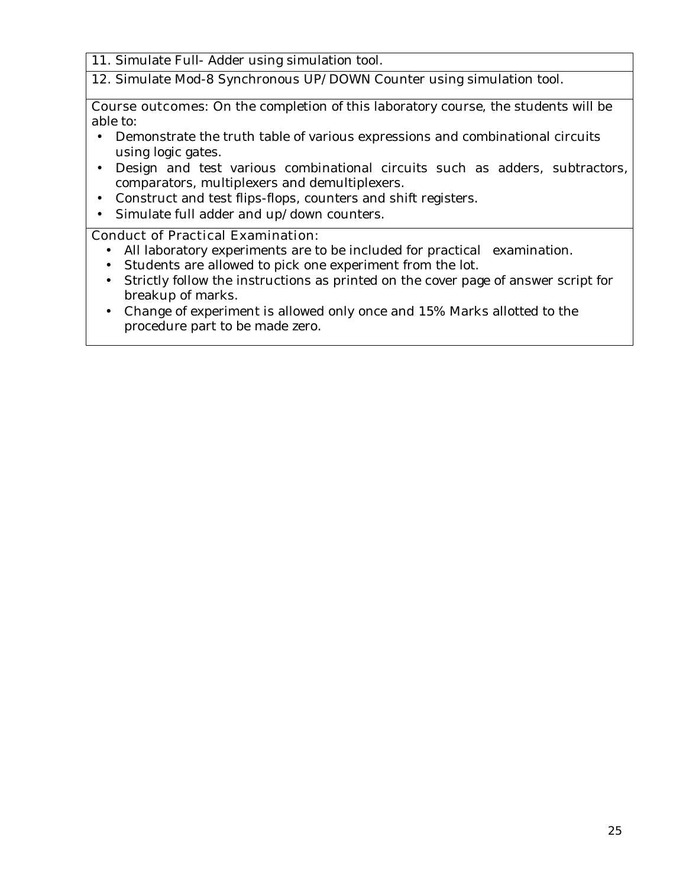11. Simulate Full- Adder using simulation tool.

12. Simulate Mod-8 Synchronous UP/DOWN Counter using simulation tool.

Course outcomes: On the completion of this laboratory course, the students will be able to:

- Demonstrate the truth table of various expressions and combinational circuits using logic gates.
- Design and test various combinational circuits such as adders, subtractors, comparators, multiplexers and demultiplexers.
- Construct and test flips-flops, counters and shift registers.
- Simulate full adder and up/down counters.

Conduct of Practical Examination:

- All laboratory experiments are to be included for practical examination.
- Students are allowed to pick one experiment from the lot.
- Strictly follow the instructions as printed on the cover page of answer script for breakup of marks.
- Change of experiment is allowed only once and 15% Marks allotted to the procedure part to be made zero.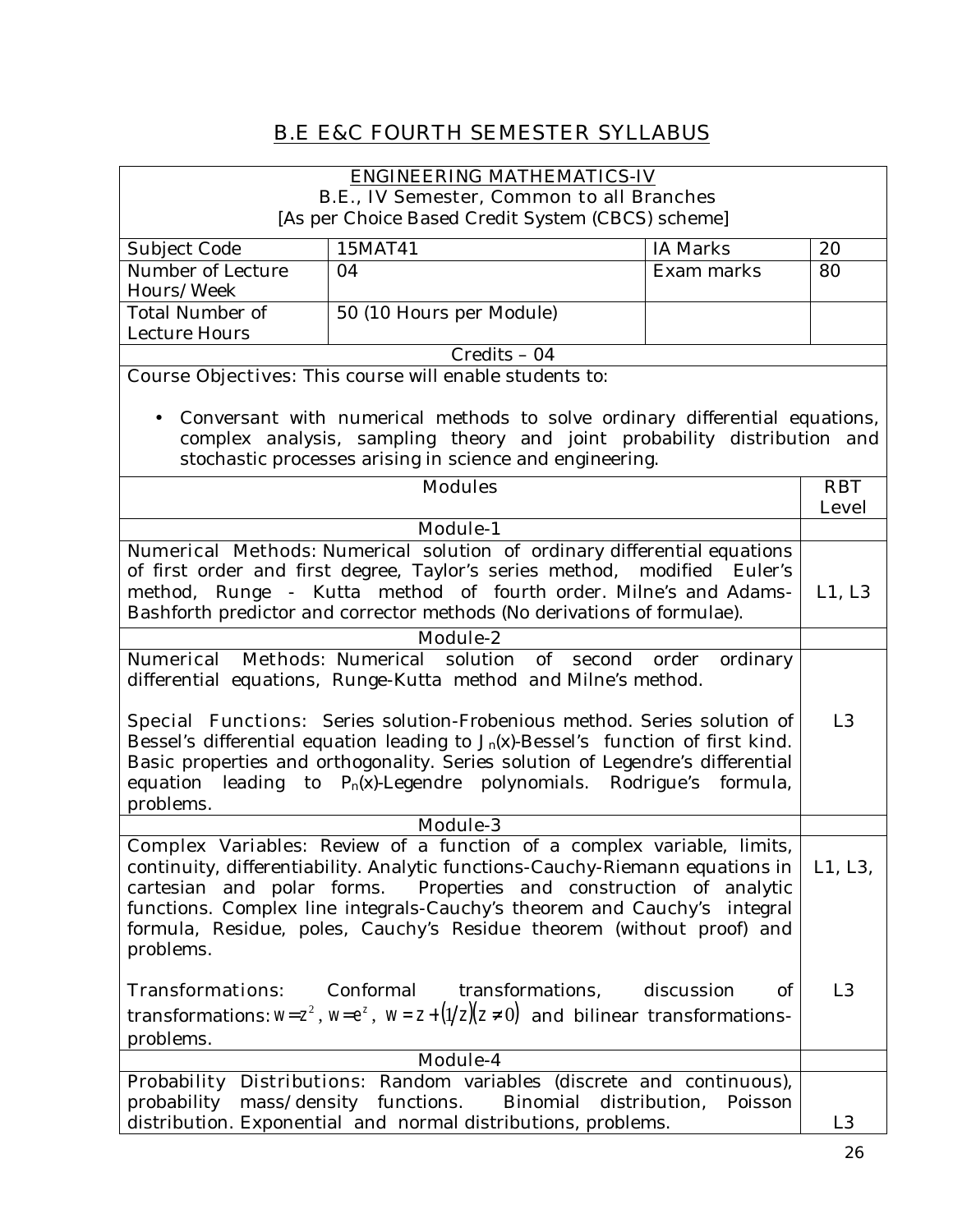# B.E E&C FOURTH SEMESTER SYLLABUS

## ENGINEERING MATHEMATICS-IV

B.E., IV Semester, Common to all Branches

[As per Choice Based Credit System (CBCS) scheme]

| Subject Code | 15MAT41 | IA Marks | 20 |
|---|---|---|---|
| Number of Lecture Hours/Week | 04 | Exam marks | 80 |
| Total Number of Lecture Hours | 50 (10 Hours per Module) | | |

Credits – 04

Course Objectives: This course will enable students to:

- Conversant with numerical methods to solve ordinary differential equations, complex analysis, sampling theory and joint probability distribution and stochastic processes arising in science and engineering.

| Modules | RBT Level |
|---|---|
| **Module-1** | |
| Numerical Methods: Numerical solution of ordinary differential equations of first order and first degree, Taylor's series method, modified Euler's method, Runge - Kutta method of fourth order. Milne's and Adams-Bashforth predictor and corrector methods (No derivations of formulae). | L1, L3 |
| **Module-2** | |
| Numerical Methods: Numerical solution of second order ordinary differential equations, Runge-Kutta method and Milne's method.<br><br>Special Functions: Series solution-Frobenious method. Series solution of Bessel's differential equation leading to $J_n(x)$-Bessel's function of first kind. Basic properties and orthogonality. Series solution of Legendre's differential equation leading to $P_n(x)$-Legendre polynomials. Rodrigue's formula, problems. | L3 |
| **Module-3** | |
| Complex Variables: Review of a function of a complex variable, limits, continuity, differentiability. Analytic functions-Cauchy-Riemann equations in cartesian and polar forms. Properties and construction of analytic functions. Complex line integrals-Cauchy's theorem and Cauchy's integral formula, Residue, poles, Cauchy's Residue theorem (without proof) and problems. | L1, L3, |
| Transformations: Conformal transformations, discussion of transformations: $w = z^2$, $w = e^z$, $w = z + (1/z)(z \neq 0)$ and bilinear transformations-problems. | L3 |
| **Module-4** | |
| Probability Distributions: Random variables (discrete and continuous), probability mass/density functions. Binomial distribution, Poisson distribution. Exponential and normal distributions, problems. | L3 |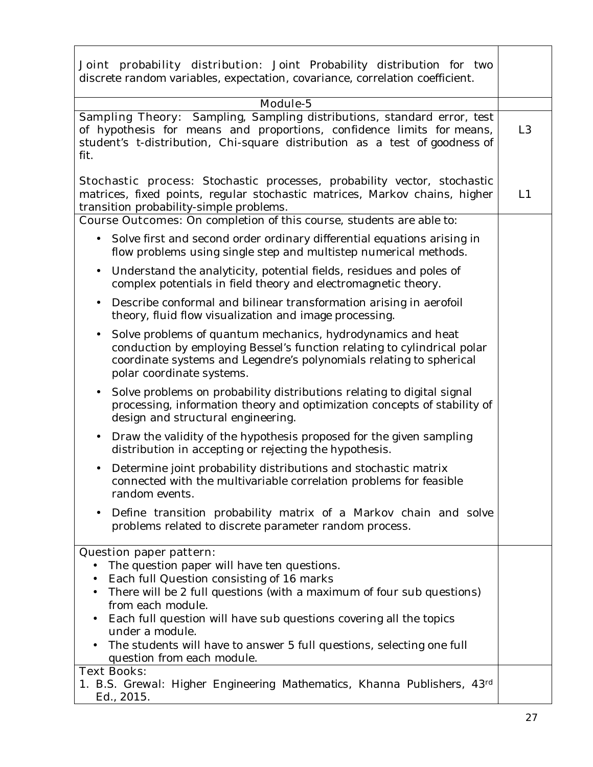| | |
|---|---|
| **Joint probability distribution:** Joint Probability distribution for two discrete random variables, expectation, covariance, correlation coefficient. | |
| **Module-5** | |
| **Sampling Theory:** Sampling, Sampling distributions, standard error, test of hypothesis for means and proportions, confidence limits for means, student's t-distribution, Chi-square distribution as a test of goodness of fit.<br><br>**Stochastic process:** Stochastic processes, probability vector, stochastic matrices, fixed points, regular stochastic matrices, Markov chains, higher transition probability-simple problems. | L3<br><br>L1 |
| **Course Outcomes:** On completion of this course, students are able to:<br>• Solve first and second order ordinary differential equations arising in flow problems using single step and multistep numerical methods.<br>• Understand the analyticity, potential fields, residues and poles of complex potentials in field theory and electromagnetic theory.<br>• Describe conformal and bilinear transformation arising in aerofoil theory, fluid flow visualization and image processing.<br>• Solve problems of quantum mechanics, hydrodynamics and heat conduction by employing Bessel's function relating to cylindrical polar coordinate systems and Legendre's polynomials relating to spherical polar coordinate systems.<br>• Solve problems on probability distributions relating to digital signal processing, information theory and optimization concepts of stability of design and structural engineering.<br>• Draw the validity of the hypothesis proposed for the given sampling distribution in accepting or rejecting the hypothesis.<br>• Determine joint probability distributions and stochastic matrix connected with the multivariable correlation problems for feasible random events.<br>• Define transition probability matrix of a Markov chain and solve problems related to discrete parameter random process. | |
| **Question paper pattern:**<br>• The question paper will have ten questions.<br>• Each full Question consisting of 16 marks<br>• There will be 2 full questions (with a maximum of four sub questions) from each module.<br>• Each full question will have sub questions covering all the topics under a module.<br>• The students will have to answer 5 full questions, selecting one full question from each module. | |
| **Text Books:**<br>1. B.S. Grewal: Higher Engineering Mathematics, Khanna Publishers, 43rd Ed., 2015. | |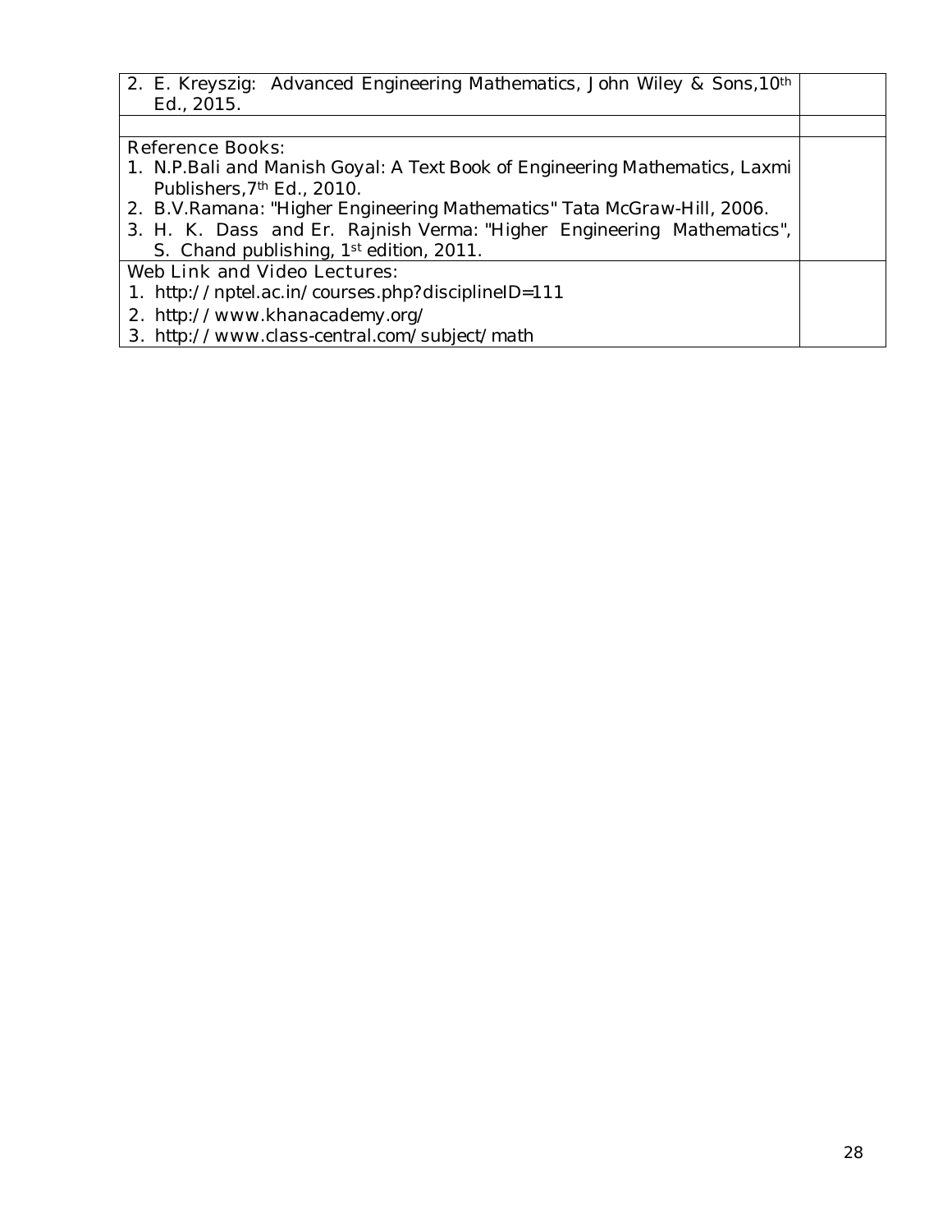| | |
|---|---|
| 2. E. Kreyszig: Advanced Engineering Mathematics, John Wiley & Sons, 10th Ed., 2015. | |
| | |
| Reference Books:<br>1. N.P.Bali and Manish Goyal: A Text Book of Engineering Mathematics, Laxmi Publishers, 7th Ed., 2010.<br>2. B.V.Ramana: "Higher Engineering Mathematics" Tata McGraw-Hill, 2006.<br>3. H. K. Dass and Er. Rajnish Verma: "Higher Engineering Mathematics", S. Chand publishing, 1st edition, 2011. | |
| Web Link and Video Lectures:<br>1. http://nptel.ac.in/courses.php?disciplineID=111<br>2. http://www.khanacademy.org/<br>3. http://www.class-central.com/subject/math | |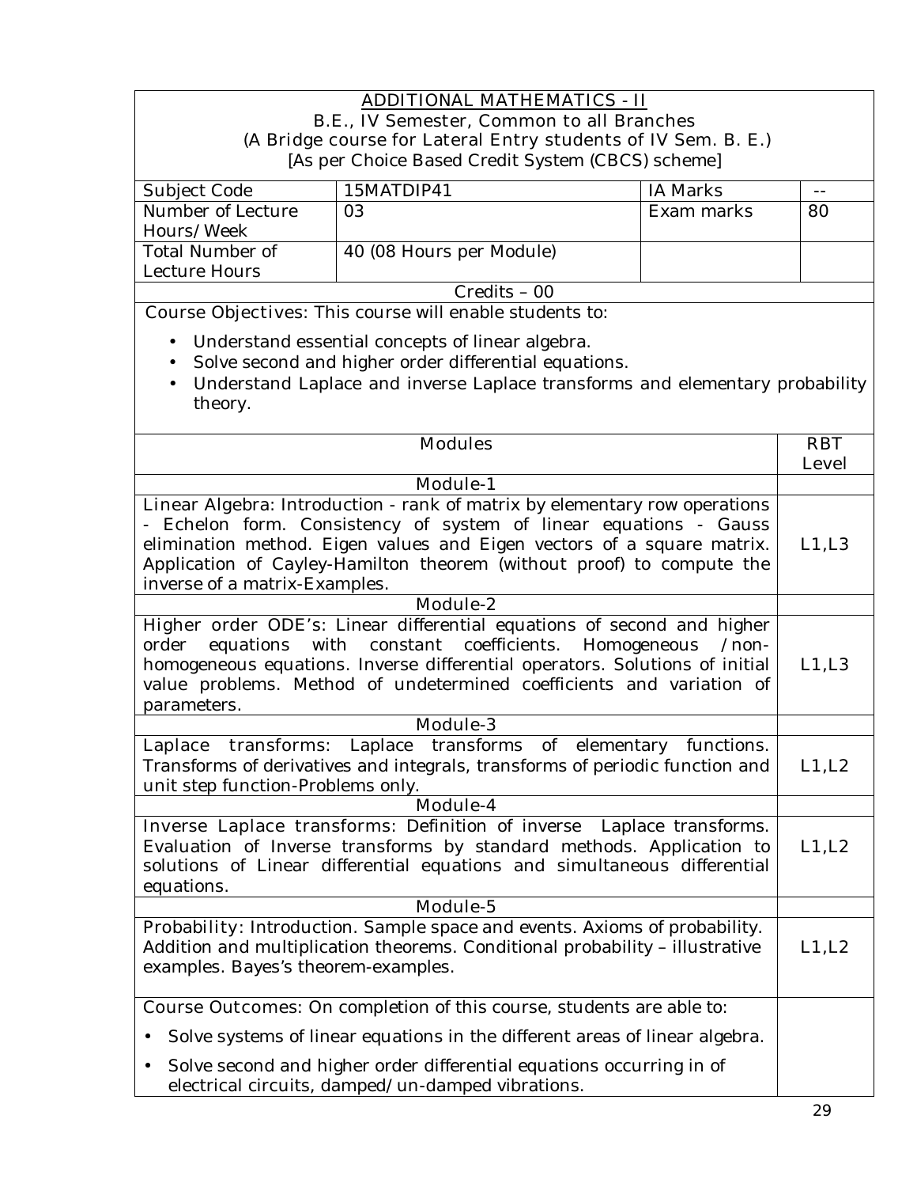## ADDITIONAL MATHEMATICS - II

B.E., IV Semester, Common to all Branches

(A Bridge course for Lateral Entry students of IV Sem. B. E.)

[As per Choice Based Credit System (CBCS) scheme]

| Subject Code | 15MATDIP41 | IA Marks | -- |
| --- | --- | --- | --- |
| Number of Lecture Hours/Week | 03 | Exam marks | 80 |
| Total Number of Lecture Hours | 40 (08 Hours per Module) | | |

Credits – 00

**Course Objectives:** This course will enable students to:

- Understand essential concepts of linear algebra.
- Solve second and higher order differential equations.
- Understand Laplace and inverse Laplace transforms and elementary probability theory.

| Modules | RBT Level |
| --- | --- |
| **Module-1** | |
| **Linear Algebra:** Introduction - rank of matrix by elementary row operations - Echelon form. Consistency of system of linear equations - Gauss elimination method. Eigen values and Eigen vectors of a square matrix. Application of Cayley-Hamilton theorem (without proof) to compute the inverse of a matrix-Examples. | L1,L3 |
| **Module-2** | |
| **Higher order ODE's:** Linear differential equations of second and higher order equations with constant coefficients. Homogeneous /non-homogeneous equations. Inverse differential operators. Solutions of initial value problems. Method of undetermined coefficients and variation of parameters. | L1,L3 |
| **Module-3** | |
| **Laplace transforms:** Laplace transforms of elementary functions. Transforms of derivatives and integrals, transforms of periodic function and unit step function-Problems only. | L1,L2 |
| **Module-4** | |
| **Inverse Laplace transforms:** Definition of inverse Laplace transforms. Evaluation of Inverse transforms by standard methods. Application to solutions of Linear differential equations and simultaneous differential equations. | L1,L2 |
| **Module-5** | |
| **Probability:** Introduction. Sample space and events. Axioms of probability. Addition and multiplication theorems. Conditional probability – illustrative examples. Bayes's theorem-examples. | L1,L2 |

**Course Outcomes:** On completion of this course, students are able to:

- Solve systems of linear equations in the different areas of linear algebra.
- Solve second and higher order differential equations occurring in of electrical circuits, damped/un-damped vibrations.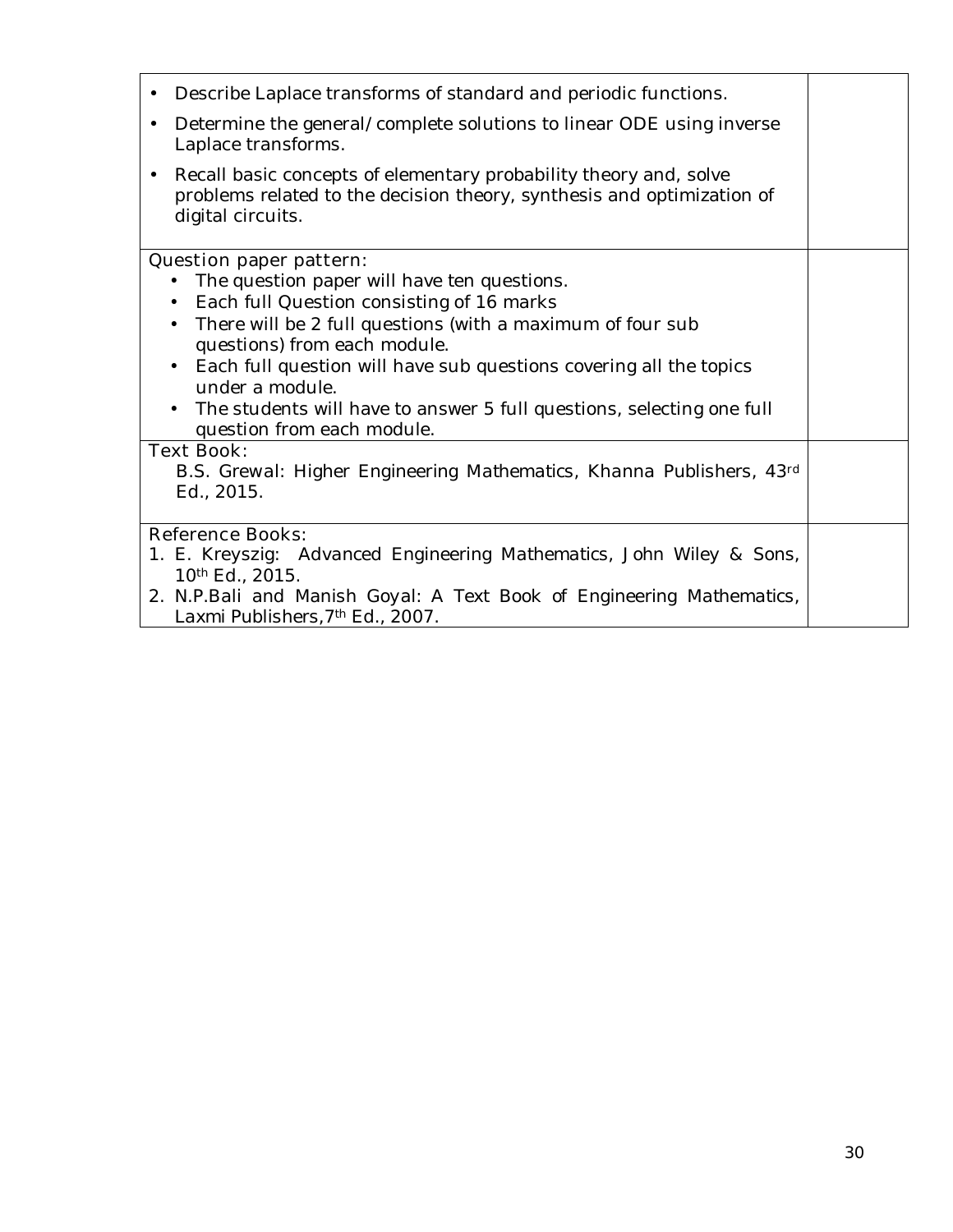- Describe Laplace transforms of standard and periodic functions.
- Determine the general/complete solutions to linear ODE using inverse Laplace transforms.
- Recall basic concepts of elementary probability theory and, solve problems related to the decision theory, synthesis and optimization of digital circuits.

**Question paper pattern:**

- The question paper will have ten questions.
- Each full Question consisting of 16 marks
- There will be 2 full questions (with a maximum of four sub questions) from each module.
- Each full question will have sub questions covering all the topics under a module.
- The students will have to answer 5 full questions, selecting one full question from each module.

**Text Book:**

B.S. Grewal: Higher Engineering Mathematics, Khanna Publishers, 43rd Ed., 2015.

**Reference Books:**

1. E. Kreyszig: Advanced Engineering Mathematics, John Wiley & Sons, 10th Ed., 2015.
2. N.P.Bali and Manish Goyal: A Text Book of Engineering Mathematics, Laxmi Publishers, 7th Ed., 2007.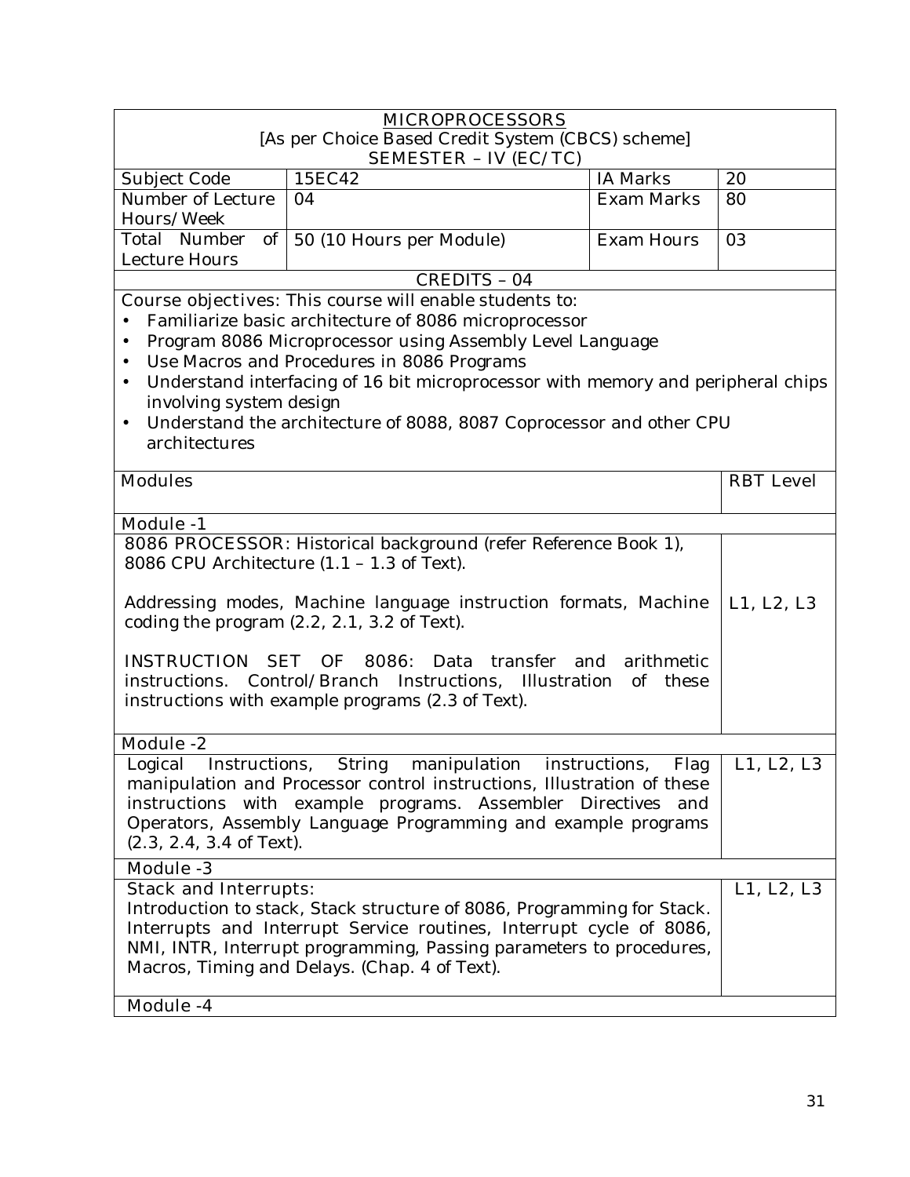<u>MICROPROCESSORS</u>

[As per Choice Based Credit System (CBCS) scheme]

SEMESTER – IV (EC/TC)

| Subject Code | 15EC42 | IA Marks | 20 |
|---|---|---|---|
| Number of Lecture Hours/Week | 04 | Exam Marks | 80 |
| Total Number of Lecture Hours | 50 (10 Hours per Module) | Exam Hours | 03 |

CREDITS – 04

Course objectives: This course will enable students to:

- Familiarize basic architecture of 8086 microprocessor
- Program 8086 Microprocessor using Assembly Level Language
- Use Macros and Procedures in 8086 Programs
- Understand interfacing of 16 bit microprocessor with memory and peripheral chips involving system design
- Understand the architecture of 8088, 8087 Coprocessor and other CPU architectures

| Modules | RBT Level |
|---|---|
| **Module -1** | |
| 8086 PROCESSOR: Historical background (refer Reference Book 1), 8086 CPU Architecture (1.1 – 1.3 of Text).<br><br>Addressing modes, Machine language instruction formats, Machine coding the program (2.2, 2.1, 3.2 of Text).<br><br>INSTRUCTION SET OF 8086: Data transfer and arithmetic instructions. Control/Branch Instructions, Illustration of these instructions with example programs (2.3 of Text). | L1, L2, L3 |
| **Module -2** | |
| Logical Instructions, String manipulation instructions, Flag manipulation and Processor control instructions, Illustration of these instructions with example programs. Assembler Directives and Operators, Assembly Language Programming and example programs (2.3, 2.4, 3.4 of Text). | L1, L2, L3 |
| **Module -3** | |
| Stack and Interrupts:<br>Introduction to stack, Stack structure of 8086, Programming for Stack. Interrupts and Interrupt Service routines, Interrupt cycle of 8086, NMI, INTR, Interrupt programming, Passing parameters to procedures, Macros, Timing and Delays. (Chap. 4 of Text). | L1, L2, L3 |
| **Module -4** | |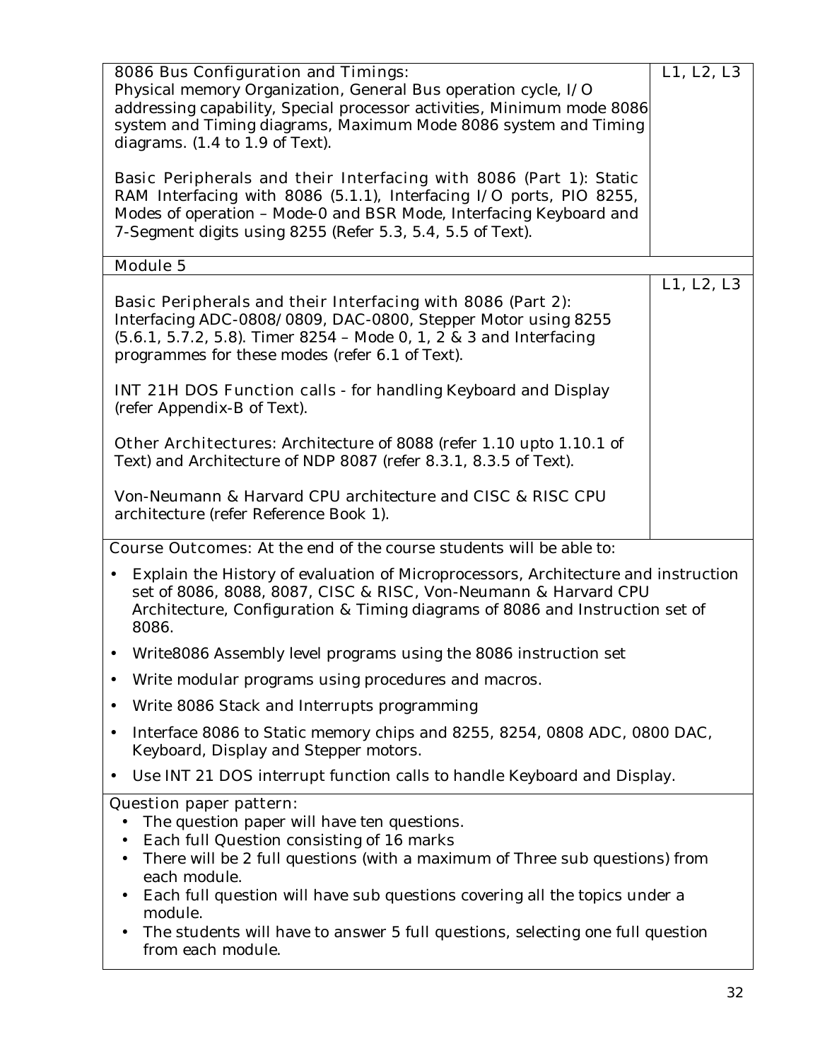| | |
|---|---|
| **8086 Bus Configuration and Timings:**<br>Physical memory Organization, General Bus operation cycle, I/O addressing capability, Special processor activities, Minimum mode 8086 system and Timing diagrams, Maximum Mode 8086 system and Timing diagrams. (1.4 to 1.9 of Text).<br><br>**Basic Peripherals and their Interfacing with 8086 (Part 1):** Static RAM Interfacing with 8086 (5.1.1), Interfacing I/O ports, PIO 8255, Modes of operation – Mode-0 and BSR Mode, Interfacing Keyboard and 7-Segment digits using 8255 (Refer 5.3, 5.4, 5.5 of Text). | L1, L2, L3 |
| **Module 5** | |
| **Basic Peripherals and their Interfacing with 8086 (Part 2):** Interfacing ADC-0808/0809, DAC-0800, Stepper Motor using 8255 (5.6.1, 5.7.2, 5.8). Timer 8254 – Mode 0, 1, 2 & 3 and Interfacing programmes for these modes (refer 6.1 of Text).<br><br>**INT 21H DOS Function calls** - for handling Keyboard and Display (refer Appendix-B of Text).<br><br>**Other Architectures:** Architecture of 8088 (refer 1.10 upto 1.10.1 of Text) and Architecture of NDP 8087 (refer 8.3.1, 8.3.5 of Text).<br><br>Von-Neumann & Harvard CPU architecture and CISC & RISC CPU architecture (refer Reference Book 1). | L1, L2, L3 |

**Course Outcomes:** At the end of the course students will be able to:

- Explain the History of evaluation of Microprocessors, Architecture and instruction set of 8086, 8088, 8087, CISC & RISC, Von-Neumann & Harvard CPU Architecture, Configuration & Timing diagrams of 8086 and Instruction set of 8086.
- Write8086 Assembly level programs using the 8086 instruction set
- Write modular programs using procedures and macros.
- Write 8086 Stack and Interrupts programming
- Interface 8086 to Static memory chips and 8255, 8254, 0808 ADC, 0800 DAC, Keyboard, Display and Stepper motors.
- Use INT 21 DOS interrupt function calls to handle Keyboard and Display.

**Question paper pattern:**

- The question paper will have ten questions.
- Each full Question consisting of 16 marks
- There will be 2 full questions (with a maximum of Three sub questions) from each module.
- Each full question will have sub questions covering all the topics under a module.
- The students will have to answer 5 full questions, selecting one full question from each module.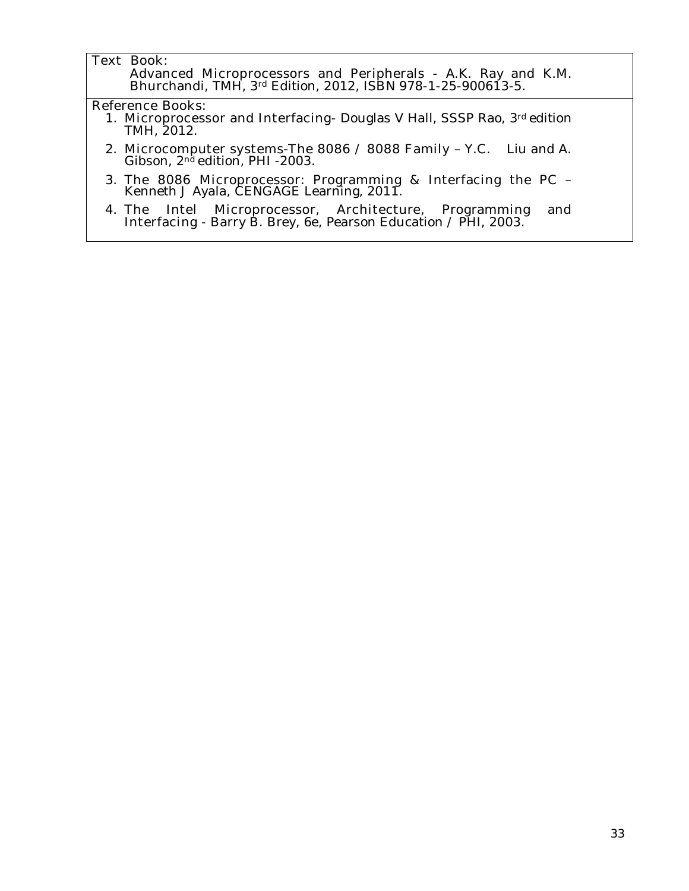**Text Book:**

Advanced Microprocessors and Peripherals - A.K. Ray and K.M. Bhurchandi, TMH, 3rd Edition, 2012, ISBN 978-1-25-900613-5.

**Reference Books:**

1. Microprocessor and Interfacing- Douglas V Hall, SSSP Rao, 3rd edition TMH, 2012.
2. Microcomputer systems-The 8086 / 8088 Family – Y.C. Liu and A. Gibson, 2nd edition, PHI -2003.
3. The 8086 Microprocessor: Programming & Interfacing the PC – Kenneth J Ayala, CENGAGE Learning, 2011.
4. The Intel Microprocessor, Architecture, Programming and Interfacing - Barry B. Brey, 6e, Pearson Education / PHI, 2003.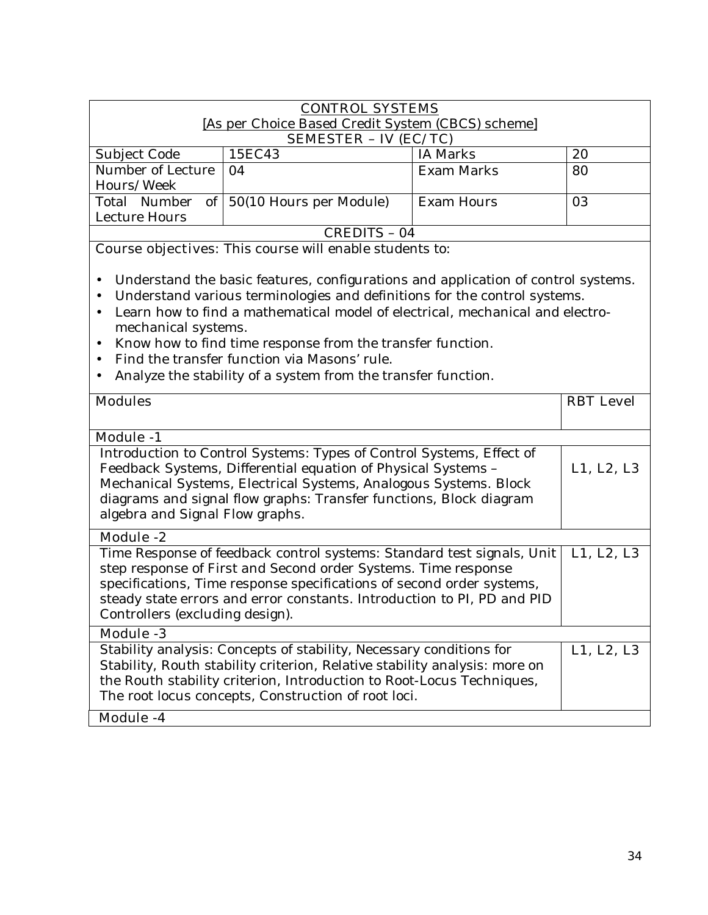| CONTROL SYSTEMS<br>[As per Choice Based Credit System (CBCS) scheme]<br>SEMESTER – IV (EC/TC) | | | |
|---|---|---|---|
| Subject Code | 15EC43 | IA Marks | 20 |
| Number of Lecture Hours/Week | 04 | Exam Marks | 80 |
| Total Number of Lecture Hours | 50(10 Hours per Module) | Exam Hours | 03 |

**CREDITS – 04**

Course objectives: This course will enable students to:

- Understand the basic features, configurations and application of control systems.
- Understand various terminologies and definitions for the control systems.
- Learn how to find a mathematical model of electrical, mechanical and electro-mechanical systems.
- Know how to find time response from the transfer function.
- Find the transfer function via Masons' rule.
- Analyze the stability of a system from the transfer function.

| Modules | RBT Level |
|---|---|
| **Module -1** | |
| Introduction to Control Systems: Types of Control Systems, Effect of Feedback Systems, Differential equation of Physical Systems – Mechanical Systems, Electrical Systems, Analogous Systems. Block diagrams and signal flow graphs: Transfer functions, Block diagram algebra and Signal Flow graphs. | L1, L2, L3 |
| **Module -2** | |
| Time Response of feedback control systems: Standard test signals, Unit step response of First and Second order Systems. Time response specifications, Time response specifications of second order systems, steady state errors and error constants. Introduction to PI, PD and PID Controllers (excluding design). | L1, L2, L3 |
| **Module -3** | |
| Stability analysis: Concepts of stability, Necessary conditions for Stability, Routh stability criterion, Relative stability analysis: more on the Routh stability criterion, Introduction to Root-Locus Techniques, The root locus concepts, Construction of root loci. | L1, L2, L3 |
| **Module -4** | |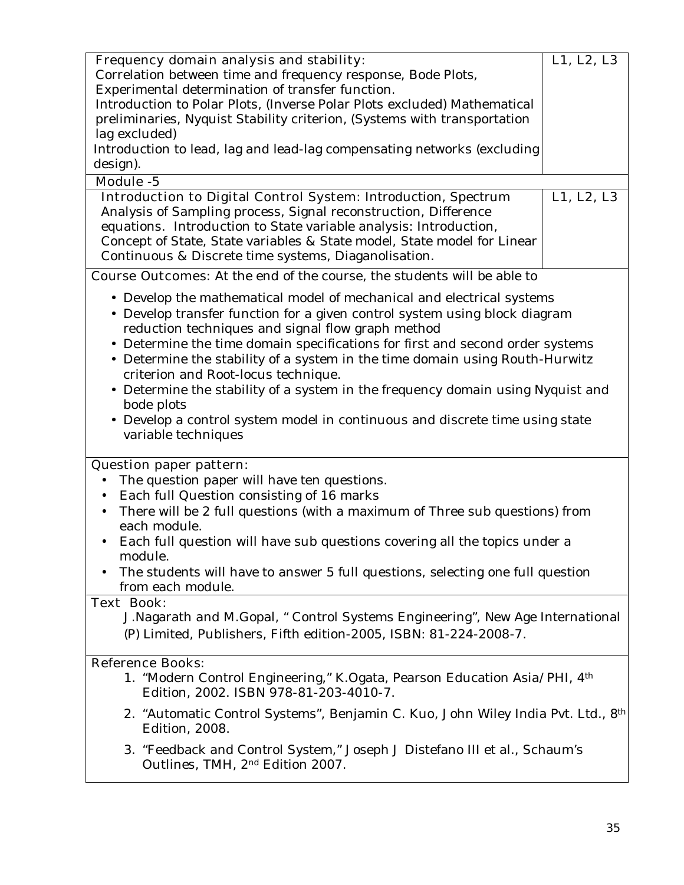| | |
|---|---|
| **Frequency domain analysis and stability:**<br>Correlation between time and frequency response, Bode Plots, Experimental determination of transfer function.<br>Introduction to Polar Plots, (Inverse Polar Plots excluded) Mathematical preliminaries, Nyquist Stability criterion, (Systems with transportation lag excluded)<br>Introduction to lead, lag and lead-lag compensating networks (excluding design). | L1, L2, L3 |
| **Module -5** | |
| **Introduction to Digital Control System:** Introduction, Spectrum Analysis of Sampling process, Signal reconstruction, Difference equations. **Introduction to State variable analysis:** Introduction, Concept of State, State variables & State model, State model for Linear Continuous & Discrete time systems, Diaganolisation. | L1, L2, L3 |

**Course Outcomes:** At the end of the course, the students will be able to

- Develop the mathematical model of mechanical and electrical systems
- Develop transfer function for a given control system using block diagram reduction techniques and signal flow graph method
- Determine the time domain specifications for first and second order systems
- Determine the stability of a system in the time domain using Routh-Hurwitz criterion and Root-locus technique.
- Determine the stability of a system in the frequency domain using Nyquist and bode plots
- Develop a control system model in continuous and discrete time using state variable techniques

**Question paper pattern:**

- The question paper will have ten questions.
- Each full Question consisting of 16 marks
- There will be 2 full questions (with a maximum of Three sub questions) from each module.
- Each full question will have sub questions covering all the topics under a module.
- The students will have to answer 5 full questions, selecting one full question from each module.

**Text Book:**

J.Nagarath and M.Gopal, " Control Systems Engineering", New Age International (P) Limited, Publishers, Fifth edition-2005, ISBN: 81-224-2008-7.

**Reference Books:**

1. "Modern Control Engineering," K.Ogata, Pearson Education Asia/PHI, 4th Edition, 2002. ISBN 978-81-203-4010-7.
2. "Automatic Control Systems", Benjamin C. Kuo, John Wiley India Pvt. Ltd., 8th Edition, 2008.
3. "Feedback and Control System," Joseph J Distefano III et al., Schaum's Outlines, TMH, 2nd Edition 2007.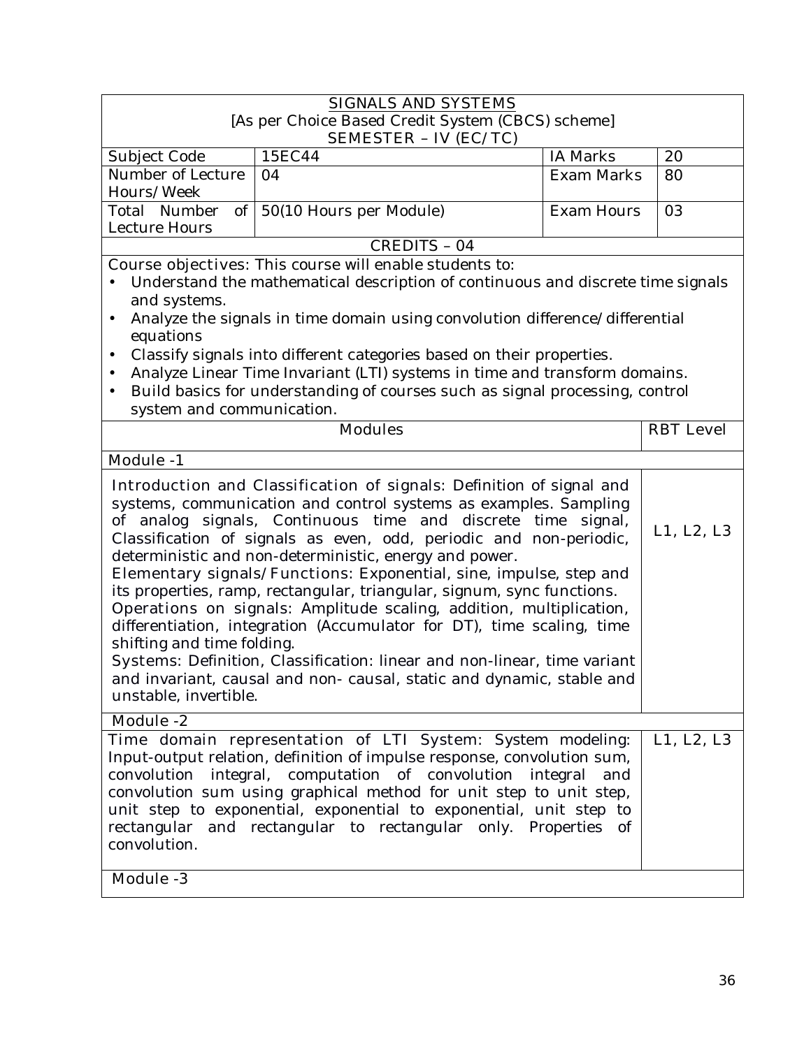**SIGNALS AND SYSTEMS**

[As per Choice Based Credit System (CBCS) scheme]

SEMESTER – IV (EC/TC)

| Subject Code | 15EC44 | IA Marks | 20 |
|---|---|---|---|
| Number of Lecture Hours/Week | 04 | Exam Marks | 80 |
| Total Number of Lecture Hours | 50(10 Hours per Module) | Exam Hours | 03 |

CREDITS – 04

**Course objectives:** This course will enable students to:

- Understand the mathematical description of continuous and discrete time signals and systems.
- Analyze the signals in time domain using convolution difference/differential equations
- Classify signals into different categories based on their properties.
- Analyze Linear Time Invariant (LTI) systems in time and transform domains.
- Build basics for understanding of courses such as signal processing, control system and communication.

| Modules | RBT Level |
|---|---|
| **Module -1** | |
| **Introduction and Classification of signals:** Definition of signal and systems, communication and control systems as examples. Sampling of analog signals, Continuous time and discrete time signal, Classification of signals as even, odd, periodic and non-periodic, deterministic and non-deterministic, energy and power. **Elementary signals/Functions:** Exponential, sine, impulse, step and its properties, ramp, rectangular, triangular, signum, sync functions. **Operations on signals:** Amplitude scaling, addition, multiplication, differentiation, integration (Accumulator for DT), time scaling, time shifting and time folding. **Systems:** Definition, Classification: linear and non-linear, time variant and invariant, causal and non- causal, static and dynamic, stable and unstable, invertible. | L1, L2, L3 |
| **Module -2** | |
| **Time domain representation of LTI System:** System modeling: Input-output relation, definition of impulse response, convolution sum, convolution integral, computation of convolution integral and convolution sum using graphical method for unit step to unit step, unit step to exponential, exponential to exponential, unit step to rectangular and rectangular to rectangular only. Properties of convolution. | L1, L2, L3 |
| **Module -3** | |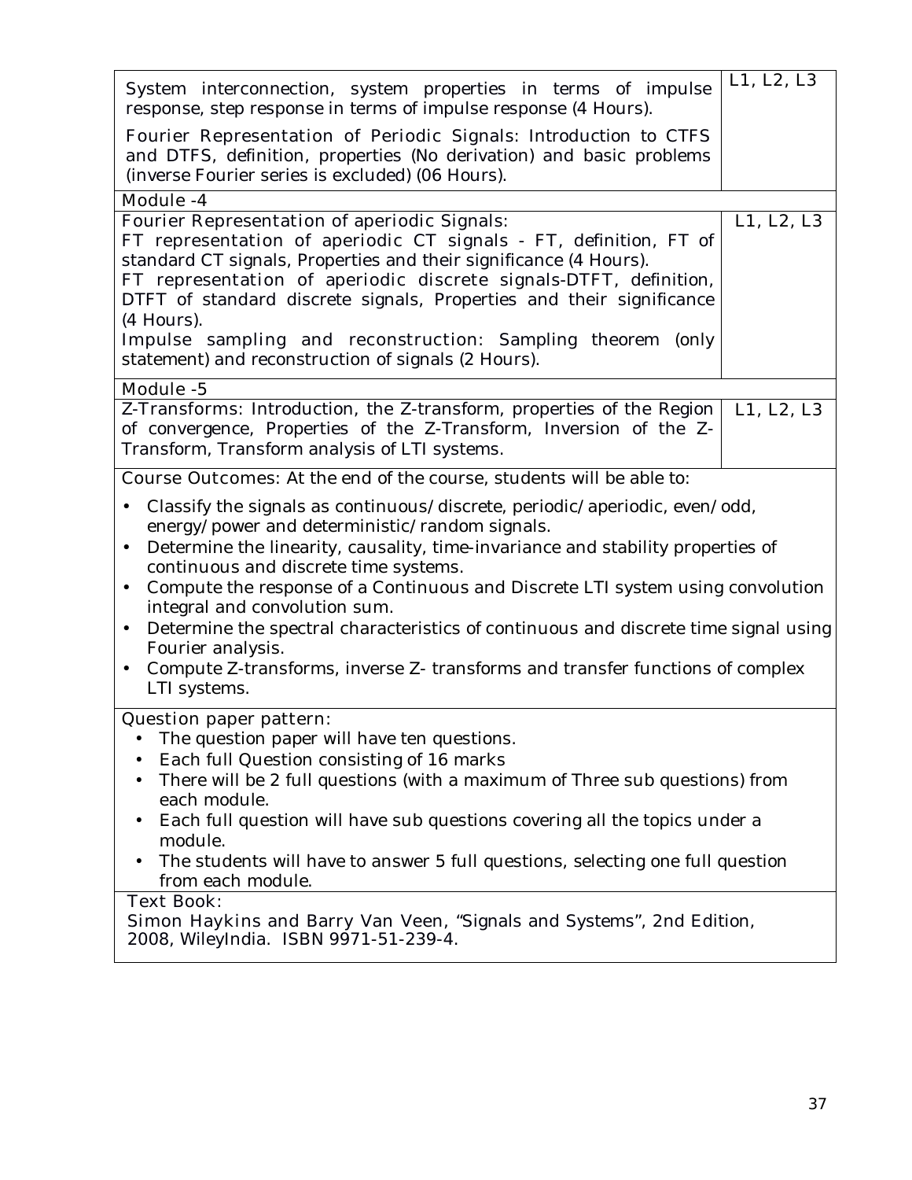| | |
|---|---|
| System interconnection, system properties in terms of impulse response, step response in terms of impulse response (4 Hours).<br><br>**Fourier Representation of Periodic Signals:** Introduction to CTFS and DTFS, definition, properties (No derivation) and basic problems (inverse Fourier series is excluded) (06 Hours). | L1, L2, L3 |
| **Module -4** | |
| **Fourier Representation of aperiodic Signals:**<br>**FT representation of aperiodic CT signals** - FT, definition, FT of standard CT signals, Properties and their significance (4 Hours).<br>**FT representation of aperiodic discrete signals**-DTFT, definition, DTFT of standard discrete signals, Properties and their significance (4 Hours).<br>**Impulse sampling and reconstruction:** Sampling theorem (only statement) and reconstruction of signals (2 Hours). | L1, L2, L3 |
| **Module -5** | |
| **Z-Transforms:** Introduction, the Z-transform, properties of the Region of convergence, Properties of the Z-Transform, Inversion of the Z-Transform, Transform analysis of LTI systems. | L1, L2, L3 |

**Course Outcomes:** At the end of the course, students will be able to:

- Classify the signals as continuous/discrete, periodic/aperiodic, even/odd, energy/power and deterministic/random signals.
- Determine the linearity, causality, time-invariance and stability properties of continuous and discrete time systems.
- Compute the response of a Continuous and Discrete LTI system using convolution integral and convolution sum.
- Determine the spectral characteristics of continuous and discrete time signal using Fourier analysis.
- Compute Z-transforms, inverse Z- transforms and transfer functions of complex LTI systems.

**Question paper pattern:**

- The question paper will have ten questions.
- Each full Question consisting of 16 marks
- There will be 2 full questions (with a maximum of Three sub questions) from each module.
- Each full question will have sub questions covering all the topics under a module.
- The students will have to answer 5 full questions, selecting one full question from each module.

**Text Book:**

Simon Haykins and Barry Van Veen, "Signals and Systems", 2nd Edition, 2008, WileyIndia. ISBN 9971-51-239-4.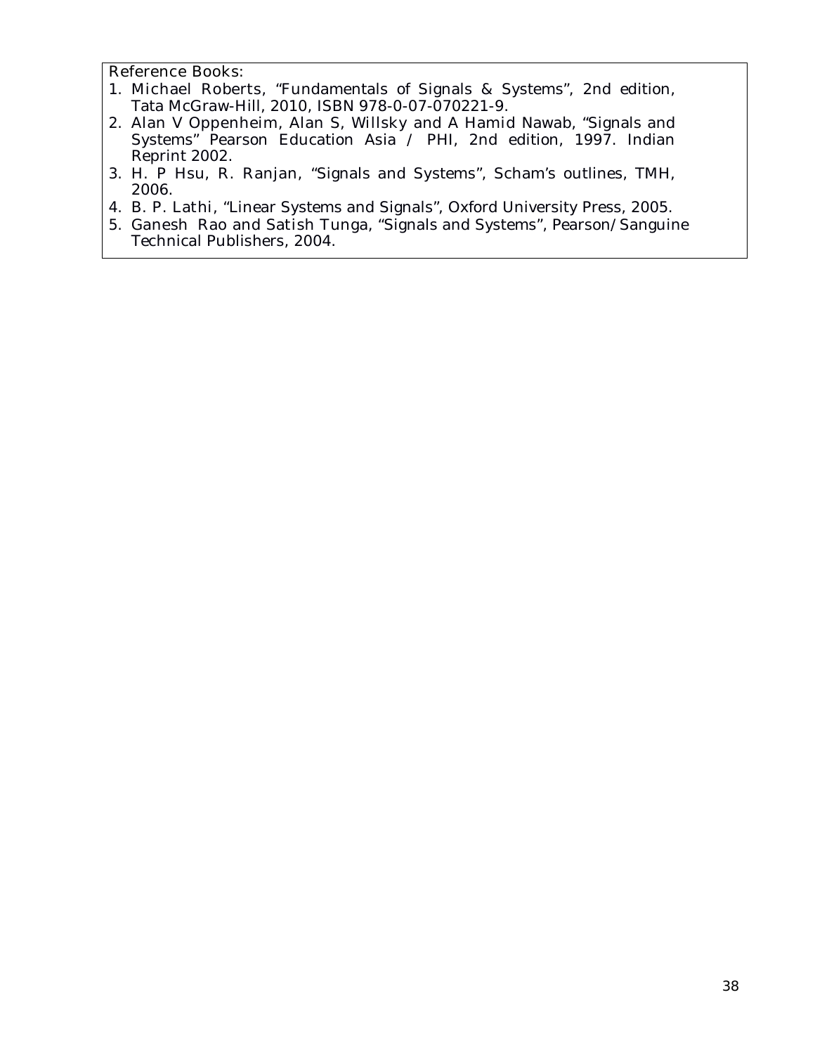Reference Books:

1. Michael Roberts, "Fundamentals of Signals & Systems", 2nd edition, Tata McGraw-Hill, 2010, ISBN 978-0-07-070221-9.
2. Alan V Oppenheim, Alan S, Willsky and A Hamid Nawab, "Signals and Systems" Pearson Education Asia / PHI, 2nd edition, 1997. Indian Reprint 2002.
3. H. P Hsu, R. Ranjan, "Signals and Systems", Scham's outlines, TMH, 2006.
4. B. P. Lathi, "Linear Systems and Signals", Oxford University Press, 2005.
5. Ganesh Rao and Satish Tunga, "Signals and Systems", Pearson/Sanguine Technical Publishers, 2004.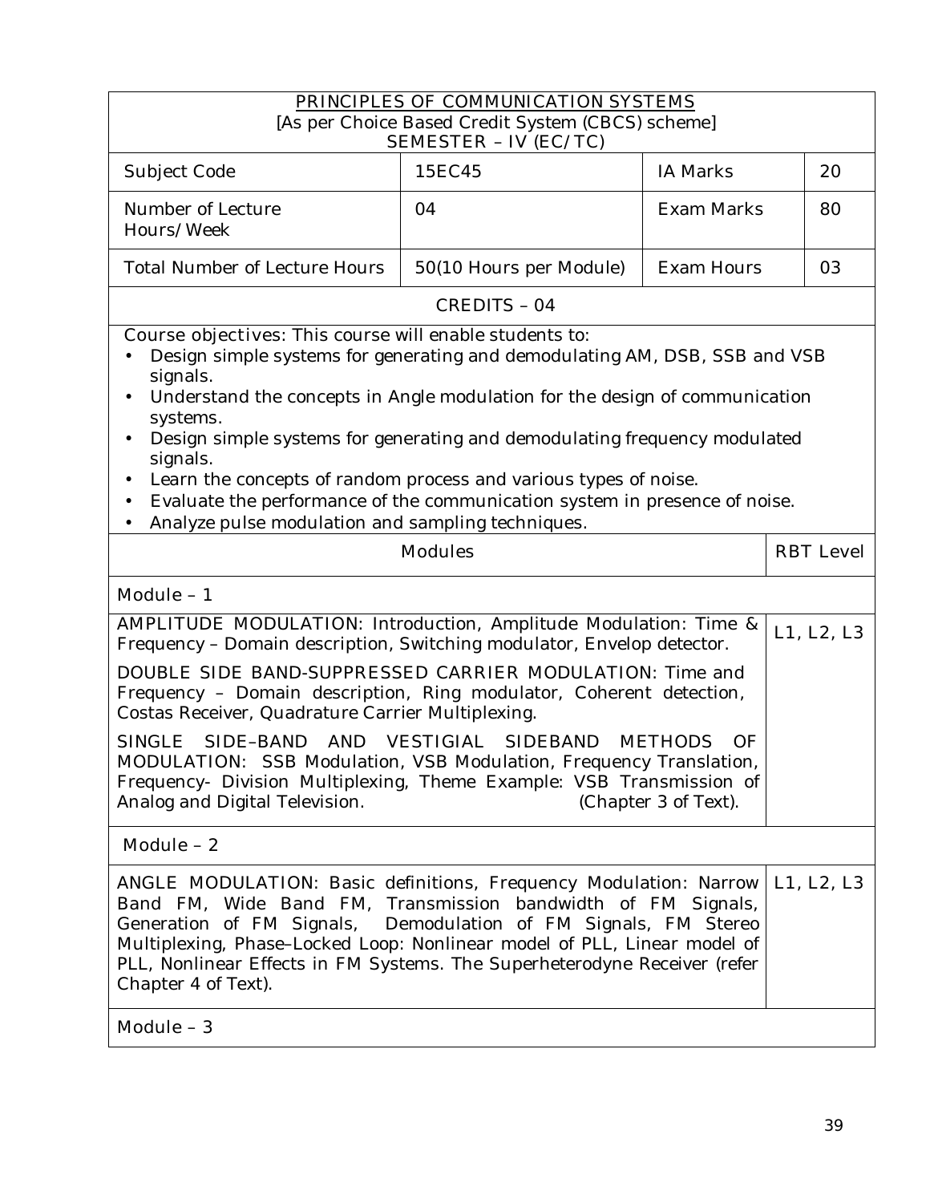## PRINCIPLES OF COMMUNICATION SYSTEMS

[As per Choice Based Credit System (CBCS) scheme]
SEMESTER – IV (EC/TC)

| Subject Code | 15EC45 | IA Marks | 20 |
|---|---|---|---|
| Number of Lecture Hours/Week | 04 | Exam Marks | 80 |
| Total Number of Lecture Hours | 50(10 Hours per Module) | Exam Hours | 03 |

CREDITS – 04

Course objectives: This course will enable students to:

- Design simple systems for generating and demodulating AM, DSB, SSB and VSB signals.
- Understand the concepts in Angle modulation for the design of communication systems.
- Design simple systems for generating and demodulating frequency modulated signals.
- Learn the concepts of random process and various types of noise.
- Evaluate the performance of the communication system in presence of noise.
- Analyze pulse modulation and sampling techniques.

| Modules | RBT Level |
|---|---|
| **Module – 1** | |
| AMPLITUDE MODULATION: Introduction, Amplitude Modulation: Time & Frequency – Domain description, Switching modulator, Envelop detector.<br><br>DOUBLE SIDE BAND-SUPPRESSED CARRIER MODULATION: Time and Frequency – Domain description, Ring modulator, Coherent detection, Costas Receiver, Quadrature Carrier Multiplexing.<br><br>SINGLE SIDE–BAND AND VESTIGIAL SIDEBAND METHODS OF MODULATION: SSB Modulation, VSB Modulation, Frequency Translation, Frequency- Division Multiplexing, Theme Example: VSB Transmission of Analog and Digital Television. (Chapter 3 of Text). | L1, L2, L3 |
| **Module – 2** | |
| ANGLE MODULATION: Basic definitions, Frequency Modulation: Narrow Band FM, Wide Band FM, Transmission bandwidth of FM Signals, Generation of FM Signals, Demodulation of FM Signals, FM Stereo Multiplexing, Phase–Locked Loop: Nonlinear model of PLL, Linear model of PLL, Nonlinear Effects in FM Systems. The Superheterodyne Receiver (refer Chapter 4 of Text). | L1, L2, L3 |
| **Module – 3** | |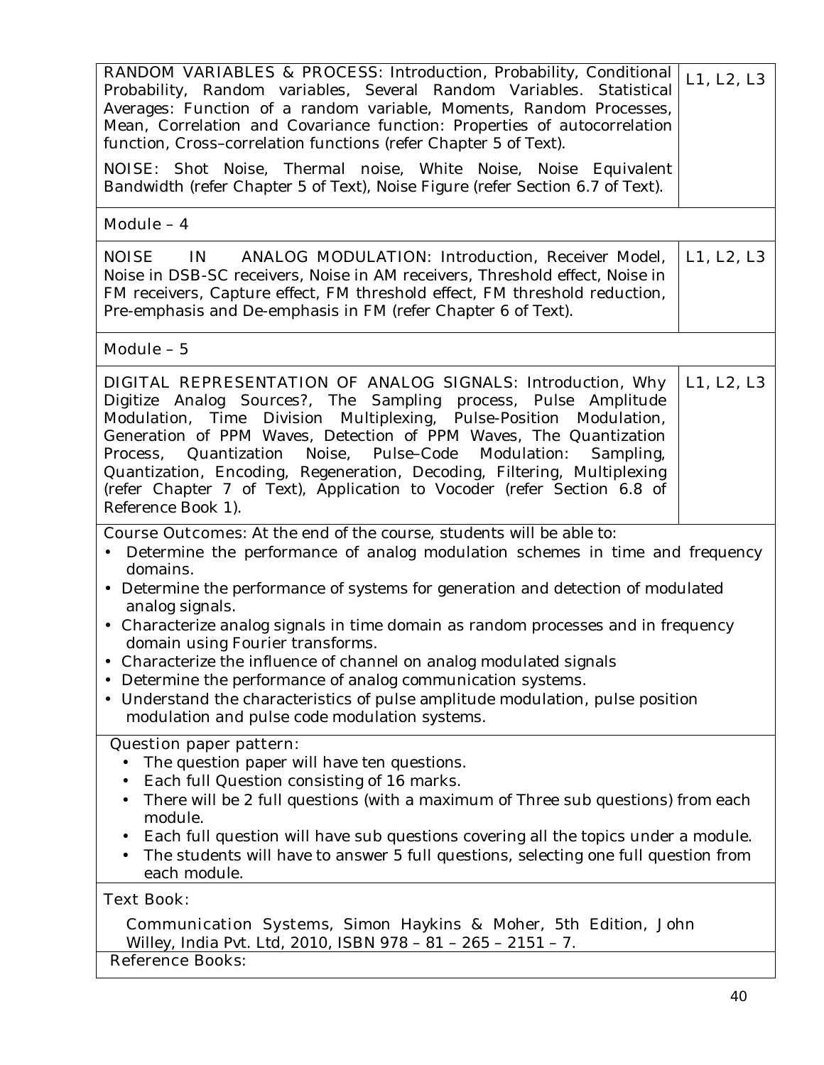| | |
|---|---|
| RANDOM VARIABLES & PROCESS: Introduction, Probability, Conditional Probability, Random variables, Several Random Variables. Statistical Averages: Function of a random variable, Moments, Random Processes, Mean, Correlation and Covariance function: Properties of autocorrelation function, Cross–correlation functions (refer Chapter 5 of Text).<br><br>NOISE: Shot Noise, Thermal noise, White Noise, Noise Equivalent Bandwidth (refer Chapter 5 of Text), Noise Figure (refer Section 6.7 of Text). | L1, L2, L3 |
| Module – 4 | |
| NOISE IN ANALOG MODULATION: Introduction, Receiver Model, Noise in DSB-SC receivers, Noise in AM receivers, Threshold effect, Noise in FM receivers, Capture effect, FM threshold effect, FM threshold reduction, Pre-emphasis and De-emphasis in FM (refer Chapter 6 of Text). | L1, L2, L3 |
| Module – 5 | |
| DIGITAL REPRESENTATION OF ANALOG SIGNALS: Introduction, Why Digitize Analog Sources?, The Sampling process, Pulse Amplitude Modulation, Time Division Multiplexing, Pulse-Position Modulation, Generation of PPM Waves, Detection of PPM Waves, The Quantization Process, Quantization Noise, Pulse–Code Modulation: Sampling, Quantization, Encoding, Regeneration, Decoding, Filtering, Multiplexing (refer Chapter 7 of Text), Application to Vocoder (refer Section 6.8 of Reference Book 1). | L1, L2, L3 |

**Course Outcomes:** At the end of the course, students will be able to:

- Determine the performance of analog modulation schemes in time and frequency domains.
- Determine the performance of systems for generation and detection of modulated analog signals.
- Characterize analog signals in time domain as random processes and in frequency domain using Fourier transforms.
- Characterize the influence of channel on analog modulated signals
- Determine the performance of analog communication systems.
- Understand the characteristics of pulse amplitude modulation, pulse position modulation and pulse code modulation systems.

**Question paper pattern:**

- The question paper will have ten questions.
- Each full Question consisting of 16 marks.
- There will be 2 full questions (with a maximum of Three sub questions) from each module.
- Each full question will have sub questions covering all the topics under a module.
- The students will have to answer 5 full questions, selecting one full question from each module.

**Text Book:**

Communication Systems, Simon Haykins & Moher, 5th Edition, John Willey, India Pvt. Ltd, 2010, ISBN 978 – 81 – 265 – 2151 – 7.

**Reference Books:**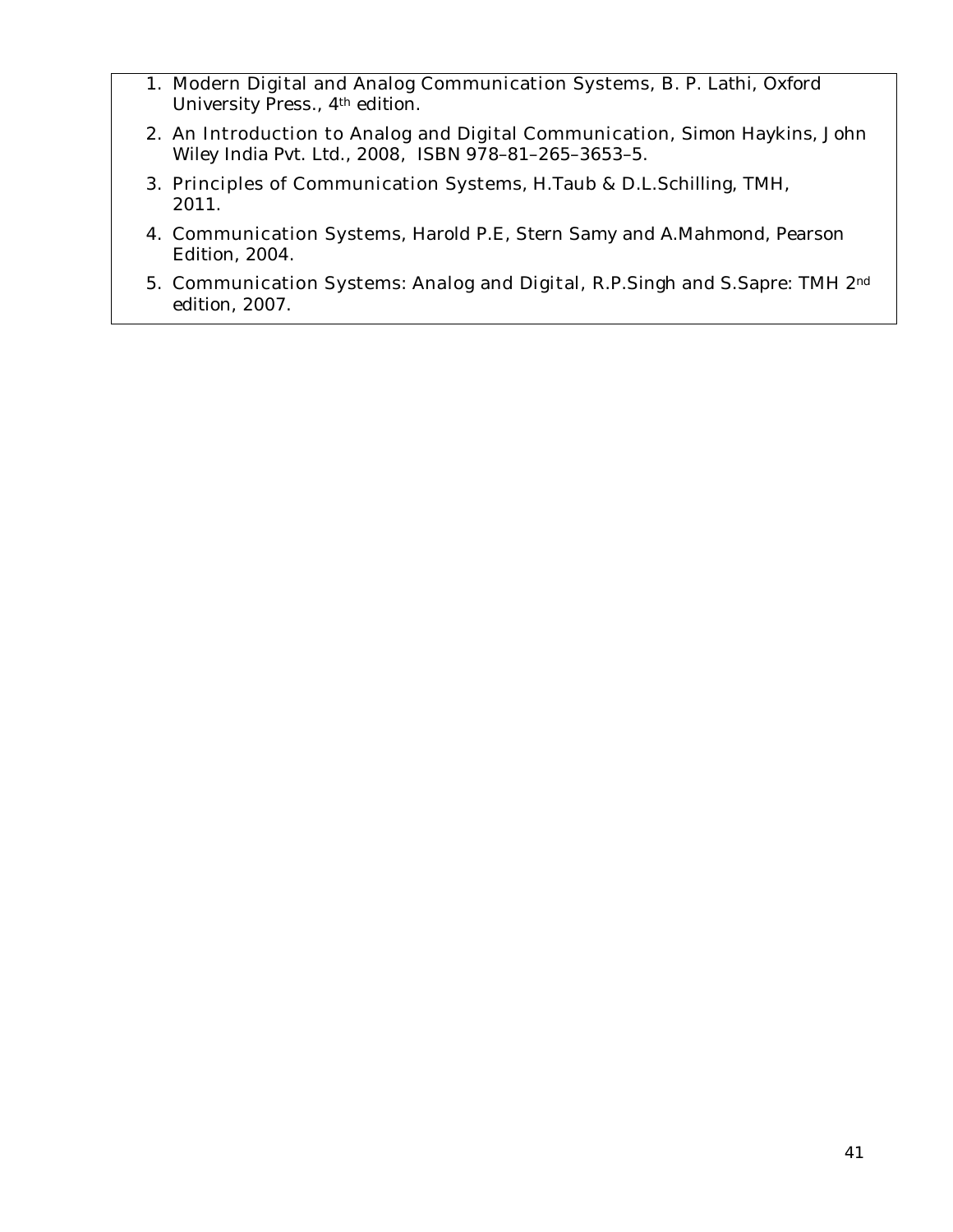1. Modern Digital and Analog Communication Systems, B. P. Lathi, Oxford University Press., 4th edition.
2. An Introduction to Analog and Digital Communication, Simon Haykins, John Wiley India Pvt. Ltd., 2008, ISBN 978–81–265–3653–5.
3. Principles of Communication Systems, H.Taub & D.L.Schilling, TMH, 2011.
4. Communication Systems, Harold P.E, Stern Samy and A.Mahmond, Pearson Edition, 2004.
5. Communication Systems: Analog and Digital, R.P.Singh and S.Sapre: TMH 2nd edition, 2007.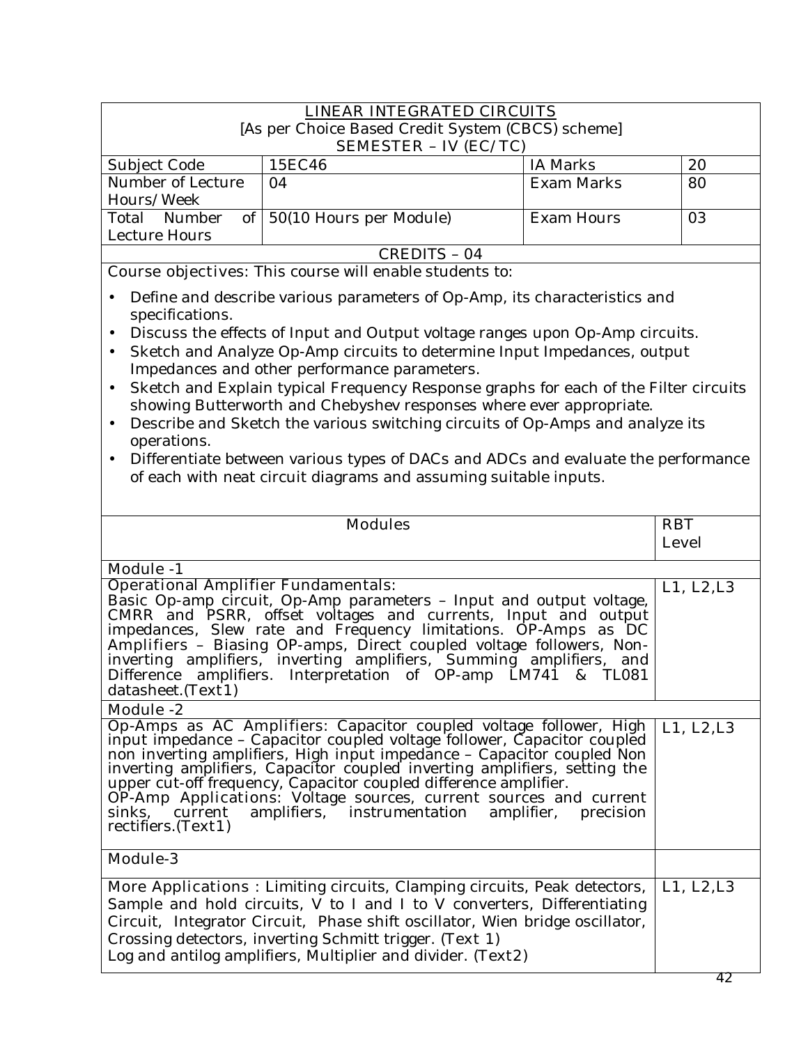# LINEAR INTEGRATED CIRCUITS

[As per Choice Based Credit System (CBCS) scheme]

SEMESTER – IV (EC/TC)

| Subject Code | 15EC46 | IA Marks | 20 |
|---|---|---|---|
| Number of Lecture Hours/Week | 04 | Exam Marks | 80 |
| Total Number of Lecture Hours | 50(10 Hours per Module) | Exam Hours | 03 |

CREDITS – 04

Course objectives: This course will enable students to:

- Define and describe various parameters of Op-Amp, its characteristics and specifications.
- Discuss the effects of Input and Output voltage ranges upon Op-Amp circuits.
- Sketch and Analyze Op-Amp circuits to determine Input Impedances, output Impedances and other performance parameters.
- Sketch and Explain typical Frequency Response graphs for each of the Filter circuits showing Butterworth and Chebyshev responses where ever appropriate.
- Describe and Sketch the various switching circuits of Op-Amps and analyze its operations.
- Differentiate between various types of DACs and ADCs and evaluate the performance of each with neat circuit diagrams and assuming suitable inputs.

| Modules | RBT Level |
|---|---|
| **Module -1** | |
| Operational Amplifier Fundamentals: Basic Op-amp circuit, Op-Amp parameters – Input and output voltage, CMRR and PSRR, offset voltages and currents, Input and output impedances, Slew rate and Frequency limitations. OP-Amps as DC Amplifiers – Biasing OP-amps, Direct coupled voltage followers, Non-inverting amplifiers, inverting amplifiers, Summing amplifiers, and Difference amplifiers. Interpretation of OP-amp LM741 & TL081 datasheet.(Text1) | L1, L2,L3 |
| **Module -2** | |
| Op-Amps as AC Amplifiers: Capacitor coupled voltage follower, High input impedance – Capacitor coupled voltage follower, Capacitor coupled non inverting amplifiers, High input impedance – Capacitor coupled Non inverting amplifiers, Capacitor coupled inverting amplifiers, setting the upper cut-off frequency, Capacitor coupled difference amplifier. OP-Amp Applications: Voltage sources, current sources and current sinks, current amplifiers, instrumentation amplifier, precision rectifiers.(Text1) | L1, L2,L3 |
| **Module-3** | |
| More Applications : Limiting circuits, Clamping circuits, Peak detectors, Sample and hold circuits, V to I and I to V converters, Differentiating Circuit, Integrator Circuit, Phase shift oscillator, Wien bridge oscillator, Crossing detectors, inverting Schmitt trigger. (Text 1) Log and antilog amplifiers, Multiplier and divider. (Text2) | L1, L2,L3 |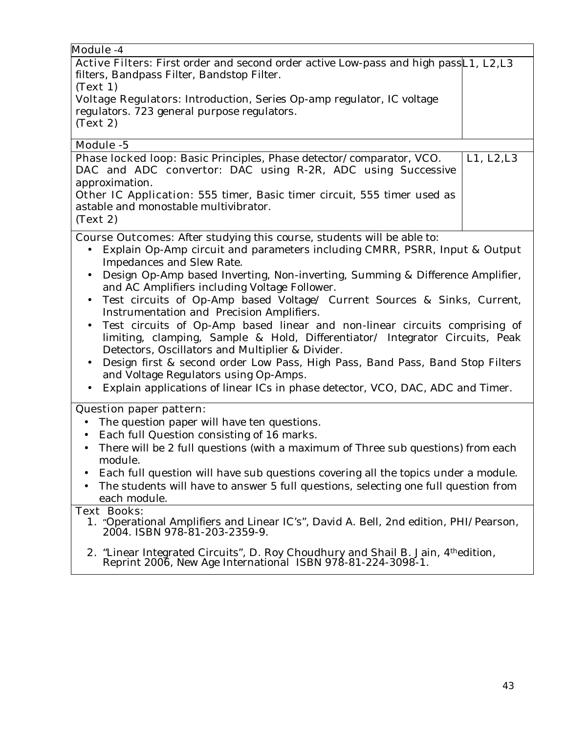| Module -4 | |
|---|---|
| **Active Filters:** First order and second order active Low-pass and high pass filters, Bandpass Filter, Bandstop Filter.<br>(Text 1)<br>**Voltage Regulators:** Introduction, Series Op-amp regulator, IC voltage regulators. 723 general purpose regulators.<br>(Text 2) | L1, L2,L3 |
| **Module -5** | |
| **Phase locked loop:** Basic Principles, Phase detector/comparator, VCO.<br>**DAC and ADC convertor:** DAC using R-2R, ADC using Successive approximation.<br>**Other IC Application:** 555 timer, Basic timer circuit, 555 timer used as astable and monostable multivibrator.<br>(Text 2) | L1, L2,L3 |

**Course Outcomes:** After studying this course, students will be able to:

- Explain Op-Amp circuit and parameters including CMRR, PSRR, Input & Output Impedances and Slew Rate.
- Design Op-Amp based Inverting, Non-inverting, Summing & Difference Amplifier, and AC Amplifiers including Voltage Follower.
- Test circuits of Op-Amp based Voltage/ Current Sources & Sinks, Current, Instrumentation and Precision Amplifiers.
- Test circuits of Op-Amp based linear and non-linear circuits comprising of limiting, clamping, Sample & Hold, Differentiator/ Integrator Circuits, Peak Detectors, Oscillators and Multiplier & Divider.
- Design first & second order Low Pass, High Pass, Band Pass, Band Stop Filters and Voltage Regulators using Op-Amps.
- Explain applications of linear ICs in phase detector, VCO, DAC, ADC and Timer.

**Question paper pattern:**

- The question paper will have ten questions.
- Each full Question consisting of 16 marks.
- There will be 2 full questions (with a maximum of Three sub questions) from each module.
- Each full question will have sub questions covering all the topics under a module.
- The students will have to answer 5 full questions, selecting one full question from each module.

**Text Books:**

1. "Operational Amplifiers and Linear IC's", David A. Bell, 2nd edition, PHI/Pearson, 2004. ISBN 978-81-203-2359-9.
2. "Linear Integrated Circuits", D. Roy Choudhury and Shail B. Jain, 4th edition, Reprint 2006, New Age International ISBN 978-81-224-3098-1.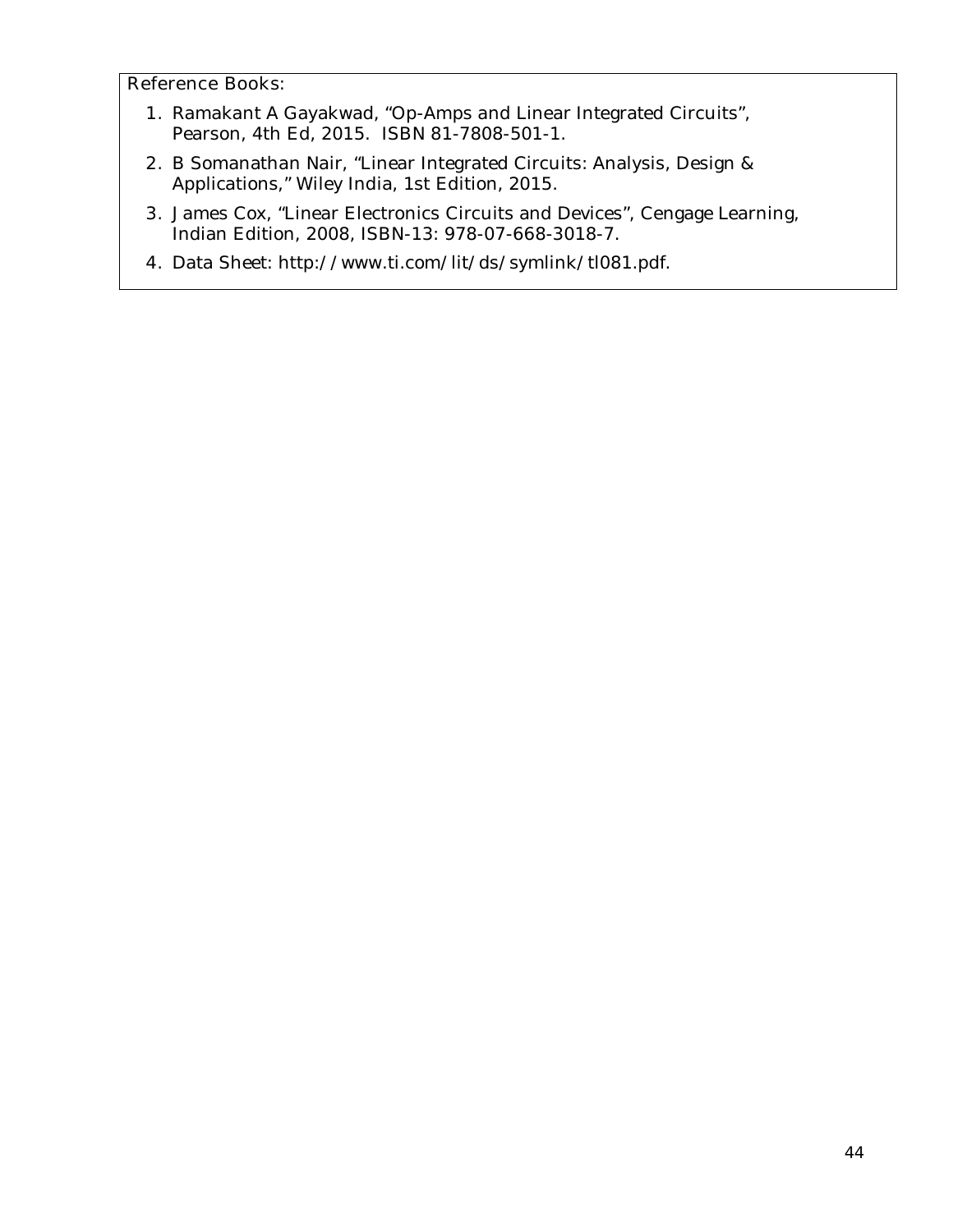Reference Books:

1. Ramakant A Gayakwad, "Op-Amps and Linear Integrated Circuits", Pearson, 4th Ed, 2015. ISBN 81-7808-501-1.
2. B Somanathan Nair, "Linear Integrated Circuits: Analysis, Design & Applications," Wiley India, 1st Edition, 2015.
3. James Cox, "Linear Electronics Circuits and Devices", Cengage Learning, Indian Edition, 2008, ISBN-13: 978-07-668-3018-7.
4. Data Sheet: http://www.ti.com/lit/ds/symlink/tl081.pdf.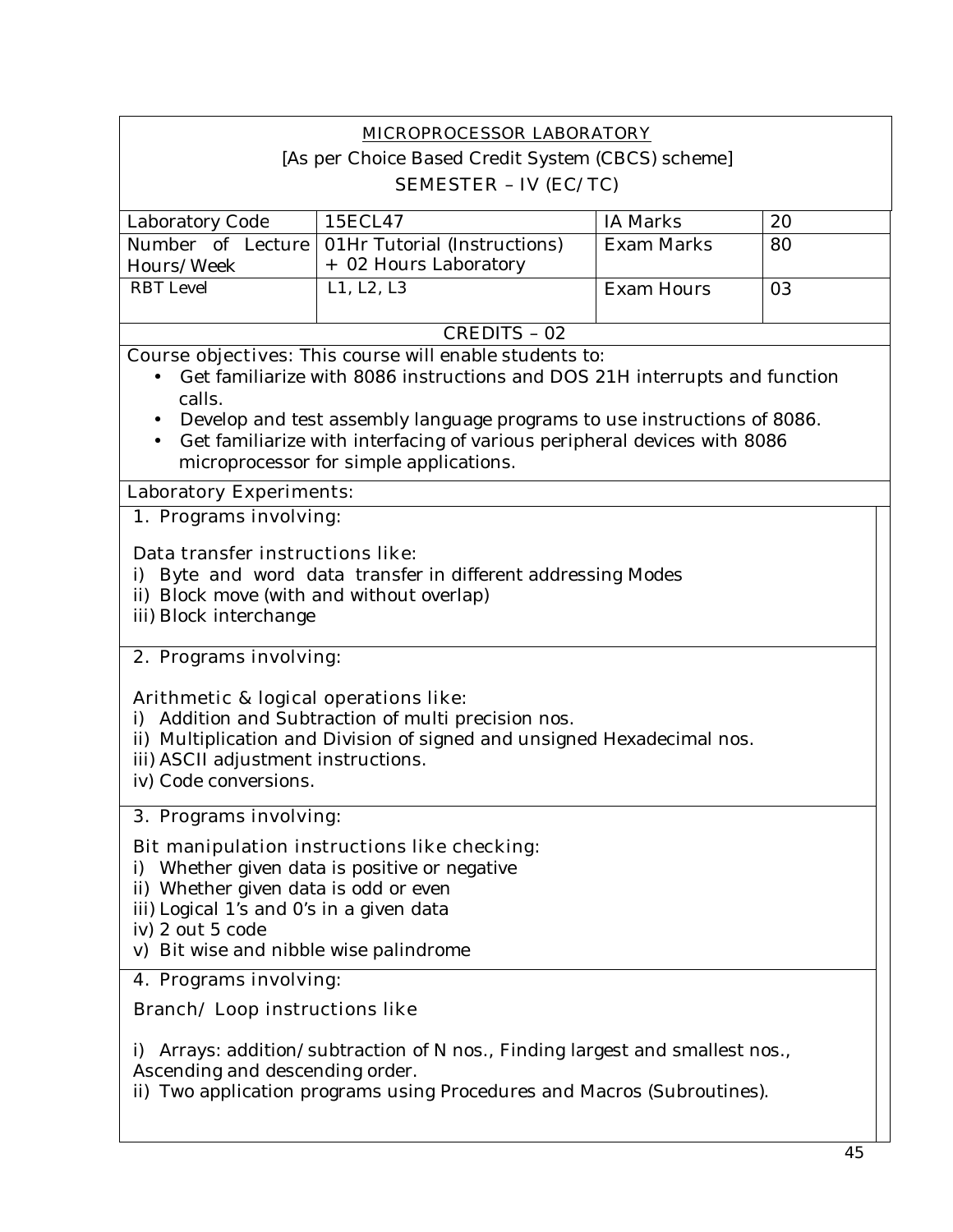## MICROPROCESSOR LABORATORY

[As per Choice Based Credit System (CBCS) scheme]

SEMESTER – IV (EC/TC)

| Laboratory Code | 15ECL47 | IA Marks | 20 |
|---|---|---|---|
| Number of Lecture Hours/Week | 01Hr Tutorial (Instructions) + 02 Hours Laboratory | Exam Marks | 80 |
| RBT Level | L1, L2, L3 | Exam Hours | 03 |

CREDITS – 02

Course objectives: This course will enable students to:

- Get familiarize with 8086 instructions and DOS 21H interrupts and function calls.
- Develop and test assembly language programs to use instructions of 8086.
- Get familiarize with interfacing of various peripheral devices with 8086 microprocessor for simple applications.

Laboratory Experiments:

1. Programs involving:

   Data transfer instructions like:
   
   i) Byte and word data transfer in different addressing Modes
   
   ii) Block move (with and without overlap)
   
   iii) Block interchange

2. Programs involving:

   Arithmetic & logical operations like:
   
   i) Addition and Subtraction of multi precision nos.
   
   ii) Multiplication and Division of signed and unsigned Hexadecimal nos.
   
   iii) ASCII adjustment instructions.
   
   iv) Code conversions.

3. Programs involving:

   Bit manipulation instructions like checking:
   
   i) Whether given data is positive or negative
   
   ii) Whether given data is odd or even
   
   iii) Logical 1's and 0's in a given data
   
   iv) 2 out 5 code
   
   v) Bit wise and nibble wise palindrome

4. Programs involving:

   Branch/ Loop instructions like
   
   i) Arrays: addition/subtraction of N nos., Finding largest and smallest nos., Ascending and descending order.
   
   ii) Two application programs using Procedures and Macros (Subroutines).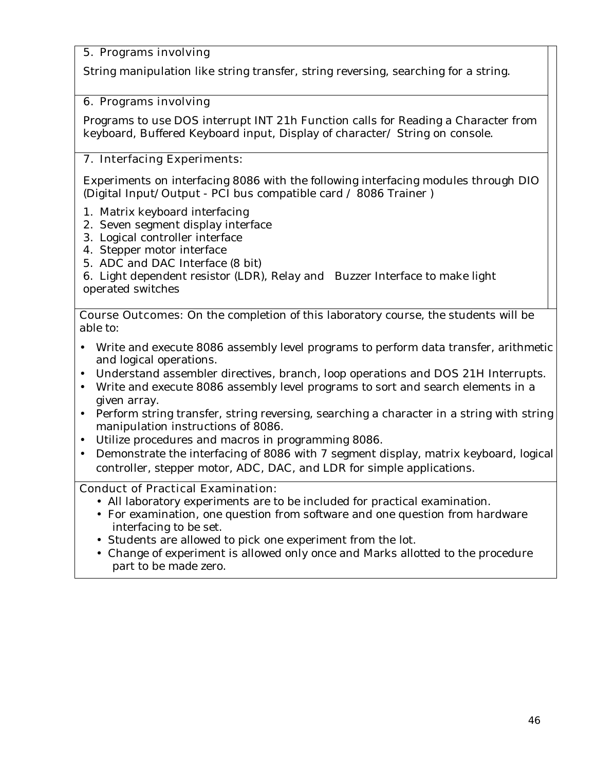5. Programs involving

String manipulation like string transfer, string reversing, searching for a string.

6. Programs involving

Programs to use DOS interrupt INT 21h Function calls for Reading a Character from keyboard, Buffered Keyboard input, Display of character/ String on console.

7. Interfacing Experiments:

Experiments on interfacing 8086 with the following interfacing modules through DIO (Digital Input/Output - PCI bus compatible card / 8086 Trainer )

1. Matrix keyboard interfacing
2. Seven segment display interface
3. Logical controller interface
4. Stepper motor interface
5. ADC and DAC Interface (8 bit)
6. Light dependent resistor (LDR), Relay and Buzzer Interface to make light operated switches

Course Outcomes: On the completion of this laboratory course, the students will be able to:

- Write and execute 8086 assembly level programs to perform data transfer, arithmetic and logical operations.
- Understand assembler directives, branch, loop operations and DOS 21H Interrupts.
- Write and execute 8086 assembly level programs to sort and search elements in a given array.
- Perform string transfer, string reversing, searching a character in a string with string manipulation instructions of 8086.
- Utilize procedures and macros in programming 8086.
- Demonstrate the interfacing of 8086 with 7 segment display, matrix keyboard, logical controller, stepper motor, ADC, DAC, and LDR for simple applications.

Conduct of Practical Examination:

- All laboratory experiments are to be included for practical examination.
- For examination, one question from software and one question from hardware interfacing to be set.
- Students are allowed to pick one experiment from the lot.
- Change of experiment is allowed only once and Marks allotted to the procedure part to be made zero.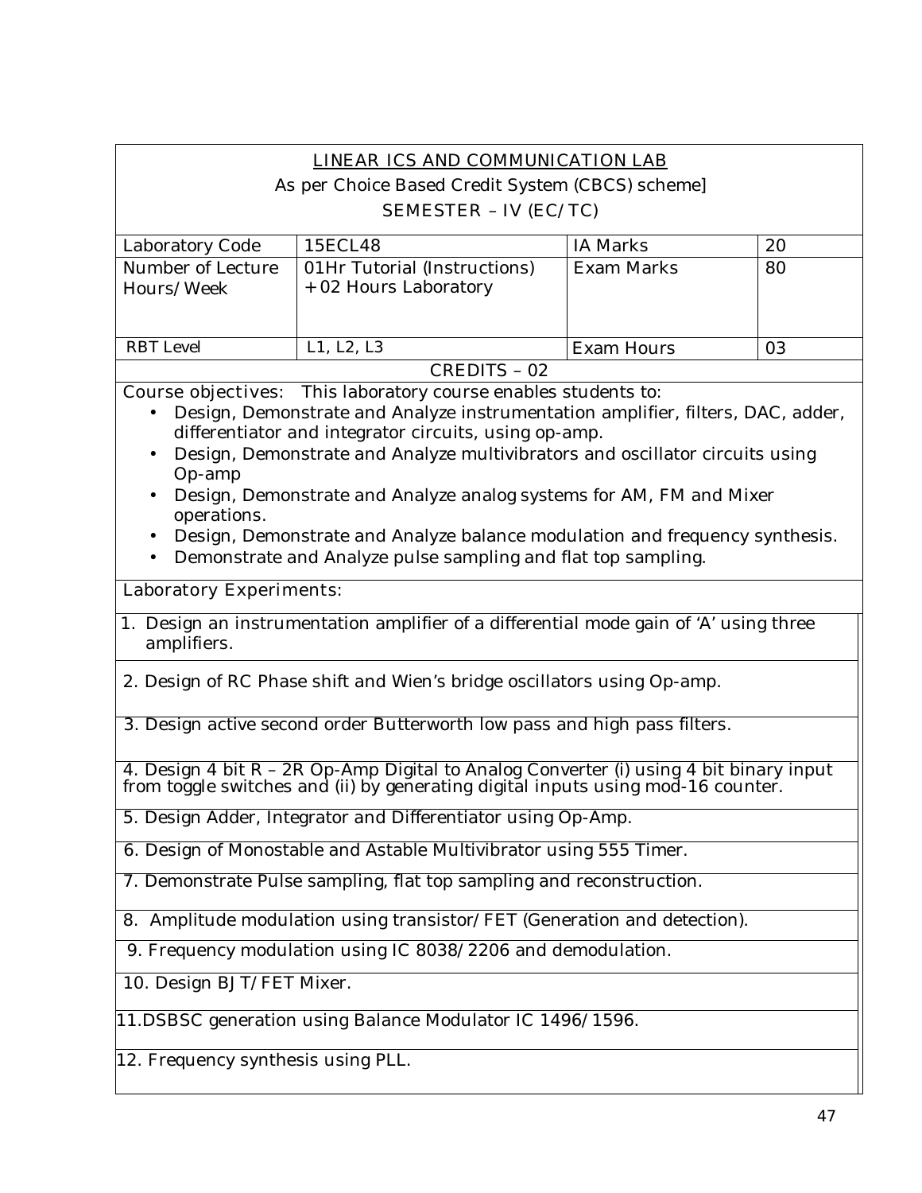## LINEAR ICS AND COMMUNICATION LAB

As per Choice Based Credit System (CBCS) scheme]

SEMESTER – IV (EC/TC)

| Laboratory Code | 15ECL48 | IA Marks | 20 |
|---|---|---|---|
| Number of Lecture Hours/Week | 01Hr Tutorial (Instructions) + 02 Hours Laboratory | Exam Marks | 80 |
| RBT Level | L1, L2, L3 | Exam Hours | 03 |

CREDITS – 02

**Course objectives:** This laboratory course enables students to:

- Design, Demonstrate and Analyze instrumentation amplifier, filters, DAC, adder, differentiator and integrator circuits, using op-amp.
- Design, Demonstrate and Analyze multivibrators and oscillator circuits using Op-amp
- Design, Demonstrate and Analyze analog systems for AM, FM and Mixer operations.
- Design, Demonstrate and Analyze balance modulation and frequency synthesis.
- Demonstrate and Analyze pulse sampling and flat top sampling.

**Laboratory Experiments:**

1. Design an instrumentation amplifier of a differential mode gain of 'A' using three amplifiers.
2. Design of RC Phase shift and Wien's bridge oscillators using Op-amp.
3. Design active second order Butterworth low pass and high pass filters.
4. Design 4 bit R – 2R Op-Amp Digital to Analog Converter (i) using 4 bit binary input from toggle switches and (ii) by generating digital inputs using mod-16 counter.
5. Design Adder, Integrator and Differentiator using Op-Amp.
6. Design of Monostable and Astable Multivibrator using 555 Timer.
7. Demonstrate Pulse sampling, flat top sampling and reconstruction.
8. Amplitude modulation using transistor/FET (Generation and detection).
9. Frequency modulation using IC 8038/2206 and demodulation.
10. Design BJT/FET Mixer.
11. DSBSC generation using Balance Modulator IC 1496/1596.
12. Frequency synthesis using PLL.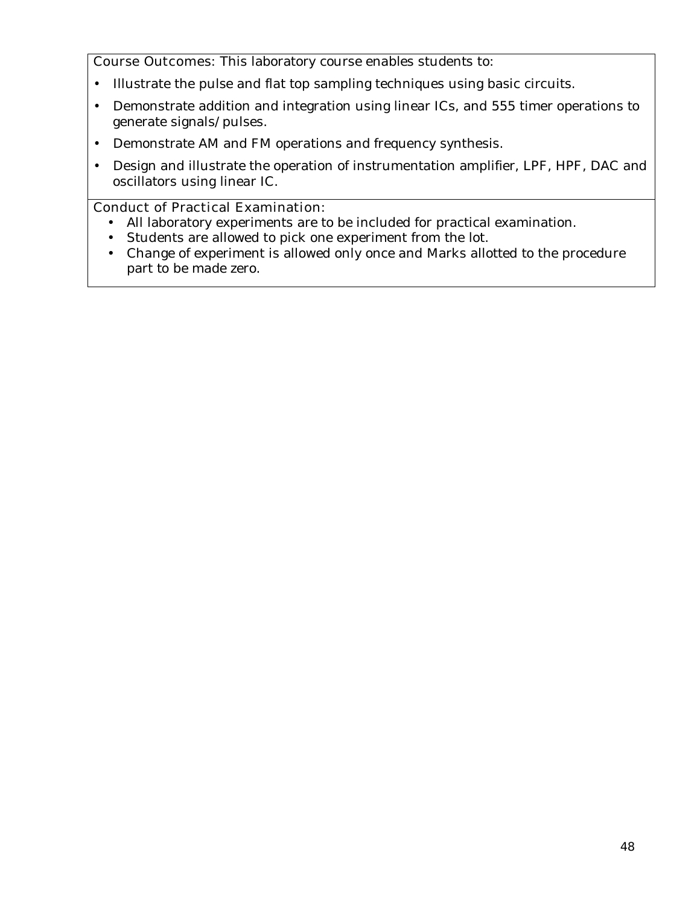Course Outcomes: This laboratory course enables students to:

- Illustrate the pulse and flat top sampling techniques using basic circuits.
- Demonstrate addition and integration using linear ICs, and 555 timer operations to generate signals/pulses.
- Demonstrate AM and FM operations and frequency synthesis.
- Design and illustrate the operation of instrumentation amplifier, LPF, HPF, DAC and oscillators using linear IC.

Conduct of Practical Examination:

- All laboratory experiments are to be included for practical examination.
- Students are allowed to pick one experiment from the lot.
- Change of experiment is allowed only once and Marks allotted to the procedure part to be made zero.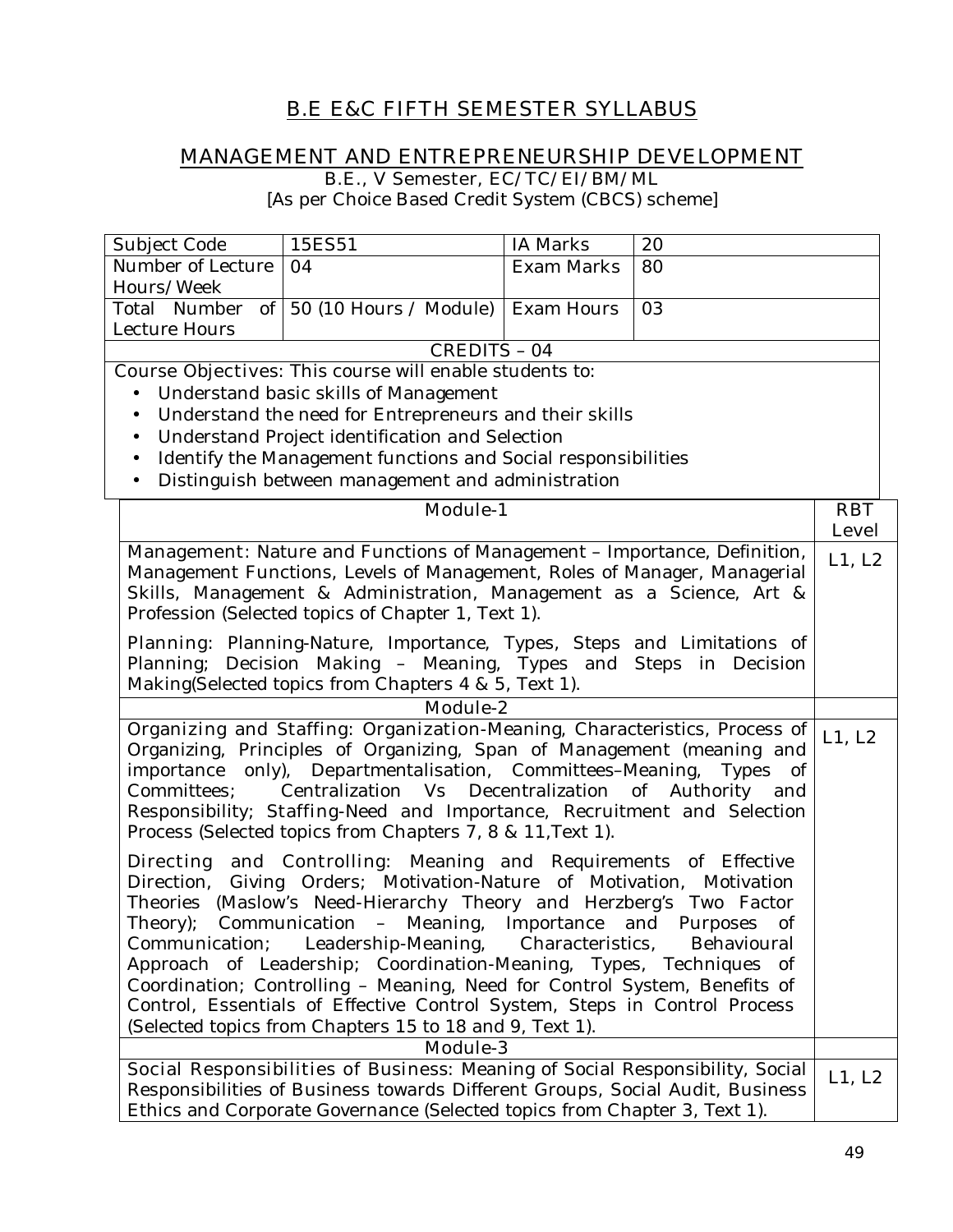# B.E E&C FIFTH SEMESTER SYLLABUS

## MANAGEMENT AND ENTREPRENEURSHIP DEVELOPMENT

B.E., V Semester, EC/TC/EI/BM/ML

[As per Choice Based Credit System (CBCS) scheme]

| Subject Code | 15ES51 | IA Marks | 20 |
|---|---|---|---|
| Number of Lecture Hours/Week | 04 | Exam Marks | 80 |
| Total Number of Lecture Hours | 50 (10 Hours / Module) | Exam Hours | 03 |

**CREDITS – 04**

**Course Objectives:** This course will enable students to:

- Understand basic skills of Management
- Understand the need for Entrepreneurs and their skills
- Understand Project identification and Selection
- Identify the Management functions and Social responsibilities
- Distinguish between management and administration

| Module-1 | RBT Level |
|---|---|
| **Management:** Nature and Functions of Management – Importance, Definition, Management Functions, Levels of Management, Roles of Manager, Managerial Skills, Management & Administration, Management as a Science, Art & Profession (Selected topics of Chapter 1, Text 1).<br><br>**Planning:** Planning-Nature, Importance, Types, Steps and Limitations of Planning; Decision Making – Meaning, Types and Steps in Decision Making(Selected topics from Chapters 4 & 5, Text 1). | L1, L2 |
| **Module-2** | |
| **Organizing and Staffing:** Organization-Meaning, Characteristics, Process of Organizing, Principles of Organizing, Span of Management (meaning and importance only), Departmentalisation, Committees–Meaning, Types of Committees; Centralization Vs Decentralization of Authority and Responsibility; **Staffing**-Need and Importance, Recruitment and Selection Process (Selected topics from Chapters 7, 8 & 11,Text 1).<br><br>**Directing and Controlling:** Meaning and Requirements of Effective Direction, Giving Orders; Motivation-Nature of Motivation, Motivation Theories (Maslow's Need-Hierarchy Theory and Herzberg's Two Factor Theory); Communication – Meaning, Importance and Purposes of Communication; Leadership-Meaning, Characteristics, Behavioural Approach of Leadership; Coordination-Meaning, Types, Techniques of Coordination; Controlling – Meaning, Need for Control System, Benefits of Control, Essentials of Effective Control System, Steps in Control Process (Selected topics from Chapters 15 to 18 and 9, Text 1). | L1, L2 |
| **Module-3** | |
| **Social Responsibilities of Business:** Meaning of Social Responsibility, Social Responsibilities of Business towards Different Groups, Social Audit, Business Ethics and Corporate Governance (Selected topics from Chapter 3, Text 1). | L1, L2 |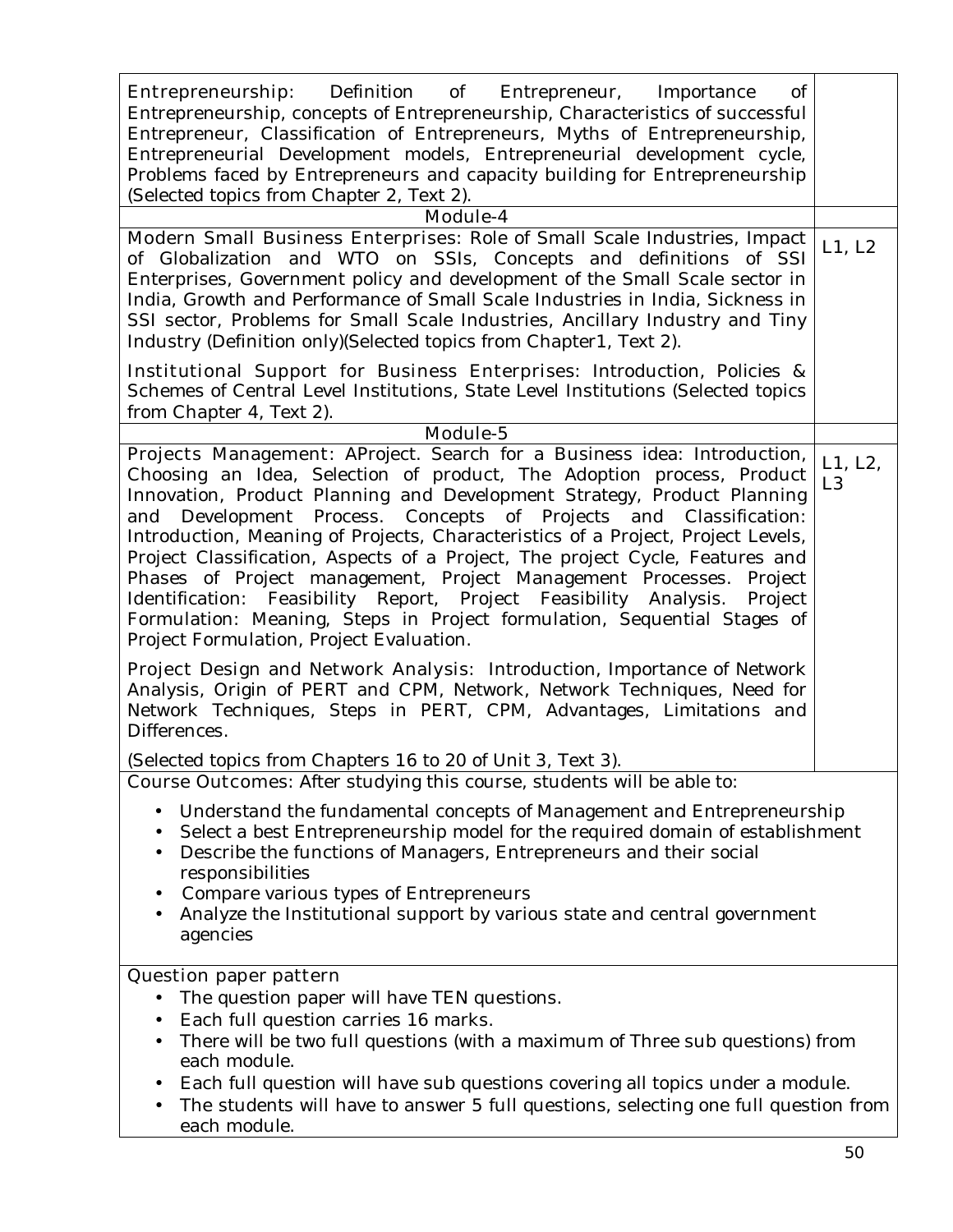| | |
|---|---|
| Entrepreneurship: Definition of Entrepreneur, Importance of Entrepreneurship, concepts of Entrepreneurship, Characteristics of successful Entrepreneur, Classification of Entrepreneurs, Myths of Entrepreneurship, Entrepreneurial Development models, Entrepreneurial development cycle, Problems faced by Entrepreneurs and capacity building for Entrepreneurship (Selected topics from Chapter 2, Text 2). | |
| Module-4 | |
| Modern Small Business Enterprises: Role of Small Scale Industries, Impact of Globalization and WTO on SSIs, Concepts and definitions of SSI Enterprises, Government policy and development of the Small Scale sector in India, Growth and Performance of Small Scale Industries in India, Sickness in SSI sector, Problems for Small Scale Industries, Ancillary Industry and Tiny Industry (Definition only)(Selected topics from Chapter1, Text 2).<br><br>Institutional Support for Business Enterprises: Introduction, Policies & Schemes of Central Level Institutions, State Level Institutions (Selected topics from Chapter 4, Text 2). | L1, L2 |
| Module-5 | |
| Projects Management: AProject. Search for a Business idea: Introduction, Choosing an Idea, Selection of product, The Adoption process, Product Innovation, Product Planning and Development Strategy, Product Planning and Development Process. Concepts of Projects and Classification: Introduction, Meaning of Projects, Characteristics of a Project, Project Levels, Project Classification, Aspects of a Project, The project Cycle, Features and Phases of Project management, Project Management Processes. Project Identification: Feasibility Report, Project Feasibility Analysis. Project Formulation: Meaning, Steps in Project formulation, Sequential Stages of Project Formulation, Project Evaluation.<br><br>Project Design and Network Analysis: Introduction, Importance of Network Analysis, Origin of PERT and CPM, Network, Network Techniques, Need for Network Techniques, Steps in PERT, CPM, Advantages, Limitations and Differences.<br><br>(Selected topics from Chapters 16 to 20 of Unit 3, Text 3). | L1, L2, L3 |

**Course Outcomes:** After studying this course, students will be able to:

- Understand the fundamental concepts of Management and Entrepreneurship
- Select a best Entrepreneurship model for the required domain of establishment
- Describe the functions of Managers, Entrepreneurs and their social responsibilities
- Compare various types of Entrepreneurs
- Analyze the Institutional support by various state and central government agencies

**Question paper pattern**

- The question paper will have TEN questions.
- Each full question carries 16 marks.
- There will be two full questions (with a maximum of Three sub questions) from each module.
- Each full question will have sub questions covering all topics under a module.
- The students will have to answer 5 full questions, selecting one full question from each module.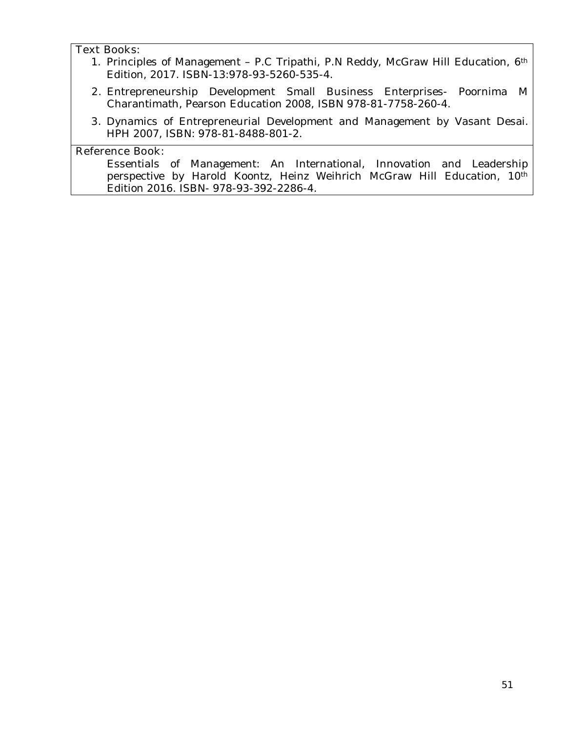**Text Books:**

1. Principles of Management – P.C Tripathi, P.N Reddy, McGraw Hill Education, 6th Edition, 2017. ISBN-13:978-93-5260-535-4.
2. Entrepreneurship Development Small Business Enterprises- Poornima M Charantimath, Pearson Education 2008, ISBN 978-81-7758-260-4.
3. Dynamics of Entrepreneurial Development and Management by Vasant Desai. HPH 2007, ISBN: 978-81-8488-801-2.

**Reference Book:**

Essentials of Management: An International, Innovation and Leadership perspective by Harold Koontz, Heinz Weihrich McGraw Hill Education, 10th Edition 2016. ISBN- 978-93-392-2286-4.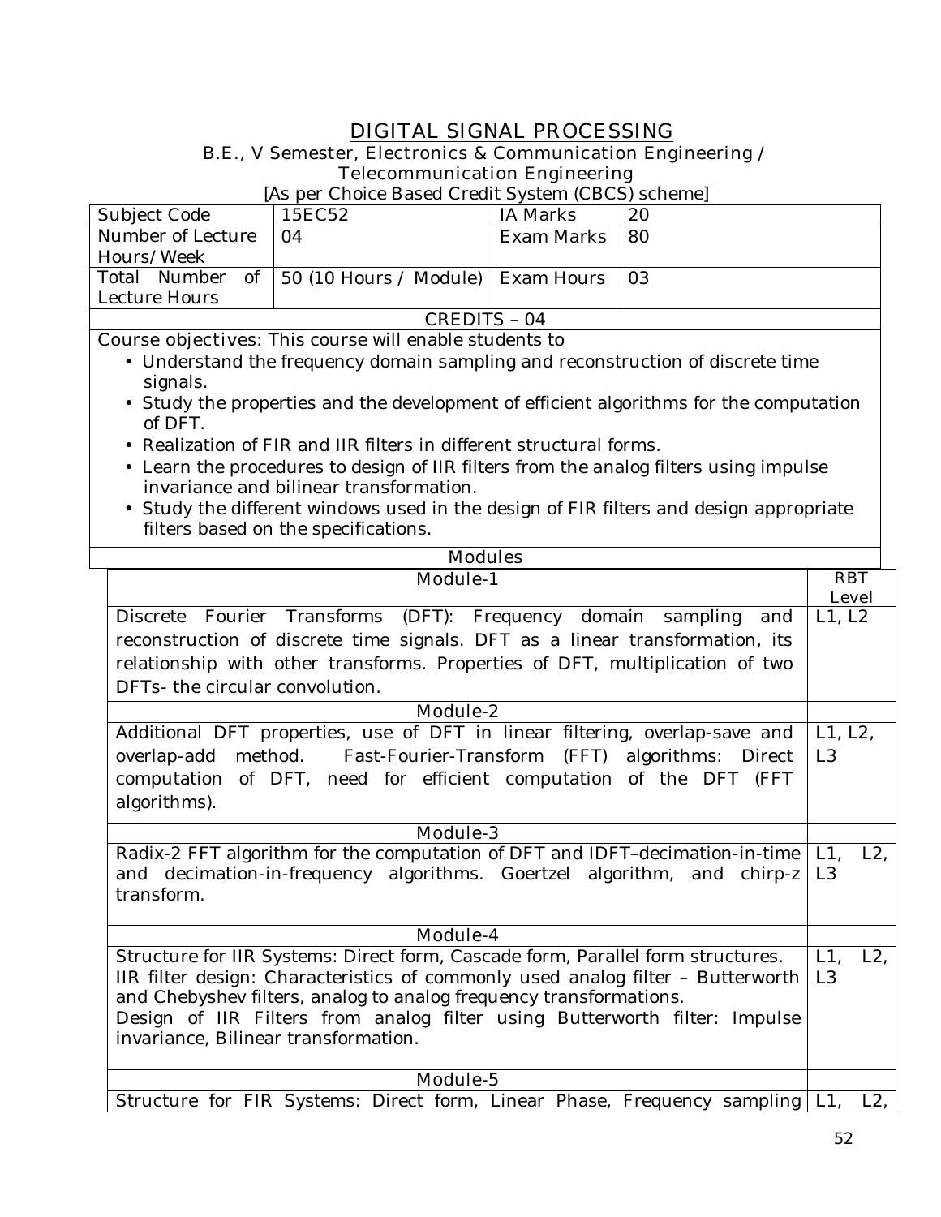# DIGITAL SIGNAL PROCESSING

B.E., V Semester, Electronics & Communication Engineering / Telecommunication Engineering

[As per Choice Based Credit System (CBCS) scheme]

| Subject Code | 15EC52 | IA Marks | 20 |
|---|---|---|---|
| Number of Lecture Hours/Week | 04 | Exam Marks | 80 |
| Total Number of Lecture Hours | 50 (10 Hours / Module) | Exam Hours | 03 |

CREDITS – 04

Course objectives: This course will enable students to

- Understand the frequency domain sampling and reconstruction of discrete time signals.
- Study the properties and the development of efficient algorithms for the computation of DFT.
- Realization of FIR and IIR filters in different structural forms.
- Learn the procedures to design of IIR filters from the analog filters using impulse invariance and bilinear transformation.
- Study the different windows used in the design of FIR filters and design appropriate filters based on the specifications.

Modules

| Module-1 | RBT Level |
|---|---|
| Discrete Fourier Transforms (DFT): Frequency domain sampling and reconstruction of discrete time signals. DFT as a linear transformation, its relationship with other transforms. Properties of DFT, multiplication of two DFTs- the circular convolution. | L1, L2 |
| **Module-2** | |
| Additional DFT properties, use of DFT in linear filtering, overlap-save and overlap-add method. Fast-Fourier-Transform (FFT) algorithms: Direct computation of DFT, need for efficient computation of the DFT (FFT algorithms). | L1, L2, L3 |
| **Module-3** | |
| Radix-2 FFT algorithm for the computation of DFT and IDFT–decimation-in-time and decimation-in-frequency algorithms. Goertzel algorithm, and chirp-z transform. | L1, L2, L3 |
| **Module-4** | |
| Structure for IIR Systems: Direct form, Cascade form, Parallel form structures. IIR filter design: Characteristics of commonly used analog filter – Butterworth and Chebyshev filters, analog to analog frequency transformations. Design of IIR Filters from analog filter using Butterworth filter: Impulse invariance, Bilinear transformation. | L1, L2, L3 |
| **Module-5** | |
| Structure for FIR Systems: Direct form, Linear Phase, Frequency sampling | L1, L2, |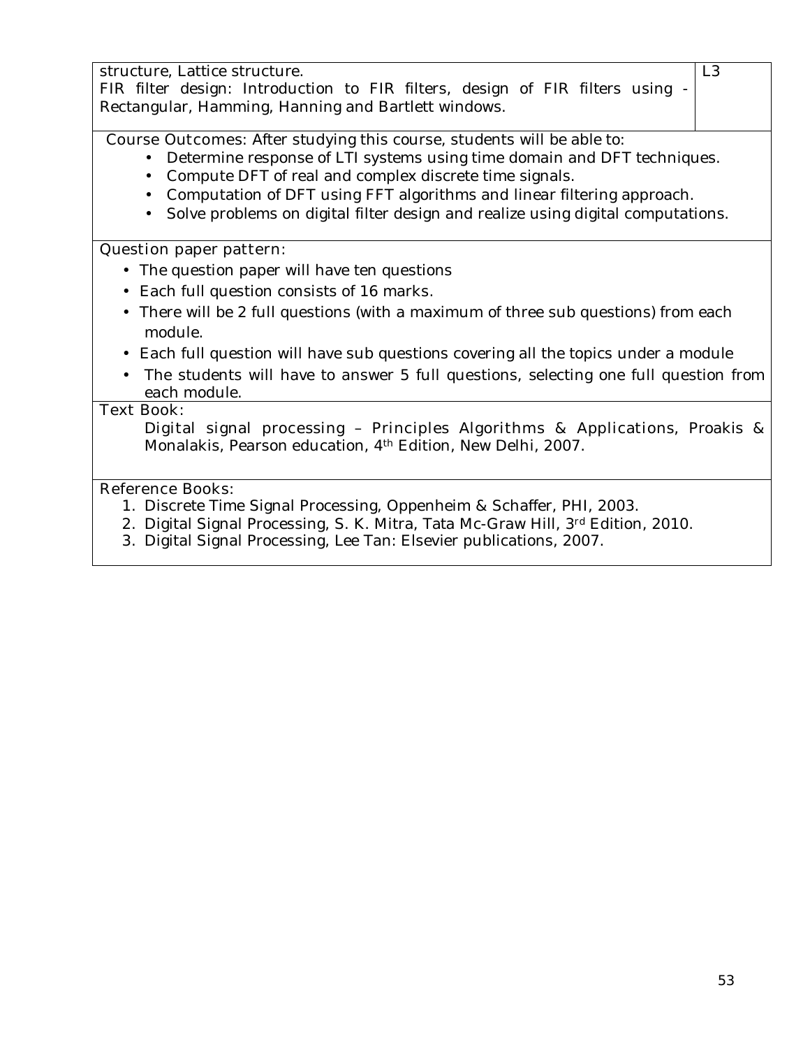| | |
|---|---|
| structure, Lattice structure.<br>FIR filter design: Introduction to FIR filters, design of FIR filters using - Rectangular, Hamming, Hanning and Bartlett windows. | L3 |

**Course Outcomes:** After studying this course, students will be able to:

- Determine response of LTI systems using time domain and DFT techniques.
- Compute DFT of real and complex discrete time signals.
- Computation of DFT using FFT algorithms and linear filtering approach.
- Solve problems on digital filter design and realize using digital computations.

**Question paper pattern:**

- The question paper will have ten questions
- Each full question consists of 16 marks.
- There will be 2 full questions (with a maximum of three sub questions) from each module.
- Each full question will have sub questions covering all the topics under a module
- The students will have to answer 5 full questions, selecting one full question from each module.

**Text Book:**

Digital signal processing – Principles Algorithms & Applications, Proakis & Monalakis, Pearson education, 4th Edition, New Delhi, 2007.

**Reference Books:**

1. Discrete Time Signal Processing, Oppenheim & Schaffer, PHI, 2003.
2. Digital Signal Processing, S. K. Mitra, Tata Mc-Graw Hill, 3rd Edition, 2010.
3. Digital Signal Processing, Lee Tan: Elsevier publications, 2007.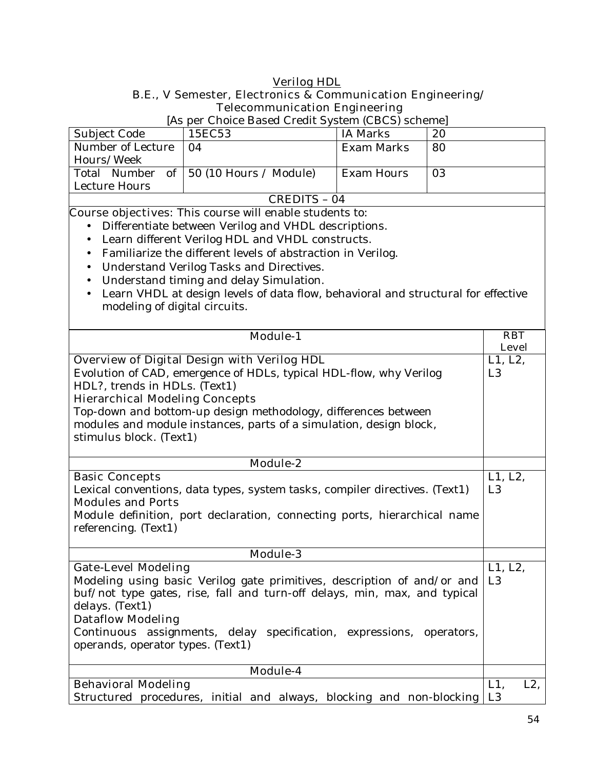## Verilog HDL

**B.E., V Semester, Electronics & Communication Engineering/ Telecommunication Engineering**

[As per Choice Based Credit System (CBCS) scheme]

| Subject Code | 15EC53 | IA Marks | 20 |
|---|---|---|---|
| Number of Lecture Hours/Week | 04 | Exam Marks | 80 |
| Total Number of Lecture Hours | 50 (10 Hours / Module) | Exam Hours | 03 |
| CREDITS – 04 | | | |

Course objectives: This course will enable students to:

- Differentiate between Verilog and VHDL descriptions.
- Learn different Verilog HDL and VHDL constructs.
- Familiarize the different levels of abstraction in Verilog.
- Understand Verilog Tasks and Directives.
- Understand timing and delay Simulation.
- Learn VHDL at design levels of data flow, behavioral and structural for effective modeling of digital circuits.

| Module-1 | RBT Level |
|---|---|
| **Overview of Digital Design with Verilog HDL**<br>Evolution of CAD, emergence of HDLs, typical HDL-flow, why Verilog HDL?, trends in HDLs. (Text1)<br>**Hierarchical Modeling Concepts**<br>Top-down and bottom-up design methodology, differences between modules and module instances, parts of a simulation, design block, stimulus block. (Text1) | L1, L2, L3 |
| **Module-2** | |
| **Basic Concepts**<br>Lexical conventions, data types, system tasks, compiler directives. (Text1)<br>**Modules and Ports**<br>Module definition, port declaration, connecting ports, hierarchical name referencing. (Text1) | L1, L2, L3 |
| **Module-3** | |
| **Gate-Level Modeling**<br>Modeling using basic Verilog gate primitives, description of and/or and buf/not type gates, rise, fall and turn-off delays, min, max, and typical delays. (Text1)<br>**Dataflow Modeling**<br>Continuous assignments, delay specification, expressions, operators, operands, operator types. (Text1) | L1, L2, L3 |
| **Module-4** | |
| **Behavioral Modeling**<br>Structured procedures, initial and always, blocking and non-blocking | L1, L2, L3 |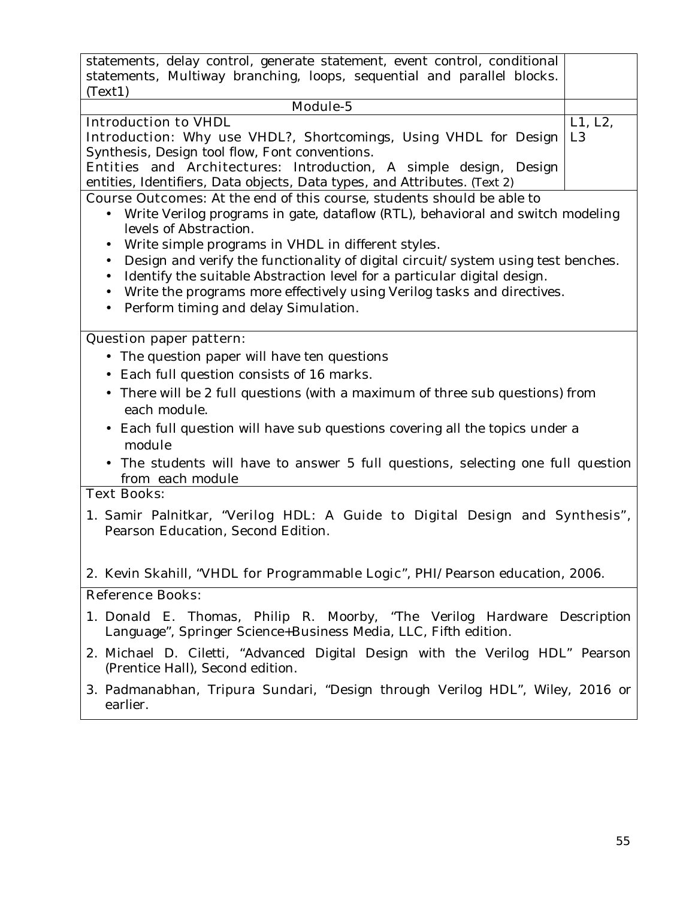| | |
|---|---|
| statements, delay control, generate statement, event control, conditional statements, Multiway branching, loops, sequential and parallel blocks. (Text1) | |
| **Module-5** | |
| **Introduction to VHDL**<br>**Introduction:** Why use VHDL?, Shortcomings, Using VHDL for Design Synthesis, Design tool flow, Font conventions.<br>**Entities and Architectures:** Introduction, A simple design, Design entities, Identifiers, Data objects, Data types, and Attributes. (Text 2) | L1, L2, L3 |

**Course Outcomes:** At the end of this course, students should be able to

- Write Verilog programs in gate, dataflow (RTL), behavioral and switch modeling levels of Abstraction.
- Write simple programs in VHDL in different styles.
- Design and verify the functionality of digital circuit/system using test benches.
- Identify the suitable Abstraction level for a particular digital design.
- Write the programs more effectively using Verilog tasks and directives.
- Perform timing and delay Simulation.

**Question paper pattern:**

- The question paper will have ten questions
- Each full question consists of 16 marks.
- There will be 2 full questions (with a maximum of three sub questions) from each module.
- Each full question will have sub questions covering all the topics under a module
- The students will have to answer 5 full questions, selecting one full question from each module

**Text Books:**

1. Samir Palnitkar, "Verilog HDL: A Guide to Digital Design and Synthesis", Pearson Education, Second Edition.
2. Kevin Skahill, "VHDL for Programmable Logic", PHI/Pearson education, 2006.

**Reference Books:**

1. Donald E. Thomas, Philip R. Moorby, "The Verilog Hardware Description Language", Springer Science+Business Media, LLC, Fifth edition.
2. Michael D. Ciletti, "Advanced Digital Design with the Verilog HDL" Pearson (Prentice Hall), Second edition.
3. Padmanabhan, Tripura Sundari, "Design through Verilog HDL", Wiley, 2016 or earlier.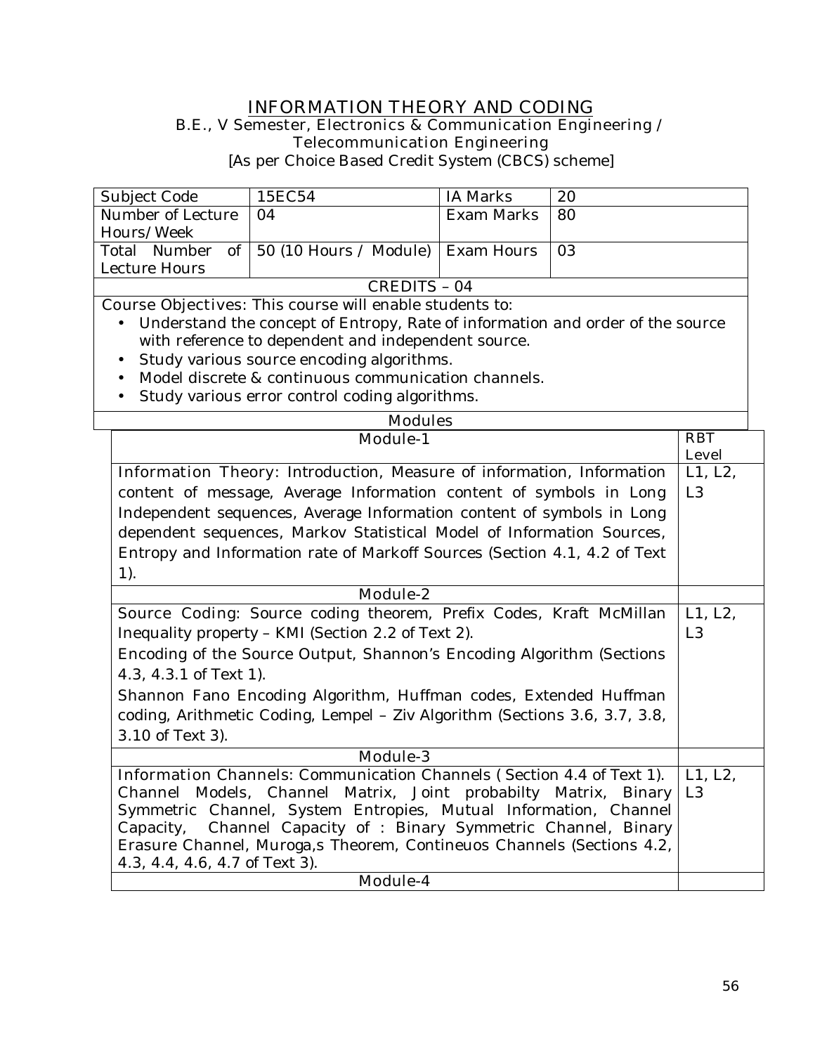# INFORMATION THEORY AND CODING

B.E., V Semester, Electronics & Communication Engineering / Telecommunication Engineering

[As per Choice Based Credit System (CBCS) scheme]

| Subject Code | 15EC54 | IA Marks | 20 |
|---|---|---|---|
| Number of Lecture Hours/Week | 04 | Exam Marks | 80 |
| Total Number of Lecture Hours | 50 (10 Hours / Module) | Exam Hours | 03 |

**CREDITS – 04**

Course Objectives: This course will enable students to:

- Understand the concept of Entropy, Rate of information and order of the source with reference to dependent and independent source.
- Study various source encoding algorithms.
- Model discrete & continuous communication channels.
- Study various error control coding algorithms.

**Modules**

| Module-1 | RBT Level |
|---|---|
| Information Theory: Introduction, Measure of information, Information content of message, Average Information content of symbols in Long Independent sequences, Average Information content of symbols in Long dependent sequences, Markov Statistical Model of Information Sources, Entropy and Information rate of Markoff Sources (Section 4.1, 4.2 of Text 1). | L1, L2, L3 |
| **Module-2** | |
| Source Coding: Source coding theorem, Prefix Codes, Kraft McMillan Inequality property – KMI (Section 2.2 of Text 2). Encoding of the Source Output, Shannon's Encoding Algorithm (Sections 4.3, 4.3.1 of Text 1). Shannon Fano Encoding Algorithm, Huffman codes, Extended Huffman coding, Arithmetic Coding, Lempel – Ziv Algorithm (Sections 3.6, 3.7, 3.8, 3.10 of Text 3). | L1, L2, L3 |
| **Module-3** | |
| Information Channels: Communication Channels ( Section 4.4 of Text 1). Channel Models, Channel Matrix, Joint probabilty Matrix, Binary Symmetric Channel, System Entropies, Mutual Information, Channel Capacity, Channel Capacity of : Binary Symmetric Channel, Binary Erasure Channel, Muroga,s Theorem, Contineuos Channels (Sections 4.2, 4.3, 4.4, 4.6, 4.7 of Text 3). | L1, L2, L3 |
| **Module-4** | |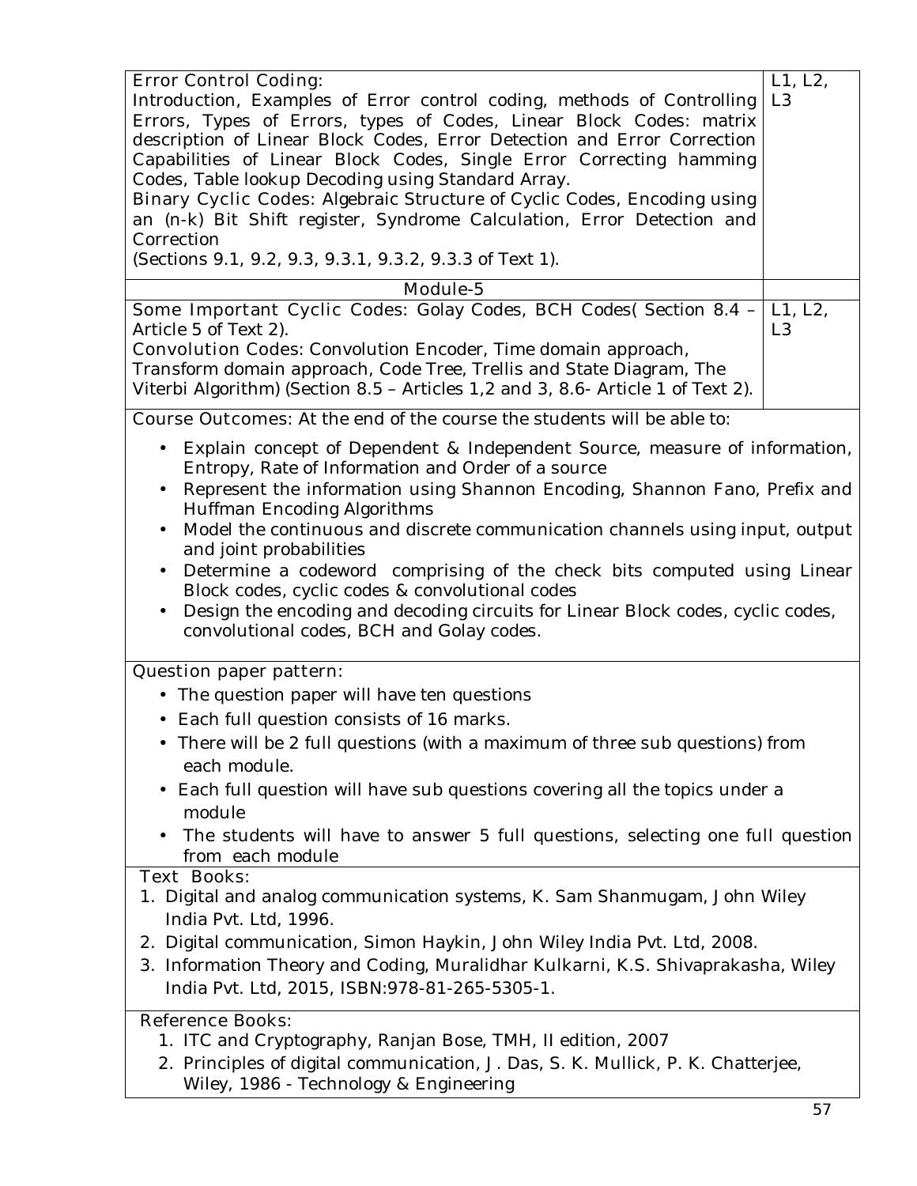| | |
|---|---|
| **Error Control Coding:**<br>Introduction, Examples of Error control coding, methods of Controlling Errors, Types of Errors, types of Codes, Linear Block Codes: matrix description of Linear Block Codes, Error Detection and Error Correction Capabilities of Linear Block Codes, Single Error Correcting hamming Codes, Table lookup Decoding using Standard Array.<br>**Binary Cyclic Codes:** Algebraic Structure of Cyclic Codes, Encoding using an (n-k) Bit Shift register, Syndrome Calculation, Error Detection and Correction<br>(Sections 9.1, 9.2, 9.3, 9.3.1, 9.3.2, 9.3.3 of Text 1). | L1, L2, L3 |
| **Module-5** | |
| **Some Important Cyclic Codes:** Golay Codes, BCH Codes( Section 8.4 – Article 5 of Text 2).<br>**Convolution Codes:** Convolution Encoder, Time domain approach, Transform domain approach, Code Tree, Trellis and State Diagram, The Viterbi Algorithm) (Section 8.5 – Articles 1,2 and 3, 8.6- Article 1 of Text 2). | L1, L2, L3 |

**Course Outcomes:** At the end of the course the students will be able to:

- Explain concept of Dependent & Independent Source, measure of information, Entropy, Rate of Information and Order of a source
- Represent the information using Shannon Encoding, Shannon Fano, Prefix and Huffman Encoding Algorithms
- Model the continuous and discrete communication channels using input, output and joint probabilities
- Determine a codeword comprising of the check bits computed using Linear Block codes, cyclic codes & convolutional codes
- Design the encoding and decoding circuits for Linear Block codes, cyclic codes, convolutional codes, BCH and Golay codes.

**Question paper pattern:**

- The question paper will have ten questions
- Each full question consists of 16 marks.
- There will be 2 full questions (with a maximum of three sub questions) from each module.
- Each full question will have sub questions covering all the topics under a module
- The students will have to answer 5 full questions, selecting one full question from each module

**Text Books:**

1. Digital and analog communication systems, K. Sam Shanmugam, John Wiley India Pvt. Ltd, 1996.
2. Digital communication, Simon Haykin, John Wiley India Pvt. Ltd, 2008.
3. Information Theory and Coding, Muralidhar Kulkarni, K.S. Shivaprakasha, Wiley India Pvt. Ltd, 2015, ISBN:978-81-265-5305-1.

**Reference Books:**

1. ITC and Cryptography, Ranjan Bose, TMH, II edition, 2007
2. Principles of digital communication, J. Das, S. K. Mullick, P. K. Chatterjee, Wiley, 1986 - Technology & Engineering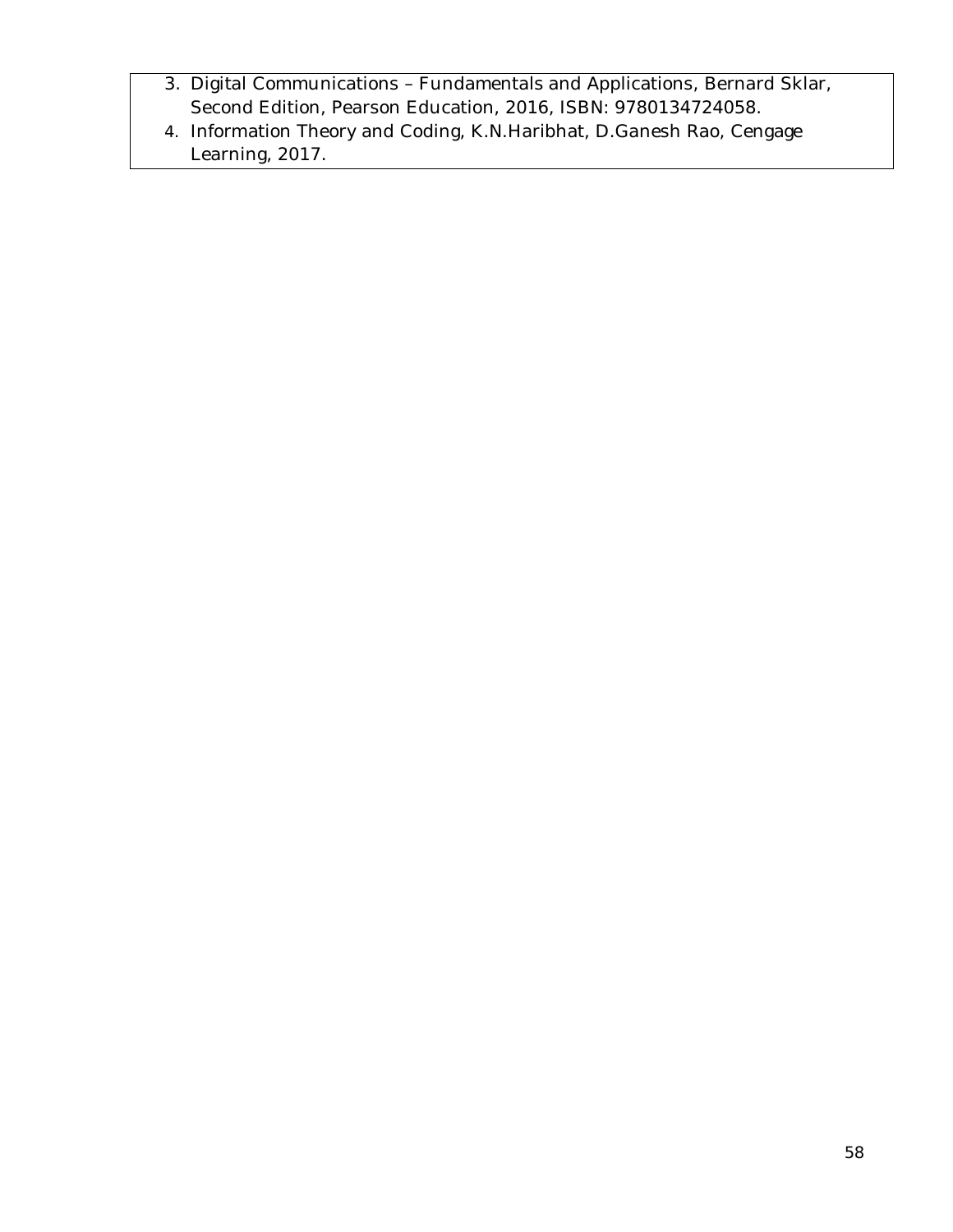3. Digital Communications – Fundamentals and Applications, Bernard Sklar, Second Edition, Pearson Education, 2016, ISBN: 9780134724058.
4. Information Theory and Coding, K.N.Haribhat, D.Ganesh Rao, Cengage Learning, 2017.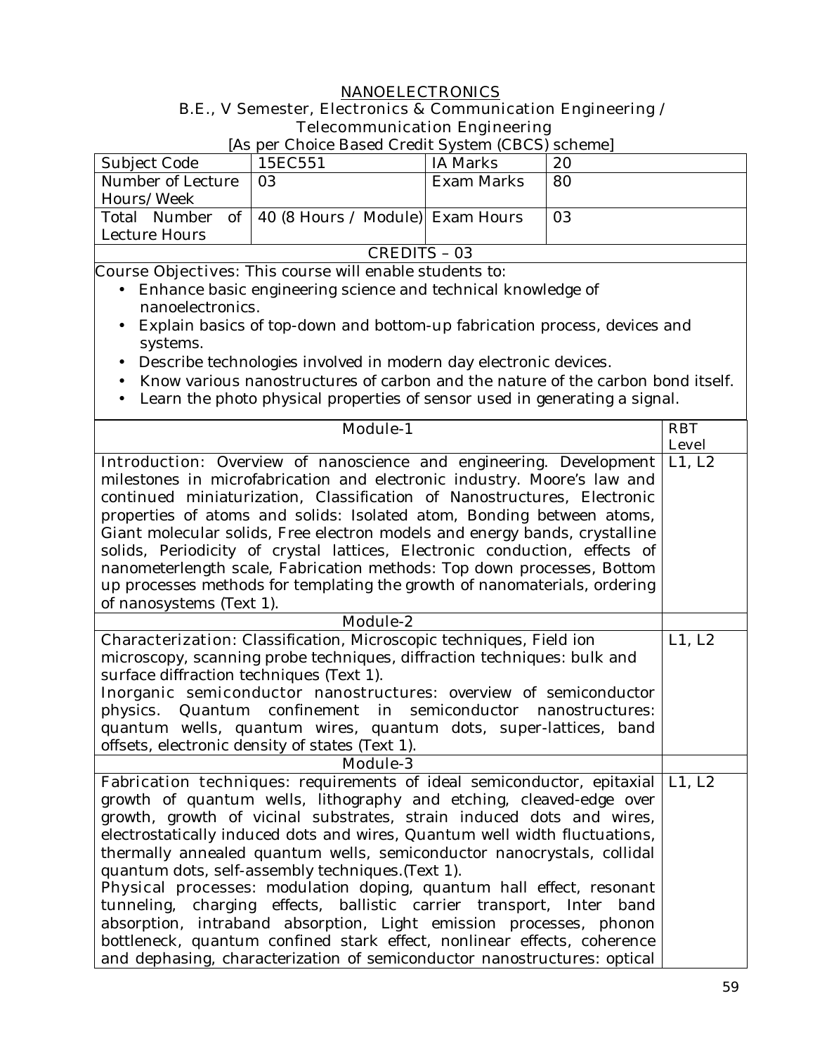# NANOELECTRONICS

**B.E., V Semester, Electronics & Communication Engineering / Telecommunication Engineering**

[As per Choice Based Credit System (CBCS) scheme]

| Subject Code | 15EC551 | IA Marks | 20 |
| --- | --- | --- | --- |
| Number of Lecture Hours/Week | 03 | Exam Marks | 80 |
| Total Number of Lecture Hours | 40 (8 Hours / Module) | Exam Hours | 03 |
| CREDITS – 03 | | | |

**Course Objectives:** This course will enable students to:

- Enhance basic engineering science and technical knowledge of nanoelectronics.
- Explain basics of top-down and bottom-up fabrication process, devices and systems.
- Describe technologies involved in modern day electronic devices.
- Know various nanostructures of carbon and the nature of the carbon bond itself.
- Learn the photo physical properties of sensor used in generating a signal.

| Module-1 | RBT Level |
| --- | --- |
| **Introduction:** Overview of nanoscience and engineering. Development milestones in microfabrication and electronic industry. Moore's law and continued miniaturization, Classification of Nanostructures, Electronic properties of atoms and solids: Isolated atom, Bonding between atoms, Giant molecular solids, Free electron models and energy bands, crystalline solids, Periodicity of crystal lattices, Electronic conduction, effects of nanometerlength scale, Fabrication methods: Top down processes, Bottom up processes methods for templating the growth of nanomaterials, ordering of nanosystems (Text 1). | L1, L2 |
| **Module-2** | |
| **Characterization:** Classification, Microscopic techniques, Field ion microscopy, scanning probe techniques, diffraction techniques: bulk and surface diffraction techniques (Text 1).<br>**Inorganic semiconductor nanostructures:** overview of semiconductor physics. Quantum confinement in semiconductor nanostructures: quantum wells, quantum wires, quantum dots, super-lattices, band offsets, electronic density of states (Text 1). | L1, L2 |
| **Module-3** | |
| **Fabrication techniques:** requirements of ideal semiconductor, epitaxial growth of quantum wells, lithography and etching, cleaved-edge over growth, growth of vicinal substrates, strain induced dots and wires, electrostatically induced dots and wires, Quantum well width fluctuations, thermally annealed quantum wells, semiconductor nanocrystals, collidal quantum dots, self-assembly techniques.(Text 1).<br>**Physical processes:** modulation doping, quantum hall effect, resonant tunneling, charging effects, ballistic carrier transport, Inter band absorption, intraband absorption, Light emission processes, phonon bottleneck, quantum confined stark effect, nonlinear effects, coherence and dephasing, characterization of semiconductor nanostructures: optical | L1, L2 |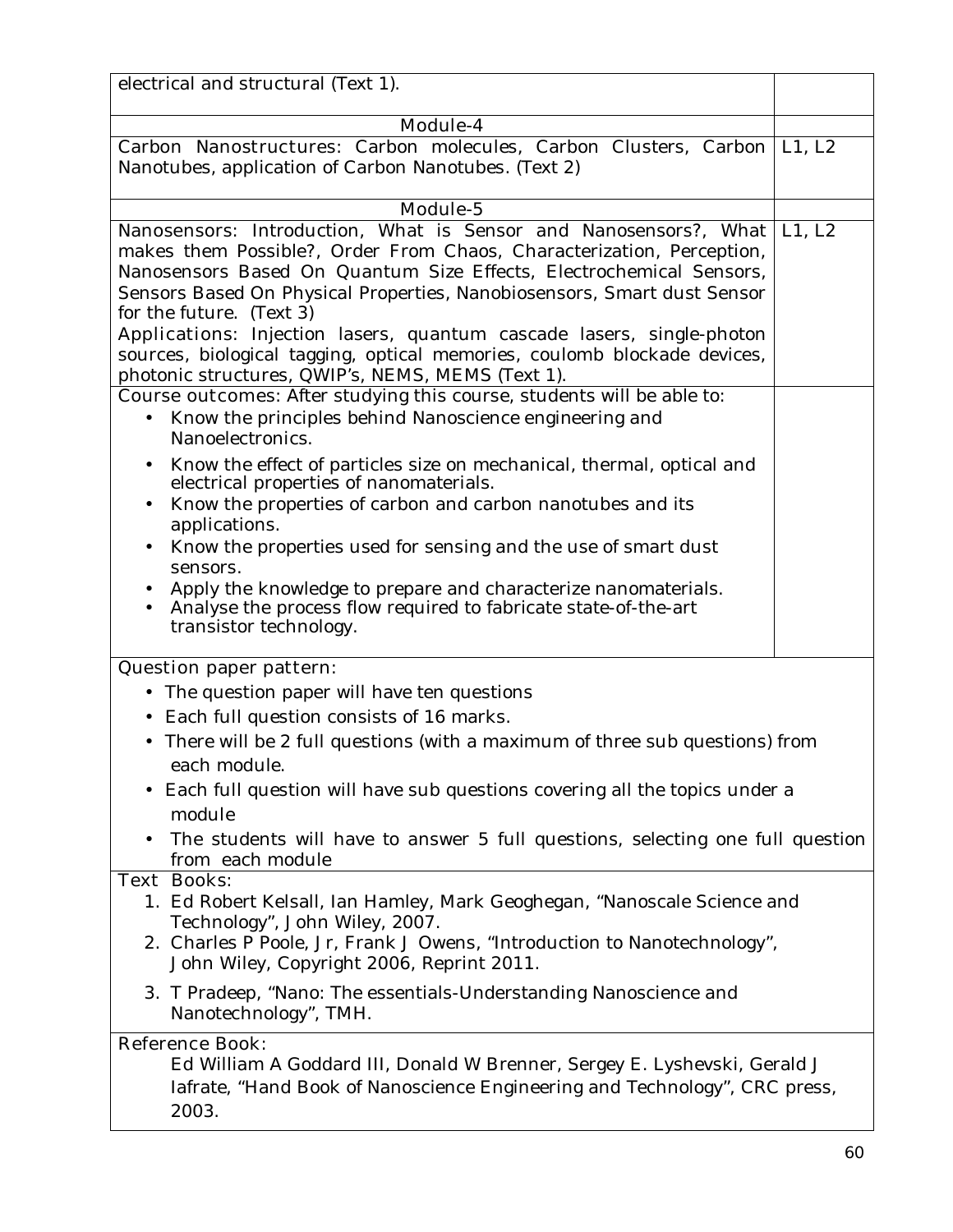| | |
|---|---|
| electrical and structural (Text 1). | |
| Module-4 | |
| Carbon Nanostructures: Carbon molecules, Carbon Clusters, Carbon Nanotubes, application of Carbon Nanotubes. (Text 2) | L1, L2 |
| Module-5 | |
| Nanosensors: Introduction, What is Sensor and Nanosensors?, What makes them Possible?, Order From Chaos, Characterization, Perception, Nanosensors Based On Quantum Size Effects, Electrochemical Sensors, Sensors Based On Physical Properties, Nanobiosensors, Smart dust Sensor for the future. (Text 3)<br>Applications: Injection lasers, quantum cascade lasers, single-photon sources, biological tagging, optical memories, coulomb blockade devices, photonic structures, QWIP's, NEMS, MEMS (Text 1). | L1, L2 |
| Course outcomes: After studying this course, students will be able to:<br>• Know the principles behind Nanoscience engineering and Nanoelectronics.<br>• Know the effect of particles size on mechanical, thermal, optical and electrical properties of nanomaterials.<br>• Know the properties of carbon and carbon nanotubes and its applications.<br>• Know the properties used for sensing and the use of smart dust sensors.<br>• Apply the knowledge to prepare and characterize nanomaterials.<br>• Analyse the process flow required to fabricate state-of-the-art transistor technology. | |

**Question paper pattern:**

- The question paper will have ten questions
- Each full question consists of 16 marks.
- There will be 2 full questions (with a maximum of three sub questions) from each module.
- Each full question will have sub questions covering all the topics under a module
- The students will have to answer 5 full questions, selecting one full question from each module

**Text Books:**

1. Ed Robert Kelsall, Ian Hamley, Mark Geoghegan, "Nanoscale Science and Technology", John Wiley, 2007.
2. Charles P Poole, Jr, Frank J Owens, "Introduction to Nanotechnology", John Wiley, Copyright 2006, Reprint 2011.
3. T Pradeep, "Nano: The essentials-Understanding Nanoscience and Nanotechnology", TMH.

**Reference Book:**

Ed William A Goddard III, Donald W Brenner, Sergey E. Lyshevski, Gerald J Iafrate, "Hand Book of Nanoscience Engineering and Technology", CRC press, 2003.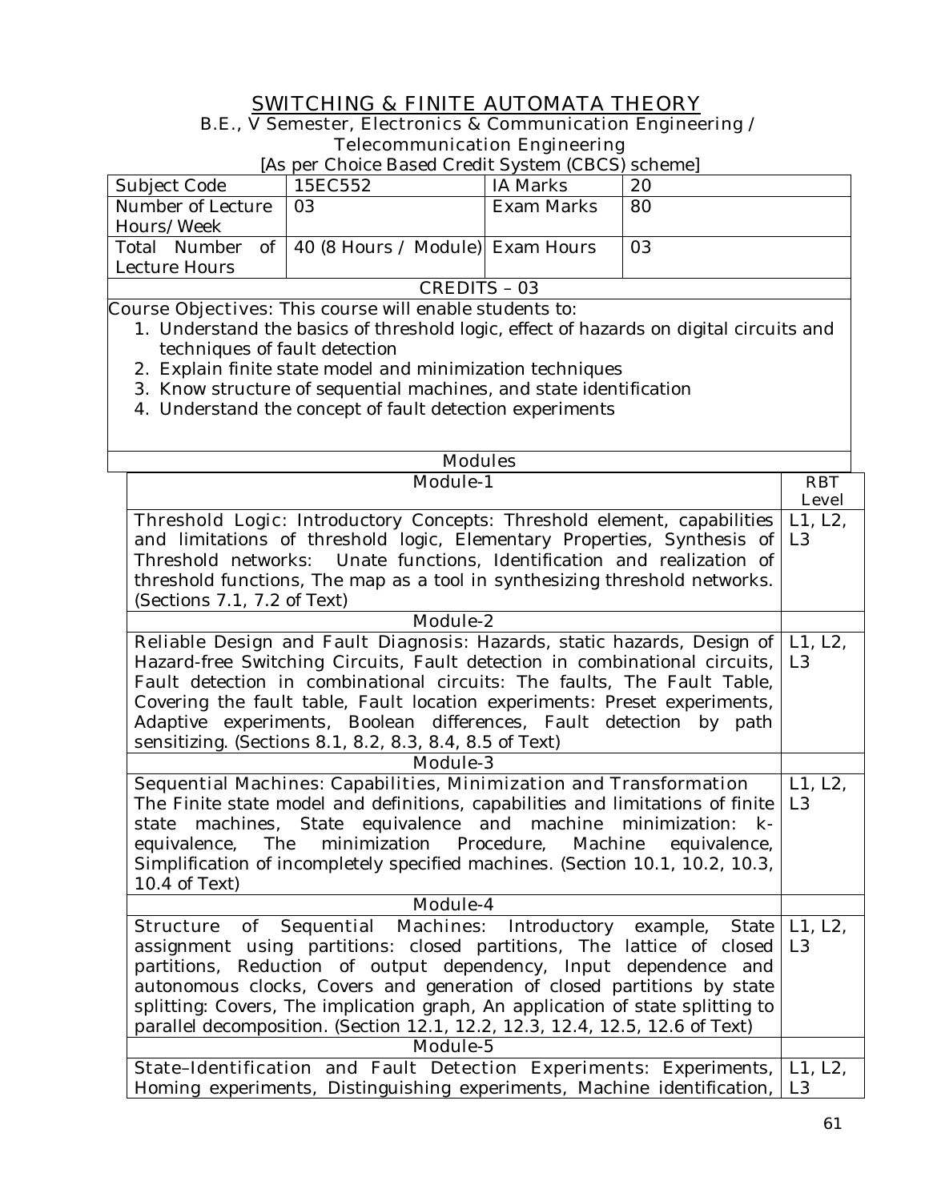# SWITCHING & FINITE AUTOMATA THEORY

B.E., V Semester, Electronics & Communication Engineering / Telecommunication Engineering

[As per Choice Based Credit System (CBCS) scheme]

| Subject Code | 15EC552 | IA Marks | 20 |
|---|---|---|---|
| Number of Lecture Hours/Week | 03 | Exam Marks | 80 |
| Total Number of Lecture Hours | 40 (8 Hours / Module) | Exam Hours | 03 |
| CREDITS – 03 | | | |

Course Objectives: This course will enable students to:

1. Understand the basics of threshold logic, effect of hazards on digital circuits and techniques of fault detection
2. Explain finite state model and minimization techniques
3. Know structure of sequential machines, and state identification
4. Understand the concept of fault detection experiments

**Modules**

| Module-1 | RBT Level |
|---|---|
| Threshold Logic: Introductory Concepts: Threshold element, capabilities and limitations of threshold logic, Elementary Properties, Synthesis of Threshold networks: Unate functions, Identification and realization of threshold functions, The map as a tool in synthesizing threshold networks. (Sections 7.1, 7.2 of Text) | L1, L2, L3 |
| **Module-2** | |
| Reliable Design and Fault Diagnosis: Hazards, static hazards, Design of Hazard-free Switching Circuits, Fault detection in combinational circuits, Fault detection in combinational circuits: The faults, The Fault Table, Covering the fault table, Fault location experiments: Preset experiments, Adaptive experiments, Boolean differences, Fault detection by path sensitizing. (Sections 8.1, 8.2, 8.3, 8.4, 8.5 of Text) | L1, L2, L3 |
| **Module-3** | |
| Sequential Machines: Capabilities, Minimization and Transformation The Finite state model and definitions, capabilities and limitations of finite state machines, State equivalence and machine minimization: k-equivalence, The minimization Procedure, Machine equivalence, Simplification of incompletely specified machines. (Section 10.1, 10.2, 10.3, 10.4 of Text) | L1, L2, L3 |
| **Module-4** | |
| Structure of Sequential Machines: Introductory example, State assignment using partitions: closed partitions, The lattice of closed partitions, Reduction of output dependency, Input dependence and autonomous clocks, Covers and generation of closed partitions by state splitting: Covers, The implication graph, An application of state splitting to parallel decomposition. (Section 12.1, 12.2, 12.3, 12.4, 12.5, 12.6 of Text) | L1, L2, L3 |
| **Module-5** | |
| State–Identification and Fault Detection Experiments: Experiments, Homing experiments, Distinguishing experiments, Machine identification, | L1, L2, L3 |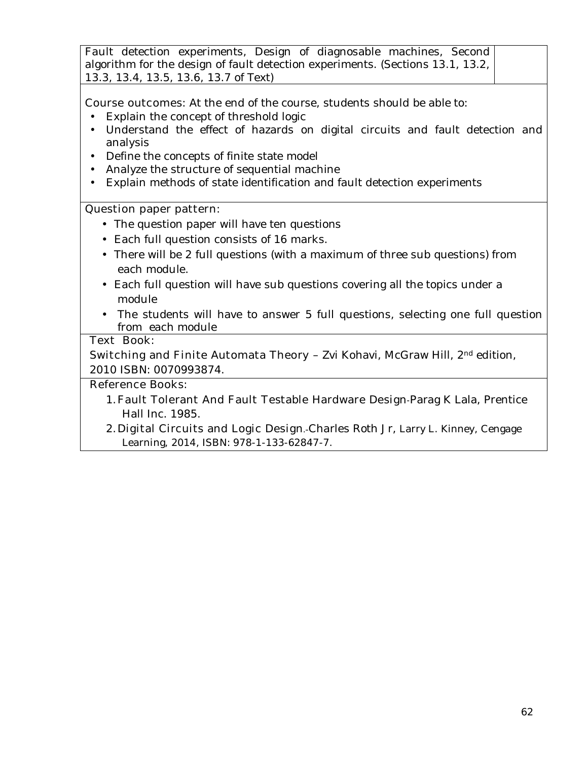| Fault detection experiments, Design of diagnosable machines, Second algorithm for the design of fault detection experiments. (Sections 13.1, 13.2, 13.3, 13.4, 13.5, 13.6, 13.7 of Text) | |
|---|---|

**Course outcomes:** At the end of the course, students should be able to:

- Explain the concept of threshold logic
- Understand the effect of hazards on digital circuits and fault detection and analysis
- Define the concepts of finite state model
- Analyze the structure of sequential machine
- Explain methods of state identification and fault detection experiments

**Question paper pattern:**

- The question paper will have ten questions
- Each full question consists of 16 marks.
- There will be 2 full questions (with a maximum of three sub questions) from each module.
- Each full question will have sub questions covering all the topics under a module
- The students will have to answer 5 full questions, selecting one full question from each module

**Text Book:**

Switching and Finite Automata Theory – Zvi Kohavi, McGraw Hill, 2nd edition, 2010 ISBN: 0070993874.

**Reference Books:**

1. Fault Tolerant And Fault Testable Hardware Design-Parag K Lala, Prentice Hall Inc. 1985.
2. Digital Circuits and Logic Design.-Charles Roth Jr, Larry L. Kinney, Cengage Learning, 2014, ISBN: 978-1-133-62847-7.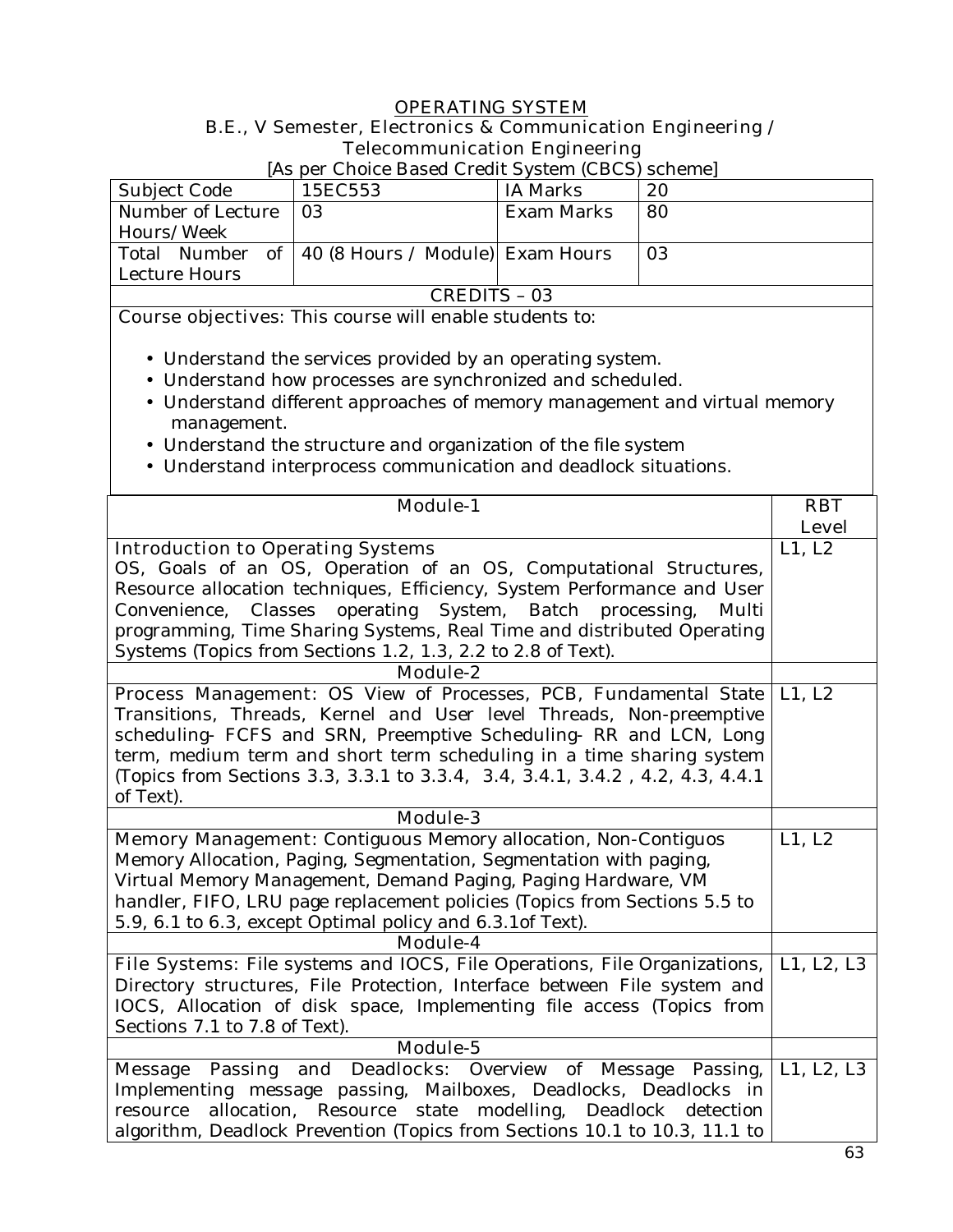# OPERATING SYSTEM

**B.E., V Semester, Electronics & Communication Engineering / Telecommunication Engineering**

[As per Choice Based Credit System (CBCS) scheme]

| Subject Code | 15EC553 | IA Marks | 20 |
|---|---|---|---|
| Number of Lecture Hours/Week | 03 | Exam Marks | 80 |
| Total Number of Lecture Hours | 40 (8 Hours / Module) | Exam Hours | 03 |
| CREDITS – 03 | | | |

Course objectives: This course will enable students to:

- Understand the services provided by an operating system.
- Understand how processes are synchronized and scheduled.
- Understand different approaches of memory management and virtual memory management.
- Understand the structure and organization of the file system
- Understand interprocess communication and deadlock situations.

| Module-1 | RBT Level |
|---|---|
| Introduction to Operating Systems<br>OS, Goals of an OS, Operation of an OS, Computational Structures, Resource allocation techniques, Efficiency, System Performance and User Convenience, Classes operating System, Batch processing, Multi programming, Time Sharing Systems, Real Time and distributed Operating Systems (Topics from Sections 1.2, 1.3, 2.2 to 2.8 of Text). | L1, L2 |
| **Module-2** | |
| Process Management: OS View of Processes, PCB, Fundamental State Transitions, Threads, Kernel and User level Threads, Non-preemptive scheduling- FCFS and SRN, Preemptive Scheduling- RR and LCN, Long term, medium term and short term scheduling in a time sharing system (Topics from Sections 3.3, 3.3.1 to 3.3.4, 3.4, 3.4.1, 3.4.2 , 4.2, 4.3, 4.4.1 of Text). | L1, L2 |
| **Module-3** | |
| Memory Management: Contiguous Memory allocation, Non-Contiguos Memory Allocation, Paging, Segmentation, Segmentation with paging, Virtual Memory Management, Demand Paging, Paging Hardware, VM handler, FIFO, LRU page replacement policies (Topics from Sections 5.5 to 5.9, 6.1 to 6.3, except Optimal policy and 6.3.1of Text). | L1, L2 |
| **Module-4** | |
| File Systems: File systems and IOCS, File Operations, File Organizations, Directory structures, File Protection, Interface between File system and IOCS, Allocation of disk space, Implementing file access (Topics from Sections 7.1 to 7.8 of Text). | L1, L2, L3 |
| **Module-5** | |
| Message Passing and Deadlocks: Overview of Message Passing, Implementing message passing, Mailboxes, Deadlocks, Deadlocks in resource allocation, Resource state modelling, Deadlock detection algorithm, Deadlock Prevention (Topics from Sections 10.1 to 10.3, 11.1 to | L1, L2, L3 |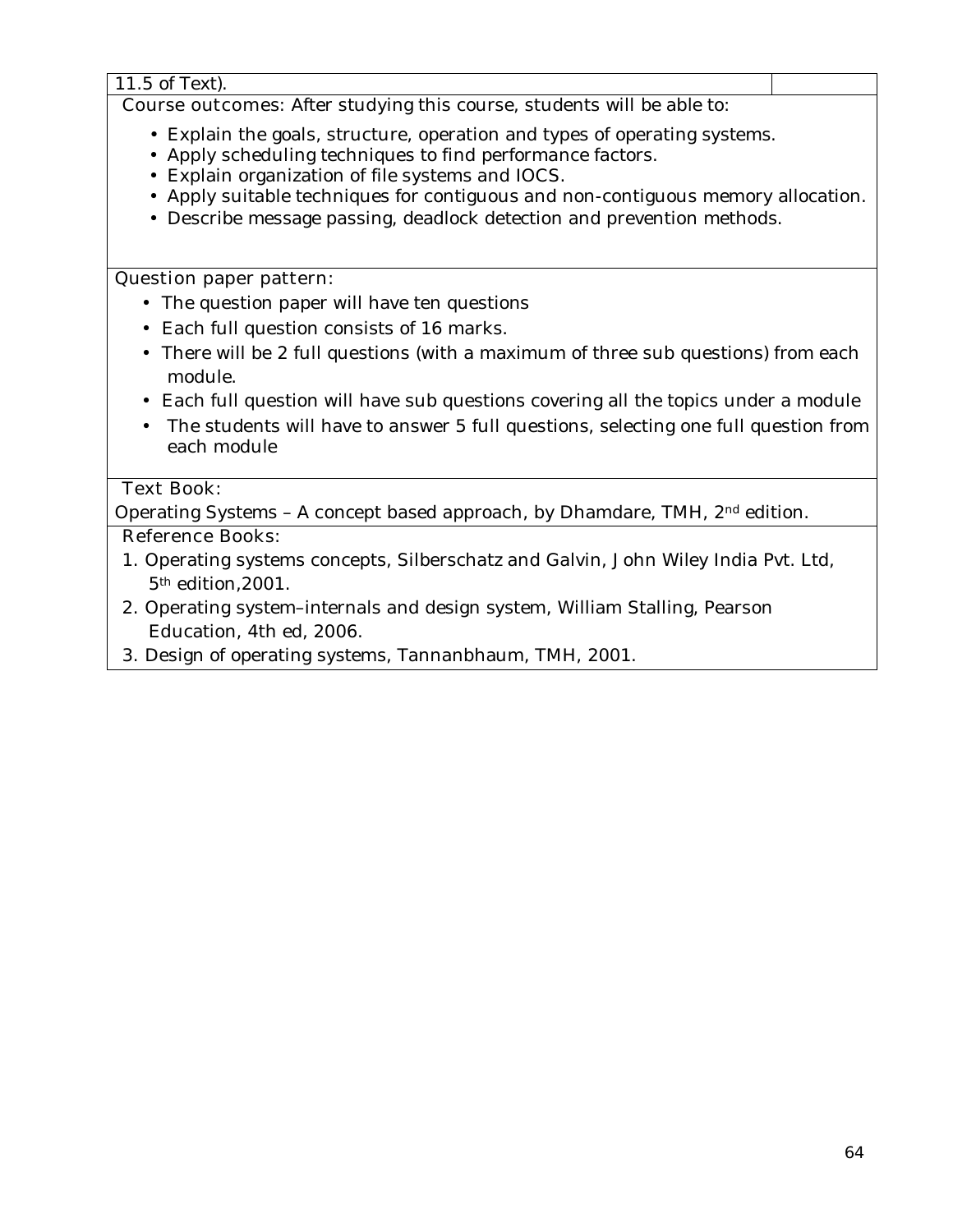11.5 of Text).

Course outcomes: After studying this course, students will be able to:

- Explain the goals, structure, operation and types of operating systems.
- Apply scheduling techniques to find performance factors.
- Explain organization of file systems and IOCS.
- Apply suitable techniques for contiguous and non-contiguous memory allocation.
- Describe message passing, deadlock detection and prevention methods.

Question paper pattern:

- The question paper will have ten questions
- Each full question consists of 16 marks.
- There will be 2 full questions (with a maximum of three sub questions) from each module.
- Each full question will have sub questions covering all the topics under a module
- The students will have to answer 5 full questions, selecting one full question from each module

Text Book:

Operating Systems – A concept based approach, by Dhamdare, TMH, 2nd edition.

Reference Books:

1. Operating systems concepts, Silberschatz and Galvin, John Wiley India Pvt. Ltd, 5th edition,2001.
2. Operating system–internals and design system, William Stalling, Pearson Education, 4th ed, 2006.
3. Design of operating systems, Tannanbhaum, TMH, 2001.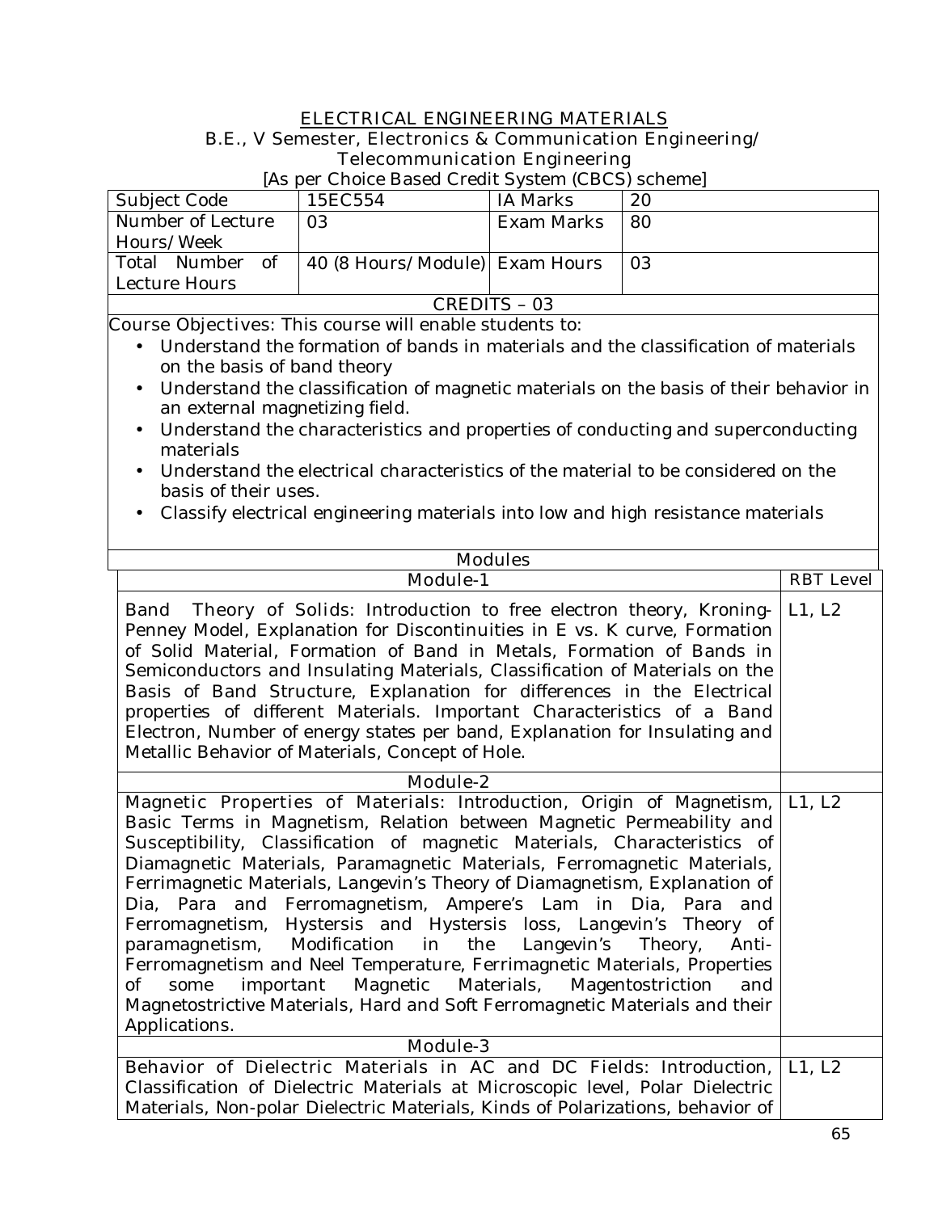<u>ELECTRICAL ENGINEERING MATERIALS</u>

B.E., V Semester, Electronics & Communication Engineering/ Telecommunication Engineering

[As per Choice Based Credit System (CBCS) scheme]

| Subject Code | 15EC554 | IA Marks | 20 |
|---|---|---|---|
| Number of Lecture Hours/Week | 03 | Exam Marks | 80 |
| Total Number of Lecture Hours | 40 (8 Hours/Module) | Exam Hours | 03 |
| CREDITS – 03 | | | |

Course Objectives: This course will enable students to:

- Understand the formation of bands in materials and the classification of materials on the basis of band theory
- Understand the classification of magnetic materials on the basis of their behavior in an external magnetizing field.
- Understand the characteristics and properties of conducting and superconducting materials
- Understand the electrical characteristics of the material to be considered on the basis of their uses.
- Classify electrical engineering materials into low and high resistance materials

Modules

| Module-1 | RBT Level |
|---|---|
| Band Theory of Solids: Introduction to free electron theory, Kroning-Penney Model, Explanation for Discontinuities in E vs. K curve, Formation of Solid Material, Formation of Band in Metals, Formation of Bands in Semiconductors and Insulating Materials, Classification of Materials on the Basis of Band Structure, Explanation for differences in the Electrical properties of different Materials. Important Characteristics of a Band Electron, Number of energy states per band, Explanation for Insulating and Metallic Behavior of Materials, Concept of Hole. | L1, L2 |
| **Module-2** | |
| Magnetic Properties of Materials: Introduction, Origin of Magnetism, Basic Terms in Magnetism, Relation between Magnetic Permeability and Susceptibility, Classification of magnetic Materials, Characteristics of Diamagnetic Materials, Paramagnetic Materials, Ferromagnetic Materials, Ferrimagnetic Materials, Langevin's Theory of Diamagnetism, Explanation of Dia, Para and Ferromagnetism, Ampere's Lam in Dia, Para and Ferromagnetism, Hystersis and Hystersis loss, Langevin's Theory of paramagnetism, Modification in the Langevin's Theory, Anti-Ferromagnetism and Neel Temperature, Ferrimagnetic Materials, Properties of some important Magnetic Materials, Magentostriction and Magnetostrictive Materials, Hard and Soft Ferromagnetic Materials and their Applications. | L1, L2 |
| **Module-3** | |
| Behavior of Dielectric Materials in AC and DC Fields: Introduction, Classification of Dielectric Materials at Microscopic level, Polar Dielectric Materials, Non-polar Dielectric Materials, Kinds of Polarizations, behavior of | L1, L2 |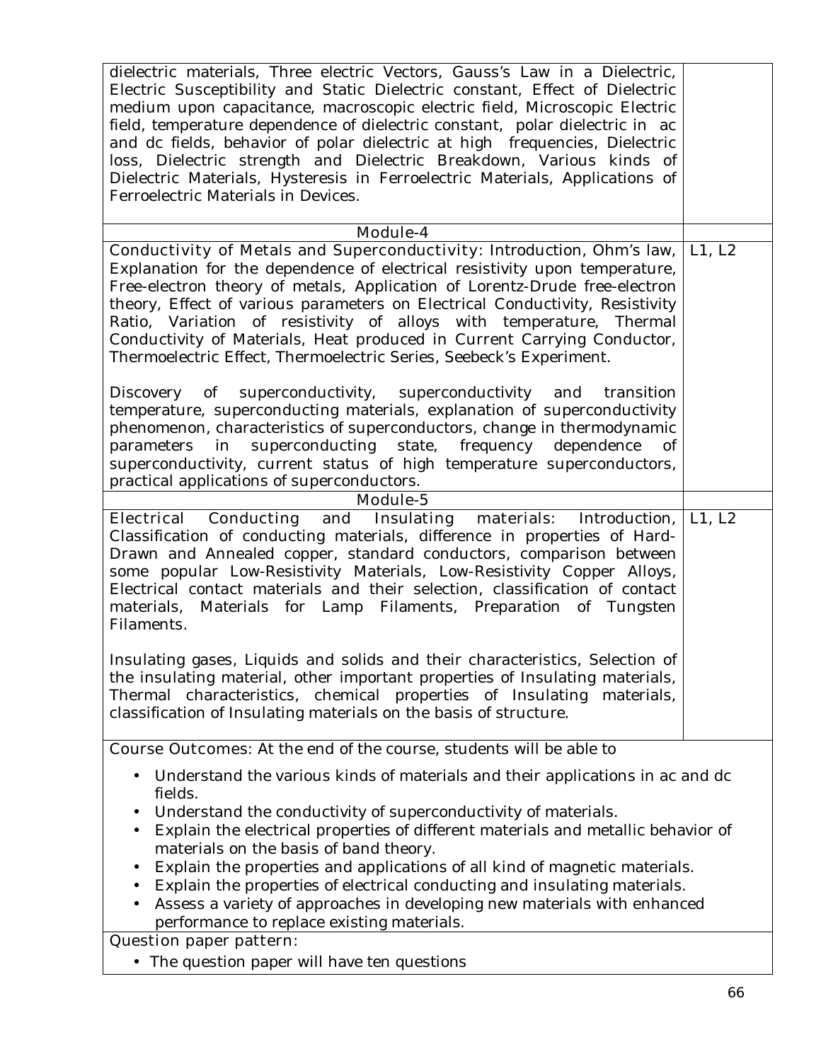| | |
|---|---|
| dielectric materials, Three electric Vectors, Gauss's Law in a Dielectric, Electric Susceptibility and Static Dielectric constant, Effect of Dielectric medium upon capacitance, macroscopic electric field, Microscopic Electric field, temperature dependence of dielectric constant, polar dielectric in ac and dc fields, behavior of polar dielectric at high frequencies, Dielectric loss, Dielectric strength and Dielectric Breakdown, Various kinds of Dielectric Materials, Hysteresis in Ferroelectric Materials, Applications of Ferroelectric Materials in Devices. | |
| Module-4 | |
| Conductivity of Metals and Superconductivity: Introduction, Ohm's law, Explanation for the dependence of electrical resistivity upon temperature, Free-electron theory of metals, Application of Lorentz-Drude free-electron theory, Effect of various parameters on Electrical Conductivity, Resistivity Ratio, Variation of resistivity of alloys with temperature, Thermal Conductivity of Materials, Heat produced in Current Carrying Conductor, Thermoelectric Effect, Thermoelectric Series, Seebeck's Experiment.<br><br>Discovery of superconductivity, superconductivity and transition temperature, superconducting materials, explanation of superconductivity phenomenon, characteristics of superconductors, change in thermodynamic parameters in superconducting state, frequency dependence of superconductivity, current status of high temperature superconductors, practical applications of superconductors. | L1, L2 |
| Module-5 | |
| Electrical Conducting and Insulating materials: Introduction, Classification of conducting materials, difference in properties of Hard-Drawn and Annealed copper, standard conductors, comparison between some popular Low-Resistivity Materials, Low-Resistivity Copper Alloys, Electrical contact materials and their selection, classification of contact materials, Materials for Lamp Filaments, Preparation of Tungsten Filaments.<br><br>Insulating gases, Liquids and solids and their characteristics, Selection of the insulating material, other important properties of Insulating materials, Thermal characteristics, chemical properties of Insulating materials, classification of Insulating materials on the basis of structure. | L1, L2 |

**Course Outcomes:** At the end of the course, students will be able to

- Understand the various kinds of materials and their applications in ac and dc fields.
- Understand the conductivity of superconductivity of materials.
- Explain the electrical properties of different materials and metallic behavior of materials on the basis of band theory.
- Explain the properties and applications of all kind of magnetic materials.
- Explain the properties of electrical conducting and insulating materials.
- Assess a variety of approaches in developing new materials with enhanced performance to replace existing materials.

**Question paper pattern:**

- The question paper will have ten questions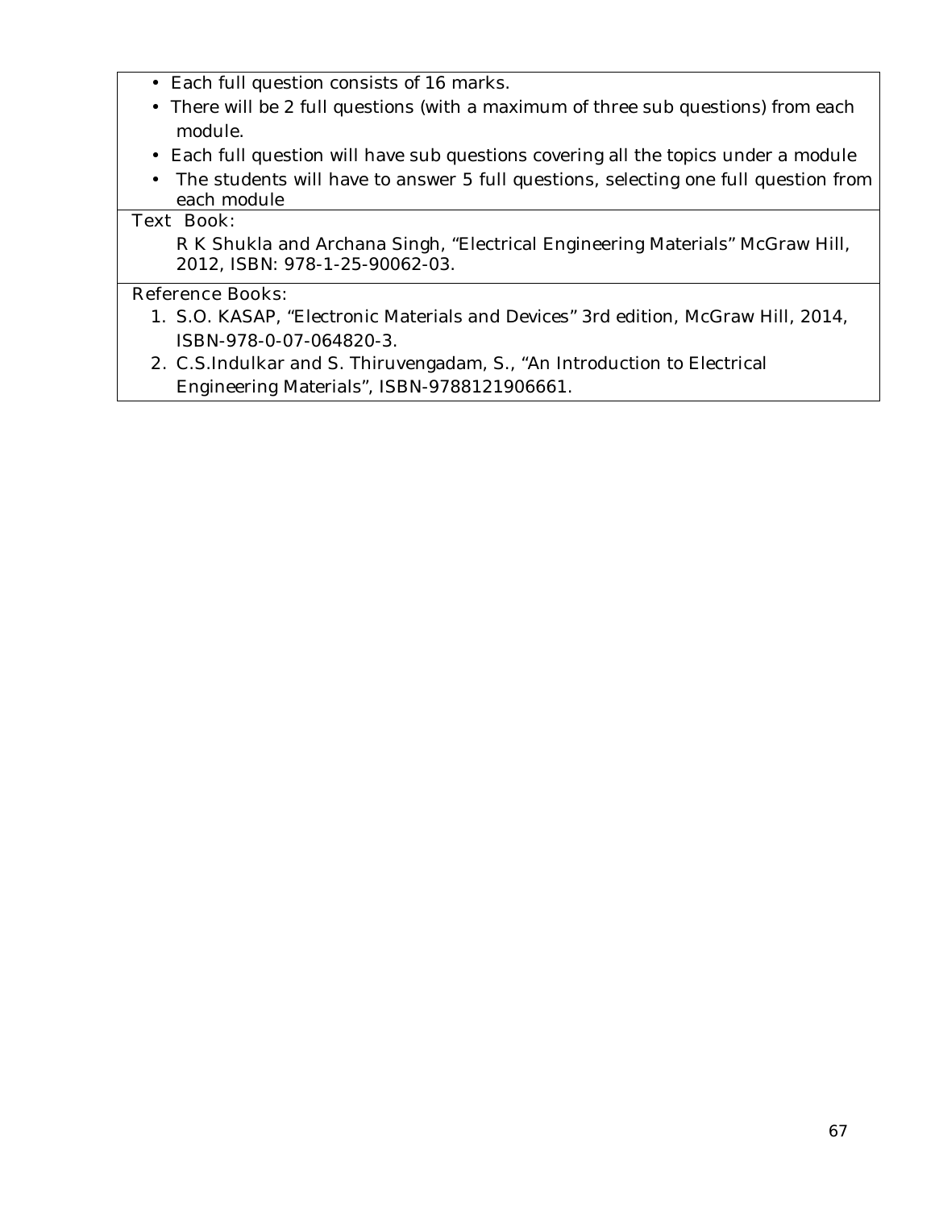- Each full question consists of 16 marks.
- There will be 2 full questions (with a maximum of three sub questions) from each module.
- Each full question will have sub questions covering all the topics under a module
- The students will have to answer 5 full questions, selecting one full question from each module

**Text Book:**

R K Shukla and Archana Singh, "Electrical Engineering Materials" McGraw Hill, 2012, ISBN: 978-1-25-90062-03.

**Reference Books:**

1. S.O. KASAP, "Electronic Materials and Devices" 3rd edition, McGraw Hill, 2014, ISBN-978-0-07-064820-3.
2. C.S.Indulkar and S. Thiruvengadam, S., "An Introduction to Electrical Engineering Materials", ISBN-9788121906661.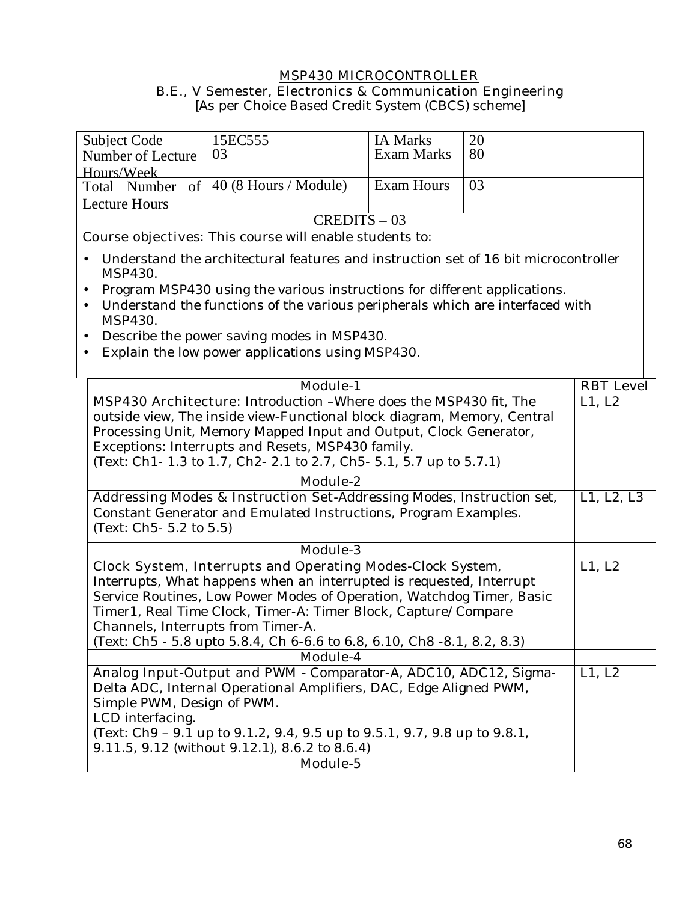# MSP430 MICROCONTROLLER

## B.E., V Semester, Electronics & Communication Engineering

[As per Choice Based Credit System (CBCS) scheme]

| Subject Code | 15EC555 | IA Marks | 20 |
|---|---|---|---|
| Number of Lecture Hours/Week | 03 | Exam Marks | 80 |
| Total Number of Lecture Hours | 40 (8 Hours / Module) | Exam Hours | 03 |

CREDITS – 03

Course objectives: This course will enable students to:

- Understand the architectural features and instruction set of 16 bit microcontroller MSP430.
- Program MSP430 using the various instructions for different applications.
- Understand the functions of the various peripherals which are interfaced with MSP430.
- Describe the power saving modes in MSP430.
- Explain the low power applications using MSP430.

| Module-1 | RBT Level |
|---|---|
| MSP430 Architecture: Introduction –Where does the MSP430 fit, The outside view, The inside view-Functional block diagram, Memory, Central Processing Unit, Memory Mapped Input and Output, Clock Generator, Exceptions: Interrupts and Resets, MSP430 family.<br>(Text: Ch1- 1.3 to 1.7, Ch2- 2.1 to 2.7, Ch5- 5.1, 5.7 up to 5.7.1) | L1, L2 |
| **Module-2** | |
| Addressing Modes & Instruction Set-Addressing Modes, Instruction set, Constant Generator and Emulated Instructions, Program Examples.<br>(Text: Ch5- 5.2 to 5.5) | L1, L2, L3 |
| **Module-3** | |
| Clock System, Interrupts and Operating Modes-Clock System, Interrupts, What happens when an interrupted is requested, Interrupt Service Routines, Low Power Modes of Operation, Watchdog Timer, Basic Timer1, Real Time Clock, Timer-A: Timer Block, Capture/Compare Channels, Interrupts from Timer-A.<br>(Text: Ch5 - 5.8 upto 5.8.4, Ch 6-6.6 to 6.8, 6.10, Ch8 -8.1, 8.2, 8.3) | L1, L2 |
| **Module-4** | |
| Analog Input-Output and PWM - Comparator-A, ADC10, ADC12, Sigma-Delta ADC, Internal Operational Amplifiers, DAC, Edge Aligned PWM, Simple PWM, Design of PWM.<br>LCD interfacing.<br>(Text: Ch9 – 9.1 up to 9.1.2, 9.4, 9.5 up to 9.5.1, 9.7, 9.8 up to 9.8.1, 9.11.5, 9.12 (without 9.12.1), 8.6.2 to 8.6.4) | L1, L2 |
| **Module-5** | |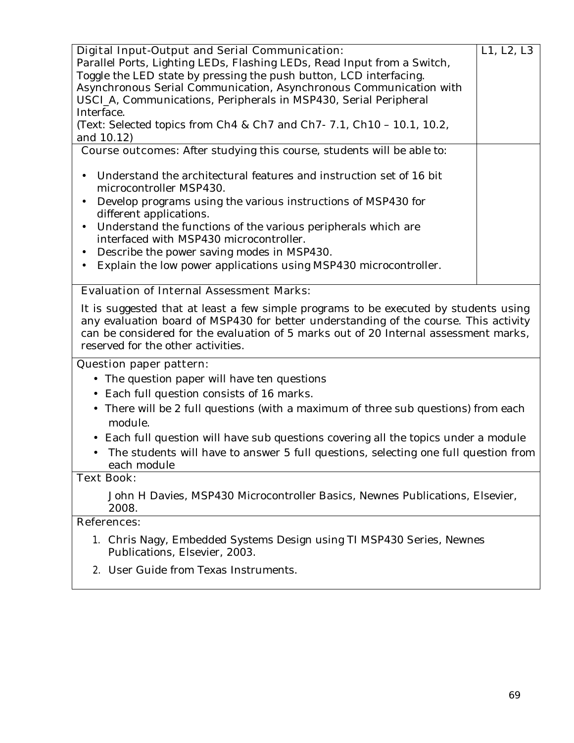| | |
|---|---|
| **Digital Input-Output and Serial Communication:**<br>Parallel Ports, Lighting LEDs, Flashing LEDs, Read Input from a Switch, Toggle the LED state by pressing the push button, LCD interfacing. Asynchronous Serial Communication, Asynchronous Communication with USCI_A, Communications, Peripherals in MSP430, Serial Peripheral Interface.<br>(Text: Selected topics from Ch4 & Ch7 and Ch7- 7.1, Ch10 – 10.1, 10.2, and 10.12) | L1, L2, L3 |
| **Course outcomes:** After studying this course, students will be able to:<br>• Understand the architectural features and instruction set of 16 bit microcontroller MSP430.<br>• Develop programs using the various instructions of MSP430 for different applications.<br>• Understand the functions of the various peripherals which are interfaced with MSP430 microcontroller.<br>• Describe the power saving modes in MSP430.<br>• Explain the low power applications using MSP430 microcontroller. | |

**Evaluation of Internal Assessment Marks:**

It is suggested that at least a few simple programs to be executed by students using any evaluation board of MSP430 for better understanding of the course. This activity can be considered for the evaluation of 5 marks out of 20 Internal assessment marks, reserved for the other activities.

**Question paper pattern:**

- The question paper will have ten questions
- Each full question consists of 16 marks.
- There will be 2 full questions (with a maximum of three sub questions) from each module.
- Each full question will have sub questions covering all the topics under a module
- The students will have to answer 5 full questions, selecting one full question from each module

**Text Book:**

John H Davies, MSP430 Microcontroller Basics, Newnes Publications, Elsevier, 2008.

**References:**

1. Chris Nagy, Embedded Systems Design using TI MSP430 Series, Newnes Publications, Elsevier, 2003.
2. User Guide from Texas Instruments.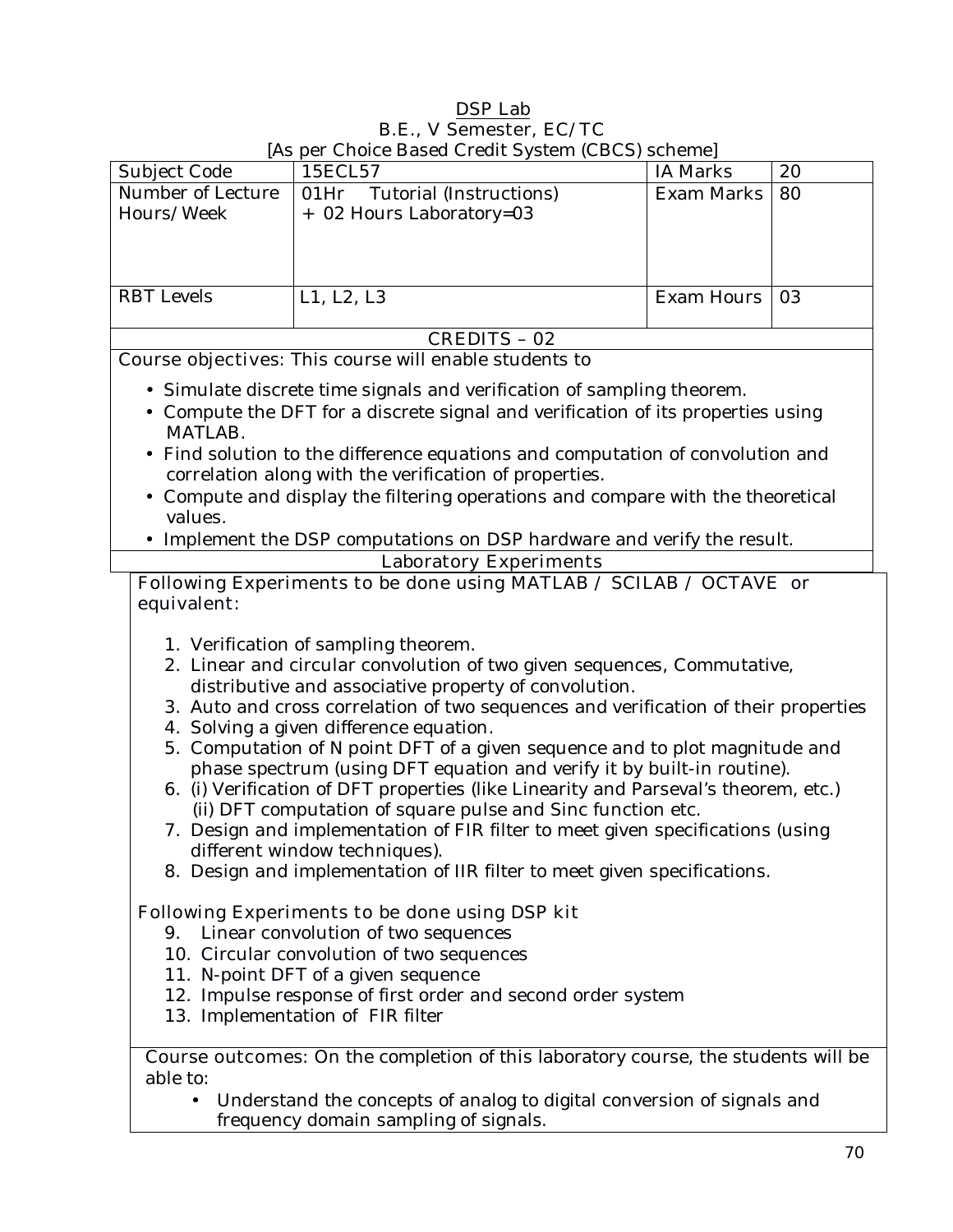## DSP Lab

B.E., V Semester, EC/TC

[As per Choice Based Credit System (CBCS) scheme]

| Subject Code | 15ECL57 | IA Marks | 20 |
|---|---|---|---|
| Number of Lecture Hours/Week | 01Hr Tutorial (Instructions) + 02 Hours Laboratory=03 | Exam Marks | 80 |
| RBT Levels | L1, L2, L3 | Exam Hours | 03 |
| CREDITS – 02 | | | |

**Course objectives:** This course will enable students to

- Simulate discrete time signals and verification of sampling theorem.
- Compute the DFT for a discrete signal and verification of its properties using MATLAB.
- Find solution to the difference equations and computation of convolution and correlation along with the verification of properties.
- Compute and display the filtering operations and compare with the theoretical values.
- Implement the DSP computations on DSP hardware and verify the result.

### Laboratory Experiments

**Following Experiments to be done using MATLAB / SCILAB / OCTAVE or equivalent:**

1. Verification of sampling theorem.
2. Linear and circular convolution of two given sequences, Commutative, distributive and associative property of convolution.
3. Auto and cross correlation of two sequences and verification of their properties
4. Solving a given difference equation.
5. Computation of N point DFT of a given sequence and to plot magnitude and phase spectrum (using DFT equation and verify it by built-in routine).
6. (i) Verification of DFT properties (like Linearity and Parseval's theorem, etc.)
   (ii) DFT computation of square pulse and Sinc function etc.
7. Design and implementation of FIR filter to meet given specifications (using different window techniques).
8. Design and implementation of IIR filter to meet given specifications.

**Following Experiments to be done using DSP kit**

9. Linear convolution of two sequences
10. Circular convolution of two sequences
11. N-point DFT of a given sequence
12. Impulse response of first order and second order system
13. Implementation of FIR filter

**Course outcomes:** On the completion of this laboratory course, the students will be able to:

- Understand the concepts of analog to digital conversion of signals and frequency domain sampling of signals.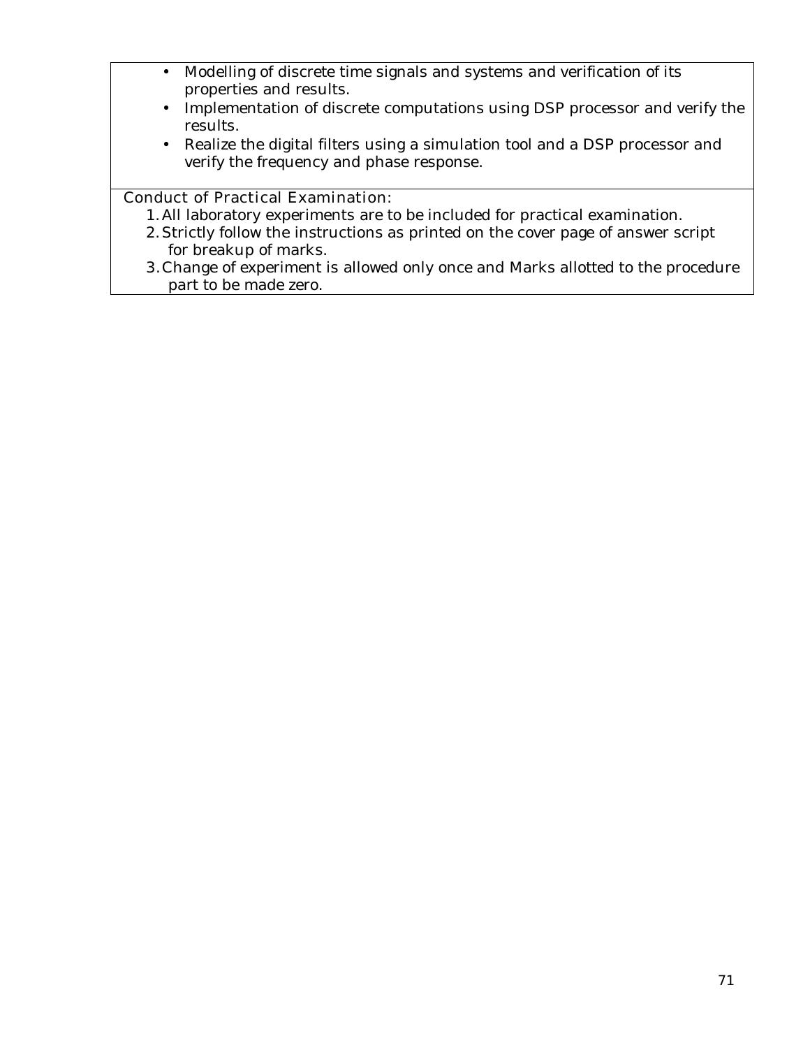- Modelling of discrete time signals and systems and verification of its properties and results.
- Implementation of discrete computations using DSP processor and verify the results.
- Realize the digital filters using a simulation tool and a DSP processor and verify the frequency and phase response.

Conduct of Practical Examination:

1. All laboratory experiments are to be included for practical examination.
2. Strictly follow the instructions as printed on the cover page of answer script for breakup of marks.
3. Change of experiment is allowed only once and Marks allotted to the procedure part to be made zero.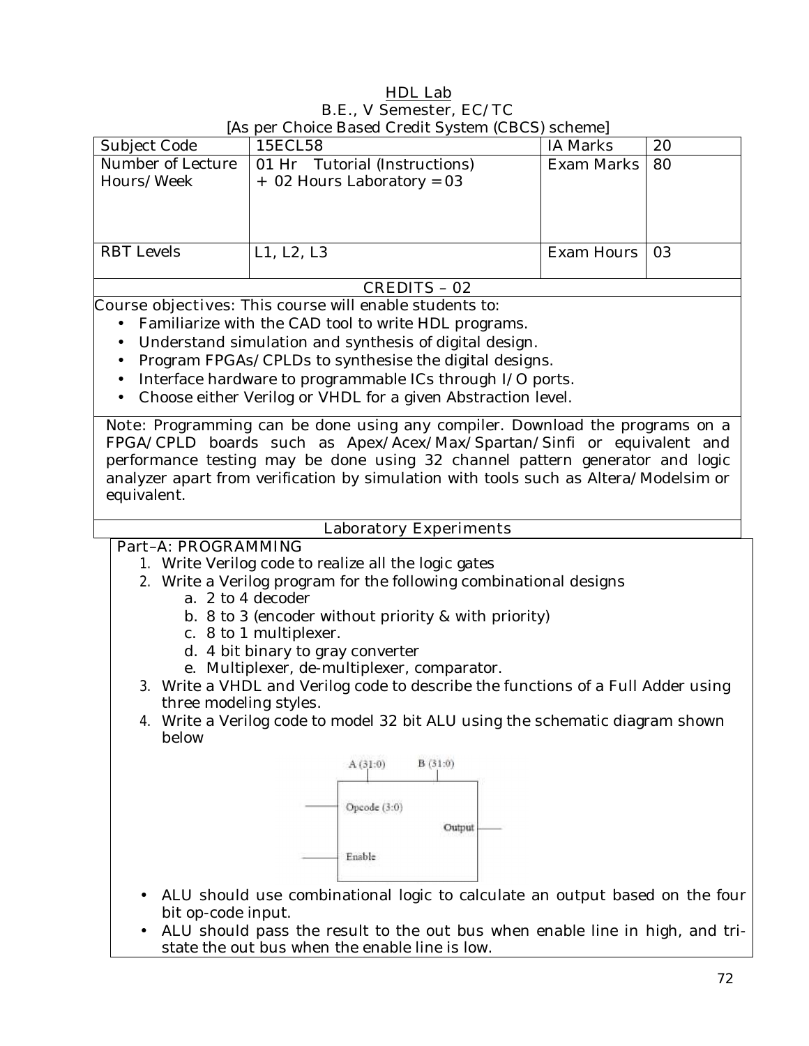# HDL Lab

B.E., V Semester, EC/TC

[As per Choice Based Credit System (CBCS) scheme]

| Subject Code | 15ECL58 | IA Marks | 20 |
|---|---|---|---|
| Number of Lecture Hours/Week | 01 Hr Tutorial (Instructions) + 02 Hours Laboratory = 03 | Exam Marks | 80 |
| RBT Levels | L1, L2, L3 | Exam Hours | 03 |

CREDITS – 02

Course objectives: This course will enable students to:

- Familiarize with the CAD tool to write HDL programs.
- Understand simulation and synthesis of digital design.
- Program FPGAs/CPLDs to synthesise the digital designs.
- Interface hardware to programmable ICs through I/O ports.
- Choose either Verilog or VHDL for a given Abstraction level.

Note: Programming can be done using any compiler. Download the programs on a FPGA/CPLD boards such as Apex/Acex/Max/Spartan/Sinfi or equivalent and performance testing may be done using 32 channel pattern generator and logic analyzer apart from verification by simulation with tools such as Altera/Modelsim or equivalent.

## Laboratory Experiments

### Part–A: PROGRAMMING

1. Write Verilog code to realize all the logic gates
2. Write a Verilog program for the following combinational designs
   a. 2 to 4 decoder
   b. 8 to 3 (encoder without priority & with priority)
   c. 8 to 1 multiplexer.
   d. 4 bit binary to gray converter
   e. Multiplexer, de-multiplexer, comparator.
3. Write a VHDL and Verilog code to describe the functions of a Full Adder using three modeling styles.
4. Write a Verilog code to model 32 bit ALU using the schematic diagram shown below

A (31:0)　B (31:0)

Opcode (3:0)　Output

Enable

- ALU should use combinational logic to calculate an output based on the four bit op-code input.
- ALU should pass the result to the out bus when enable line in high, and tri-state the out bus when the enable line is low.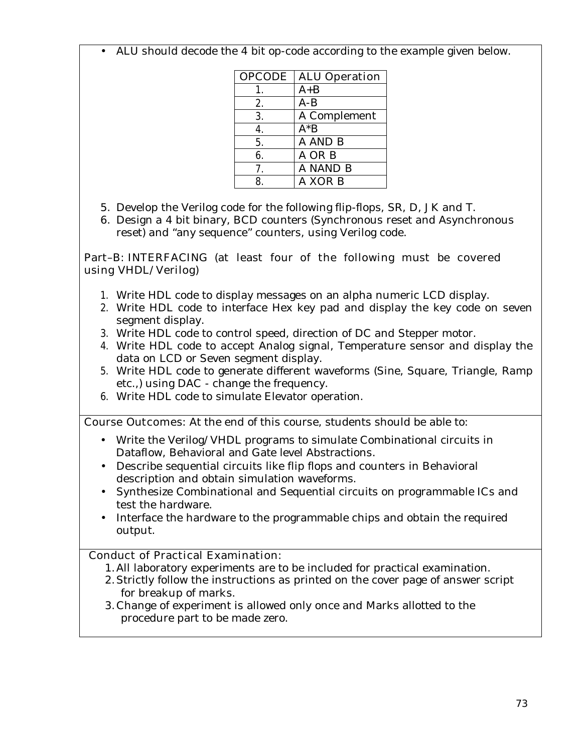- ALU should decode the 4 bit op-code according to the example given below.

| OPCODE | ALU Operation |
|---|---|
| 1. | A+B |
| 2. | A-B |
| 3. | A Complement |
| 4. | A*B |
| 5. | A AND B |
| 6. | A OR B |
| 7. | A NAND B |
| 8. | A XOR B |

5. Develop the Verilog code for the following flip-flops, SR, D, JK and T.
6. Design a 4 bit binary, BCD counters (Synchronous reset and Asynchronous reset) and "any sequence" counters, using Verilog code.

Part–B: INTERFACING (at least four of the following must be covered using VHDL/Verilog)

1. Write HDL code to display messages on an alpha numeric LCD display.
2. Write HDL code to interface Hex key pad and display the key code on seven segment display.
3. Write HDL code to control speed, direction of DC and Stepper motor.
4. Write HDL code to accept Analog signal, Temperature sensor and display the data on LCD or Seven segment display.
5. Write HDL code to generate different waveforms (Sine, Square, Triangle, Ramp etc.,) using DAC - change the frequency.
6. Write HDL code to simulate Elevator operation.

Course Outcomes: At the end of this course, students should be able to:

- Write the Verilog/VHDL programs to simulate Combinational circuits in Dataflow, Behavioral and Gate level Abstractions.
- Describe sequential circuits like flip flops and counters in Behavioral description and obtain simulation waveforms.
- Synthesize Combinational and Sequential circuits on programmable ICs and test the hardware.
- Interface the hardware to the programmable chips and obtain the required output.

Conduct of Practical Examination:

1. All laboratory experiments are to be included for practical examination.
2. Strictly follow the instructions as printed on the cover page of answer script for breakup of marks.
3. Change of experiment is allowed only once and Marks allotted to the procedure part to be made zero.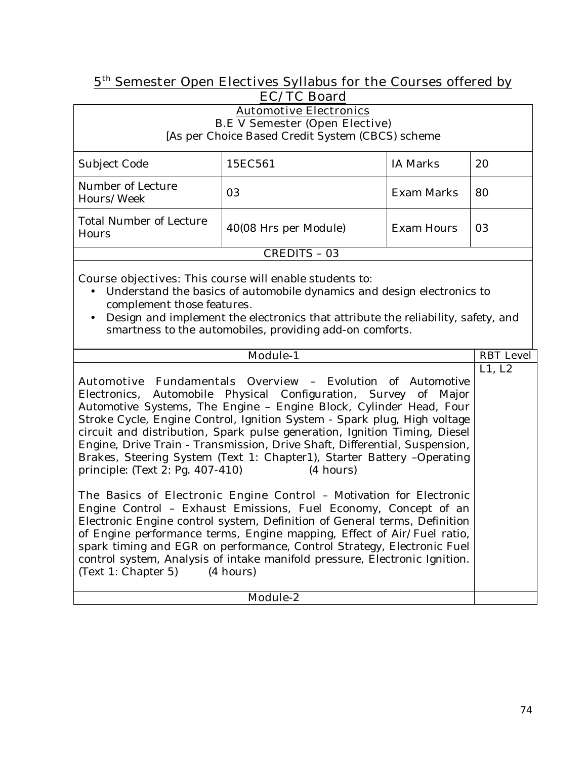## 5th Semester Open Electives Syllabus for the Courses offered by EC/TC Board

### Automotive Electronics

B.E V Semester (Open Elective)

[As per Choice Based Credit System (CBCS) scheme

| Subject Code | 15EC561 | IA Marks | 20 |
|---|---|---|---|
| Number of Lecture Hours/Week | 03 | Exam Marks | 80 |
| Total Number of Lecture Hours | 40(08 Hrs per Module) | Exam Hours | 03 |

CREDITS – 03

Course objectives: This course will enable students to:

- Understand the basics of automobile dynamics and design electronics to complement those features.
- Design and implement the electronics that attribute the reliability, safety, and smartness to the automobiles, providing add-on comforts.

| Module-1 | RBT Level |
|---|---|
| Automotive Fundamentals Overview – Evolution of Automotive Electronics, Automobile Physical Configuration, Survey of Major Automotive Systems, The Engine – Engine Block, Cylinder Head, Four Stroke Cycle, Engine Control, Ignition System - Spark plug, High voltage circuit and distribution, Spark pulse generation, Ignition Timing, Diesel Engine, Drive Train - Transmission, Drive Shaft, Differential, Suspension, Brakes, Steering System (Text 1: Chapter1), Starter Battery –Operating principle: (Text 2: Pg. 407-410) (4 hours)<br><br>The Basics of Electronic Engine Control – Motivation for Electronic Engine Control – Exhaust Emissions, Fuel Economy, Concept of an Electronic Engine control system, Definition of General terms, Definition of Engine performance terms, Engine mapping, Effect of Air/Fuel ratio, spark timing and EGR on performance, Control Strategy, Electronic Fuel control system, Analysis of intake manifold pressure, Electronic Ignition. (Text 1: Chapter 5) (4 hours) | L1, L2 |
| Module-2 | |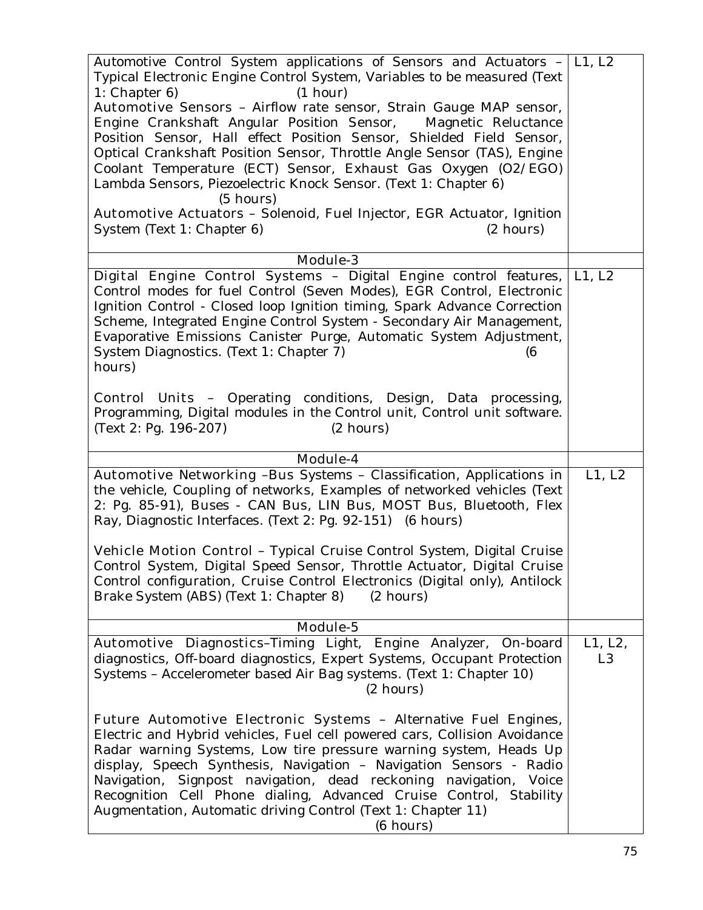| | |
|---|---|
| Automotive Control System applications of Sensors and Actuators – Typical Electronic Engine Control System, Variables to be measured (Text 1: Chapter 6) (1 hour)<br>Automotive Sensors – Airflow rate sensor, Strain Gauge MAP sensor, Engine Crankshaft Angular Position Sensor, Magnetic Reluctance Position Sensor, Hall effect Position Sensor, Shielded Field Sensor, Optical Crankshaft Position Sensor, Throttle Angle Sensor (TAS), Engine Coolant Temperature (ECT) Sensor, Exhaust Gas Oxygen (O2/EGO) Lambda Sensors, Piezoelectric Knock Sensor. (Text 1: Chapter 6) (5 hours)<br>Automotive Actuators – Solenoid, Fuel Injector, EGR Actuator, Ignition System (Text 1: Chapter 6) (2 hours) | L1, L2 |
| Module-3 | |
| Digital Engine Control Systems – Digital Engine control features, Control modes for fuel Control (Seven Modes), EGR Control, Electronic Ignition Control - Closed loop Ignition timing, Spark Advance Correction Scheme, Integrated Engine Control System - Secondary Air Management, Evaporative Emissions Canister Purge, Automatic System Adjustment, System Diagnostics. (Text 1: Chapter 7) (6 hours)<br><br>Control Units – Operating conditions, Design, Data processing, Programming, Digital modules in the Control unit, Control unit software. (Text 2: Pg. 196-207) (2 hours) | L1, L2 |
| Module-4 | |
| Automotive Networking –Bus Systems – Classification, Applications in the vehicle, Coupling of networks, Examples of networked vehicles (Text 2: Pg. 85-91), Buses - CAN Bus, LIN Bus, MOST Bus, Bluetooth, Flex Ray, Diagnostic Interfaces. (Text 2: Pg. 92-151) (6 hours)<br><br>Vehicle Motion Control – Typical Cruise Control System, Digital Cruise Control System, Digital Speed Sensor, Throttle Actuator, Digital Cruise Control configuration, Cruise Control Electronics (Digital only), Antilock Brake System (ABS) (Text 1: Chapter 8) (2 hours) | L1, L2 |
| Module-5 | |
| Automotive Diagnostics–Timing Light, Engine Analyzer, On-board diagnostics, Off-board diagnostics, Expert Systems, Occupant Protection Systems – Accelerometer based Air Bag systems. (Text 1: Chapter 10) (2 hours)<br><br>Future Automotive Electronic Systems – Alternative Fuel Engines, Electric and Hybrid vehicles, Fuel cell powered cars, Collision Avoidance Radar warning Systems, Low tire pressure warning system, Heads Up display, Speech Synthesis, Navigation – Navigation Sensors - Radio Navigation, Signpost navigation, dead reckoning navigation, Voice Recognition Cell Phone dialing, Advanced Cruise Control, Stability Augmentation, Automatic driving Control (Text 1: Chapter 11) (6 hours) | L1, L2, L3 |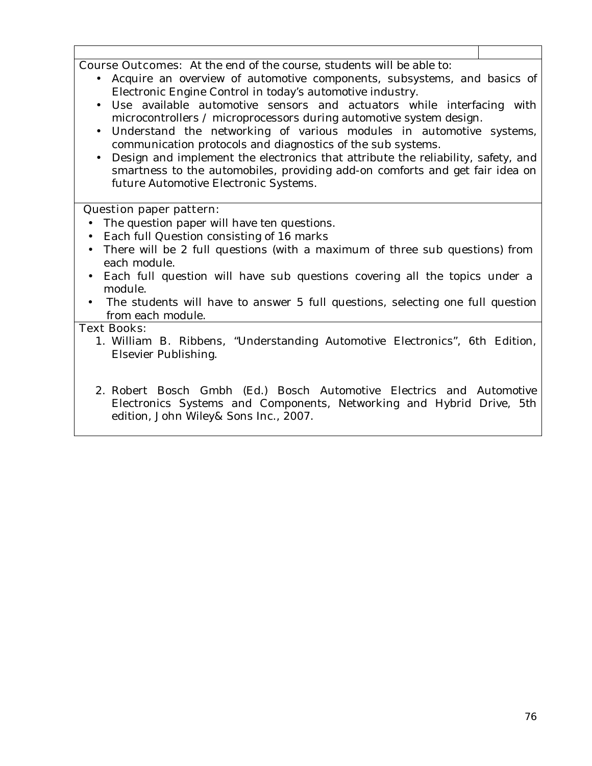**Course Outcomes:** At the end of the course, students will be able to:

- Acquire an overview of automotive components, subsystems, and basics of Electronic Engine Control in today's automotive industry.
- Use available automotive sensors and actuators while interfacing with microcontrollers / microprocessors during automotive system design.
- Understand the networking of various modules in automotive systems, communication protocols and diagnostics of the sub systems.
- Design and implement the electronics that attribute the reliability, safety, and smartness to the automobiles, providing add-on comforts and get fair idea on future Automotive Electronic Systems.

**Question paper pattern:**

- The question paper will have ten questions.
- Each full Question consisting of 16 marks
- There will be 2 full questions (with a maximum of three sub questions) from each module.
- Each full question will have sub questions covering all the topics under a module.
- The students will have to answer 5 full questions, selecting one full question from each module.

**Text Books:**

1. William B. Ribbens, "Understanding Automotive Electronics", 6th Edition, Elsevier Publishing.
2. Robert Bosch Gmbh (Ed.) Bosch Automotive Electrics and Automotive Electronics Systems and Components, Networking and Hybrid Drive, 5th edition, John Wiley& Sons Inc., 2007.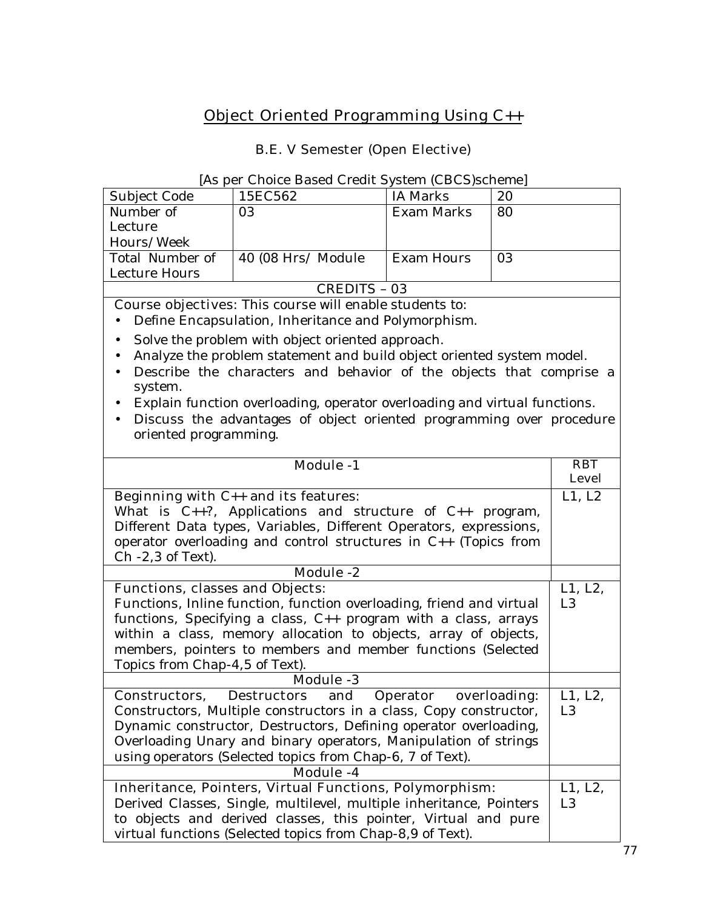# Object Oriented Programming Using C++

## B.E. V Semester (Open Elective)

[As per Choice Based Credit System (CBCS)scheme]

| Subject Code | 15EC562 | IA Marks | 20 |
|---|---|---|---|
| Number of Lecture Hours/Week | 03 | Exam Marks | 80 |
| Total Number of Lecture Hours | 40 (08 Hrs/ Module | Exam Hours | 03 |

CREDITS – 03

Course objectives: This course will enable students to:

- Define Encapsulation, Inheritance and Polymorphism.
- Solve the problem with object oriented approach.
- Analyze the problem statement and build object oriented system model.
- Describe the characters and behavior of the objects that comprise a system.
- Explain function overloading, operator overloading and virtual functions.
- Discuss the advantages of object oriented programming over procedure oriented programming.

| Module -1 | RBT Level |
|---|---|
| **Beginning with C++ and its features:** What is C++?, Applications and structure of C++ program, Different Data types, Variables, Different Operators, expressions, operator overloading and control structures in C++ (Topics from Ch -2,3 of Text). | L1, L2 |
| **Module -2** | |
| **Functions, classes and Objects:** Functions, Inline function, function overloading, friend and virtual functions, Specifying a class, C++ program with a class, arrays within a class, memory allocation to objects, array of objects, members, pointers to members and member functions (Selected Topics from Chap-4,5 of Text). | L1, L2, L3 |
| **Module -3** | |
| **Constructors, Destructors and Operator overloading:** Constructors, Multiple constructors in a class, Copy constructor, Dynamic constructor, Destructors, Defining operator overloading, Overloading Unary and binary operators, Manipulation of strings using operators (Selected topics from Chap-6, 7 of Text). | L1, L2, L3 |
| **Module -4** | |
| **Inheritance, Pointers, Virtual Functions, Polymorphism:** Derived Classes, Single, multilevel, multiple inheritance, Pointers to objects and derived classes, this pointer, Virtual and pure virtual functions (Selected topics from Chap-8,9 of Text). | L1, L2, L3 |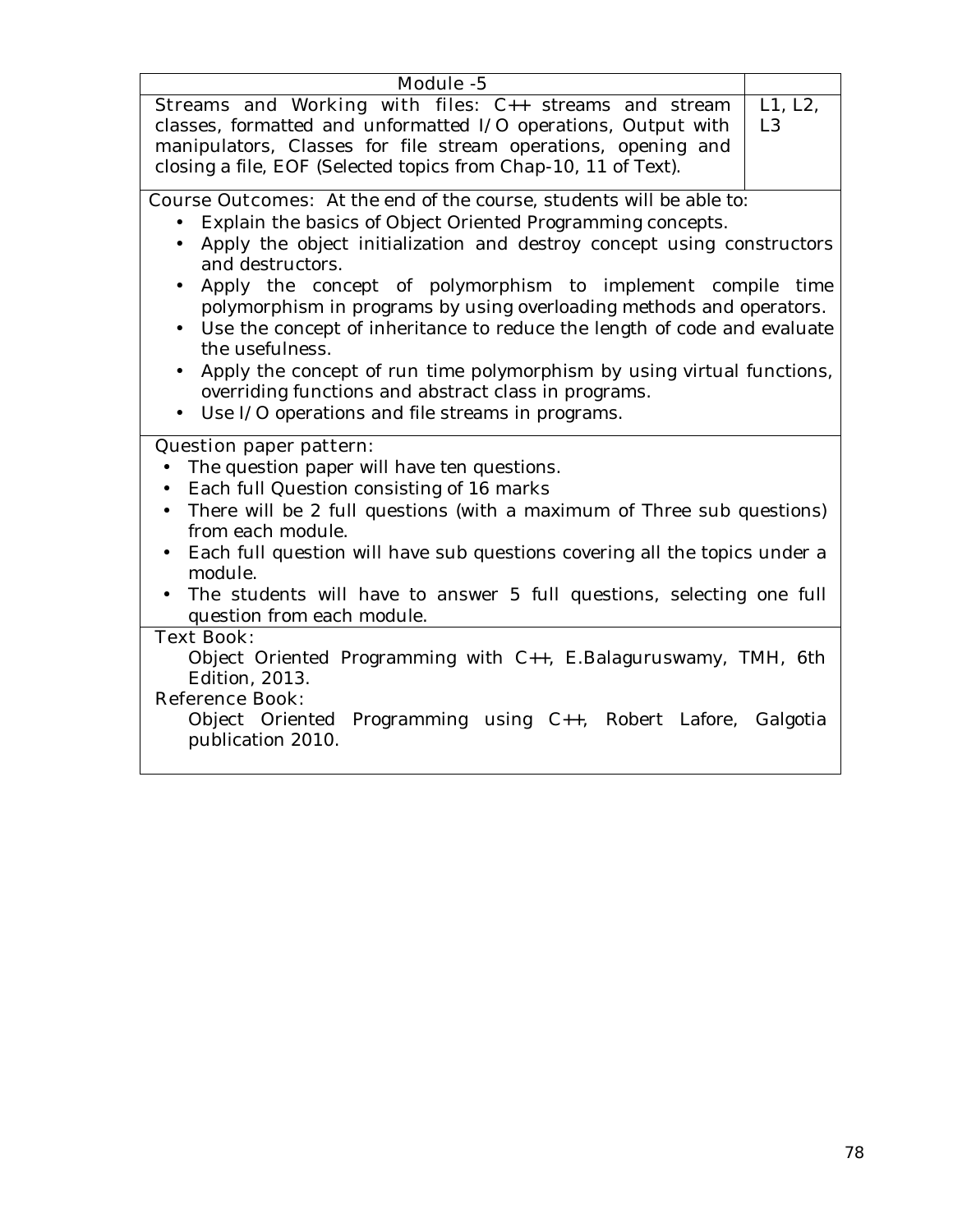| Module -5 | |
|---|---|
| Streams and Working with files: C++ streams and stream classes, formatted and unformatted I/O operations, Output with manipulators, Classes for file stream operations, opening and closing a file, EOF (Selected topics from Chap-10, 11 of Text). | L1, L2, L3 |

**Course Outcomes:** At the end of the course, students will be able to:

- Explain the basics of Object Oriented Programming concepts.
- Apply the object initialization and destroy concept using constructors and destructors.
- Apply the concept of polymorphism to implement compile time polymorphism in programs by using overloading methods and operators.
- Use the concept of inheritance to reduce the length of code and evaluate the usefulness.
- Apply the concept of run time polymorphism by using virtual functions, overriding functions and abstract class in programs.
- Use I/O operations and file streams in programs.

**Question paper pattern:**

- The question paper will have ten questions.
- Each full Question consisting of 16 marks
- There will be 2 full questions (with a maximum of Three sub questions) from each module.
- Each full question will have sub questions covering all the topics under a module.
- The students will have to answer 5 full questions, selecting one full question from each module.

**Text Book:**

Object Oriented Programming with C++, E.Balaguruswamy, TMH, 6th Edition, 2013.

**Reference Book:**

Object Oriented Programming using C++, Robert Lafore, Galgotia publication 2010.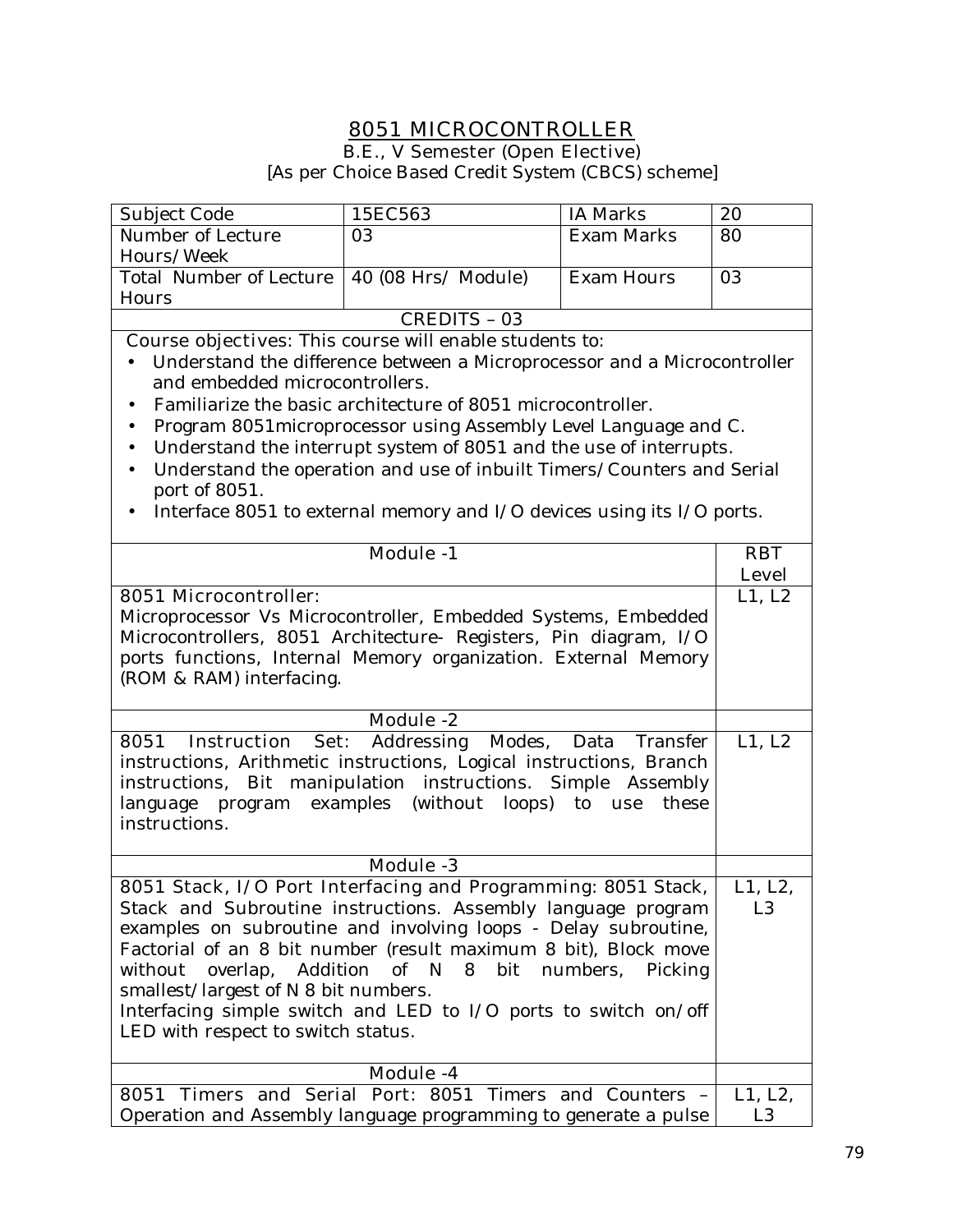# 8051 MICROCONTROLLER

B.E., V Semester (Open Elective)

[As per Choice Based Credit System (CBCS) scheme]

| Subject Code | 15EC563 | IA Marks | 20 |
|---|---|---|---|
| Number of Lecture Hours/Week | 03 | Exam Marks | 80 |
| Total Number of Lecture Hours | 40 (08 Hrs/ Module) | Exam Hours | 03 |

CREDITS – 03

Course objectives: This course will enable students to:

- Understand the difference between a Microprocessor and a Microcontroller and embedded microcontrollers.
- Familiarize the basic architecture of 8051 microcontroller.
- Program 8051microprocessor using Assembly Level Language and C.
- Understand the interrupt system of 8051 and the use of interrupts.
- Understand the operation and use of inbuilt Timers/Counters and Serial port of 8051.
- Interface 8051 to external memory and I/O devices using its I/O ports.

| Module -1 | RBT Level |
|---|---|
| 8051 Microcontroller: Microprocessor Vs Microcontroller, Embedded Systems, Embedded Microcontrollers, 8051 Architecture- Registers, Pin diagram, I/O ports functions, Internal Memory organization. External Memory (ROM & RAM) interfacing. | L1, L2 |
| **Module -2** | |
| 8051 Instruction Set: Addressing Modes, Data Transfer instructions, Arithmetic instructions, Logical instructions, Branch instructions, Bit manipulation instructions. Simple Assembly language program examples (without loops) to use these instructions. | L1, L2 |
| **Module -3** | |
| 8051 Stack, I/O Port Interfacing and Programming: 8051 Stack, Stack and Subroutine instructions. Assembly language program examples on subroutine and involving loops - Delay subroutine, Factorial of an 8 bit number (result maximum 8 bit), Block move without overlap, Addition of N 8 bit numbers, Picking smallest/largest of N 8 bit numbers. Interfacing simple switch and LED to I/O ports to switch on/off LED with respect to switch status. | L1, L2, L3 |
| **Module -4** | |
| 8051 Timers and Serial Port: 8051 Timers and Counters – Operation and Assembly language programming to generate a pulse | L1, L2, L3 |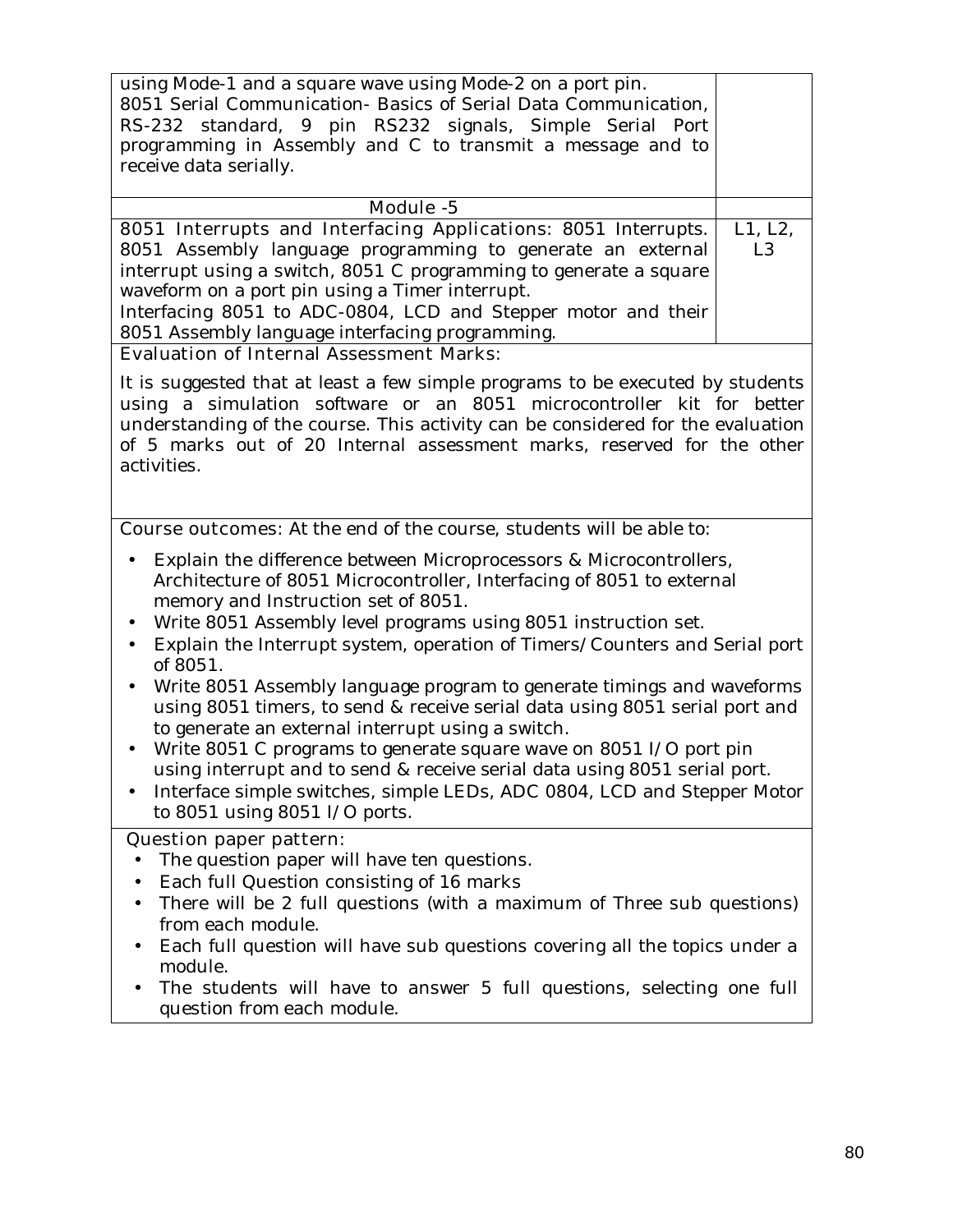| | |
|---|---|
| using Mode-1 and a square wave using Mode-2 on a port pin.<br>8051 Serial Communication- Basics of Serial Data Communication, RS-232 standard, 9 pin RS232 signals, Simple Serial Port programming in Assembly and C to transmit a message and to receive data serially. | |
| Module -5 | |
| 8051 Interrupts and Interfacing Applications: 8051 Interrupts. 8051 Assembly language programming to generate an external interrupt using a switch, 8051 C programming to generate a square waveform on a port pin using a Timer interrupt.<br>Interfacing 8051 to ADC-0804, LCD and Stepper motor and their 8051 Assembly language interfacing programming. | L1, L2, L3 |

**Evaluation of Internal Assessment Marks:**

It is suggested that at least a few simple programs to be executed by students using a simulation software or an 8051 microcontroller kit for better understanding of the course. This activity can be considered for the evaluation of 5 marks out of 20 Internal assessment marks, reserved for the other activities.

**Course outcomes:** At the end of the course, students will be able to:

- Explain the difference between Microprocessors & Microcontrollers, Architecture of 8051 Microcontroller, Interfacing of 8051 to external memory and Instruction set of 8051.
- Write 8051 Assembly level programs using 8051 instruction set.
- Explain the Interrupt system, operation of Timers/Counters and Serial port of 8051.
- Write 8051 Assembly language program to generate timings and waveforms using 8051 timers, to send & receive serial data using 8051 serial port and to generate an external interrupt using a switch.
- Write 8051 C programs to generate square wave on 8051 I/O port pin using interrupt and to send & receive serial data using 8051 serial port.
- Interface simple switches, simple LEDs, ADC 0804, LCD and Stepper Motor to 8051 using 8051 I/O ports.

**Question paper pattern:**

- The question paper will have ten questions.
- Each full Question consisting of 16 marks
- There will be 2 full questions (with a maximum of Three sub questions) from each module.
- Each full question will have sub questions covering all the topics under a module.
- The students will have to answer 5 full questions, selecting one full question from each module.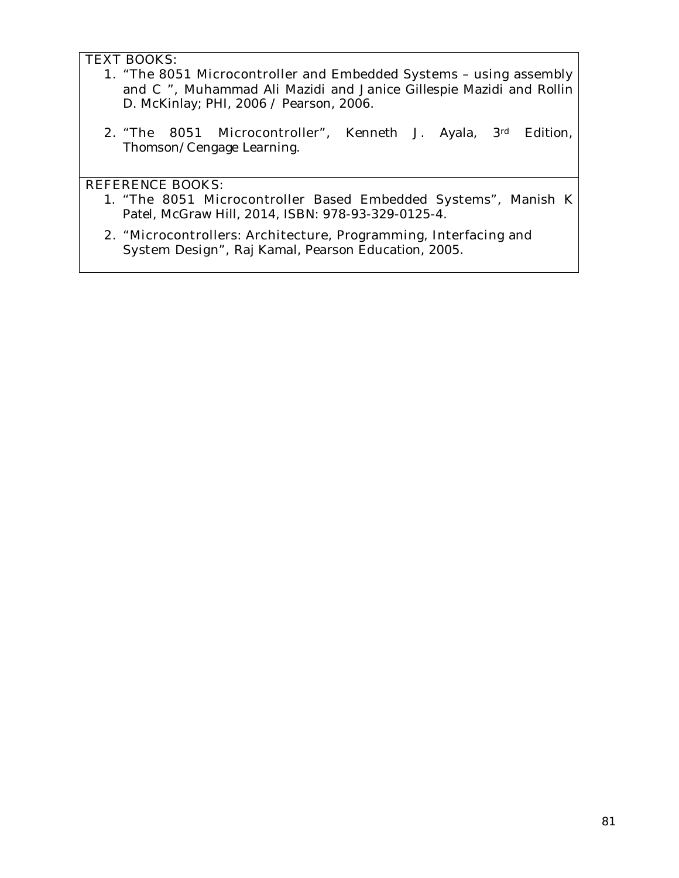TEXT BOOKS:

1. "The 8051 Microcontroller and Embedded Systems – using assembly and C ", Muhammad Ali Mazidi and Janice Gillespie Mazidi and Rollin D. McKinlay; PHI, 2006 / Pearson, 2006.
2. "The 8051 Microcontroller", Kenneth J. Ayala, 3rd Edition, Thomson/Cengage Learning.

REFERENCE BOOKS:

1. "The 8051 Microcontroller Based Embedded Systems", Manish K Patel, McGraw Hill, 2014, ISBN: 978-93-329-0125-4.
2. "Microcontrollers: Architecture, Programming, Interfacing and System Design", Raj Kamal, Pearson Education, 2005.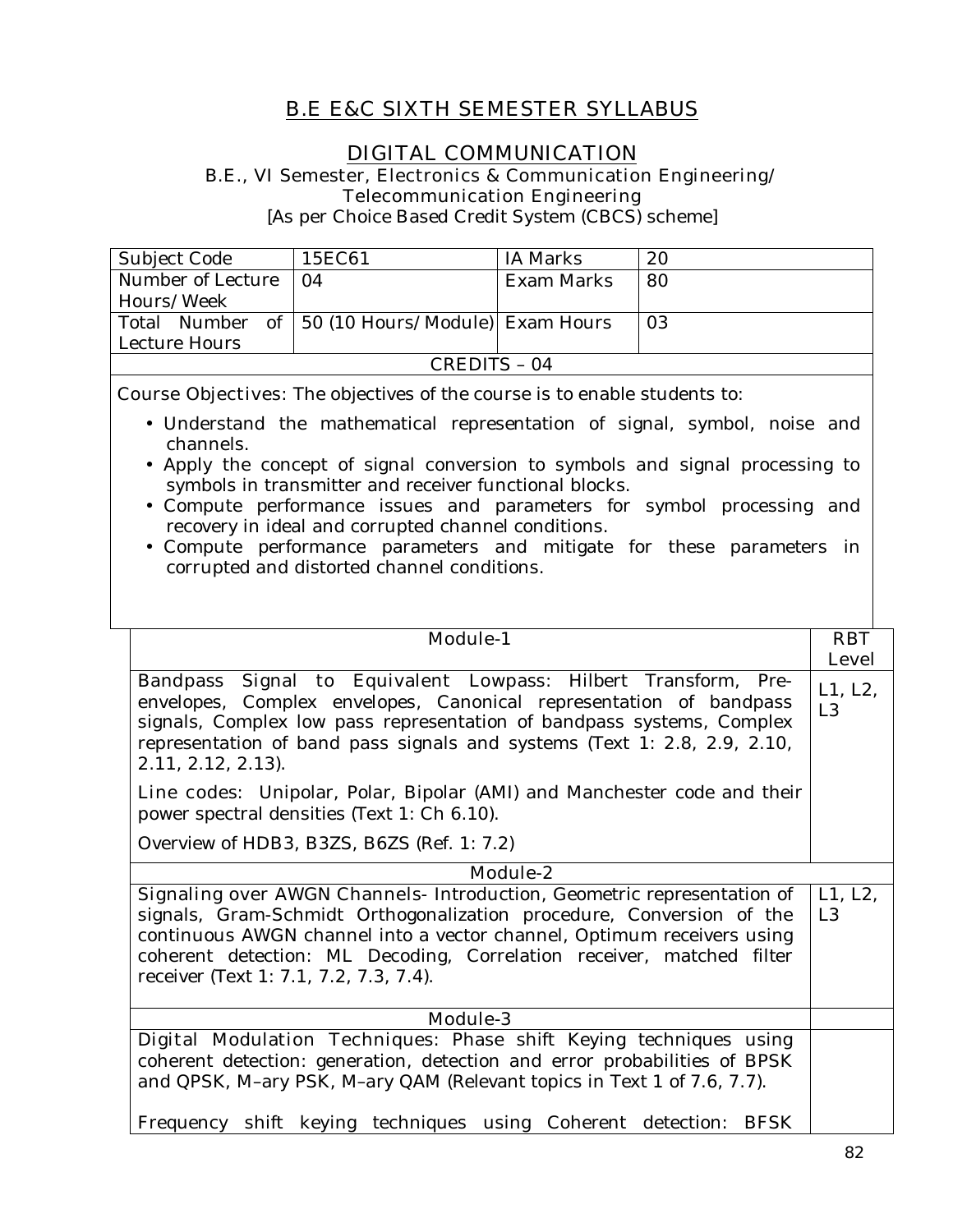# B.E E&C SIXTH SEMESTER SYLLABUS

## DIGITAL COMMUNICATION

B.E., VI Semester, Electronics & Communication Engineering/ Telecommunication Engineering
[As per Choice Based Credit System (CBCS) scheme]

| Subject Code | 15EC61 | IA Marks | 20 |
|---|---|---|---|
| Number of Lecture Hours/Week | 04 | Exam Marks | 80 |
| Total Number of Lecture Hours | 50 (10 Hours/Module) | Exam Hours | 03 |
| CREDITS – 04 | | | |

Course Objectives: The objectives of the course is to enable students to:

- Understand the mathematical representation of signal, symbol, noise and channels.
- Apply the concept of signal conversion to symbols and signal processing to symbols in transmitter and receiver functional blocks.
- Compute performance issues and parameters for symbol processing and recovery in ideal and corrupted channel conditions.
- Compute performance parameters and mitigate for these parameters in corrupted and distorted channel conditions.

| Module-1 | RBT Level |
|---|---|
| Bandpass Signal to Equivalent Lowpass: Hilbert Transform, Pre-envelopes, Complex envelopes, Canonical representation of bandpass signals, Complex low pass representation of bandpass systems, Complex representation of band pass signals and systems (Text 1: 2.8, 2.9, 2.10, 2.11, 2.12, 2.13).<br><br>Line codes: Unipolar, Polar, Bipolar (AMI) and Manchester code and their power spectral densities (Text 1: Ch 6.10).<br><br>Overview of HDB3, B3ZS, B6ZS (Ref. 1: 7.2) | L1, L2, L3 |
| **Module-2** | |
| Signaling over AWGN Channels- Introduction, Geometric representation of signals, Gram-Schmidt Orthogonalization procedure, Conversion of the continuous AWGN channel into a vector channel, Optimum receivers using coherent detection: ML Decoding, Correlation receiver, matched filter receiver (Text 1: 7.1, 7.2, 7.3, 7.4). | L1, L2, L3 |
| **Module-3** | |
| Digital Modulation Techniques: Phase shift Keying techniques using coherent detection: generation, detection and error probabilities of BPSK and QPSK, M–ary PSK, M–ary QAM (Relevant topics in Text 1 of 7.6, 7.7).<br><br>Frequency shift keying techniques using Coherent detection: BFSK | |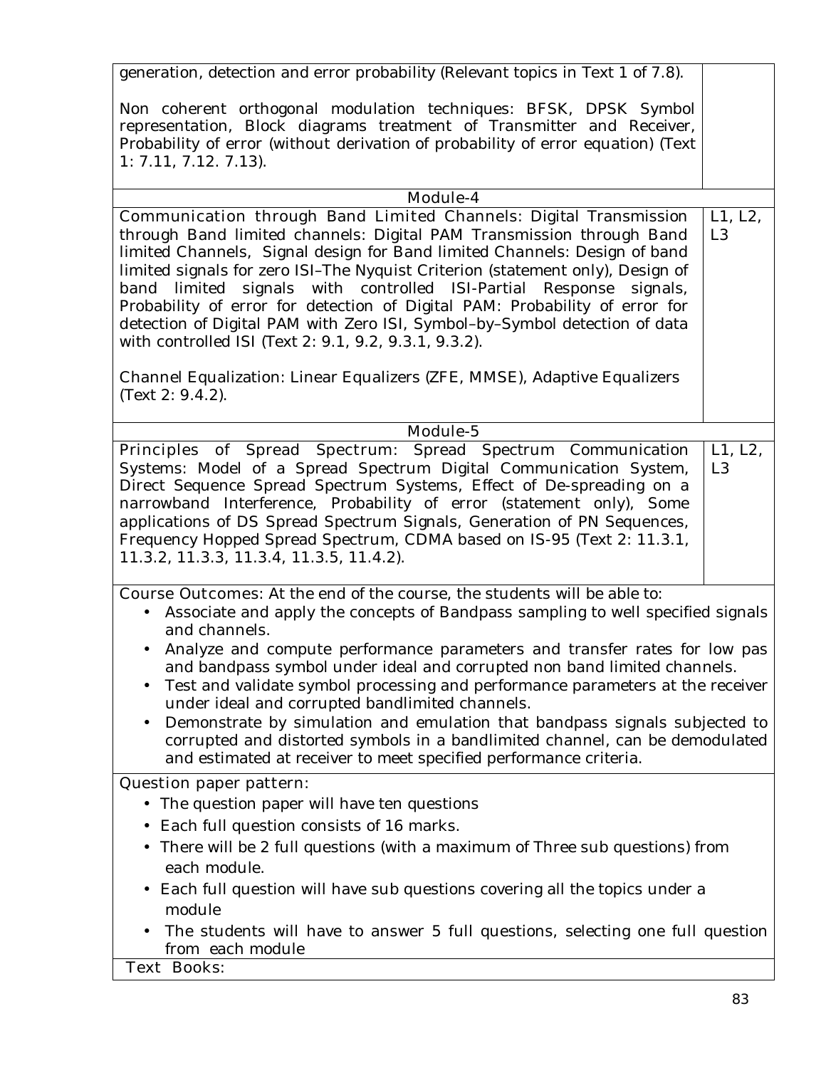| | |
|---|---|
| generation, detection and error probability (Relevant topics in Text 1 of 7.8).<br><br>Non coherent orthogonal modulation techniques: BFSK, DPSK Symbol representation, Block diagrams treatment of Transmitter and Receiver, Probability of error (without derivation of probability of error equation) (Text 1: 7.11, 7.12. 7.13). | |
| **Module-4** | |
| Communication through Band Limited Channels: Digital Transmission through Band limited channels: Digital PAM Transmission through Band limited Channels, Signal design for Band limited Channels: Design of band limited signals for zero ISI–The Nyquist Criterion (statement only), Design of band limited signals with controlled ISI-Partial Response signals, Probability of error for detection of Digital PAM: Probability of error for detection of Digital PAM with Zero ISI, Symbol–by–Symbol detection of data with controlled ISI (Text 2: 9.1, 9.2, 9.3.1, 9.3.2).<br><br>Channel Equalization: Linear Equalizers (ZFE, MMSE), Adaptive Equalizers (Text 2: 9.4.2). | L1, L2, L3 |
| **Module-5** | |
| Principles of Spread Spectrum: Spread Spectrum Communication Systems: Model of a Spread Spectrum Digital Communication System, Direct Sequence Spread Spectrum Systems, Effect of De-spreading on a narrowband Interference, Probability of error (statement only), Some applications of DS Spread Spectrum Signals, Generation of PN Sequences, Frequency Hopped Spread Spectrum, CDMA based on IS-95 (Text 2: 11.3.1, 11.3.2, 11.3.3, 11.3.4, 11.3.5, 11.4.2). | L1, L2, L3 |

**Course Outcomes:** At the end of the course, the students will be able to:

- Associate and apply the concepts of Bandpass sampling to well specified signals and channels.
- Analyze and compute performance parameters and transfer rates for low pas and bandpass symbol under ideal and corrupted non band limited channels.
- Test and validate symbol processing and performance parameters at the receiver under ideal and corrupted bandlimited channels.
- Demonstrate by simulation and emulation that bandpass signals subjected to corrupted and distorted symbols in a bandlimited channel, can be demodulated and estimated at receiver to meet specified performance criteria.

**Question paper pattern:**

- The question paper will have ten questions
- Each full question consists of 16 marks.
- There will be 2 full questions (with a maximum of Three sub questions) from each module.
- Each full question will have sub questions covering all the topics under a module
- The students will have to answer 5 full questions, selecting one full question from each module

**Text Books:**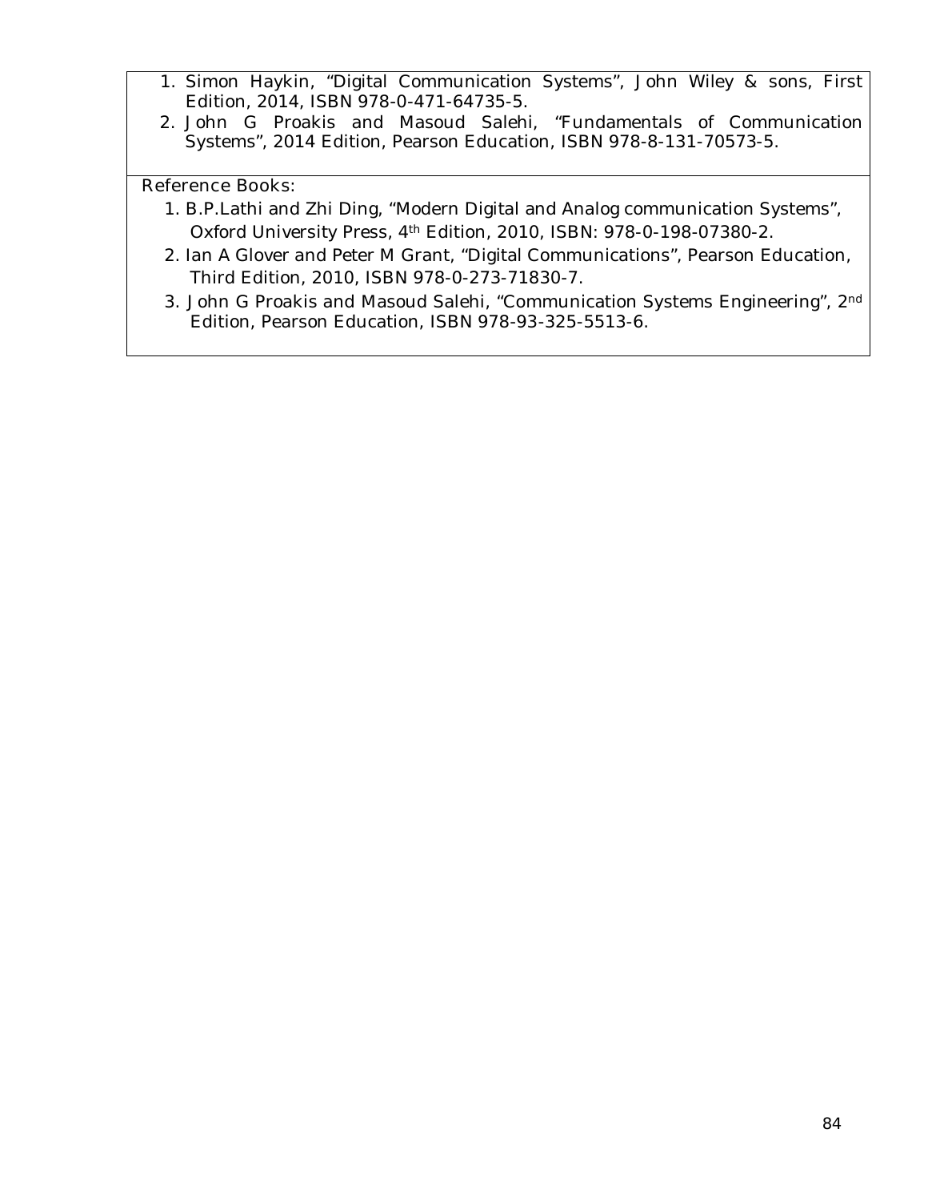1. Simon Haykin, "Digital Communication Systems", John Wiley & sons, First Edition, 2014, ISBN 978-0-471-64735-5.
2. John G Proakis and Masoud Salehi, "Fundamentals of Communication Systems", 2014 Edition, Pearson Education, ISBN 978-8-131-70573-5.

**Reference Books:**

1. B.P.Lathi and Zhi Ding, "Modern Digital and Analog communication Systems", Oxford University Press, 4th Edition, 2010, ISBN: 978-0-198-07380-2.
2. Ian A Glover and Peter M Grant, "Digital Communications", Pearson Education, Third Edition, 2010, ISBN 978-0-273-71830-7.
3. John G Proakis and Masoud Salehi, "Communication Systems Engineering", 2nd Edition, Pearson Education, ISBN 978-93-325-5513-6.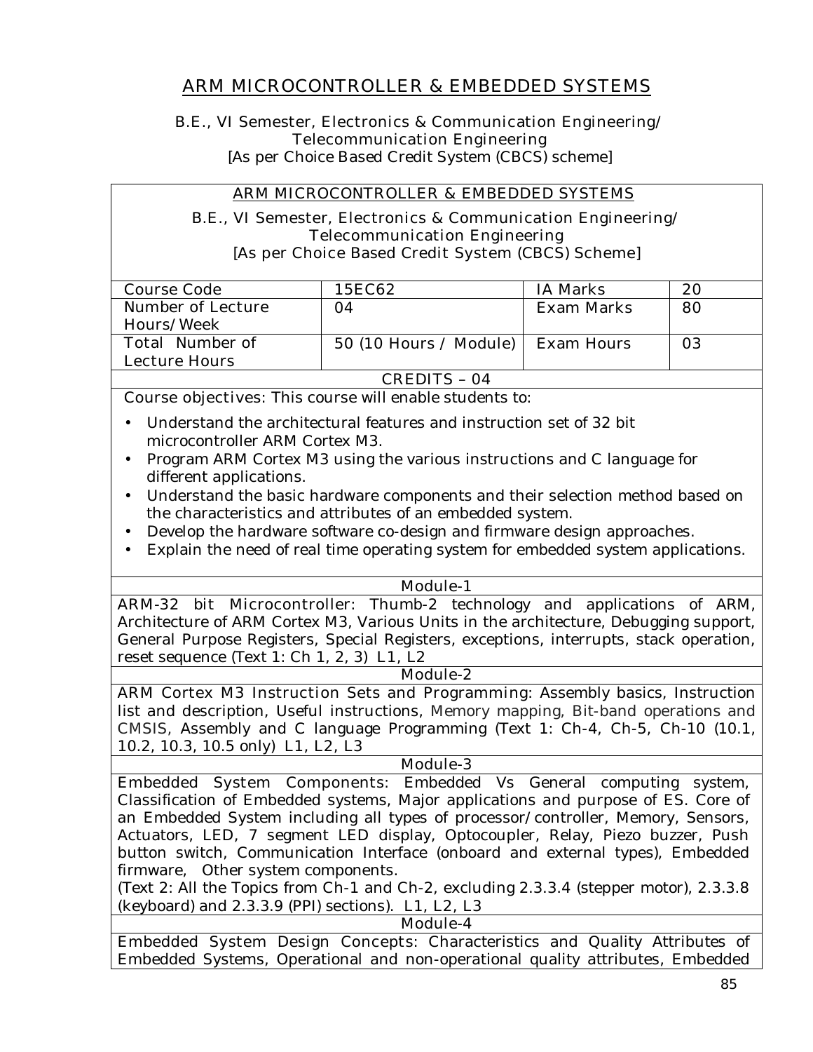# ARM MICROCONTROLLER & EMBEDDED SYSTEMS

B.E., VI Semester, Electronics & Communication Engineering/ Telecommunication Engineering
[As per Choice Based Credit System (CBCS) scheme]

## ARM MICROCONTROLLER & EMBEDDED SYSTEMS

B.E., VI Semester, Electronics & Communication Engineering/ Telecommunication Engineering
[As per Choice Based Credit System (CBCS) Scheme]

| Course Code | 15EC62 | IA Marks | 20 |
|---|---|---|---|
| Number of Lecture Hours/Week | 04 | Exam Marks | 80 |
| Total Number of Lecture Hours | 50 (10 Hours / Module) | Exam Hours | 03 |

**CREDITS – 04**

Course objectives: This course will enable students to:

- Understand the architectural features and instruction set of 32 bit microcontroller ARM Cortex M3.
- Program ARM Cortex M3 using the various instructions and C language for different applications.
- Understand the basic hardware components and their selection method based on the characteristics and attributes of an embedded system.
- Develop the hardware software co-design and firmware design approaches.
- Explain the need of real time operating system for embedded system applications.

### Module-1

ARM-32 bit Microcontroller: Thumb-2 technology and applications of ARM, Architecture of ARM Cortex M3, Various Units in the architecture, Debugging support, General Purpose Registers, Special Registers, exceptions, interrupts, stack operation, reset sequence (Text 1: Ch 1, 2, 3) L1, L2

### Module-2

ARM Cortex M3 Instruction Sets and Programming: Assembly basics, Instruction list and description, Useful instructions, Memory mapping, Bit-band operations and CMSIS, Assembly and C language Programming (Text 1: Ch-4, Ch-5, Ch-10 (10.1, 10.2, 10.3, 10.5 only) L1, L2, L3

### Module-3

Embedded System Components: Embedded Vs General computing system, Classification of Embedded systems, Major applications and purpose of ES. Core of an Embedded System including all types of processor/controller, Memory, Sensors, Actuators, LED, 7 segment LED display, Optocoupler, Relay, Piezo buzzer, Push button switch, Communication Interface (onboard and external types), Embedded firmware, Other system components.

(Text 2: All the Topics from Ch-1 and Ch-2, excluding 2.3.3.4 (stepper motor), 2.3.3.8 (keyboard) and 2.3.3.9 (PPI) sections). L1, L2, L3

### Module-4

Embedded System Design Concepts: Characteristics and Quality Attributes of Embedded Systems, Operational and non-operational quality attributes, Embedded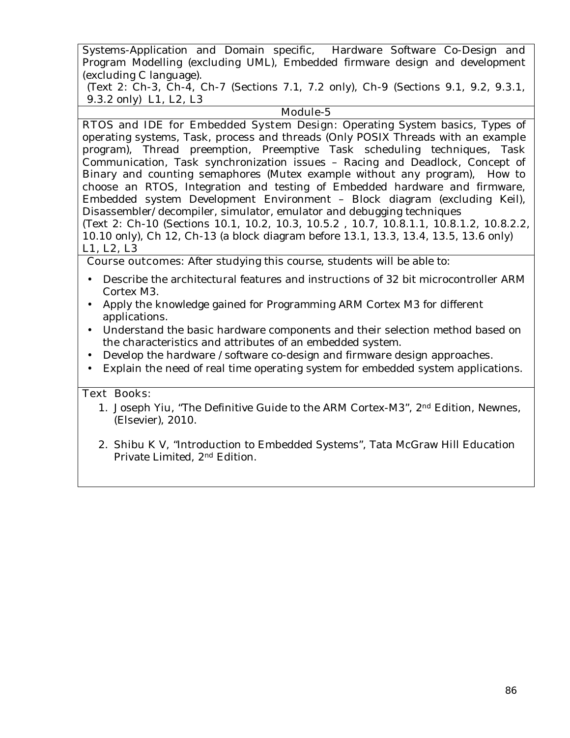Systems-Application and Domain specific, Hardware Software Co-Design and Program Modelling (excluding UML), Embedded firmware design and development (excluding C language).

(Text 2: Ch-3, Ch-4, Ch-7 (Sections 7.1, 7.2 only), Ch-9 (Sections 9.1, 9.2, 9.3.1, 9.3.2 only) L1, L2, L3

## Module-5

RTOS and IDE for Embedded System Design: Operating System basics, Types of operating systems, Task, process and threads (Only POSIX Threads with an example program), Thread preemption, Preemptive Task scheduling techniques, Task Communication, Task synchronization issues – Racing and Deadlock, Concept of Binary and counting semaphores (Mutex example without any program), How to choose an RTOS, Integration and testing of Embedded hardware and firmware, Embedded system Development Environment – Block diagram (excluding Keil), Disassembler/decompiler, simulator, emulator and debugging techniques

(Text 2: Ch-10 (Sections 10.1, 10.2, 10.3, 10.5.2 , 10.7, 10.8.1.1, 10.8.1.2, 10.8.2.2, 10.10 only), Ch 12, Ch-13 (a block diagram before 13.1, 13.3, 13.4, 13.5, 13.6 only)

L1, L2, L3

**Course outcomes:** After studying this course, students will be able to:

- Describe the architectural features and instructions of 32 bit microcontroller ARM Cortex M3.
- Apply the knowledge gained for Programming ARM Cortex M3 for different applications.
- Understand the basic hardware components and their selection method based on the characteristics and attributes of an embedded system.
- Develop the hardware /software co-design and firmware design approaches.
- Explain the need of real time operating system for embedded system applications.

**Text Books:**

1. Joseph Yiu, "The Definitive Guide to the ARM Cortex-M3", 2nd Edition, Newnes, (Elsevier), 2010.
2. Shibu K V, "Introduction to Embedded Systems", Tata McGraw Hill Education Private Limited, 2nd Edition.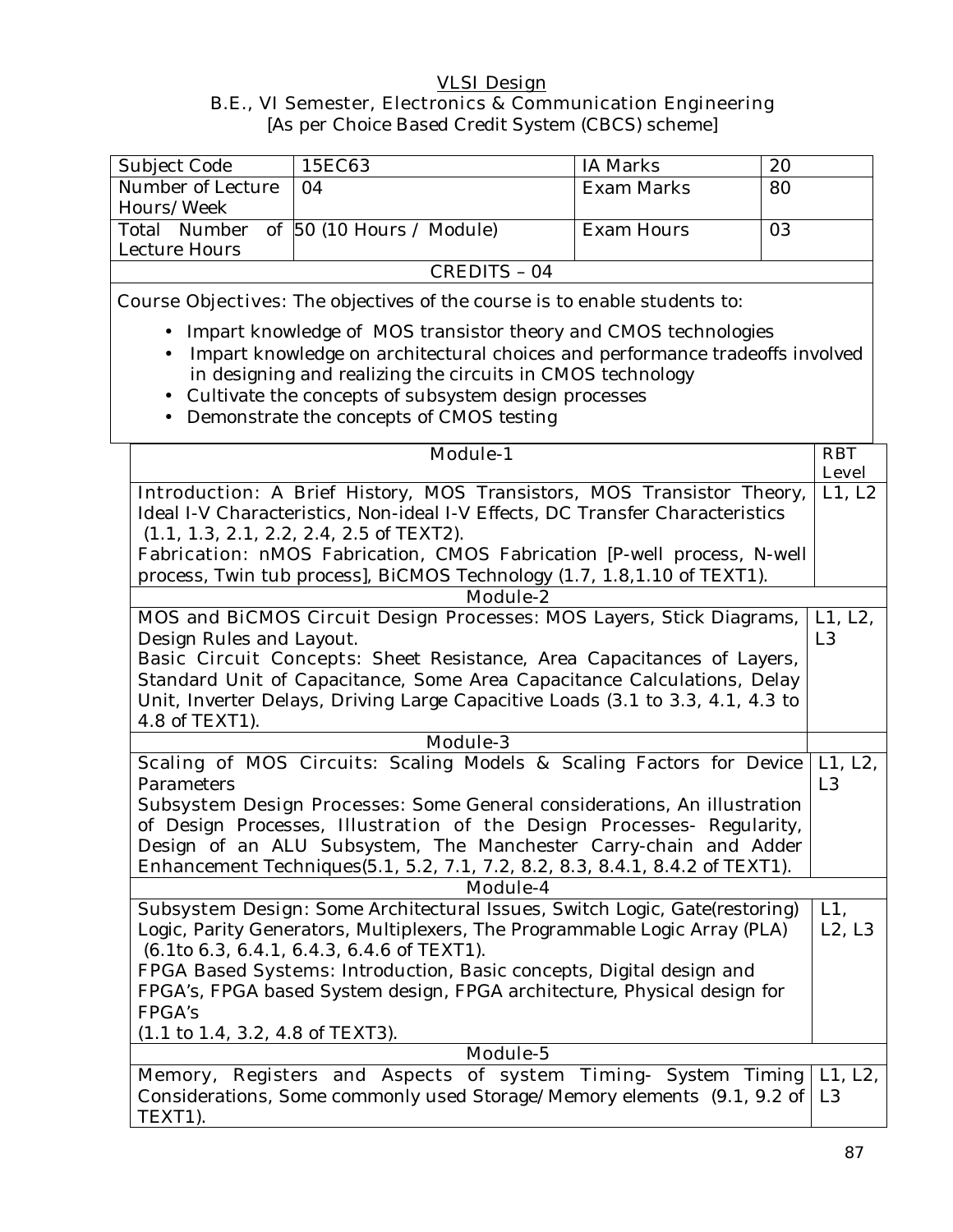# VLSI Design

**B.E., VI Semester, Electronics & Communication Engineering**

**[As per Choice Based Credit System (CBCS) scheme]**

| Subject Code | 15EC63 | IA Marks | 20 |
|---|---|---|---|
| Number of Lecture Hours/Week | 04 | Exam Marks | 80 |
| Total Number of Lecture Hours | 50 (10 Hours / Module) | Exam Hours | 03 |
| CREDITS – 04 | | | |

Course Objectives: The objectives of the course is to enable students to:

- Impart knowledge of MOS transistor theory and CMOS technologies
- Impart knowledge on architectural choices and performance tradeoffs involved in designing and realizing the circuits in CMOS technology
- Cultivate the concepts of subsystem design processes
- Demonstrate the concepts of CMOS testing

| Module-1 | RBT Level |
|---|---|
| **Introduction:** A Brief History, MOS Transistors, MOS Transistor Theory, Ideal I-V Characteristics, Non-ideal I-V Effects, DC Transfer Characteristics (1.1, 1.3, 2.1, 2.2, 2.4, 2.5 of TEXT2).<br>**Fabrication:** nMOS Fabrication, CMOS Fabrication [P-well process, N-well process, Twin tub process], BiCMOS Technology (1.7, 1.8,1.10 of TEXT1). | L1, L2 |
| **Module-2** | |
| **MOS and BiCMOS Circuit Design Processes:** MOS Layers, Stick Diagrams, Design Rules and Layout.<br>**Basic Circuit Concepts:** Sheet Resistance, Area Capacitances of Layers, Standard Unit of Capacitance, Some Area Capacitance Calculations, Delay Unit, Inverter Delays, Driving Large Capacitive Loads (3.1 to 3.3, 4.1, 4.3 to 4.8 of TEXT1). | L1, L2, L3 |
| **Module-3** | |
| **Scaling of MOS Circuits:** Scaling Models & Scaling Factors for Device Parameters<br>**Subsystem Design Processes:** Some General considerations, An illustration of Design Processes, Illustration of the Design Processes- Regularity, Design of an ALU Subsystem, The Manchester Carry-chain and Adder Enhancement Techniques(5.1, 5.2, 7.1, 7.2, 8.2, 8.3, 8.4.1, 8.4.2 of TEXT1). | L1, L2, L3 |
| **Module-4** | |
| **Subsystem Design:** Some Architectural Issues, Switch Logic, Gate(restoring) Logic, Parity Generators, Multiplexers, The Programmable Logic Array (PLA) (6.1to 6.3, 6.4.1, 6.4.3, 6.4.6 of TEXT1).<br>**FPGA Based Systems:** Introduction, Basic concepts, Digital design and FPGA's, FPGA based System design, FPGA architecture, Physical design for FPGA's<br>(1.1 to 1.4, 3.2, 4.8 of TEXT3). | L1, L2, L3 |
| **Module-5** | |
| **Memory, Registers and Aspects of system Timing-** System Timing Considerations, Some commonly used Storage/Memory elements (9.1, 9.2 of TEXT1). | L1, L2, L3 |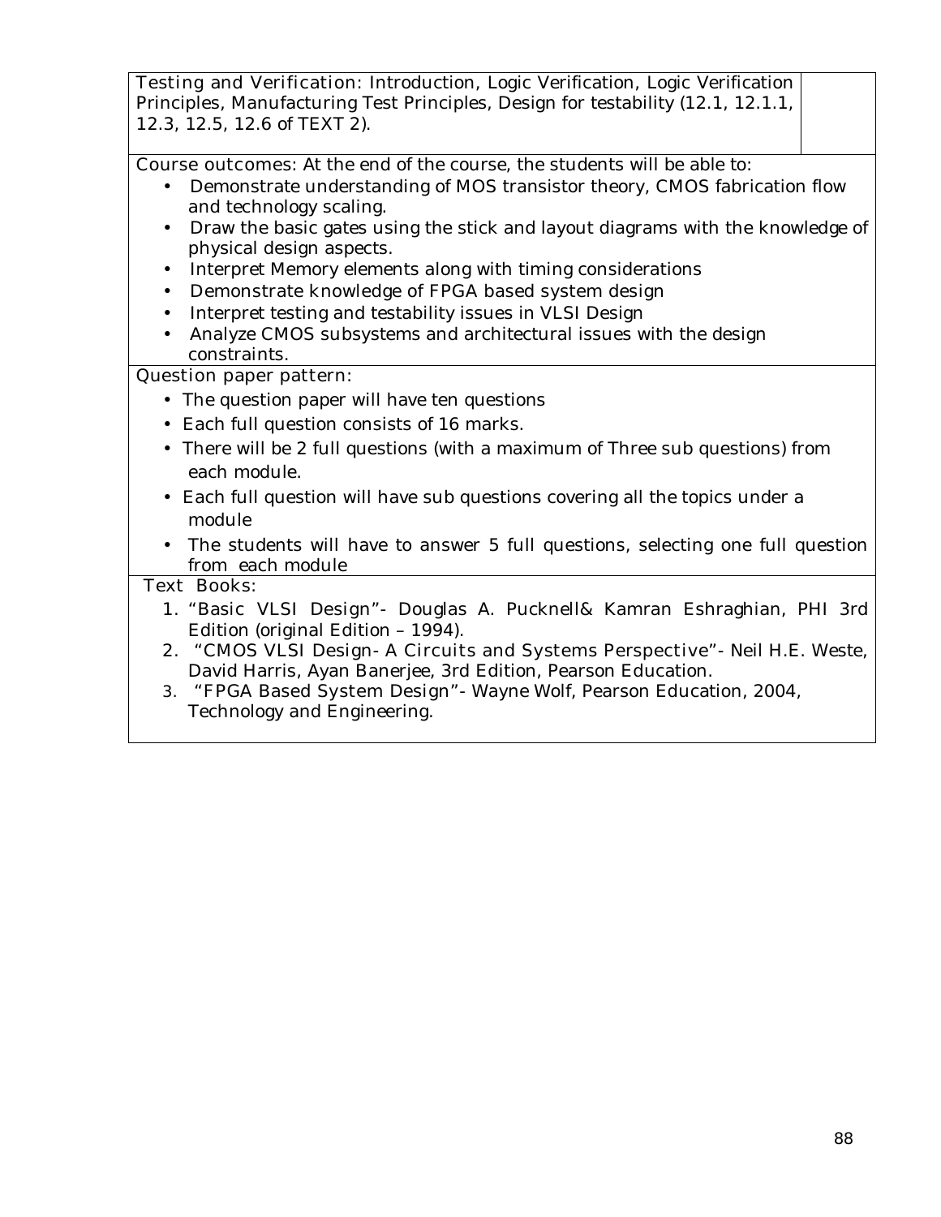| Testing and Verification: Introduction, Logic Verification, Logic Verification Principles, Manufacturing Test Principles, Design for testability (12.1, 12.1.1, 12.3, 12.5, 12.6 of TEXT 2). | |
|---|---|

**Course outcomes:** At the end of the course, the students will be able to:

- Demonstrate understanding of MOS transistor theory, CMOS fabrication flow and technology scaling.
- Draw the basic gates using the stick and layout diagrams with the knowledge of physical design aspects.
- Interpret Memory elements along with timing considerations
- Demonstrate knowledge of FPGA based system design
- Interpret testing and testability issues in VLSI Design
- Analyze CMOS subsystems and architectural issues with the design constraints.

**Question paper pattern:**

- The question paper will have ten questions
- Each full question consists of 16 marks.
- There will be 2 full questions (with a maximum of Three sub questions) from each module.
- Each full question will have sub questions covering all the topics under a module
- The students will have to answer 5 full questions, selecting one full question from each module

**Text Books:**

1. "Basic VLSI Design"- Douglas A. Pucknell& Kamran Eshraghian, PHI 3rd Edition (original Edition – 1994).
2. "CMOS VLSI Design- A Circuits and Systems Perspective"- Neil H.E. Weste, David Harris, Ayan Banerjee, 3rd Edition, Pearson Education.
3. "FPGA Based System Design"- Wayne Wolf, Pearson Education, 2004, Technology and Engineering.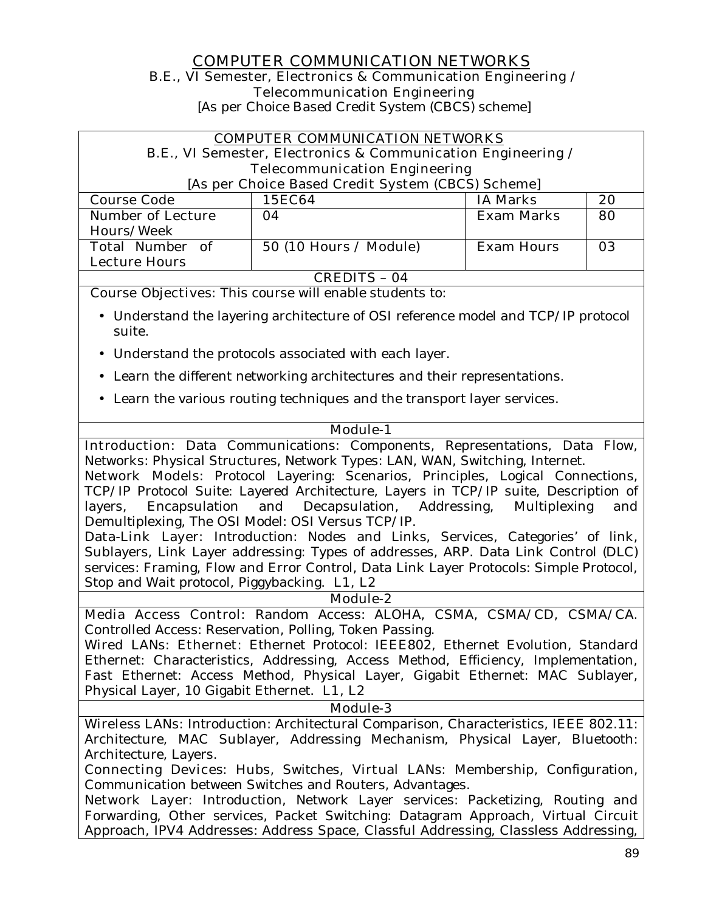# COMPUTER COMMUNICATION NETWORKS

B.E., VI Semester, Electronics & Communication Engineering / Telecommunication Engineering

[As per Choice Based Credit System (CBCS) scheme]

| COMPUTER COMMUNICATION NETWORKS<br>B.E., VI Semester, Electronics & Communication Engineering / Telecommunication Engineering<br>[As per Choice Based Credit System (CBCS) Scheme] | | | |
|---|---|---|---|
| Course Code | 15EC64 | IA Marks | 20 |
| Number of Lecture Hours/Week | 04 | Exam Marks | 80 |
| Total Number of Lecture Hours | 50 (10 Hours / Module) | Exam Hours | 03 |
| CREDITS – 04 | | | |

Course Objectives: This course will enable students to:

- Understand the layering architecture of OSI reference model and TCP/IP protocol suite.
- Understand the protocols associated with each layer.
- Learn the different networking architectures and their representations.
- Learn the various routing techniques and the transport layer services.

## Module-1

Introduction: Data Communications: Components, Representations, Data Flow, Networks: Physical Structures, Network Types: LAN, WAN, Switching, Internet.

Network Models: Protocol Layering: Scenarios, Principles, Logical Connections, TCP/IP Protocol Suite: Layered Architecture, Layers in TCP/IP suite, Description of layers, Encapsulation and Decapsulation, Addressing, Multiplexing and Demultiplexing, The OSI Model: OSI Versus TCP/IP.

Data-Link Layer: Introduction: Nodes and Links, Services, Categories' of link, Sublayers, Link Layer addressing: Types of addresses, ARP. Data Link Control (DLC) services: Framing, Flow and Error Control, Data Link Layer Protocols: Simple Protocol, Stop and Wait protocol, Piggybacking. L1, L2

## Module-2

Media Access Control: Random Access: ALOHA, CSMA, CSMA/CD, CSMA/CA. Controlled Access: Reservation, Polling, Token Passing.

Wired LANs: Ethernet: Ethernet Protocol: IEEE802, Ethernet Evolution, Standard Ethernet: Characteristics, Addressing, Access Method, Efficiency, Implementation, Fast Ethernet: Access Method, Physical Layer, Gigabit Ethernet: MAC Sublayer, Physical Layer, 10 Gigabit Ethernet. L1, L2

## Module-3

Wireless LANs: Introduction: Architectural Comparison, Characteristics, IEEE 802.11: Architecture, MAC Sublayer, Addressing Mechanism, Physical Layer, Bluetooth: Architecture, Layers.

Connecting Devices: Hubs, Switches, Virtual LANs: Membership, Configuration, Communication between Switches and Routers, Advantages.

Network Layer: Introduction, Network Layer services: Packetizing, Routing and Forwarding, Other services, Packet Switching: Datagram Approach, Virtual Circuit Approach, IPV4 Addresses: Address Space, Classful Addressing, Classless Addressing,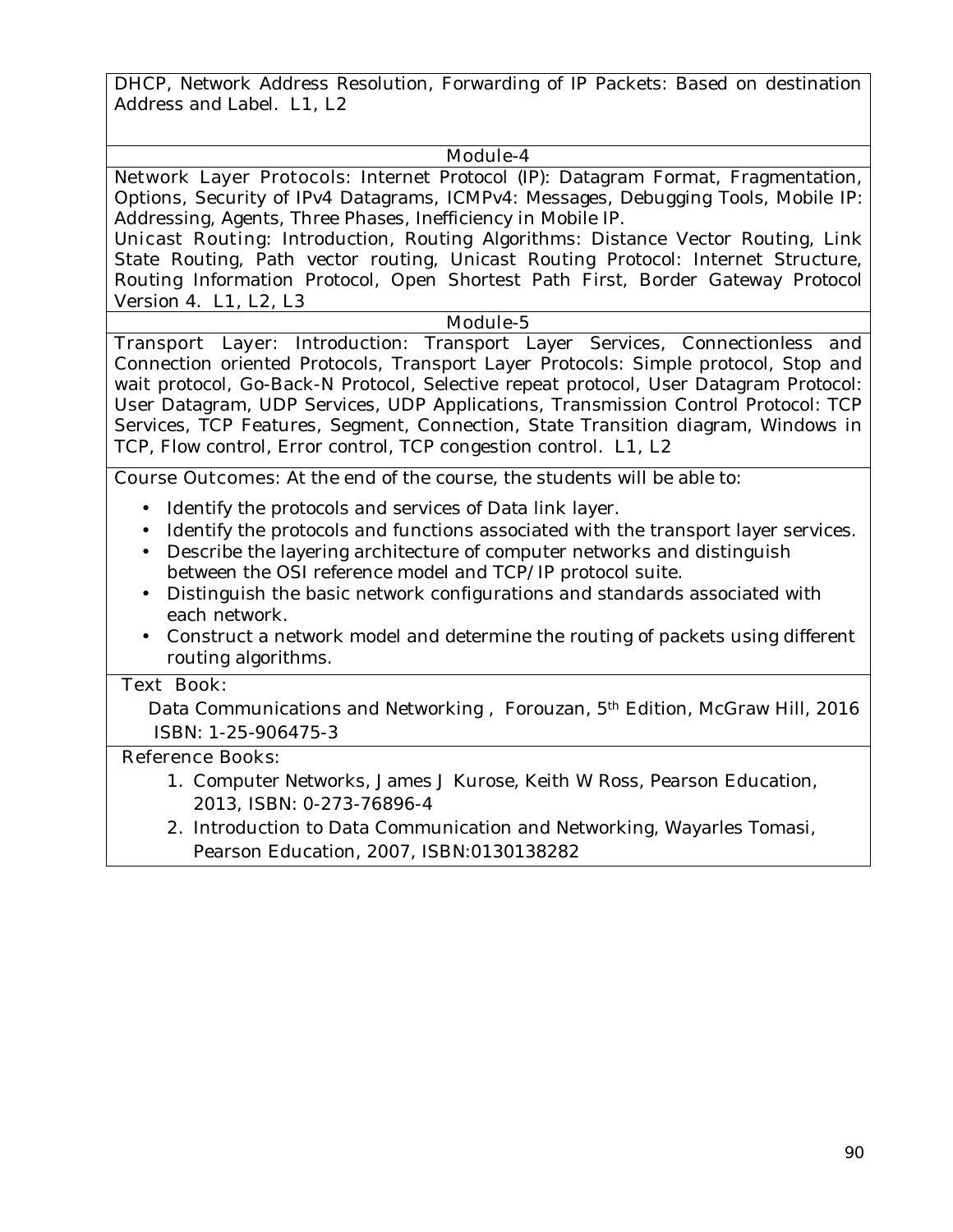DHCP, Network Address Resolution, Forwarding of IP Packets: Based on destination Address and Label. L1, L2

## Module-4

Network Layer Protocols: Internet Protocol (IP): Datagram Format, Fragmentation, Options, Security of IPv4 Datagrams, ICMPv4: Messages, Debugging Tools, Mobile IP: Addressing, Agents, Three Phases, Inefficiency in Mobile IP.

Unicast Routing: Introduction, Routing Algorithms: Distance Vector Routing, Link State Routing, Path vector routing, Unicast Routing Protocol: Internet Structure, Routing Information Protocol, Open Shortest Path First, Border Gateway Protocol Version 4. L1, L2, L3

## Module-5

Transport Layer: Introduction: Transport Layer Services, Connectionless and Connection oriented Protocols, Transport Layer Protocols: Simple protocol, Stop and wait protocol, Go-Back-N Protocol, Selective repeat protocol, User Datagram Protocol: User Datagram, UDP Services, UDP Applications, Transmission Control Protocol: TCP Services, TCP Features, Segment, Connection, State Transition diagram, Windows in TCP, Flow control, Error control, TCP congestion control. L1, L2

**Course Outcomes:** At the end of the course, the students will be able to:

- Identify the protocols and services of Data link layer.
- Identify the protocols and functions associated with the transport layer services.
- Describe the layering architecture of computer networks and distinguish between the OSI reference model and TCP/IP protocol suite.
- Distinguish the basic network configurations and standards associated with each network.
- Construct a network model and determine the routing of packets using different routing algorithms.

**Text Book:**

Data Communications and Networking , Forouzan, 5th Edition, McGraw Hill, 2016 ISBN: 1-25-906475-3

**Reference Books:**

1. Computer Networks, James J Kurose, Keith W Ross, Pearson Education, 2013, ISBN: 0-273-76896-4
2. Introduction to Data Communication and Networking, Wayarles Tomasi, Pearson Education, 2007, ISBN:0130138282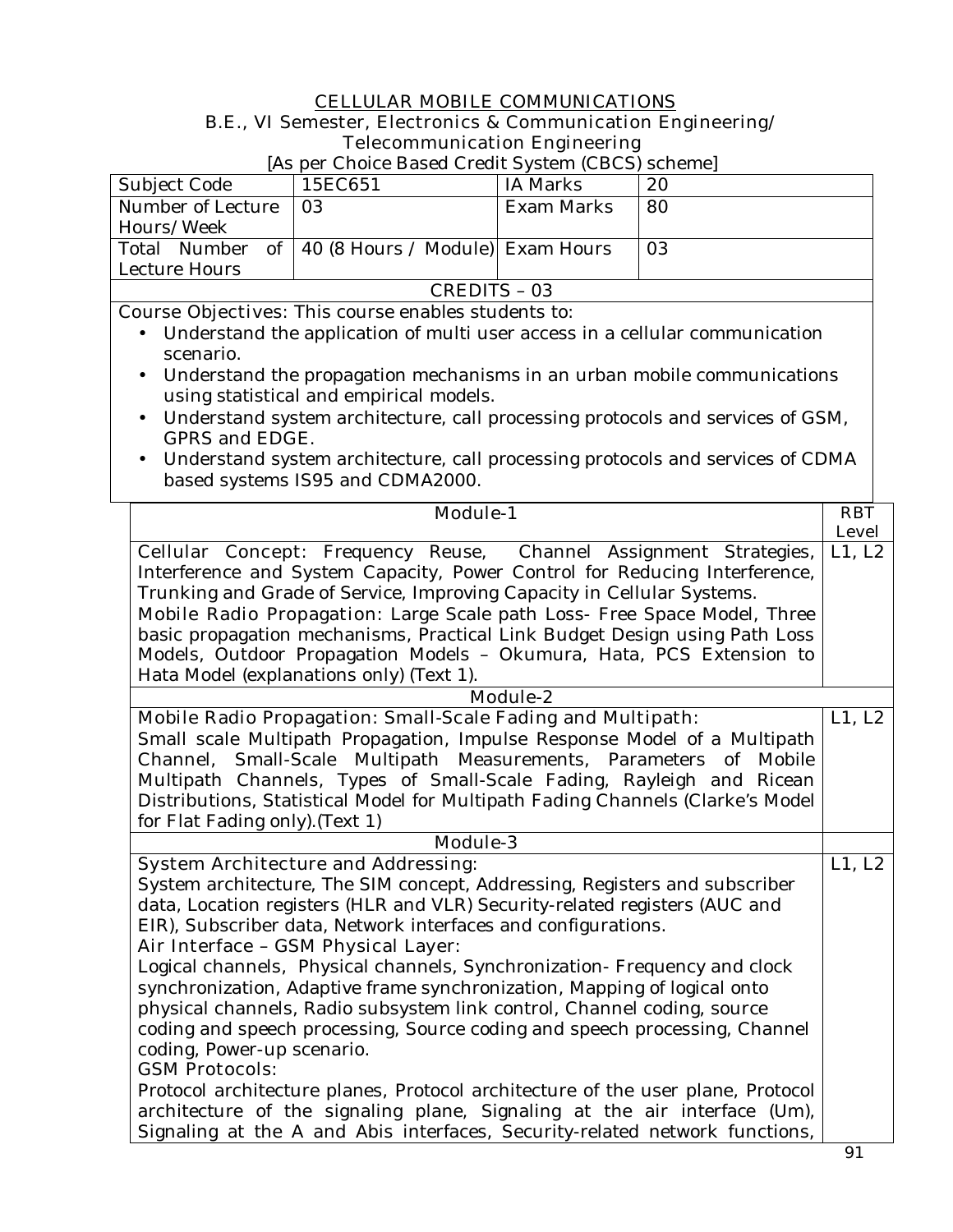# CELLULAR MOBILE COMMUNICATIONS

B.E., VI Semester, Electronics & Communication Engineering/ Telecommunication Engineering

[As per Choice Based Credit System (CBCS) scheme]

| Subject Code | 15EC651 | IA Marks | 20 |
|---|---|---|---|
| Number of Lecture Hours/Week | 03 | Exam Marks | 80 |
| Total Number of Lecture Hours | 40 (8 Hours / Module) | Exam Hours | 03 |
| CREDITS – 03 | | | |

Course Objectives: This course enables students to:

- Understand the application of multi user access in a cellular communication scenario.
- Understand the propagation mechanisms in an urban mobile communications using statistical and empirical models.
- Understand system architecture, call processing protocols and services of GSM, GPRS and EDGE.
- Understand system architecture, call processing protocols and services of CDMA based systems IS95 and CDMA2000.

| Module-1 | RBT Level |
|---|---|
| Cellular Concept: Frequency Reuse, Channel Assignment Strategies, Interference and System Capacity, Power Control for Reducing Interference, Trunking and Grade of Service, Improving Capacity in Cellular Systems. Mobile Radio Propagation: Large Scale path Loss- Free Space Model, Three basic propagation mechanisms, Practical Link Budget Design using Path Loss Models, Outdoor Propagation Models – Okumura, Hata, PCS Extension to Hata Model (explanations only) (Text 1). | L1, L2 |
| **Module-2** | |
| Mobile Radio Propagation: Small-Scale Fading and Multipath: Small scale Multipath Propagation, Impulse Response Model of a Multipath Channel, Small-Scale Multipath Measurements, Parameters of Mobile Multipath Channels, Types of Small-Scale Fading, Rayleigh and Ricean Distributions, Statistical Model for Multipath Fading Channels (Clarke's Model for Flat Fading only).(Text 1) | L1, L2 |
| **Module-3** | |
| System Architecture and Addressing: System architecture, The SIM concept, Addressing, Registers and subscriber data, Location registers (HLR and VLR) Security-related registers (AUC and EIR), Subscriber data, Network interfaces and configurations. Air Interface – GSM Physical Layer: Logical channels, Physical channels, Synchronization- Frequency and clock synchronization, Adaptive frame synchronization, Mapping of logical onto physical channels, Radio subsystem link control, Channel coding, source coding and speech processing, Source coding and speech processing, Channel coding, Power-up scenario. GSM Protocols: Protocol architecture planes, Protocol architecture of the user plane, Protocol architecture of the signaling plane, Signaling at the air interface (Um), Signaling at the A and Abis interfaces, Security-related network functions, | L1, L2 |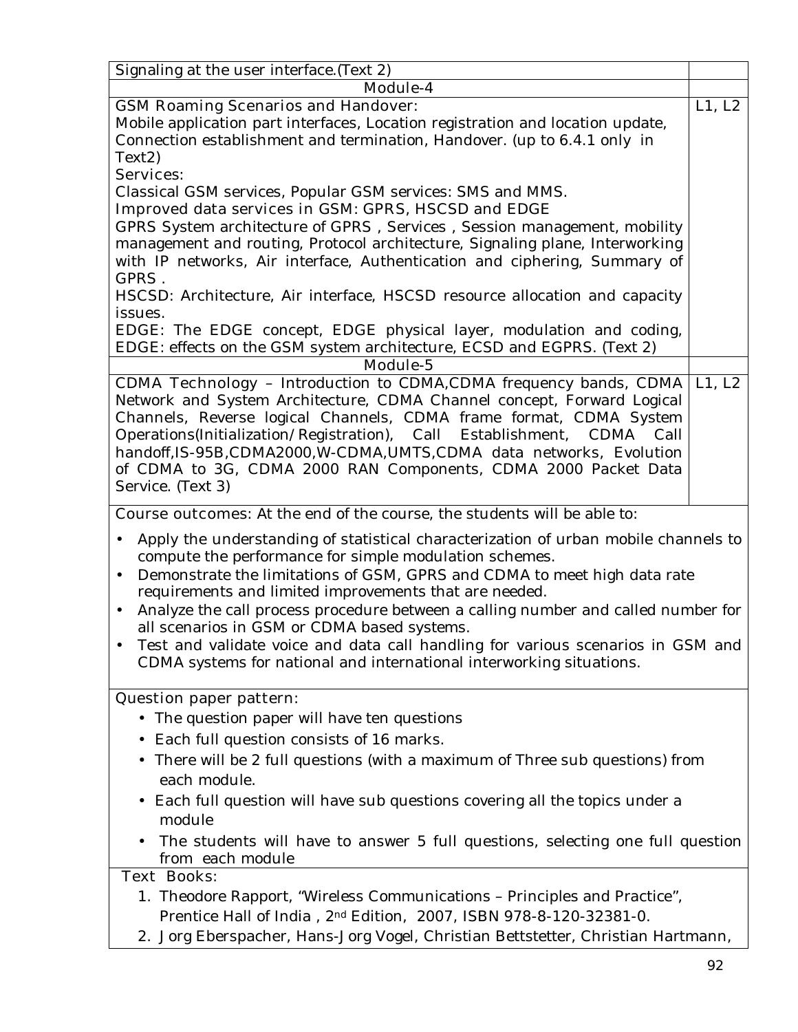| Signaling at the user interface.(Text 2) | |
|---|---|
| Module-4 | |
| **GSM Roaming Scenarios and Handover:** Mobile application part interfaces, Location registration and location update, Connection establishment and termination, Handover. (up to 6.4.1 only in Text2) **Services:** Classical GSM services, Popular GSM services: SMS and MMS. **Improved data services in GSM:** GPRS, HSCSD and EDGE GPRS System architecture of GPRS , Services , Session management, mobility management and routing, Protocol architecture, Signaling plane, Interworking with IP networks, Air interface, Authentication and ciphering, Summary of GPRS . HSCSD: Architecture, Air interface, HSCSD resource allocation and capacity issues. EDGE: The EDGE concept, EDGE physical layer, modulation and coding, EDGE: effects on the GSM system architecture, ECSD and EGPRS. (Text 2) | L1, L2 |
| Module-5 | |
| CDMA Technology – Introduction to CDMA,CDMA frequency bands, CDMA Network and System Architecture, CDMA Channel concept, Forward Logical Channels, Reverse logical Channels, CDMA frame format, CDMA System Operations(Initialization/Registration), Call Establishment, CDMA Call handoff,IS-95B,CDMA2000,W-CDMA,UMTS,CDMA data networks, Evolution of CDMA to 3G, CDMA 2000 RAN Components, CDMA 2000 Packet Data Service. (Text 3) | L1, L2 |

**Course outcomes:** At the end of the course, the students will be able to:

- Apply the understanding of statistical characterization of urban mobile channels to compute the performance for simple modulation schemes.
- Demonstrate the limitations of GSM, GPRS and CDMA to meet high data rate requirements and limited improvements that are needed.
- Analyze the call process procedure between a calling number and called number for all scenarios in GSM or CDMA based systems.
- Test and validate voice and data call handling for various scenarios in GSM and CDMA systems for national and international interworking situations.

**Question paper pattern:**

- The question paper will have ten questions
- Each full question consists of 16 marks.
- There will be 2 full questions (with a maximum of Three sub questions) from each module.
- Each full question will have sub questions covering all the topics under a module
- The students will have to answer 5 full questions, selecting one full question from each module

**Text Books:**

1. Theodore Rapport, "Wireless Communications – Principles and Practice", Prentice Hall of India , 2nd Edition, 2007, ISBN 978-8-120-32381-0.
2. Jorg Eberspacher, Hans-Jorg Vogel, Christian Bettstetter, Christian Hartmann,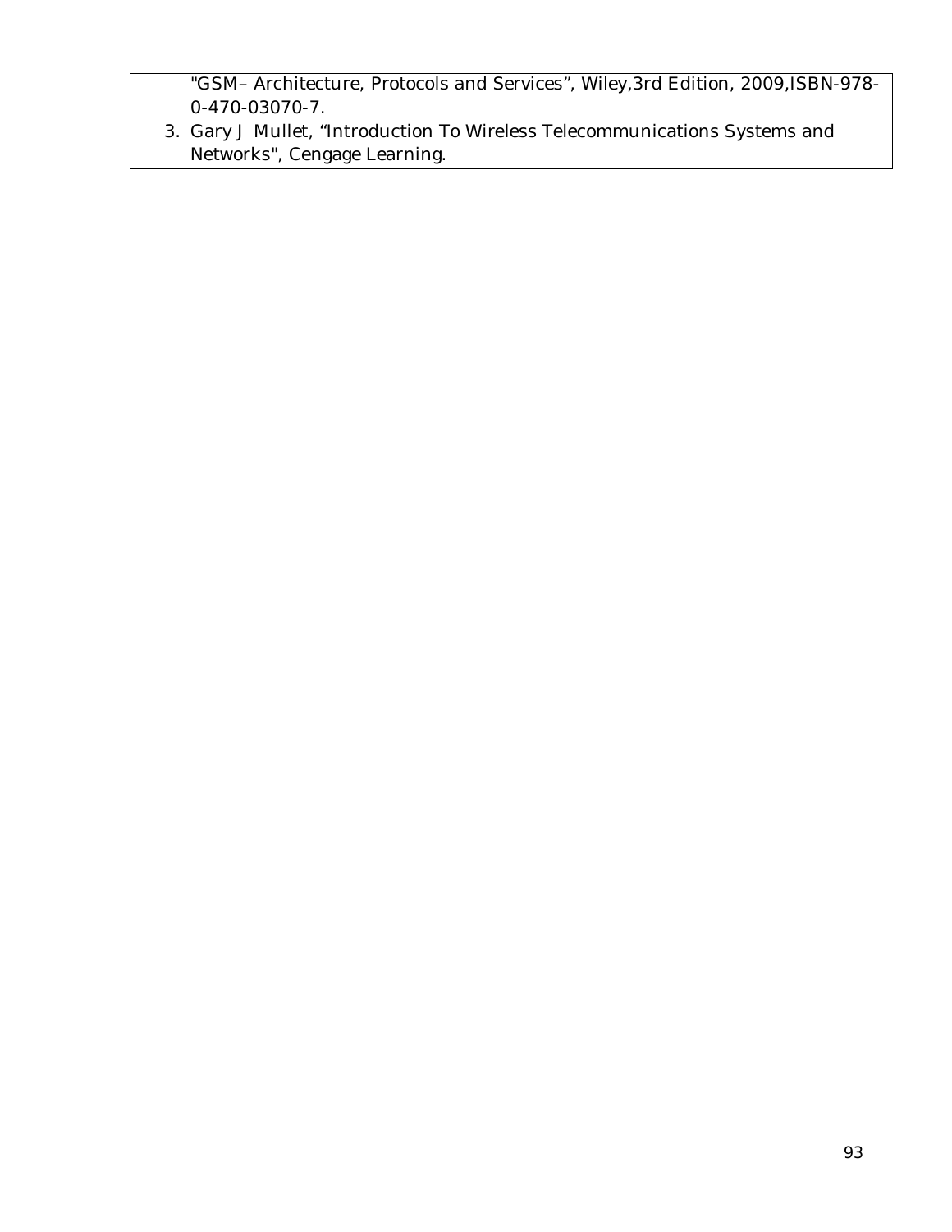"GSM– Architecture, Protocols and Services", Wiley,3rd Edition, 2009,ISBN-978-0-470-03070-7.

3. Gary J Mullet, "Introduction To Wireless Telecommunications Systems and Networks", Cengage Learning.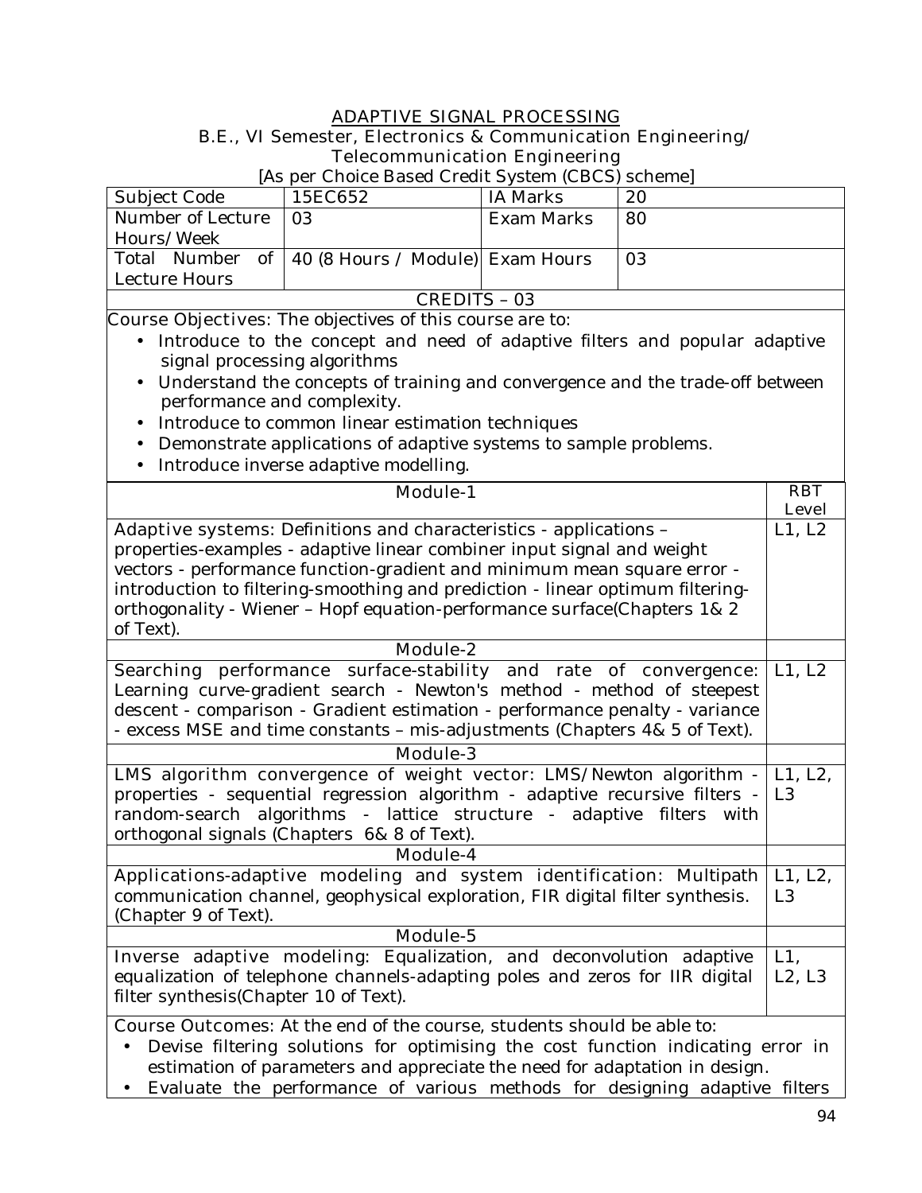# ADAPTIVE SIGNAL PROCESSING

B.E., VI Semester, Electronics & Communication Engineering/
Telecommunication Engineering

[As per Choice Based Credit System (CBCS) scheme]

| Subject Code | 15EC652 | IA Marks | 20 |
|---|---|---|---|
| Number of Lecture Hours/Week | 03 | Exam Marks | 80 |
| Total Number of Lecture Hours | 40 (8 Hours / Module) | Exam Hours | 03 |

CREDITS – 03

Course Objectives: The objectives of this course are to:

- Introduce to the concept and need of adaptive filters and popular adaptive signal processing algorithms
- Understand the concepts of training and convergence and the trade-off between performance and complexity.
- Introduce to common linear estimation techniques
- Demonstrate applications of adaptive systems to sample problems.
- Introduce inverse adaptive modelling.

| Module-1 | RBT Level |
|---|---|
| Adaptive systems: Definitions and characteristics - applications – properties-examples - adaptive linear combiner input signal and weight vectors - performance function-gradient and minimum mean square error - introduction to filtering-smoothing and prediction - linear optimum filtering-orthogonality - Wiener – Hopf equation-performance surface(Chapters 1& 2 of Text). | L1, L2 |
| **Module-2** | |
| Searching performance surface-stability and rate of convergence: Learning curve-gradient search - Newton's method - method of steepest descent - comparison - Gradient estimation - performance penalty - variance - excess MSE and time constants – mis-adjustments (Chapters 4& 5 of Text). | L1, L2 |
| **Module-3** | |
| LMS algorithm convergence of weight vector: LMS/Newton algorithm - properties - sequential regression algorithm - adaptive recursive filters - random-search algorithms - lattice structure - adaptive filters with orthogonal signals (Chapters 6& 8 of Text). | L1, L2, L3 |
| **Module-4** | |
| Applications-adaptive modeling and system identification: Multipath communication channel, geophysical exploration, FIR digital filter synthesis. (Chapter 9 of Text). | L1, L2, L3 |
| **Module-5** | |
| Inverse adaptive modeling: Equalization, and deconvolution adaptive equalization of telephone channels-adapting poles and zeros for IIR digital filter synthesis(Chapter 10 of Text). | L1, L2, L3 |

Course Outcomes: At the end of the course, students should be able to:

- Devise filtering solutions for optimising the cost function indicating error in estimation of parameters and appreciate the need for adaptation in design.
- Evaluate the performance of various methods for designing adaptive filters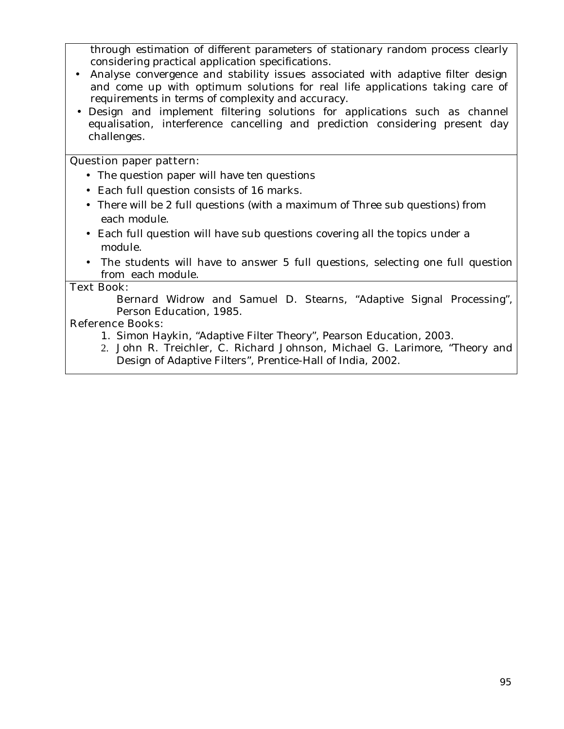through estimation of different parameters of stationary random process clearly considering practical application specifications.

- Analyse convergence and stability issues associated with adaptive filter design and come up with optimum solutions for real life applications taking care of requirements in terms of complexity and accuracy.
- Design and implement filtering solutions for applications such as channel equalisation, interference cancelling and prediction considering present day challenges.

**Question paper pattern:**

- The question paper will have ten questions
- Each full question consists of 16 marks.
- There will be 2 full questions (with a maximum of Three sub questions) from each module.
- Each full question will have sub questions covering all the topics under a module.
- The students will have to answer 5 full questions, selecting one full question from each module.

**Text Book:**

Bernard Widrow and Samuel D. Stearns, "Adaptive Signal Processing", Person Education, 1985.

**Reference Books:**

1. Simon Haykin, "Adaptive Filter Theory", Pearson Education, 2003.
2. John R. Treichler, C. Richard Johnson, Michael G. Larimore, "Theory and Design of Adaptive Filters", Prentice-Hall of India, 2002.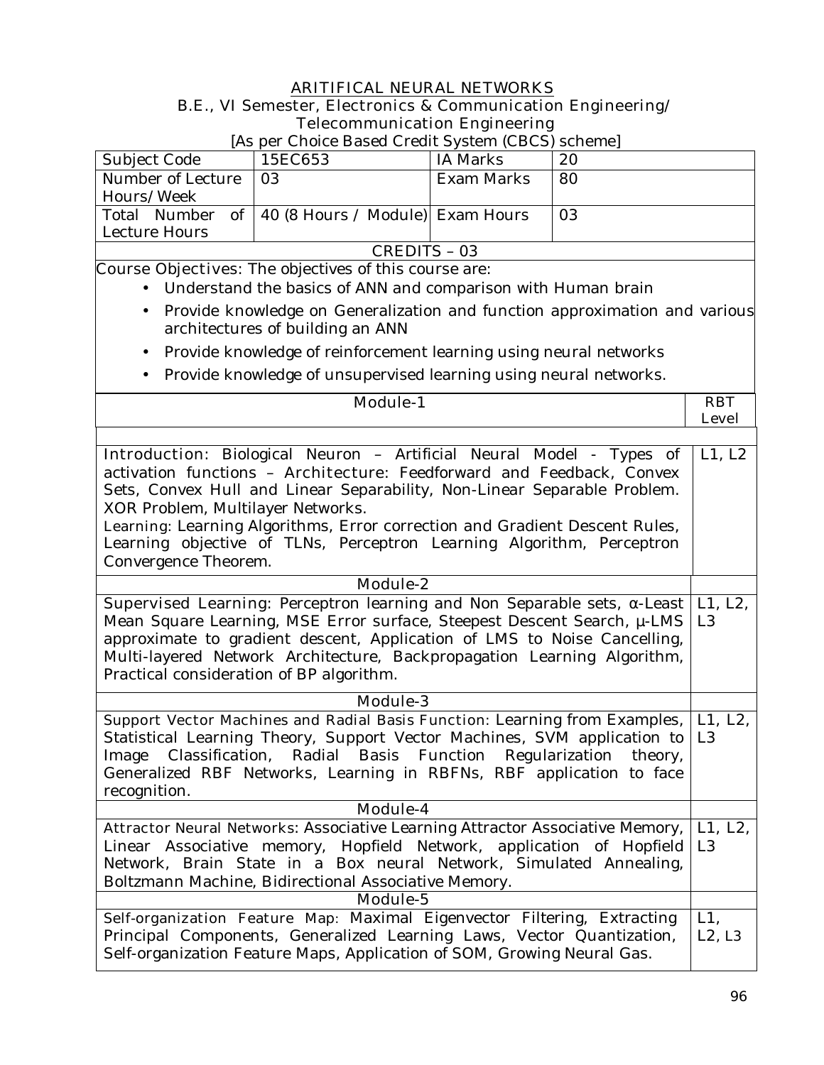# ARITIFICAL NEURAL NETWORKS

B.E., VI Semester, Electronics & Communication Engineering/ Telecommunication Engineering

[As per Choice Based Credit System (CBCS) scheme]

| Subject Code | 15EC653 | IA Marks | 20 |
|---|---|---|---|
| Number of Lecture Hours/Week | 03 | Exam Marks | 80 |
| Total Number of Lecture Hours | 40 (8 Hours / Module) | Exam Hours | 03 |

CREDITS – 03

**Course Objectives:** The objectives of this course are:

- Understand the basics of ANN and comparison with Human brain
- Provide knowledge on Generalization and function approximation and various architectures of building an ANN
- Provide knowledge of reinforcement learning using neural networks
- Provide knowledge of unsupervised learning using neural networks.

| Module-1 | RBT Level |
|---|---|
| **Introduction:** Biological Neuron – Artificial Neural Model - Types of activation functions – **Architecture:** Feedforward and Feedback, Convex Sets, Convex Hull and Linear Separability, Non-Linear Separable Problem. XOR Problem, Multilayer Networks. **Learning:** Learning Algorithms, Error correction and Gradient Descent Rules, Learning objective of TLNs, Perceptron Learning Algorithm, Perceptron Convergence Theorem. | L1, L2 |
| **Module-2** | |
| **Supervised Learning:** Perceptron learning and Non Separable sets, α-Least Mean Square Learning, MSE Error surface, Steepest Descent Search, μ-LMS approximate to gradient descent, Application of LMS to Noise Cancelling, Multi-layered Network Architecture, Backpropagation Learning Algorithm, Practical consideration of BP algorithm. | L1, L2, L3 |
| **Module-3** | |
| **Support Vector Machines and Radial Basis Function:** Learning from Examples, Statistical Learning Theory, Support Vector Machines, SVM application to Image Classification, Radial Basis Function Regularization theory, Generalized RBF Networks, Learning in RBFNs, RBF application to face recognition. | L1, L2, L3 |
| **Module-4** | |
| **Attractor Neural Networks:** Associative Learning Attractor Associative Memory, Linear Associative memory, Hopfield Network, application of Hopfield Network, Brain State in a Box neural Network, Simulated Annealing, Boltzmann Machine, Bidirectional Associative Memory. | L1, L2, L3 |
| **Module-5** | |
| **Self-organization Feature Map:** Maximal Eigenvector Filtering, Extracting Principal Components, Generalized Learning Laws, Vector Quantization, Self-organization Feature Maps, Application of SOM, Growing Neural Gas. | L1, L2, L3 |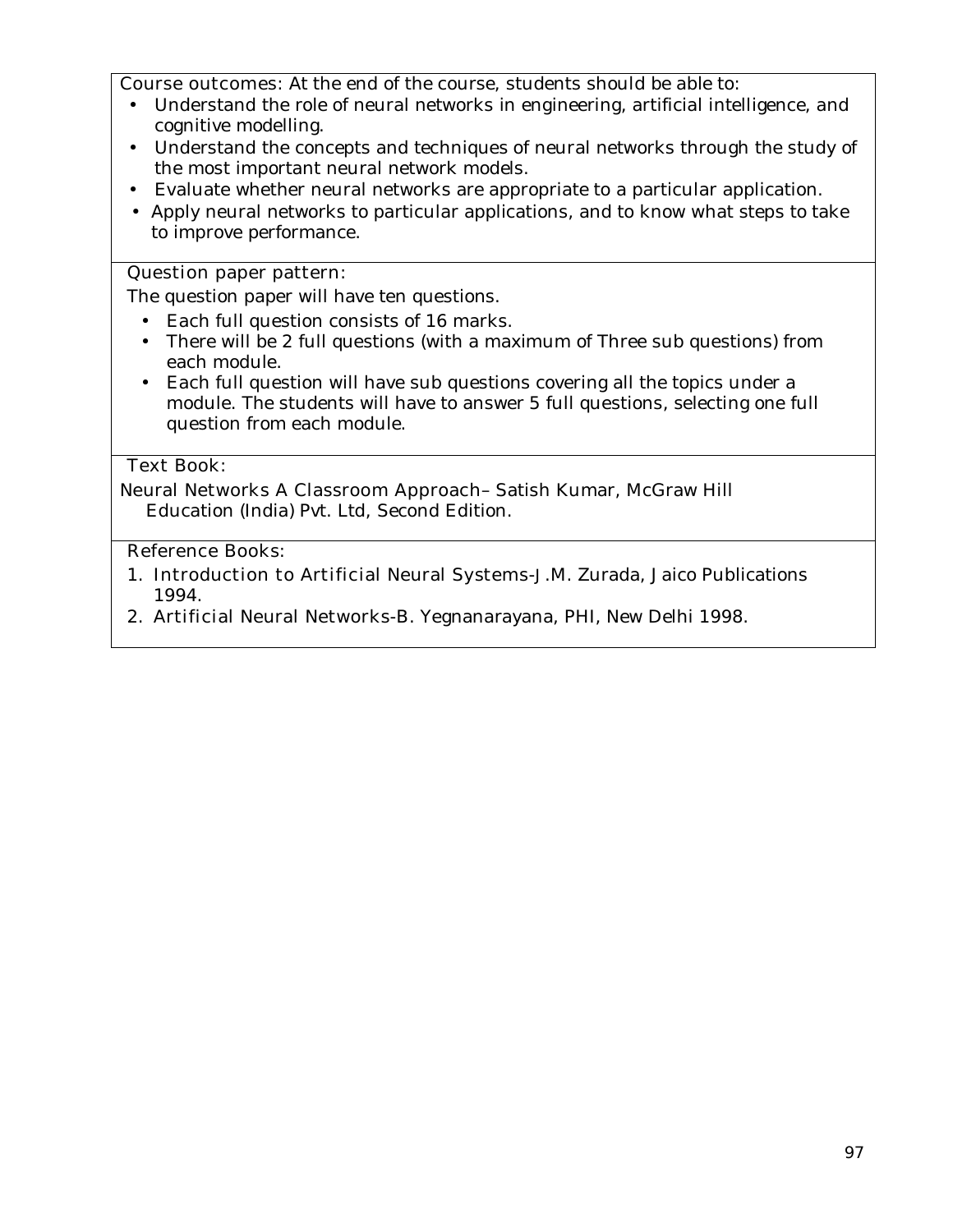**Course outcomes:** At the end of the course, students should be able to:

- Understand the role of neural networks in engineering, artificial intelligence, and cognitive modelling.
- Understand the concepts and techniques of neural networks through the study of the most important neural network models.
- Evaluate whether neural networks are appropriate to a particular application.
- Apply neural networks to particular applications, and to know what steps to take to improve performance.

**Question paper pattern:**

The question paper will have ten questions.

- Each full question consists of 16 marks.
- There will be 2 full questions (with a maximum of Three sub questions) from each module.
- Each full question will have sub questions covering all the topics under a module. The students will have to answer 5 full questions, selecting one full question from each module.

**Text Book:**

Neural Networks A Classroom Approach– Satish Kumar, McGraw Hill Education (India) Pvt. Ltd, Second Edition.

**Reference Books:**

1. Introduction to Artificial Neural Systems-J.M. Zurada, Jaico Publications 1994.
2. Artificial Neural Networks-B. Yegnanarayana, PHI, New Delhi 1998.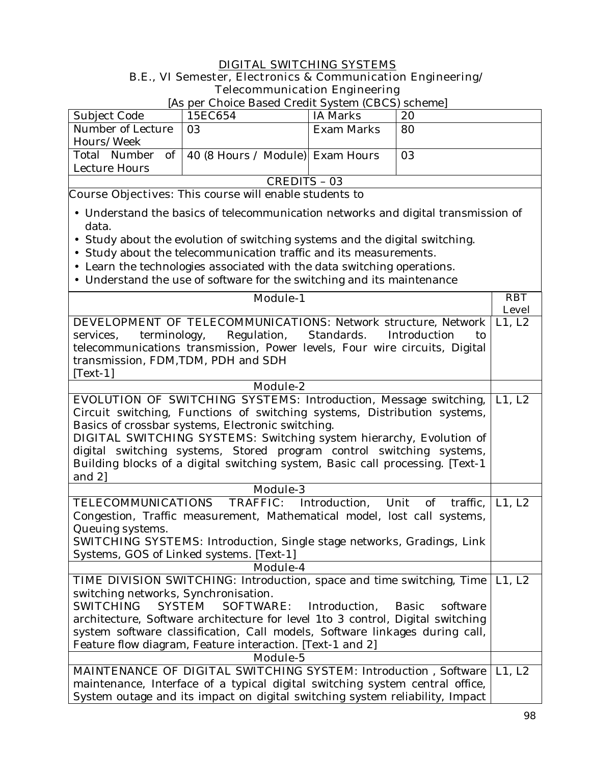# DIGITAL SWITCHING SYSTEMS

**B.E., VI Semester, Electronics & Communication Engineering/ Telecommunication Engineering**

[As per Choice Based Credit System (CBCS) scheme]

| Subject Code | 15EC654 | IA Marks | 20 |
|---|---|---|---|
| Number of Lecture Hours/Week | 03 | Exam Marks | 80 |
| Total Number of Lecture Hours | 40 (8 Hours / Module) | Exam Hours | 03 |
| CREDITS – 03 | | | |

Course Objectives: This course will enable students to

- Understand the basics of telecommunication networks and digital transmission of data.
- Study about the evolution of switching systems and the digital switching.
- Study about the telecommunication traffic and its measurements.
- Learn the technologies associated with the data switching operations.
- Understand the use of software for the switching and its maintenance

| Module-1 | RBT Level |
|---|---|
| DEVELOPMENT OF TELECOMMUNICATIONS: Network structure, Network services, terminology, Regulation, Standards. Introduction to telecommunications transmission, Power levels, Four wire circuits, Digital transmission, FDM,TDM, PDH and SDH [Text-1] | L1, L2 |
| **Module-2** | |
| EVOLUTION OF SWITCHING SYSTEMS: Introduction, Message switching, Circuit switching, Functions of switching systems, Distribution systems, Basics of crossbar systems, Electronic switching. DIGITAL SWITCHING SYSTEMS: Switching system hierarchy, Evolution of digital switching systems, Stored program control switching systems, Building blocks of a digital switching system, Basic call processing. [Text-1 and 2] | L1, L2 |
| **Module-3** | |
| TELECOMMUNICATIONS TRAFFIC: Introduction, Unit of traffic, Congestion, Traffic measurement, Mathematical model, lost call systems, Queuing systems. SWITCHING SYSTEMS: Introduction, Single stage networks, Gradings, Link Systems, GOS of Linked systems. [Text-1] | L1, L2 |
| **Module-4** | |
| TIME DIVISION SWITCHING: Introduction, space and time switching, Time switching networks, Synchronisation. SWITCHING SYSTEM SOFTWARE: Introduction, Basic software architecture, Software architecture for level 1to 3 control, Digital switching system software classification, Call models, Software linkages during call, Feature flow diagram, Feature interaction. [Text-1 and 2] | L1, L2 |
| **Module-5** | |
| MAINTENANCE OF DIGITAL SWITCHING SYSTEM: Introduction , Software maintenance, Interface of a typical digital switching system central office, System outage and its impact on digital switching system reliability, Impact | L1, L2 |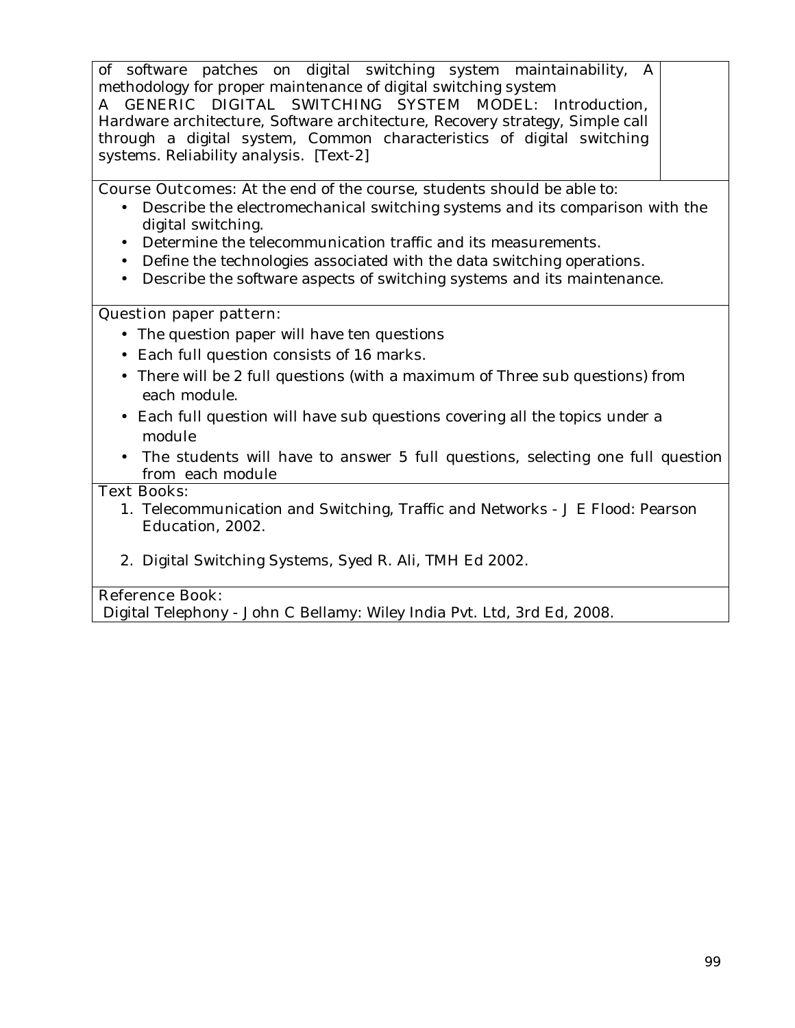of software patches on digital switching system maintainability, A methodology for proper maintenance of digital switching system

A GENERIC DIGITAL SWITCHING SYSTEM MODEL: Introduction, Hardware architecture, Software architecture, Recovery strategy, Simple call through a digital system, Common characteristics of digital switching systems. Reliability analysis. [Text-2]

**Course Outcomes:** At the end of the course, students should be able to:

- Describe the electromechanical switching systems and its comparison with the digital switching.
- Determine the telecommunication traffic and its measurements.
- Define the technologies associated with the data switching operations.
- Describe the software aspects of switching systems and its maintenance.

**Question paper pattern:**

- The question paper will have ten questions
- Each full question consists of 16 marks.
- There will be 2 full questions (with a maximum of Three sub questions) from each module.
- Each full question will have sub questions covering all the topics under a module
- The students will have to answer 5 full questions, selecting one full question from each module

**Text Books:**

1. Telecommunication and Switching, Traffic and Networks - J E Flood: Pearson Education, 2002.
2. Digital Switching Systems, Syed R. Ali, TMH Ed 2002.

**Reference Book:**

Digital Telephony - John C Bellamy: Wiley India Pvt. Ltd, 3rd Ed, 2008.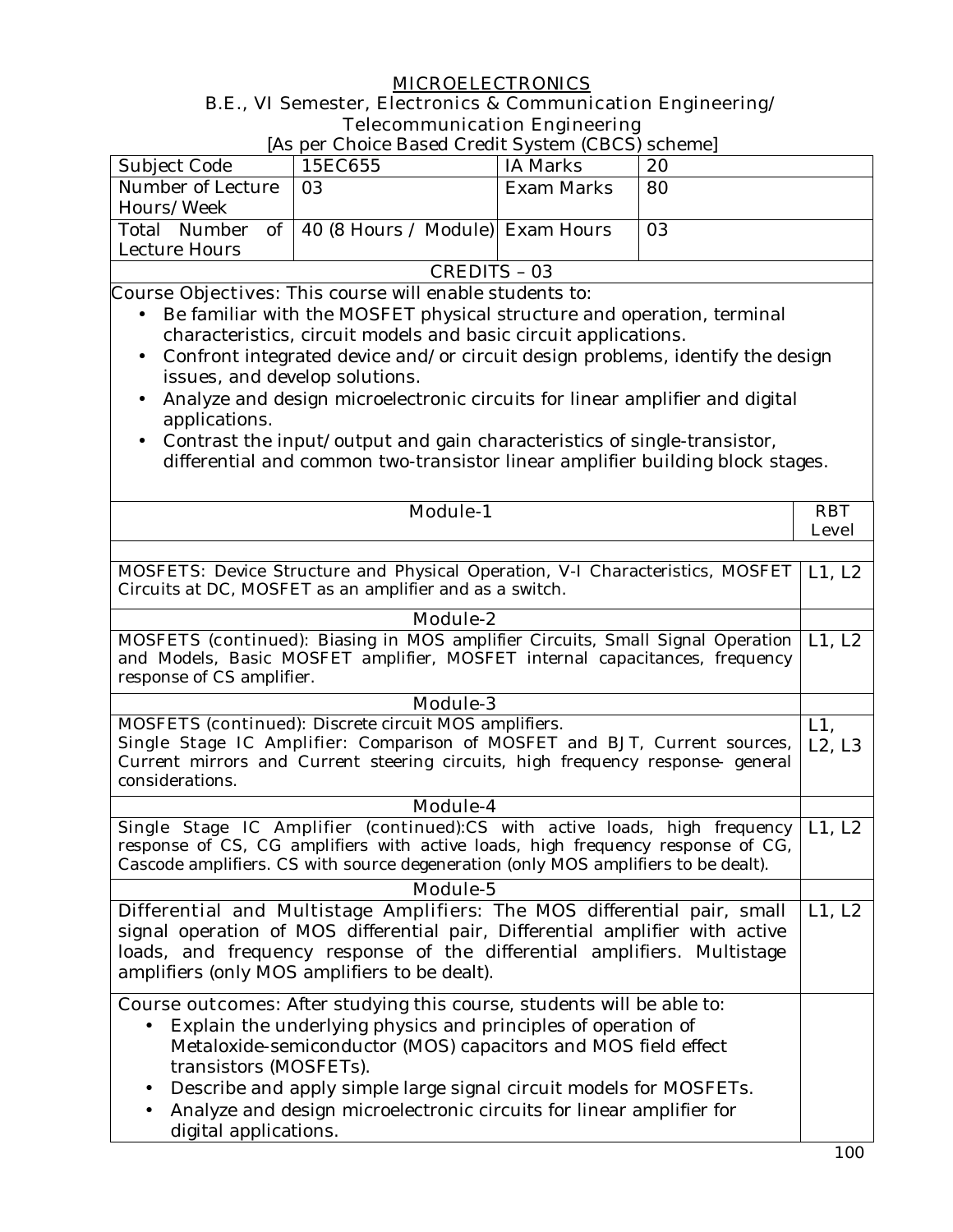# MICROELECTRONICS

**B.E., VI Semester, Electronics & Communication Engineering/ Telecommunication Engineering**

[As per Choice Based Credit System (CBCS) scheme]

| Subject Code | 15EC655 | IA Marks | 20 |
|---|---|---|---|
| Number of Lecture Hours/Week | 03 | Exam Marks | 80 |
| Total Number of Lecture Hours | 40 (8 Hours / Module) | Exam Hours | 03 |

**CREDITS – 03**

Course Objectives: This course will enable students to:

- Be familiar with the MOSFET physical structure and operation, terminal characteristics, circuit models and basic circuit applications.
- Confront integrated device and/or circuit design problems, identify the design issues, and develop solutions.
- Analyze and design microelectronic circuits for linear amplifier and digital applications.
- Contrast the input/output and gain characteristics of single-transistor, differential and common two-transistor linear amplifier building block stages.

| Module-1 | RBT Level |
|---|---|
| MOSFETS: Device Structure and Physical Operation, V-I Characteristics, MOSFET Circuits at DC, MOSFET as an amplifier and as a switch. | L1, L2 |
| **Module-2** | |
| MOSFETS (continued): Biasing in MOS amplifier Circuits, Small Signal Operation and Models, Basic MOSFET amplifier, MOSFET internal capacitances, frequency response of CS amplifier. | L1, L2 |
| **Module-3** | |
| MOSFETS (continued): Discrete circuit MOS amplifiers. Single Stage IC Amplifier: Comparison of MOSFET and BJT, Current sources, Current mirrors and Current steering circuits, high frequency response- general considerations. | L1, L2, L3 |
| **Module-4** | |
| Single Stage IC Amplifier (continued):CS with active loads, high frequency response of CS, CG amplifiers with active loads, high frequency response of CG, Cascode amplifiers. CS with source degeneration (only MOS amplifiers to be dealt). | L1, L2 |
| **Module-5** | |
| Differential and Multistage Amplifiers: The MOS differential pair, small signal operation of MOS differential pair, Differential amplifier with active loads, and frequency response of the differential amplifiers. Multistage amplifiers (only MOS amplifiers to be dealt). | L1, L2 |

Course outcomes: After studying this course, students will be able to:

- Explain the underlying physics and principles of operation of Metaloxide-semiconductor (MOS) capacitors and MOS field effect transistors (MOSFETs).
- Describe and apply simple large signal circuit models for MOSFETs.
- Analyze and design microelectronic circuits for linear amplifier for digital applications.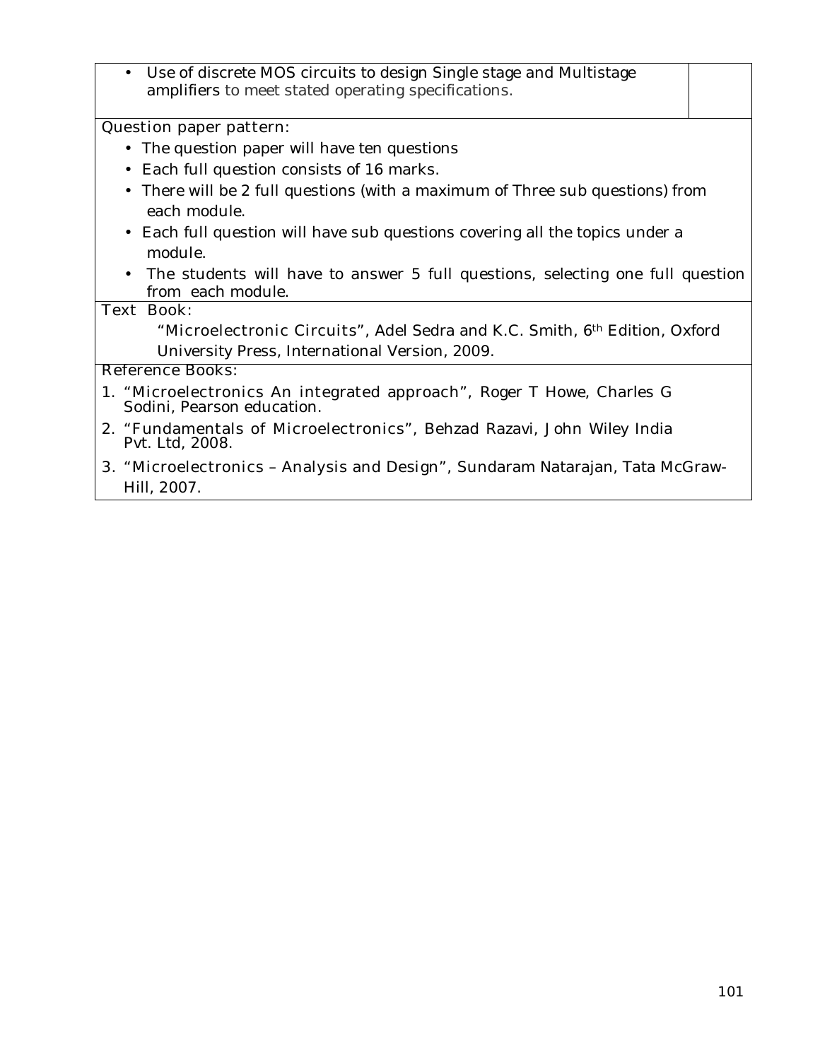- Use of discrete MOS circuits to design Single stage and Multistage amplifiers to meet stated operating specifications.

**Question paper pattern:**

- The question paper will have ten questions
- Each full question consists of 16 marks.
- There will be 2 full questions (with a maximum of Three sub questions) from each module.
- Each full question will have sub questions covering all the topics under a module.
- The students will have to answer 5 full questions, selecting one full question from each module.

**Text Book:**

"Microelectronic Circuits", Adel Sedra and K.C. Smith, 6th Edition, Oxford University Press, International Version, 2009.

**Reference Books:**

1. "Microelectronics An integrated approach", Roger T Howe, Charles G Sodini, Pearson education.
2. "Fundamentals of Microelectronics", Behzad Razavi, John Wiley India Pvt. Ltd, 2008.
3. "Microelectronics – Analysis and Design", Sundaram Natarajan, Tata McGraw-Hill, 2007.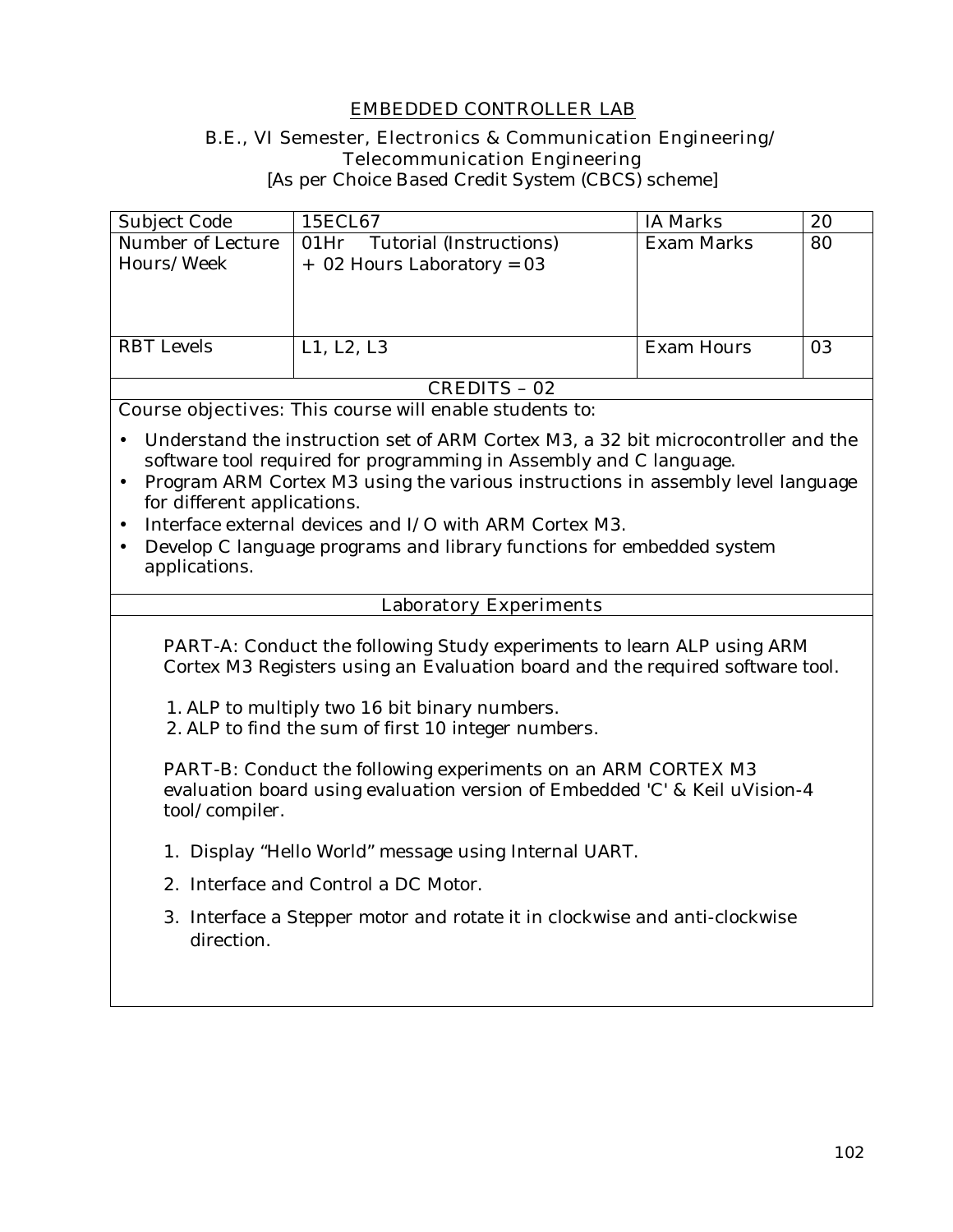## EMBEDDED CONTROLLER LAB

**B.E., VI Semester, Electronics & Communication Engineering/ Telecommunication Engineering**
**[As per Choice Based Credit System (CBCS) scheme]**

| Subject Code | 15ECL67 | IA Marks | 20 |
|---|---|---|---|
| Number of Lecture Hours/Week | 01Hr Tutorial (Instructions) + 02 Hours Laboratory = 03 | Exam Marks | 80 |
| RBT Levels | L1, L2, L3 | Exam Hours | 03 |

**CREDITS – 02**

Course objectives: This course will enable students to:

- Understand the instruction set of ARM Cortex M3, a 32 bit microcontroller and the software tool required for programming in Assembly and C language.
- Program ARM Cortex M3 using the various instructions in assembly level language for different applications.
- Interface external devices and I/O with ARM Cortex M3.
- Develop C language programs and library functions for embedded system applications.

**Laboratory Experiments**

PART-A: Conduct the following Study experiments to learn ALP using ARM Cortex M3 Registers using an Evaluation board and the required software tool.

1. ALP to multiply two 16 bit binary numbers.
2. ALP to find the sum of first 10 integer numbers.

PART-B: Conduct the following experiments on an ARM CORTEX M3 evaluation board using evaluation version of Embedded 'C' & Keil uVision-4 tool/compiler.

1. Display "Hello World" message using Internal UART.
2. Interface and Control a DC Motor.
3. Interface a Stepper motor and rotate it in clockwise and anti-clockwise direction.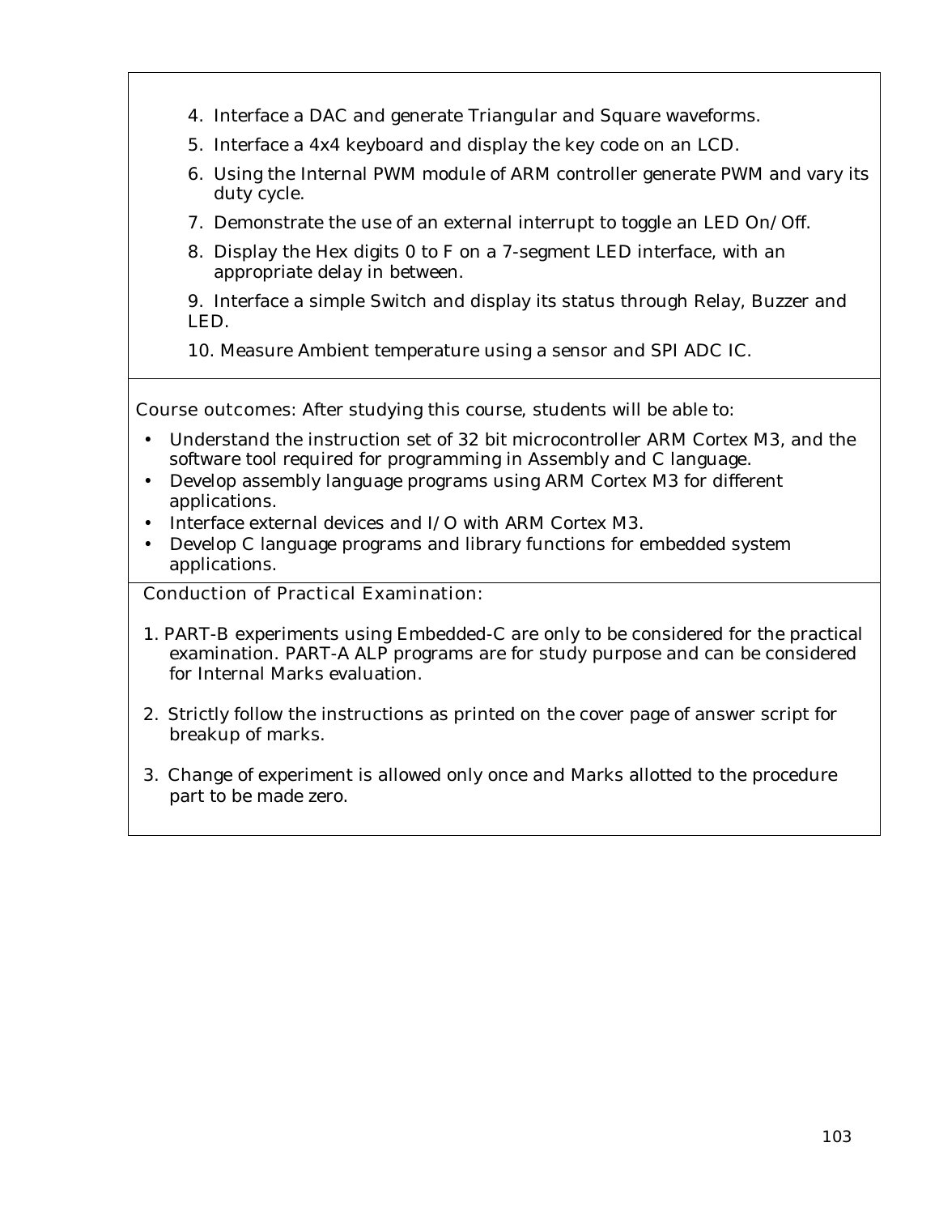4. Interface a DAC and generate Triangular and Square waveforms.
5. Interface a 4x4 keyboard and display the key code on an LCD.
6. Using the Internal PWM module of ARM controller generate PWM and vary its duty cycle.
7. Demonstrate the use of an external interrupt to toggle an LED On/Off.
8. Display the Hex digits 0 to F on a 7-segment LED interface, with an appropriate delay in between.
9. Interface a simple Switch and display its status through Relay, Buzzer and LED.
10. Measure Ambient temperature using a sensor and SPI ADC IC.

Course outcomes: After studying this course, students will be able to:

- Understand the instruction set of 32 bit microcontroller ARM Cortex M3, and the software tool required for programming in Assembly and C language.
- Develop assembly language programs using ARM Cortex M3 for different applications.
- Interface external devices and I/O with ARM Cortex M3.
- Develop C language programs and library functions for embedded system applications.

Conduction of Practical Examination:

1. PART-B experiments using Embedded-C are only to be considered for the practical examination. PART-A ALP programs are for study purpose and can be considered for Internal Marks evaluation.
2. Strictly follow the instructions as printed on the cover page of answer script for breakup of marks.
3. Change of experiment is allowed only once and Marks allotted to the procedure part to be made zero.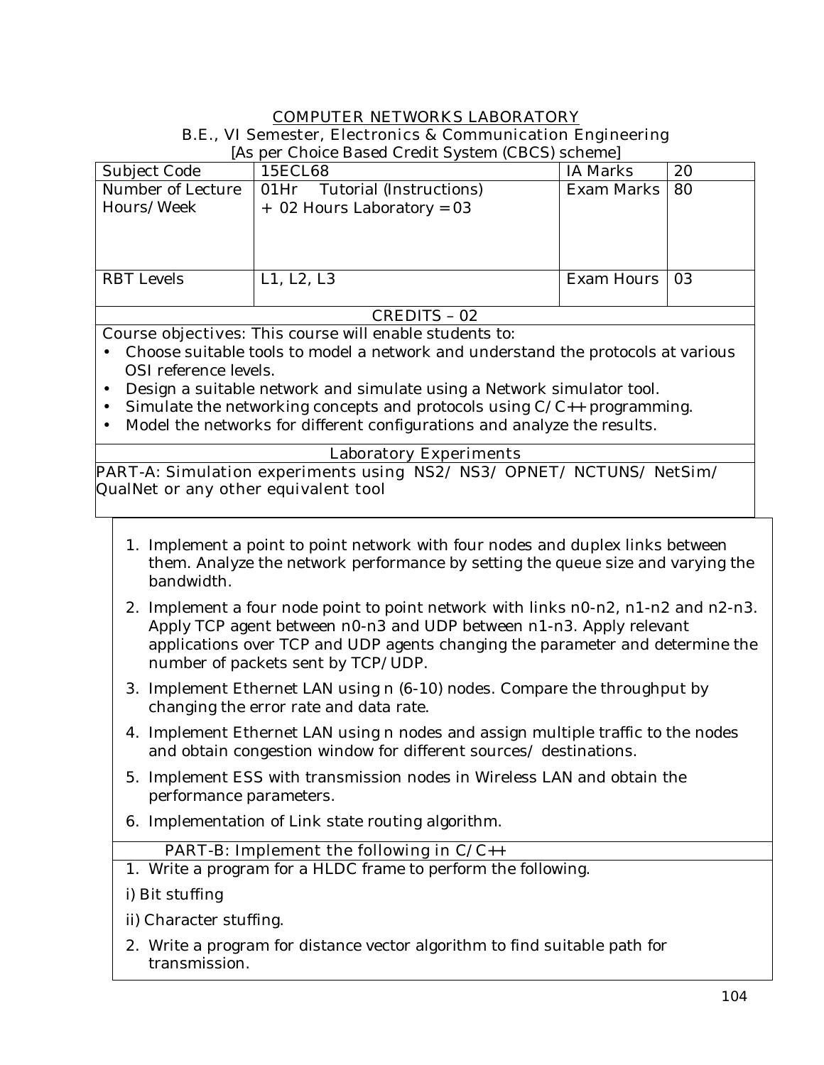# COMPUTER NETWORKS LABORATORY

B.E., VI Semester, Electronics & Communication Engineering

[As per Choice Based Credit System (CBCS) scheme]

| Subject Code | 15ECL68 | IA Marks | 20 |
|---|---|---|---|
| Number of Lecture Hours/Week | 01Hr Tutorial (Instructions) + 02 Hours Laboratory = 03 | Exam Marks | 80 |
| RBT Levels | L1, L2, L3 | Exam Hours | 03 |

**CREDITS – 02**

Course objectives: This course will enable students to:

- Choose suitable tools to model a network and understand the protocols at various OSI reference levels.
- Design a suitable network and simulate using a Network simulator tool.
- Simulate the networking concepts and protocols using C/C++ programming.
- Model the networks for different configurations and analyze the results.

**Laboratory Experiments**

PART-A: Simulation experiments using NS2/ NS3/ OPNET/ NCTUNS/ NetSim/ QualNet or any other equivalent tool

1. Implement a point to point network with four nodes and duplex links between them. Analyze the network performance by setting the queue size and varying the bandwidth.
2. Implement a four node point to point network with links n0-n2, n1-n2 and n2-n3. Apply TCP agent between n0-n3 and UDP between n1-n3. Apply relevant applications over TCP and UDP agents changing the parameter and determine the number of packets sent by TCP/UDP.
3. Implement Ethernet LAN using n (6-10) nodes. Compare the throughput by changing the error rate and data rate.
4. Implement Ethernet LAN using n nodes and assign multiple traffic to the nodes and obtain congestion window for different sources/ destinations.
5. Implement ESS with transmission nodes in Wireless LAN and obtain the performance parameters.
6. Implementation of Link state routing algorithm.

PART-B: Implement the following in C/C++

1. Write a program for a HLDC frame to perform the following.

   i) Bit stuffing

   ii) Character stuffing.

2. Write a program for distance vector algorithm to find suitable path for transmission.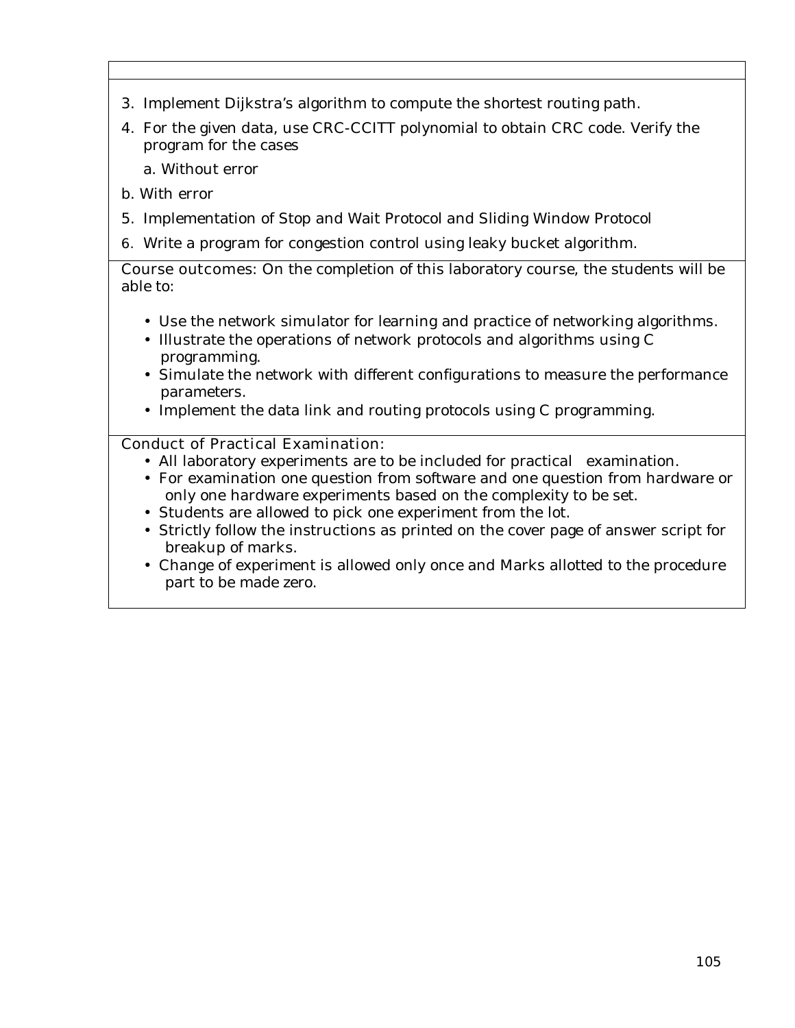3. Implement Dijkstra's algorithm to compute the shortest routing path.
4. For the given data, use CRC-CCITT polynomial to obtain CRC code. Verify the program for the cases

   a. Without error

b. With error

5. Implementation of Stop and Wait Protocol and Sliding Window Protocol
6. Write a program for congestion control using leaky bucket algorithm.

Course outcomes: On the completion of this laboratory course, the students will be able to:

- Use the network simulator for learning and practice of networking algorithms.
- Illustrate the operations of network protocols and algorithms using C programming.
- Simulate the network with different configurations to measure the performance parameters.
- Implement the data link and routing protocols using C programming.

Conduct of Practical Examination:

- All laboratory experiments are to be included for practical examination.
- For examination one question from software and one question from hardware or only one hardware experiments based on the complexity to be set.
- Students are allowed to pick one experiment from the lot.
- Strictly follow the instructions as printed on the cover page of answer script for breakup of marks.
- Change of experiment is allowed only once and Marks allotted to the procedure part to be made zero.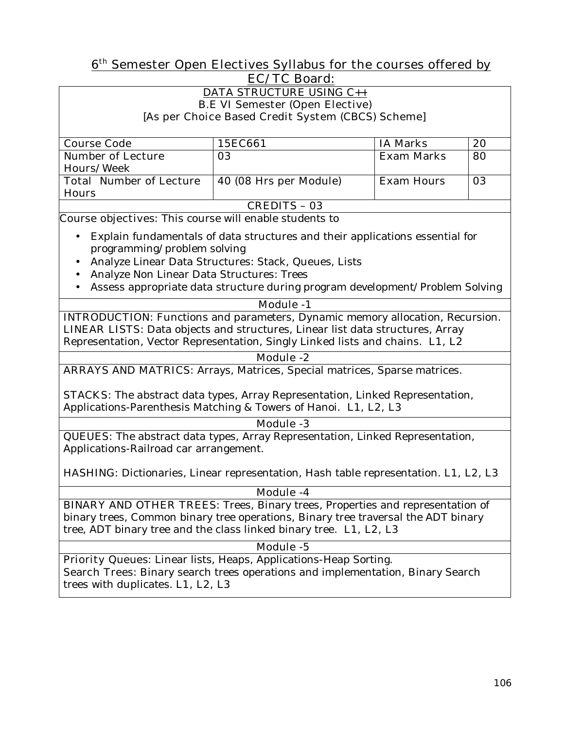## 6th Semester Open Electives Syllabus for the courses offered by EC/TC Board:

### DATA STRUCTURE USING C++

B.E VI Semester (Open Elective)

[As per Choice Based Credit System (CBCS) Scheme]

| Course Code | 15EC661 | IA Marks | 20 |
|---|---|---|---|
| Number of Lecture Hours/Week | 03 | Exam Marks | 80 |
| Total Number of Lecture Hours | 40 (08 Hrs per Module) | Exam Hours | 03 |

CREDITS – 03

Course objectives: This course will enable students to

- Explain fundamentals of data structures and their applications essential for programming/problem solving
- Analyze Linear Data Structures: Stack, Queues, Lists
- Analyze Non Linear Data Structures: Trees
- Assess appropriate data structure during program development/Problem Solving

**Module -1**

INTRODUCTION: Functions and parameters, Dynamic memory allocation, Recursion. LINEAR LISTS: Data objects and structures, Linear list data structures, Array Representation, Vector Representation, Singly Linked lists and chains. L1, L2

**Module -2**

ARRAYS AND MATRICS: Arrays, Matrices, Special matrices, Sparse matrices.

STACKS: The abstract data types, Array Representation, Linked Representation, Applications-Parenthesis Matching & Towers of Hanoi. L1, L2, L3

**Module -3**

QUEUES: The abstract data types, Array Representation, Linked Representation, Applications-Railroad car arrangement.

HASHING: Dictionaries, Linear representation, Hash table representation. L1, L2, L3

**Module -4**

BINARY AND OTHER TREES: Trees, Binary trees, Properties and representation of binary trees, Common binary tree operations, Binary tree traversal the ADT binary tree, ADT binary tree and the class linked binary tree. L1, L2, L3

**Module -5**

Priority Queues: Linear lists, Heaps, Applications-Heap Sorting.
Search Trees: Binary search trees operations and implementation, Binary Search trees with duplicates. L1, L2, L3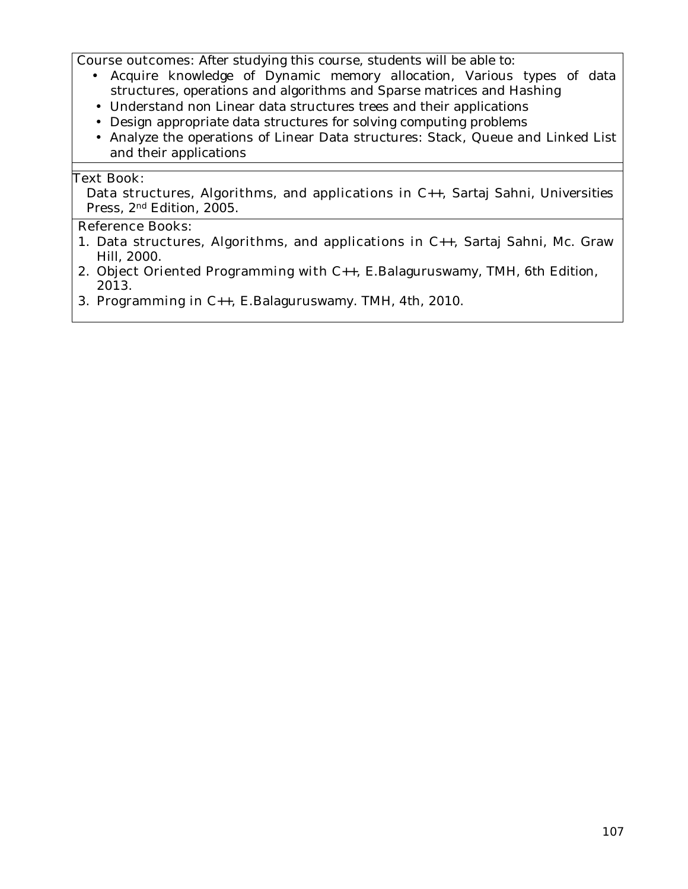Course outcomes: After studying this course, students will be able to:

- Acquire knowledge of Dynamic memory allocation, Various types of data structures, operations and algorithms and Sparse matrices and Hashing
- Understand non Linear data structures trees and their applications
- Design appropriate data structures for solving computing problems
- Analyze the operations of Linear Data structures: Stack, Queue and Linked List and their applications

Text Book:

Data structures, Algorithms, and applications in C++, Sartaj Sahni, Universities Press, 2nd Edition, 2005.

Reference Books:

1. Data structures, Algorithms, and applications in C++, Sartaj Sahni, Mc. Graw Hill, 2000.
2. Object Oriented Programming with C++, E.Balaguruswamy, TMH, 6th Edition, 2013.
3. Programming in C++, E.Balaguruswamy. TMH, 4th, 2010.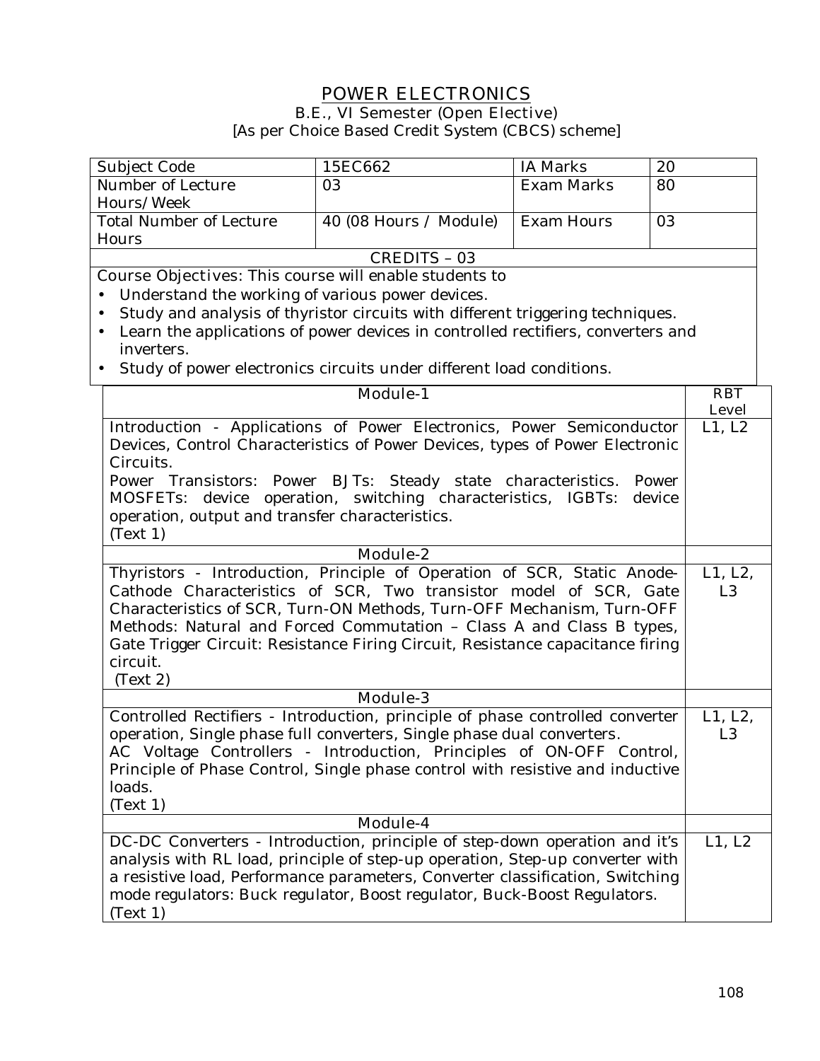# POWER ELECTRONICS

B.E., VI Semester (Open Elective)

[As per Choice Based Credit System (CBCS) scheme]

| Subject Code | 15EC662 | IA Marks | 20 |
|---|---|---|---|
| Number of Lecture Hours/Week | 03 | Exam Marks | 80 |
| Total Number of Lecture Hours | 40 (08 Hours / Module) | Exam Hours | 03 |
| CREDITS – 03 | | | |

Course Objectives: This course will enable students to

- Understand the working of various power devices.
- Study and analysis of thyristor circuits with different triggering techniques.
- Learn the applications of power devices in controlled rectifiers, converters and inverters.
- Study of power electronics circuits under different load conditions.

| Module-1 | RBT Level |
|---|---|
| Introduction - Applications of Power Electronics, Power Semiconductor Devices, Control Characteristics of Power Devices, types of Power Electronic Circuits.<br>Power Transistors: Power BJTs: Steady state characteristics. Power MOSFETs: device operation, switching characteristics, IGBTs: device operation, output and transfer characteristics.<br>(Text 1) | L1, L2 |
| **Module-2** | |
| Thyristors - Introduction, Principle of Operation of SCR, Static Anode-Cathode Characteristics of SCR, Two transistor model of SCR, Gate Characteristics of SCR, Turn-ON Methods, Turn-OFF Mechanism, Turn-OFF Methods: Natural and Forced Commutation – Class A and Class B types, Gate Trigger Circuit: Resistance Firing Circuit, Resistance capacitance firing circuit.<br>(Text 2) | L1, L2, L3 |
| **Module-3** | |
| Controlled Rectifiers - Introduction, principle of phase controlled converter operation, Single phase full converters, Single phase dual converters.<br>AC Voltage Controllers - Introduction, Principles of ON-OFF Control, Principle of Phase Control, Single phase control with resistive and inductive loads.<br>(Text 1) | L1, L2, L3 |
| **Module-4** | |
| DC-DC Converters - Introduction, principle of step-down operation and it's analysis with RL load, principle of step-up operation, Step-up converter with a resistive load, Performance parameters, Converter classification, Switching mode regulators: Buck regulator, Boost regulator, Buck-Boost Regulators.<br>(Text 1) | L1, L2 |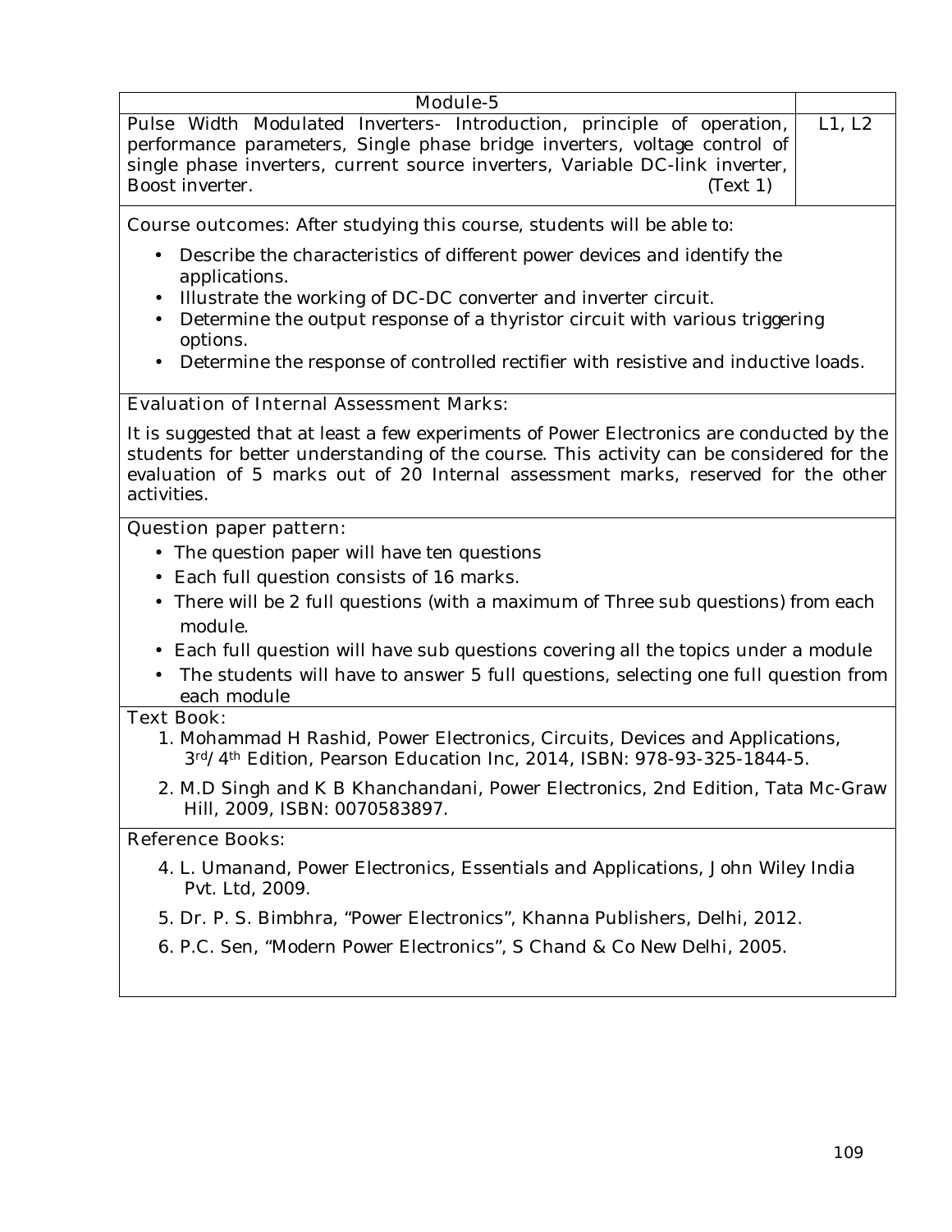| Module-5 | |
|---|---|
| Pulse Width Modulated Inverters- Introduction, principle of operation, performance parameters, Single phase bridge inverters, voltage control of single phase inverters, current source inverters, Variable DC-link inverter, Boost inverter. (Text 1) | L1, L2 |

**Course outcomes:** After studying this course, students will be able to:

- Describe the characteristics of different power devices and identify the applications.
- Illustrate the working of DC-DC converter and inverter circuit.
- Determine the output response of a thyristor circuit with various triggering options.
- Determine the response of controlled rectifier with resistive and inductive loads.

**Evaluation of Internal Assessment Marks:**

It is suggested that at least a few experiments of Power Electronics are conducted by the students for better understanding of the course. This activity can be considered for the evaluation of 5 marks out of 20 Internal assessment marks, reserved for the other activities.

**Question paper pattern:**

- The question paper will have ten questions
- Each full question consists of 16 marks.
- There will be 2 full questions (with a maximum of Three sub questions) from each module.
- Each full question will have sub questions covering all the topics under a module
- The students will have to answer 5 full questions, selecting one full question from each module

**Text Book:**

1. Mohammad H Rashid, Power Electronics, Circuits, Devices and Applications, 3rd/4th Edition, Pearson Education Inc, 2014, ISBN: 978-93-325-1844-5.
2. M.D Singh and K B Khanchandani, Power Electronics, 2nd Edition, Tata Mc-Graw Hill, 2009, ISBN: 0070583897.

**Reference Books:**

4. L. Umanand, Power Electronics, Essentials and Applications, John Wiley India Pvt. Ltd, 2009.
5. Dr. P. S. Bimbhra, "Power Electronics", Khanna Publishers, Delhi, 2012.
6. P.C. Sen, "Modern Power Electronics", S Chand & Co New Delhi, 2005.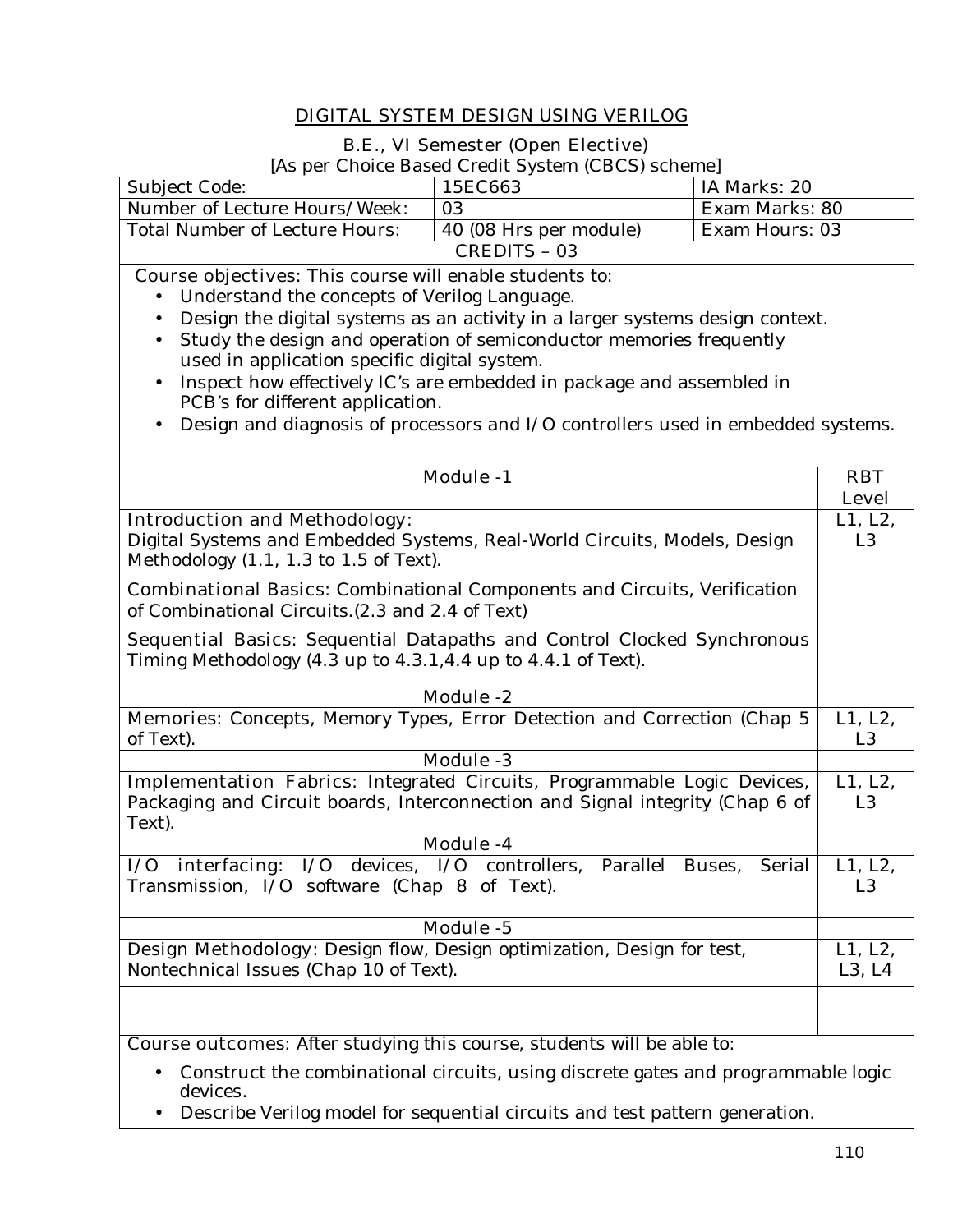# DIGITAL SYSTEM DESIGN USING VERILOG

B.E., VI Semester (Open Elective)

[As per Choice Based Credit System (CBCS) scheme]

| Subject Code: | 15EC663 | IA Marks: 20 |
|---|---|---|
| Number of Lecture Hours/Week: | 03 | Exam Marks: 80 |
| Total Number of Lecture Hours: | 40 (08 Hrs per module) | Exam Hours: 03 |
| CREDITS – 03 | | |

Course objectives: This course will enable students to:

- Understand the concepts of Verilog Language.
- Design the digital systems as an activity in a larger systems design context.
- Study the design and operation of semiconductor memories frequently used in application specific digital system.
- Inspect how effectively IC's are embedded in package and assembled in PCB's for different application.
- Design and diagnosis of processors and I/O controllers used in embedded systems.

| Module -1 | RBT Level |
|---|---|
| Introduction and Methodology: Digital Systems and Embedded Systems, Real-World Circuits, Models, Design Methodology (1.1, 1.3 to 1.5 of Text). <br> Combinational Basics: Combinational Components and Circuits, Verification of Combinational Circuits.(2.3 and 2.4 of Text) <br> Sequential Basics: Sequential Datapaths and Control Clocked Synchronous Timing Methodology (4.3 up to 4.3.1,4.4 up to 4.4.1 of Text). | L1, L2, L3 |
| **Module -2** | |
| Memories: Concepts, Memory Types, Error Detection and Correction (Chap 5 of Text). | L1, L2, L3 |
| **Module -3** | |
| Implementation Fabrics: Integrated Circuits, Programmable Logic Devices, Packaging and Circuit boards, Interconnection and Signal integrity (Chap 6 of Text). | L1, L2, L3 |
| **Module -4** | |
| I/O interfacing: I/O devices, I/O controllers, Parallel Buses, Serial Transmission, I/O software (Chap 8 of Text). | L1, L2, L3 |
| **Module -5** | |
| Design Methodology: Design flow, Design optimization, Design for test, Nontechnical Issues (Chap 10 of Text). | L1, L2, L3, L4 |

Course outcomes: After studying this course, students will be able to:

- Construct the combinational circuits, using discrete gates and programmable logic devices.
- Describe Verilog model for sequential circuits and test pattern generation.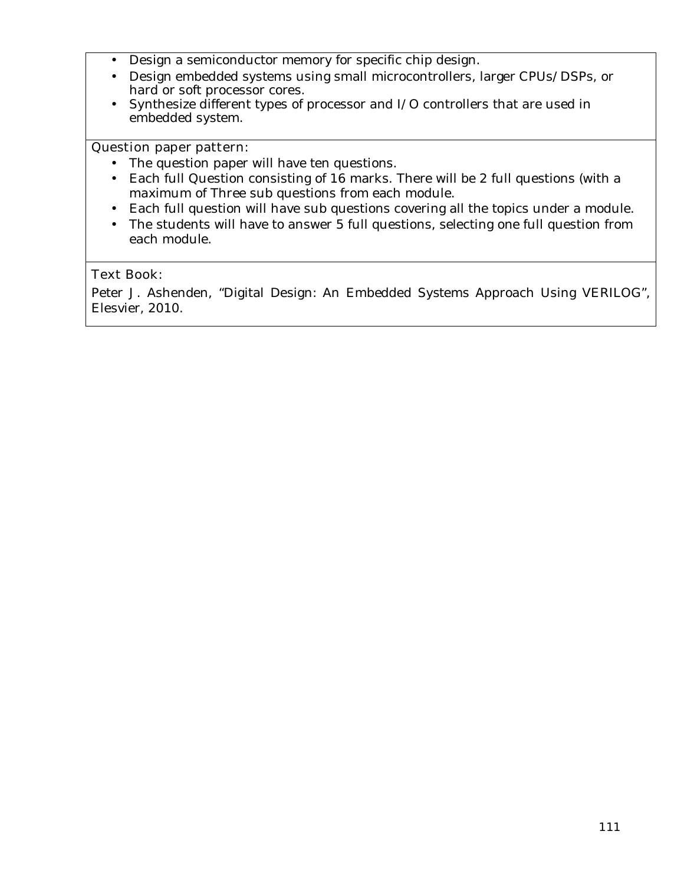- Design a semiconductor memory for specific chip design.
- Design embedded systems using small microcontrollers, larger CPUs/DSPs, or hard or soft processor cores.
- Synthesize different types of processor and I/O controllers that are used in embedded system.

Question paper pattern:

- The question paper will have ten questions.
- Each full Question consisting of 16 marks. There will be 2 full questions (with a maximum of Three sub questions from each module.
- Each full question will have sub questions covering all the topics under a module.
- The students will have to answer 5 full questions, selecting one full question from each module.

Text Book:

Peter J. Ashenden, "Digital Design: An Embedded Systems Approach Using VERILOG", Elesvier, 2010.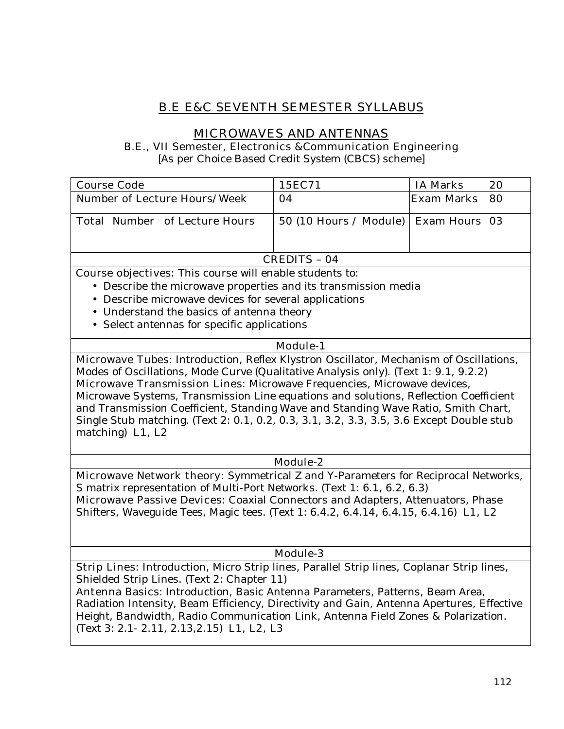# B.E E&C SEVENTH SEMESTER SYLLABUS

## MICROWAVES AND ANTENNAS

B.E., VII Semester, Electronics &Communication Engineering
[As per Choice Based Credit System (CBCS) scheme]

| Course Code | 15EC71 | IA Marks | 20 |
|---|---|---|---|
| Number of Lecture Hours/Week | 04 | Exam Marks | 80 |
| Total Number of Lecture Hours | 50 (10 Hours / Module) | Exam Hours | 03 |

**CREDITS – 04**

Course objectives: This course will enable students to:

- Describe the microwave properties and its transmission media
- Describe microwave devices for several applications
- Understand the basics of antenna theory
- Select antennas for specific applications

### Module-1

Microwave Tubes: Introduction, Reflex Klystron Oscillator, Mechanism of Oscillations, Modes of Oscillations, Mode Curve (Qualitative Analysis only). (Text 1: 9.1, 9.2.2)
Microwave Transmission Lines: Microwave Frequencies, Microwave devices, Microwave Systems, Transmission Line equations and solutions, Reflection Coefficient and Transmission Coefficient, Standing Wave and Standing Wave Ratio, Smith Chart, Single Stub matching. (Text 2: 0.1, 0.2, 0.3, 3.1, 3.2, 3.3, 3.5, 3.6 Except Double stub matching) L1, L2

### Module-2

Microwave Network theory: Symmetrical Z and Y-Parameters for Reciprocal Networks, S matrix representation of Multi-Port Networks. (Text 1: 6.1, 6.2, 6.3)
Microwave Passive Devices: Coaxial Connectors and Adapters, Attenuators, Phase Shifters, Waveguide Tees, Magic tees. (Text 1: 6.4.2, 6.4.14, 6.4.15, 6.4.16) L1, L2

### Module-3

Strip Lines: Introduction, Micro Strip lines, Parallel Strip lines, Coplanar Strip lines, Shielded Strip Lines. (Text 2: Chapter 11)
Antenna Basics: Introduction, Basic Antenna Parameters, Patterns, Beam Area, Radiation Intensity, Beam Efficiency, Directivity and Gain, Antenna Apertures, Effective Height, Bandwidth, Radio Communication Link, Antenna Field Zones & Polarization. (Text 3: 2.1- 2.11, 2.13,2.15) L1, L2, L3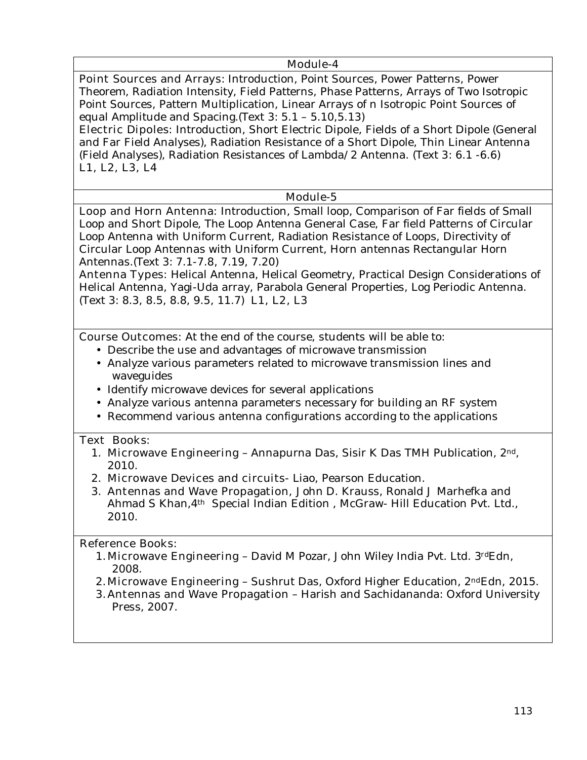## Module-4

**Point Sources and Arrays:** Introduction, Point Sources, Power Patterns, Power Theorem, Radiation Intensity, Field Patterns, Phase Patterns, Arrays of Two Isotropic Point Sources, Pattern Multiplication, Linear Arrays of n Isotropic Point Sources of equal Amplitude and Spacing.(Text 3: 5.1 – 5.10,5.13)

**Electric Dipoles:** Introduction, Short Electric Dipole, Fields of a Short Dipole (General and Far Field Analyses), Radiation Resistance of a Short Dipole, Thin Linear Antenna (Field Analyses), Radiation Resistances of Lambda/2 Antenna. (Text 3: 6.1 -6.6)
L1, L2, L3, L4

## Module-5

**Loop and Horn Antenna:** Introduction, Small loop, Comparison of Far fields of Small Loop and Short Dipole, The Loop Antenna General Case, Far field Patterns of Circular Loop Antenna with Uniform Current, Radiation Resistance of Loops, Directivity of Circular Loop Antennas with Uniform Current, Horn antennas Rectangular Horn Antennas.(Text 3: 7.1-7.8, 7.19, 7.20)

**Antenna Types:** Helical Antenna, Helical Geometry, Practical Design Considerations of Helical Antenna, Yagi-Uda array, Parabola General Properties, Log Periodic Antenna. (Text 3: 8.3, 8.5, 8.8, 9.5, 11.7) L1, L2, L3

**Course Outcomes:** At the end of the course, students will be able to:

- Describe the use and advantages of microwave transmission
- Analyze various parameters related to microwave transmission lines and waveguides
- Identify microwave devices for several applications
- Analyze various antenna parameters necessary for building an RF system
- Recommend various antenna configurations according to the applications

**Text Books:**

1. Microwave Engineering – Annapurna Das, Sisir K Das TMH Publication, 2nd, 2010.
2. Microwave Devices and circuits- Liao, Pearson Education.
3. Antennas and Wave Propagation, John D. Krauss, Ronald J Marhefka and Ahmad S Khan,4th Special Indian Edition , McGraw- Hill Education Pvt. Ltd., 2010.

**Reference Books:**

1. Microwave Engineering – David M Pozar, John Wiley India Pvt. Ltd. 3rdEdn, 2008.
2. Microwave Engineering – Sushrut Das, Oxford Higher Education, 2ndEdn, 2015.
3. Antennas and Wave Propagation – Harish and Sachidananda: Oxford University Press, 2007.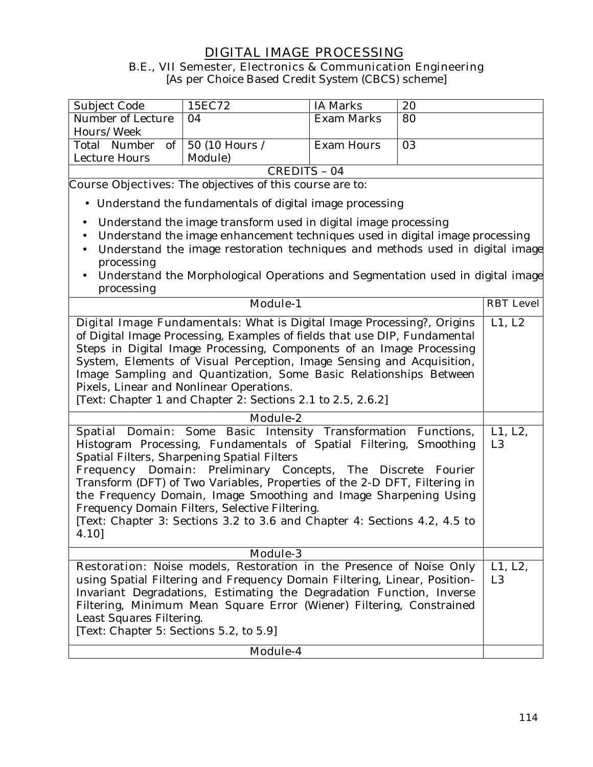# DIGITAL IMAGE PROCESSING

B.E., VII Semester, Electronics & Communication Engineering
[As per Choice Based Credit System (CBCS) scheme]

| Subject Code | 15EC72 | IA Marks | 20 |
|---|---|---|---|
| Number of Lecture Hours/Week | 04 | Exam Marks | 80 |
| Total Number of Lecture Hours | 50 (10 Hours / Module) | Exam Hours | 03 |
| CREDITS – 04 | | | |

**Course Objectives:** The objectives of this course are to:

- Understand the fundamentals of digital image processing
- Understand the image transform used in digital image processing
- Understand the image enhancement techniques used in digital image processing
- Understand the image restoration techniques and methods used in digital image processing
- Understand the Morphological Operations and Segmentation used in digital image processing

| Module-1 | RBT Level |
|---|---|
| **Digital Image Fundamentals:** What is Digital Image Processing?, Origins of Digital Image Processing, Examples of fields that use DIP, Fundamental Steps in Digital Image Processing, Components of an Image Processing System, Elements of Visual Perception, Image Sensing and Acquisition, Image Sampling and Quantization, Some Basic Relationships Between Pixels, Linear and Nonlinear Operations.<br>[Text: Chapter 1 and Chapter 2: Sections 2.1 to 2.5, 2.6.2] | L1, L2 |
| **Module-2** | |
| **Spatial Domain:** Some Basic Intensity Transformation Functions, Histogram Processing, Fundamentals of Spatial Filtering, Smoothing Spatial Filters, Sharpening Spatial Filters<br>**Frequency Domain:** Preliminary Concepts, The Discrete Fourier Transform (DFT) of Two Variables, Properties of the 2-D DFT, Filtering in the Frequency Domain, Image Smoothing and Image Sharpening Using Frequency Domain Filters, Selective Filtering.<br>[Text: Chapter 3: Sections 3.2 to 3.6 and Chapter 4: Sections 4.2, 4.5 to 4.10] | L1, L2, L3 |
| **Module-3** | |
| **Restoration:** Noise models, Restoration in the Presence of Noise Only using Spatial Filtering and Frequency Domain Filtering, Linear, Position-Invariant Degradations, Estimating the Degradation Function, Inverse Filtering, Minimum Mean Square Error (Wiener) Filtering, Constrained Least Squares Filtering.<br>[Text: Chapter 5: Sections 5.2, to 5.9] | L1, L2, L3 |
| **Module-4** | |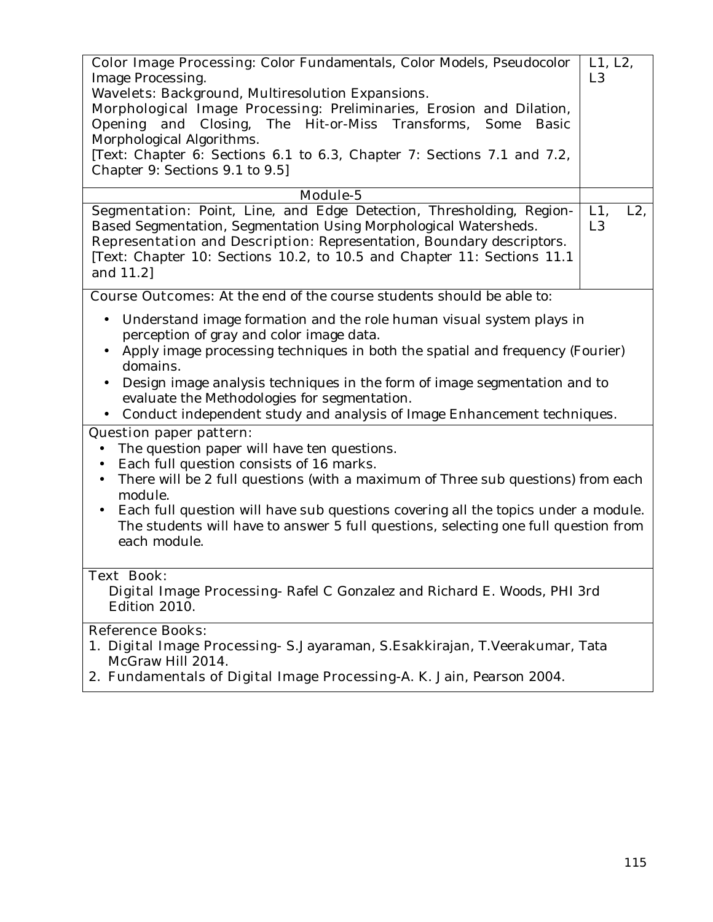| | |
|---|---|
| Color Image Processing: Color Fundamentals, Color Models, Pseudocolor Image Processing.<br>Wavelets: Background, Multiresolution Expansions.<br>Morphological Image Processing: Preliminaries, Erosion and Dilation, Opening and Closing, The Hit-or-Miss Transforms, Some Basic Morphological Algorithms.<br>[Text: Chapter 6: Sections 6.1 to 6.3, Chapter 7: Sections 7.1 and 7.2, Chapter 9: Sections 9.1 to 9.5] | L1, L2, L3 |
| Module-5 | |
| Segmentation: Point, Line, and Edge Detection, Thresholding, Region-Based Segmentation, Segmentation Using Morphological Watersheds.<br>Representation and Description: Representation, Boundary descriptors.<br>[Text: Chapter 10: Sections 10.2, to 10.5 and Chapter 11: Sections 11.1 and 11.2] | L1, L2, L3 |

**Course Outcomes:** At the end of the course students should be able to:

- Understand image formation and the role human visual system plays in perception of gray and color image data.
- Apply image processing techniques in both the spatial and frequency (Fourier) domains.
- Design image analysis techniques in the form of image segmentation and to evaluate the Methodologies for segmentation.
- Conduct independent study and analysis of Image Enhancement techniques.

**Question paper pattern:**

- The question paper will have ten questions.
- Each full question consists of 16 marks.
- There will be 2 full questions (with a maximum of Three sub questions) from each module.
- Each full question will have sub questions covering all the topics under a module. The students will have to answer 5 full questions, selecting one full question from each module.

**Text Book:**

Digital Image Processing- Rafel C Gonzalez and Richard E. Woods, PHI 3rd Edition 2010.

**Reference Books:**

1. Digital Image Processing- S.Jayaraman, S.Esakkirajan, T.Veerakumar, Tata McGraw Hill 2014.
2. Fundamentals of Digital Image Processing-A. K. Jain, Pearson 2004.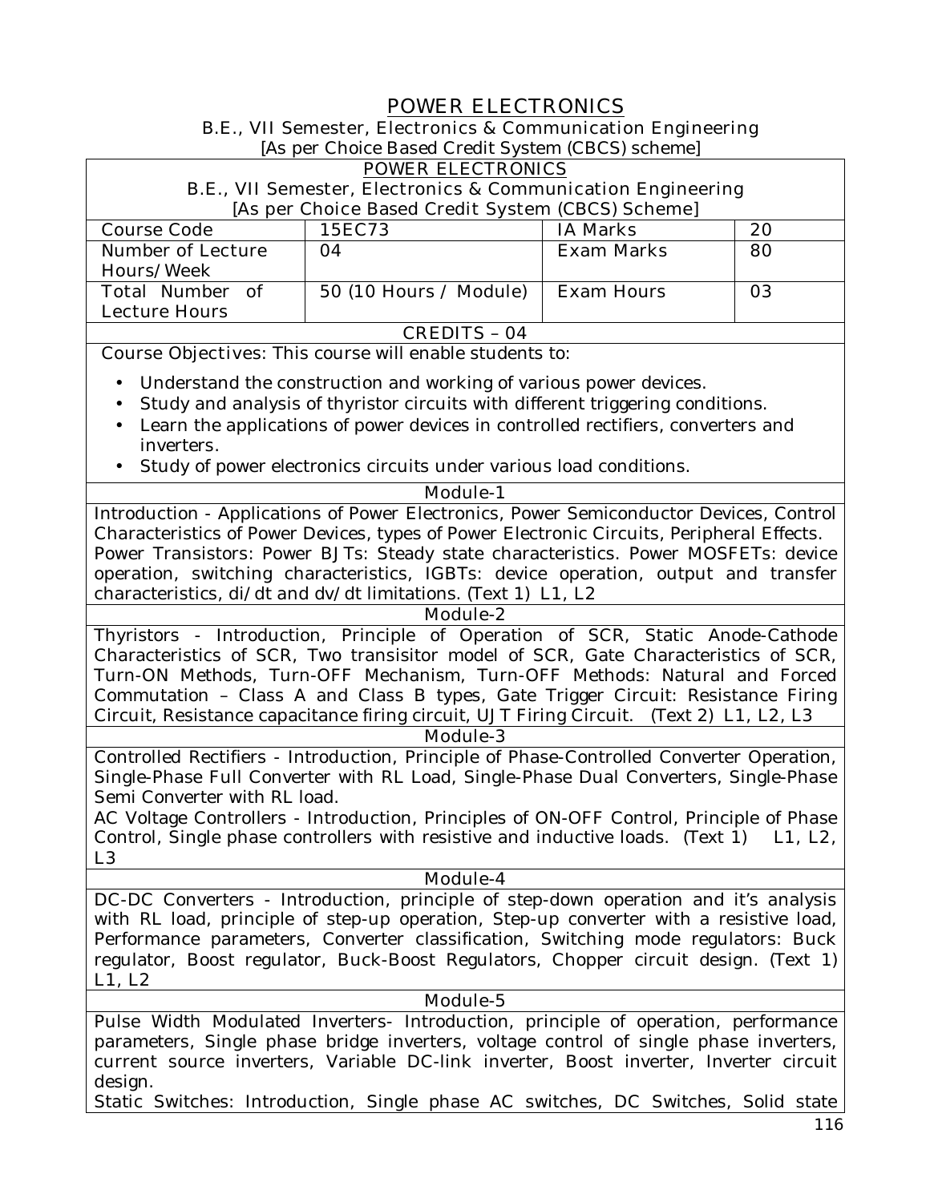# POWER ELECTRONICS

B.E., VII Semester, Electronics & Communication Engineering

[As per Choice Based Credit System (CBCS) scheme]

| POWER ELECTRONICS<br>B.E., VII Semester, Electronics & Communication Engineering<br>[As per Choice Based Credit System (CBCS) Scheme] | | | |
|---|---|---|---|
| Course Code | 15EC73 | IA Marks | 20 |
| Number of Lecture Hours/Week | 04 | Exam Marks | 80 |
| Total Number of Lecture Hours | 50 (10 Hours / Module) | Exam Hours | 03 |
| CREDITS – 04 | | | |

Course Objectives: This course will enable students to:

- Understand the construction and working of various power devices.
- Study and analysis of thyristor circuits with different triggering conditions.
- Learn the applications of power devices in controlled rectifiers, converters and inverters.
- Study of power electronics circuits under various load conditions.

**Module-1**

Introduction - Applications of Power Electronics, Power Semiconductor Devices, Control Characteristics of Power Devices, types of Power Electronic Circuits, Peripheral Effects.
Power Transistors: Power BJTs: Steady state characteristics. Power MOSFETs: device operation, switching characteristics, IGBTs: device operation, output and transfer characteristics, di/dt and dv/dt limitations. (Text 1) L1, L2

**Module-2**

Thyristors - Introduction, Principle of Operation of SCR, Static Anode-Cathode Characteristics of SCR, Two transisitor model of SCR, Gate Characteristics of SCR, Turn-ON Methods, Turn-OFF Mechanism, Turn-OFF Methods: Natural and Forced Commutation – Class A and Class B types, Gate Trigger Circuit: Resistance Firing Circuit, Resistance capacitance firing circuit, UJT Firing Circuit. (Text 2) L1, L2, L3

**Module-3**

Controlled Rectifiers - Introduction, Principle of Phase-Controlled Converter Operation, Single-Phase Full Converter with RL Load, Single-Phase Dual Converters, Single-Phase Semi Converter with RL load.
AC Voltage Controllers - Introduction, Principles of ON-OFF Control, Principle of Phase Control, Single phase controllers with resistive and inductive loads. (Text 1) L1, L2, L3

**Module-4**

DC-DC Converters - Introduction, principle of step-down operation and it's analysis with RL load, principle of step-up operation, Step-up converter with a resistive load, Performance parameters, Converter classification, Switching mode regulators: Buck regulator, Boost regulator, Buck-Boost Regulators, Chopper circuit design. (Text 1) L1, L2

**Module-5**

Pulse Width Modulated Inverters- Introduction, principle of operation, performance parameters, Single phase bridge inverters, voltage control of single phase inverters, current source inverters, Variable DC-link inverter, Boost inverter, Inverter circuit design.
Static Switches: Introduction, Single phase AC switches, DC Switches, Solid state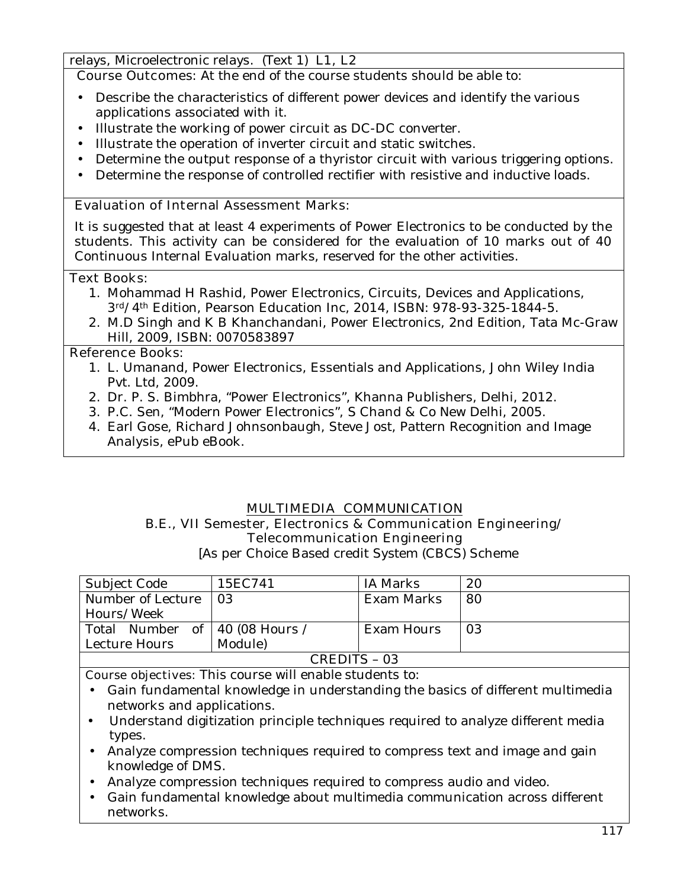relays, Microelectronic relays. (Text 1) L1, L2

**Course Outcomes:** At the end of the course students should be able to:

- Describe the characteristics of different power devices and identify the various applications associated with it.
- Illustrate the working of power circuit as DC-DC converter.
- Illustrate the operation of inverter circuit and static switches.
- Determine the output response of a thyristor circuit with various triggering options.
- Determine the response of controlled rectifier with resistive and inductive loads.

**Evaluation of Internal Assessment Marks:**

It is suggested that at least 4 experiments of Power Electronics to be conducted by the students. This activity can be considered for the evaluation of 10 marks out of 40 Continuous Internal Evaluation marks, reserved for the other activities.

**Text Books:**

1. Mohammad H Rashid, Power Electronics, Circuits, Devices and Applications, 3rd/4th Edition, Pearson Education Inc, 2014, ISBN: 978-93-325-1844-5.
2. M.D Singh and K B Khanchandani, Power Electronics, 2nd Edition, Tata Mc-Graw Hill, 2009, ISBN: 0070583897

**Reference Books:**

1. L. Umanand, Power Electronics, Essentials and Applications, John Wiley India Pvt. Ltd, 2009.
2. Dr. P. S. Bimbhra, "Power Electronics", Khanna Publishers, Delhi, 2012.
3. P.C. Sen, "Modern Power Electronics", S Chand & Co New Delhi, 2005.
4. Earl Gose, Richard Johnsonbaugh, Steve Jost, Pattern Recognition and Image Analysis, ePub eBook.

## MULTIMEDIA COMMUNICATION

**B.E., VII Semester, Electronics & Communication Engineering/ Telecommunication Engineering**

[As per Choice Based credit System (CBCS) Scheme

| Subject Code | 15EC741 | IA Marks | 20 |
|---|---|---|---|
| Number of Lecture Hours/Week | 03 | Exam Marks | 80 |
| Total Number of Lecture Hours | 40 (08 Hours / Module) | Exam Hours | 03 |
| CREDITS – 03 | | | |

**Course objectives:** This course will enable students to:

- Gain fundamental knowledge in understanding the basics of different multimedia networks and applications.
- Understand digitization principle techniques required to analyze different media types.
- Analyze compression techniques required to compress text and image and gain knowledge of DMS.
- Analyze compression techniques required to compress audio and video.
- Gain fundamental knowledge about multimedia communication across different networks.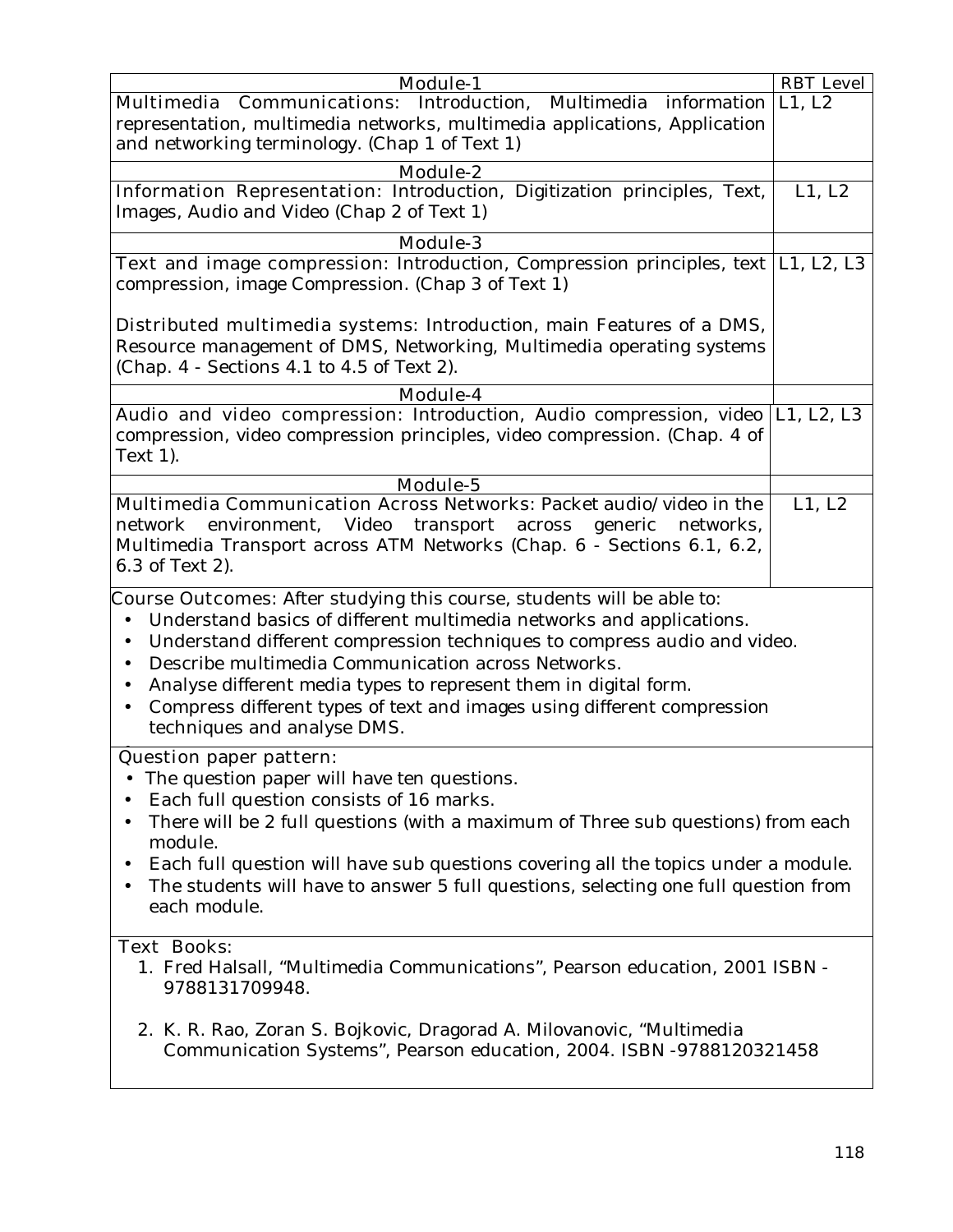| Module-1 | RBT Level |
|---|---|
| Multimedia Communications: Introduction, Multimedia information representation, multimedia networks, multimedia applications, Application and networking terminology. (Chap 1 of Text 1) | L1, L2 |
| Module-2 | |
| Information Representation: Introduction, Digitization principles, Text, Images, Audio and Video (Chap 2 of Text 1) | L1, L2 |
| Module-3 | |
| Text and image compression: Introduction, Compression principles, text compression, image Compression. (Chap 3 of Text 1)<br><br>Distributed multimedia systems: Introduction, main Features of a DMS, Resource management of DMS, Networking, Multimedia operating systems (Chap. 4 - Sections 4.1 to 4.5 of Text 2). | L1, L2, L3 |
| Module-4 | |
| Audio and video compression: Introduction, Audio compression, video compression, video compression principles, video compression. (Chap. 4 of Text 1). | L1, L2, L3 |
| Module-5 | |
| Multimedia Communication Across Networks: Packet audio/video in the network environment, Video transport across generic networks, Multimedia Transport across ATM Networks (Chap. 6 - Sections 6.1, 6.2, 6.3 of Text 2). | L1, L2 |

**Course Outcomes:** After studying this course, students will be able to:

- Understand basics of different multimedia networks and applications.
- Understand different compression techniques to compress audio and video.
- Describe multimedia Communication across Networks.
- Analyse different media types to represent them in digital form.
- Compress different types of text and images using different compression techniques and analyse DMS.

**Question paper pattern:**

- The question paper will have ten questions.
- Each full question consists of 16 marks.
- There will be 2 full questions (with a maximum of Three sub questions) from each module.
- Each full question will have sub questions covering all the topics under a module.
- The students will have to answer 5 full questions, selecting one full question from each module.

**Text Books:**

1. Fred Halsall, "Multimedia Communications", Pearson education, 2001 ISBN - 9788131709948.
2. K. R. Rao, Zoran S. Bojkovic, Dragorad A. Milovanovic, "Multimedia Communication Systems", Pearson education, 2004. ISBN -9788120321458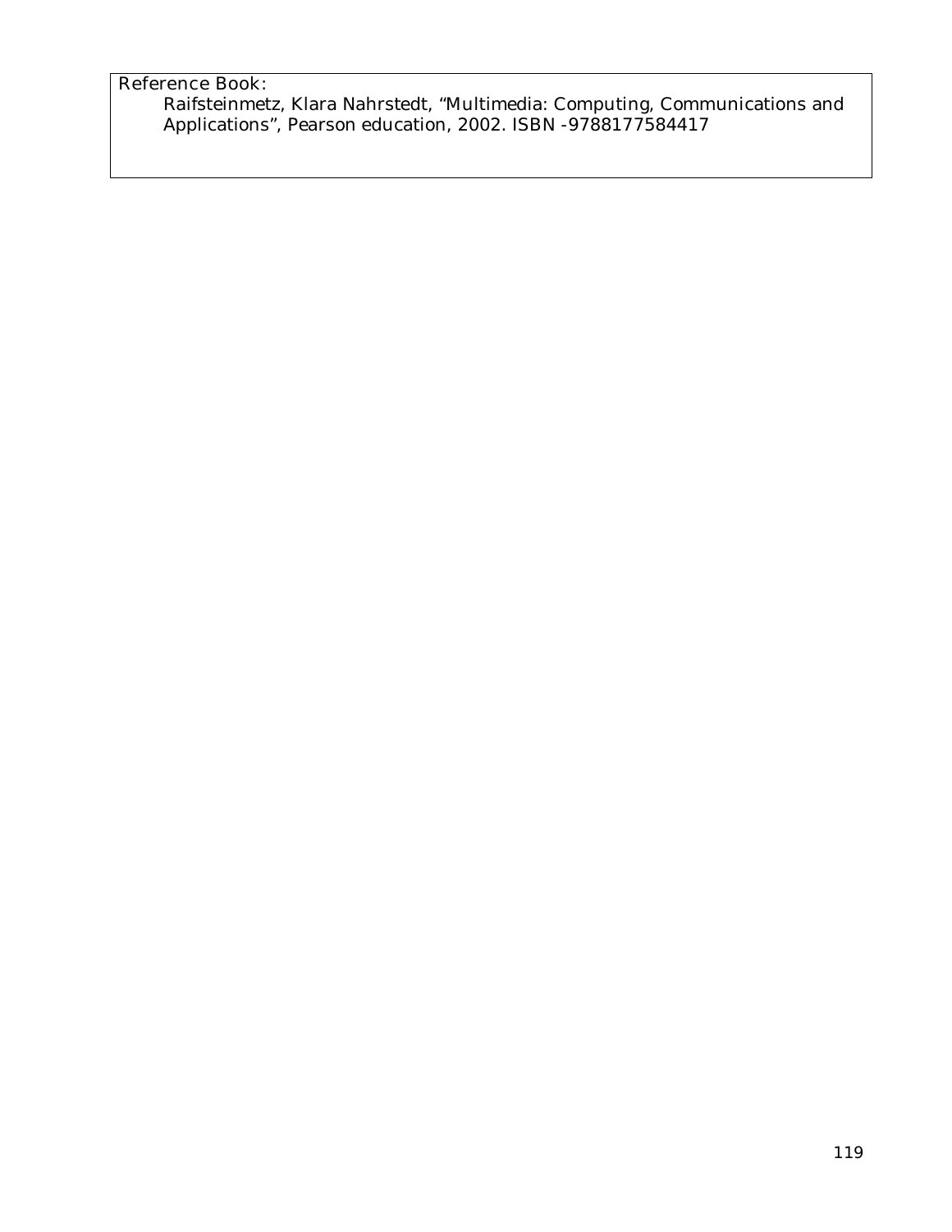Reference Book:

Raifsteinmetz, Klara Nahrstedt, “Multimedia: Computing, Communications and Applications”, Pearson education, 2002. ISBN -9788177584417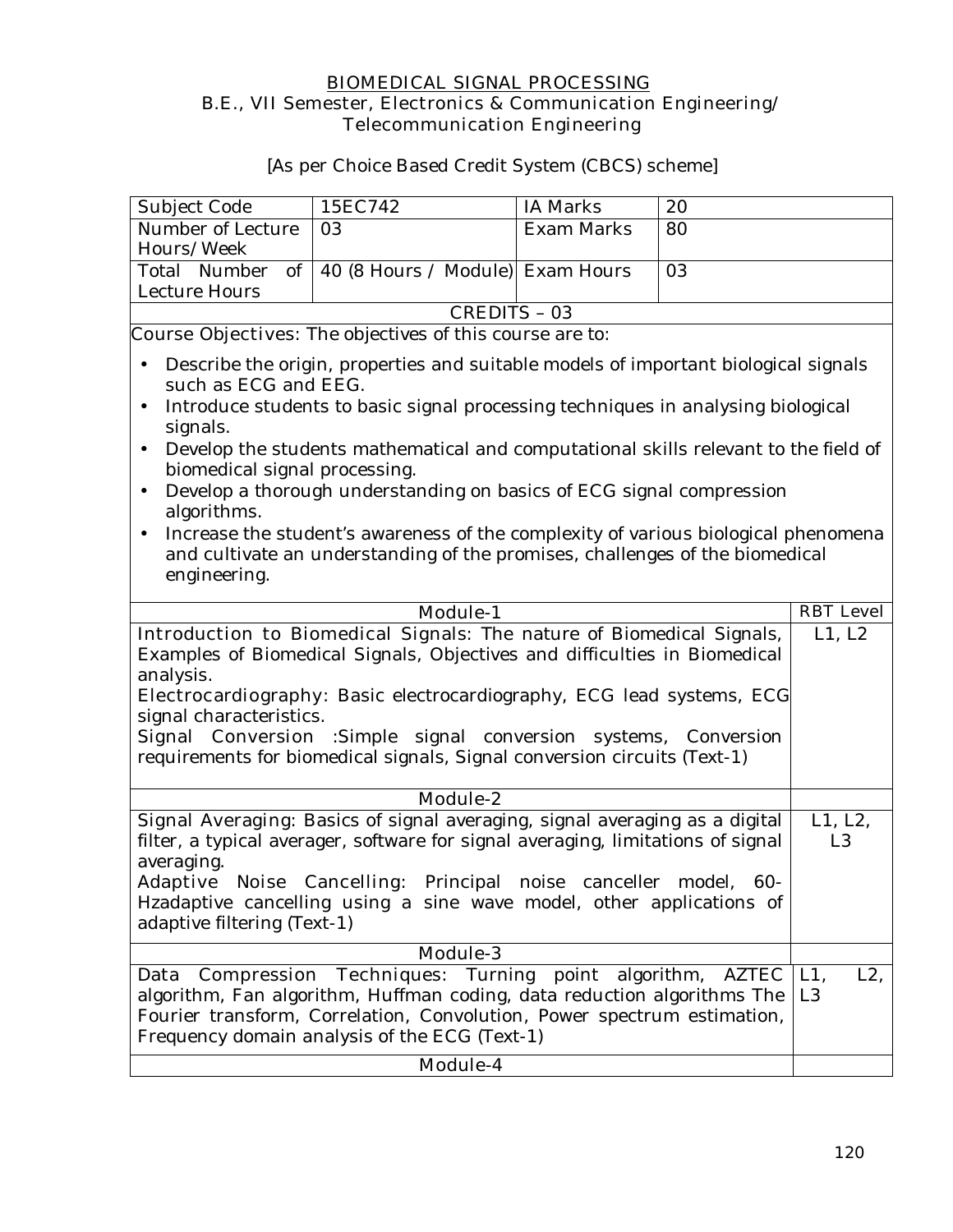# BIOMEDICAL SIGNAL PROCESSING

## B.E., VII Semester, Electronics & Communication Engineering/ Telecommunication Engineering

[As per Choice Based Credit System (CBCS) scheme]

| Subject Code | 15EC742 | IA Marks | 20 |
|---|---|---|---|
| Number of Lecture Hours/Week | 03 | Exam Marks | 80 |
| Total Number of Lecture Hours | 40 (8 Hours / Module) | Exam Hours | 03 |

**CREDITS – 03**

**Course Objectives:** The objectives of this course are to:

- Describe the origin, properties and suitable models of important biological signals such as ECG and EEG.
- Introduce students to basic signal processing techniques in analysing biological signals.
- Develop the students mathematical and computational skills relevant to the field of biomedical signal processing.
- Develop a thorough understanding on basics of ECG signal compression algorithms.
- Increase the student's awareness of the complexity of various biological phenomena and cultivate an understanding of the promises, challenges of the biomedical engineering.

| Module-1 | RBT Level |
|---|---|
| **Introduction to Biomedical Signals:** The nature of Biomedical Signals, Examples of Biomedical Signals, Objectives and difficulties in Biomedical analysis.<br>**Electrocardiography:** Basic electrocardiography, ECG lead systems, ECG signal characteristics.<br>**Signal Conversion :**Simple signal conversion systems, Conversion requirements for biomedical signals, Signal conversion circuits (Text-1) | L1, L2 |
| **Module-2** | |
| **Signal Averaging:** Basics of signal averaging, signal averaging as a digital filter, a typical averager, software for signal averaging, limitations of signal averaging.<br>**Adaptive Noise Cancelling:** Principal noise canceller model, 60-Hzadaptive cancelling using a sine wave model, other applications of adaptive filtering (Text-1) | L1, L2, L3 |
| **Module-3** | |
| **Data Compression Techniques:** Turning point algorithm, AZTEC algorithm, Fan algorithm, Huffman coding, data reduction algorithms The Fourier transform, Correlation, Convolution, Power spectrum estimation, Frequency domain analysis of the ECG (Text-1) | L1, L2, L3 |
| **Module-4** | |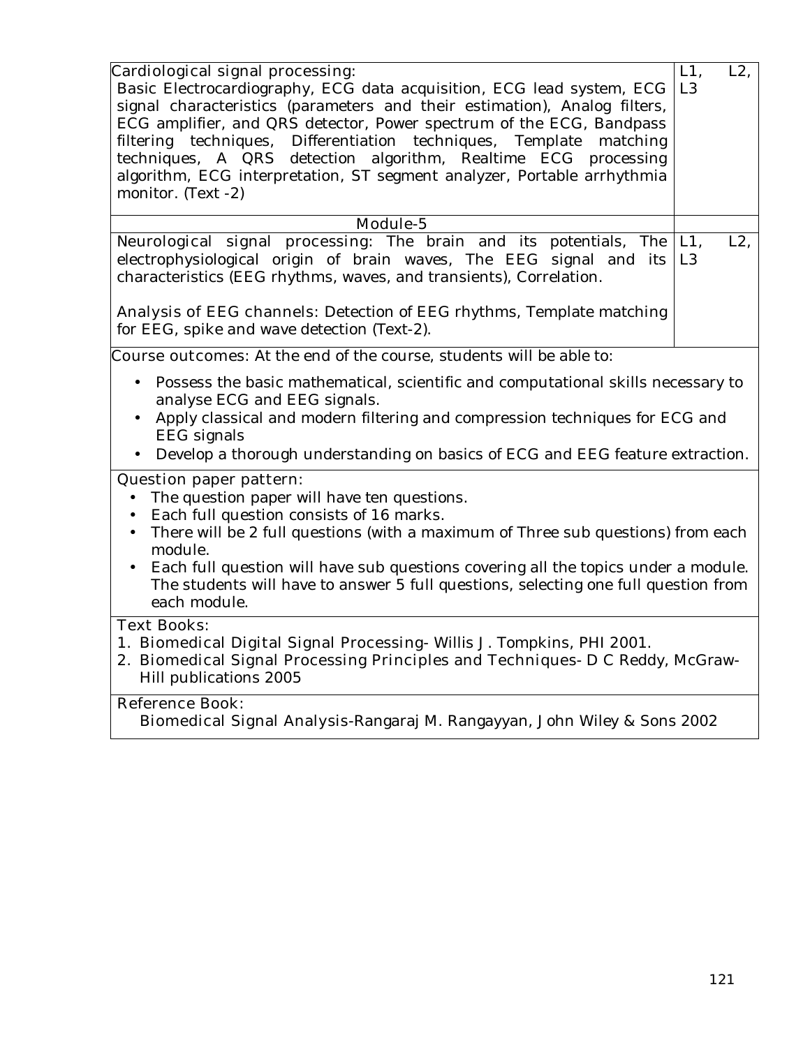| | |
|---|---|
| Cardiological signal processing:<br>Basic Electrocardiography, ECG data acquisition, ECG lead system, ECG signal characteristics (parameters and their estimation), Analog filters, ECG amplifier, and QRS detector, Power spectrum of the ECG, Bandpass filtering techniques, Differentiation techniques, Template matching techniques, A QRS detection algorithm, Realtime ECG processing algorithm, ECG interpretation, ST segment analyzer, Portable arrhythmia monitor. (Text -2) | L1, L2, L3 |
| **Module-5** | |
| Neurological signal processing: The brain and its potentials, The electrophysiological origin of brain waves, The EEG signal and its characteristics (EEG rhythms, waves, and transients), Correlation.<br><br>Analysis of EEG channels: Detection of EEG rhythms, Template matching for EEG, spike and wave detection (Text-2). | L1, L2, L3 |

**Course outcomes:** At the end of the course, students will be able to:

- Possess the basic mathematical, scientific and computational skills necessary to analyse ECG and EEG signals.
- Apply classical and modern filtering and compression techniques for ECG and EEG signals
- Develop a thorough understanding on basics of ECG and EEG feature extraction.

**Question paper pattern:**

- The question paper will have ten questions.
- Each full question consists of 16 marks.
- There will be 2 full questions (with a maximum of Three sub questions) from each module.
- Each full question will have sub questions covering all the topics under a module. The students will have to answer 5 full questions, selecting one full question from each module.

**Text Books:**

1. Biomedical Digital Signal Processing- Willis J. Tompkins, PHI 2001.
2. Biomedical Signal Processing Principles and Techniques- D C Reddy, McGraw-Hill publications 2005

**Reference Book:**

Biomedical Signal Analysis-Rangaraj M. Rangayyan, John Wiley & Sons 2002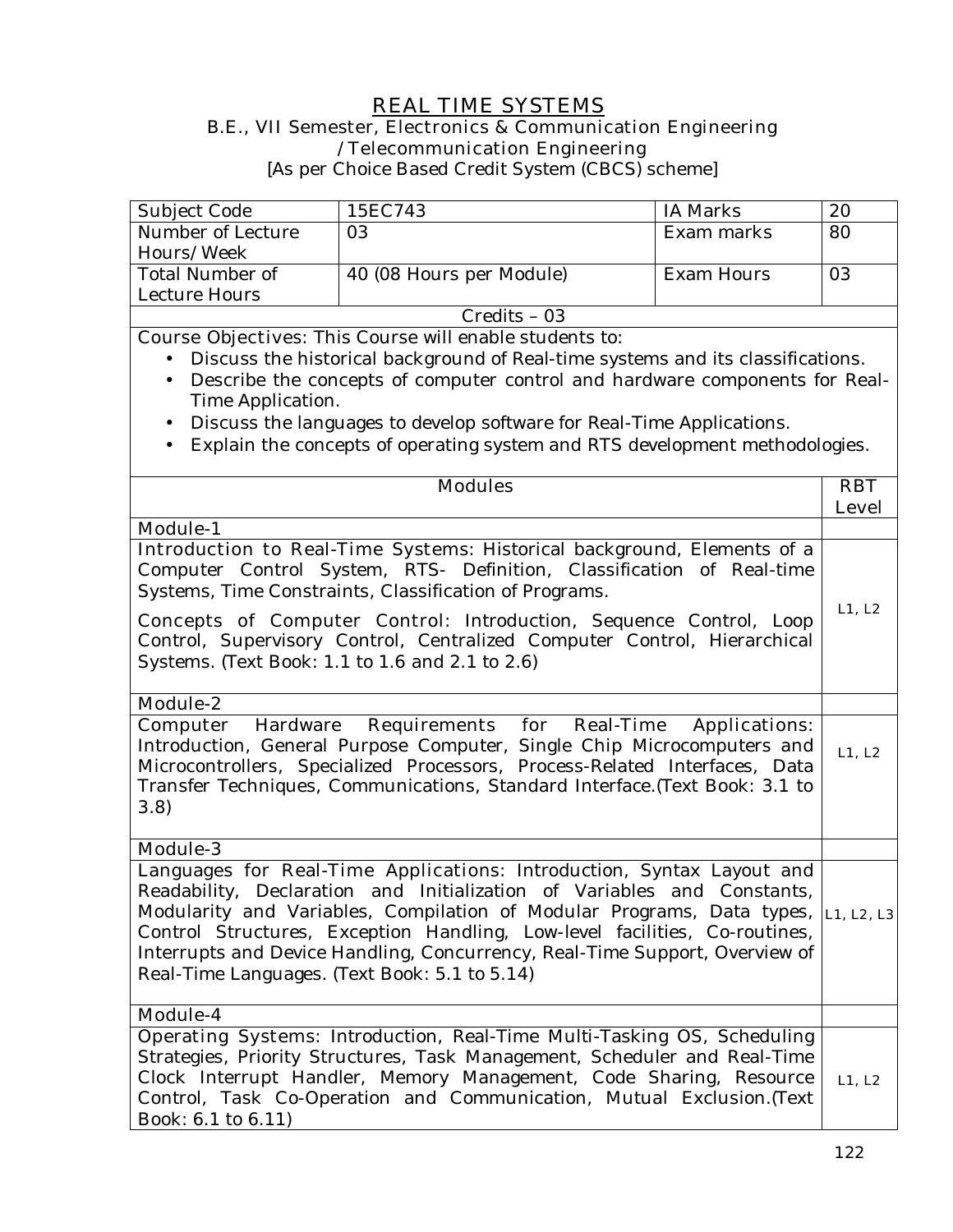# REAL TIME SYSTEMS

**B.E., VII Semester, Electronics & Communication Engineering /Telecommunication Engineering**

[As per Choice Based Credit System (CBCS) scheme]

| Subject Code | 15EC743 | IA Marks | 20 |
|---|---|---|---|
| Number of Lecture Hours/Week | 03 | Exam marks | 80 |
| Total Number of Lecture Hours | 40 (08 Hours per Module) | Exam Hours | 03 |

**Credits – 03**

**Course Objectives:** This Course will enable students to:

- Discuss the historical background of Real-time systems and its classifications.
- Describe the concepts of computer control and hardware components for Real-Time Application.
- Discuss the languages to develop software for Real-Time Applications.
- Explain the concepts of operating system and RTS development methodologies.

| Modules | RBT Level |
|---|---|
| **Module-1** | |
| **Introduction to Real-Time Systems:** Historical background, Elements of a Computer Control System, RTS- Definition, Classification of Real-time Systems, Time Constraints, Classification of Programs. **Concepts of Computer Control:** Introduction, Sequence Control, Loop Control, Supervisory Control, Centralized Computer Control, Hierarchical Systems. (Text Book: 1.1 to 1.6 and 2.1 to 2.6) | L1, L2 |
| **Module-2** | |
| **Computer Hardware Requirements for Real-Time Applications:** Introduction, General Purpose Computer, Single Chip Microcomputers and Microcontrollers, Specialized Processors, Process-Related Interfaces, Data Transfer Techniques, Communications, Standard Interface.(Text Book: 3.1 to 3.8) | L1, L2 |
| **Module-3** | |
| **Languages for Real-Time Applications:** Introduction, Syntax Layout and Readability, Declaration and Initialization of Variables and Constants, Modularity and Variables, Compilation of Modular Programs, Data types, Control Structures, Exception Handling, Low-level facilities, Co-routines, Interrupts and Device Handling, Concurrency, Real-Time Support, Overview of Real-Time Languages. (Text Book: 5.1 to 5.14) | L1, L2, L3 |
| **Module-4** | |
| **Operating Systems:** Introduction, Real-Time Multi-Tasking OS, Scheduling Strategies, Priority Structures, Task Management, Scheduler and Real-Time Clock Interrupt Handler, Memory Management, Code Sharing, Resource Control, Task Co-Operation and Communication, Mutual Exclusion.(Text Book: 6.1 to 6.11) | L1, L2 |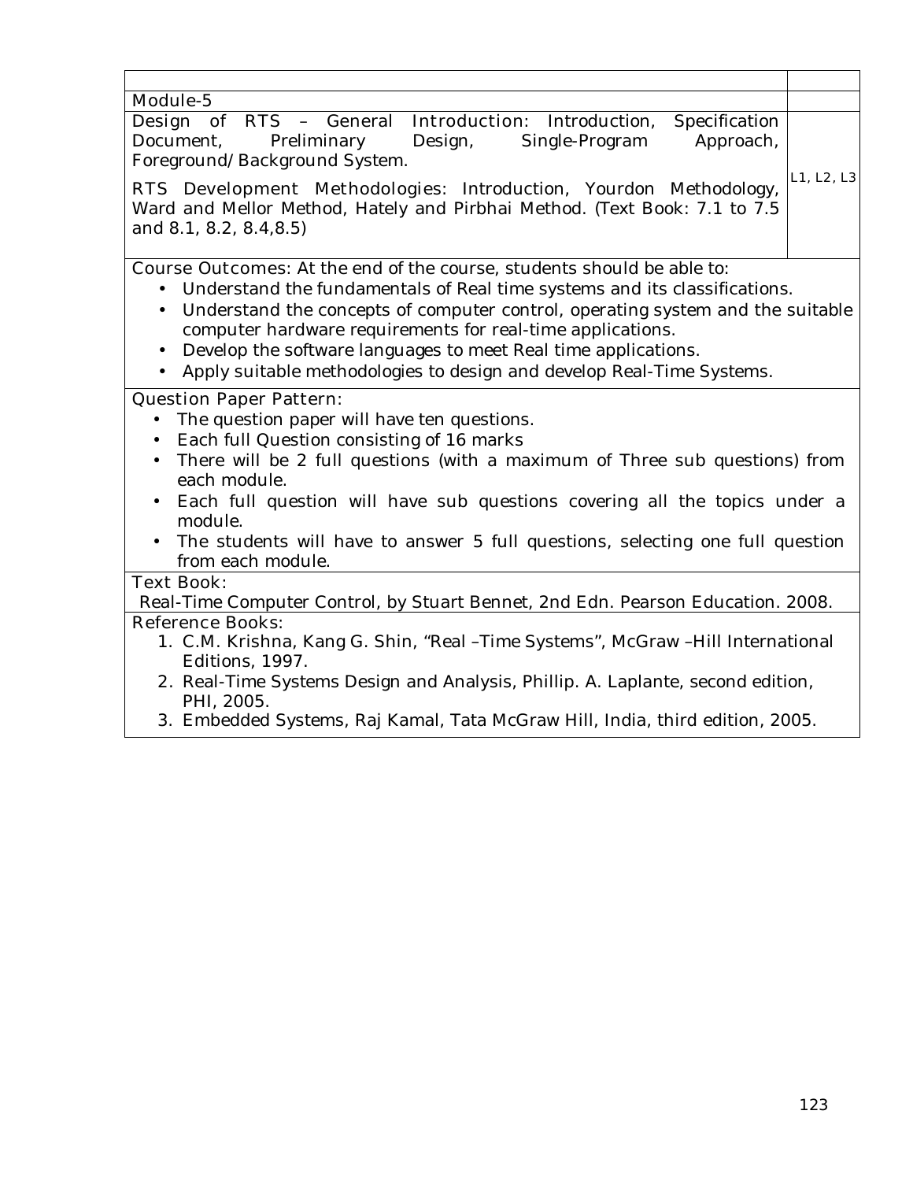| | |
|---|---|
| Module-5 | |
| Design of RTS – General Introduction: Introduction, Specification Document, Preliminary Design, Single-Program Approach, Foreground/Background System.<br><br>RTS Development Methodologies: Introduction, Yourdon Methodology, Ward and Mellor Method, Hately and Pirbhai Method. (Text Book: 7.1 to 7.5 and 8.1, 8.2, 8.4,8.5) | L1, L2, L3 |

**Course Outcomes:** At the end of the course, students should be able to:

- Understand the fundamentals of Real time systems and its classifications.
- Understand the concepts of computer control, operating system and the suitable computer hardware requirements for real-time applications.
- Develop the software languages to meet Real time applications.
- Apply suitable methodologies to design and develop Real-Time Systems.

**Question Paper Pattern:**

- The question paper will have ten questions.
- Each full Question consisting of 16 marks
- There will be 2 full questions (with a maximum of Three sub questions) from each module.
- Each full question will have sub questions covering all the topics under a module.
- The students will have to answer 5 full questions, selecting one full question from each module.

**Text Book:**

Real-Time Computer Control, by Stuart Bennet, 2nd Edn. Pearson Education. 2008.

**Reference Books:**

1. C.M. Krishna, Kang G. Shin, "Real –Time Systems", McGraw –Hill International Editions, 1997.
2. Real-Time Systems Design and Analysis, Phillip. A. Laplante, second edition, PHI, 2005.
3. Embedded Systems, Raj Kamal, Tata McGraw Hill, India, third edition, 2005.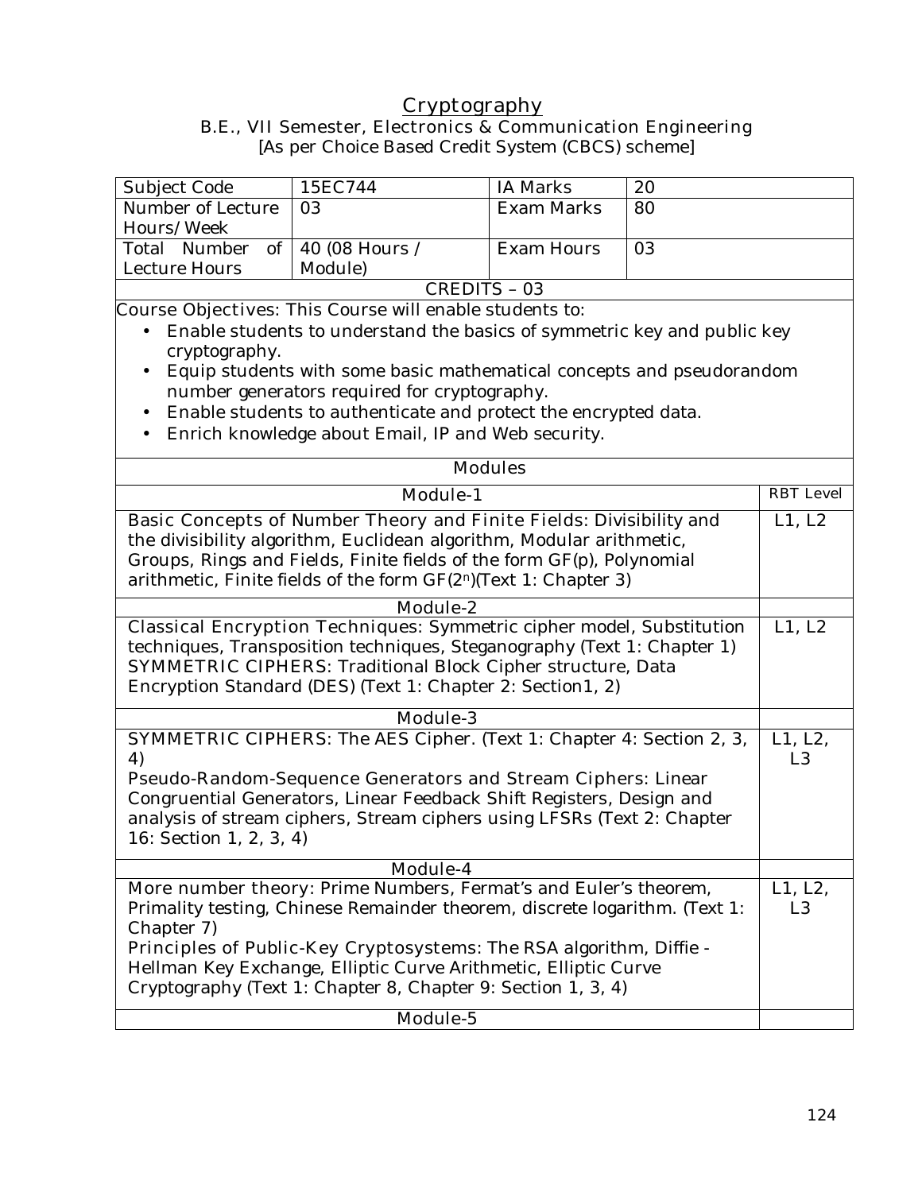# Cryptography

B.E., VII Semester, Electronics & Communication Engineering
[As per Choice Based Credit System (CBCS) scheme]

| Subject Code | 15EC744 | IA Marks | 20 |
|---|---|---|---|
| Number of Lecture Hours/Week | 03 | Exam Marks | 80 |
| Total Number of Lecture Hours | 40 (08 Hours / Module) | Exam Hours | 03 |

CREDITS – 03

Course Objectives: This Course will enable students to:

- Enable students to understand the basics of symmetric key and public key cryptography.
- Equip students with some basic mathematical concepts and pseudorandom number generators required for cryptography.
- Enable students to authenticate and protect the encrypted data.
- Enrich knowledge about Email, IP and Web security.

## Modules

| Module-1 | RBT Level |
|---|---|
| Basic Concepts of Number Theory and Finite Fields: Divisibility and the divisibility algorithm, Euclidean algorithm, Modular arithmetic, Groups, Rings and Fields, Finite fields of the form GF(p), Polynomial arithmetic, Finite fields of the form $GF(2^n)$(Text 1: Chapter 3) | L1, L2 |
| **Module-2** | |
| Classical Encryption Techniques: Symmetric cipher model, Substitution techniques, Transposition techniques, Steganography (Text 1: Chapter 1) SYMMETRIC CIPHERS: Traditional Block Cipher structure, Data Encryption Standard (DES) (Text 1: Chapter 2: Section1, 2) | L1, L2 |
| **Module-3** | |
| SYMMETRIC CIPHERS: The AES Cipher. (Text 1: Chapter 4: Section 2, 3, 4) Pseudo-Random-Sequence Generators and Stream Ciphers: Linear Congruential Generators, Linear Feedback Shift Registers, Design and analysis of stream ciphers, Stream ciphers using LFSRs (Text 2: Chapter 16: Section 1, 2, 3, 4) | L1, L2, L3 |
| **Module-4** | |
| More number theory: Prime Numbers, Fermat's and Euler's theorem, Primality testing, Chinese Remainder theorem, discrete logarithm. (Text 1: Chapter 7) Principles of Public-Key Cryptosystems: The RSA algorithm, Diffie - Hellman Key Exchange, Elliptic Curve Arithmetic, Elliptic Curve Cryptography (Text 1: Chapter 8, Chapter 9: Section 1, 3, 4) | L1, L2, L3 |
| **Module-5** | |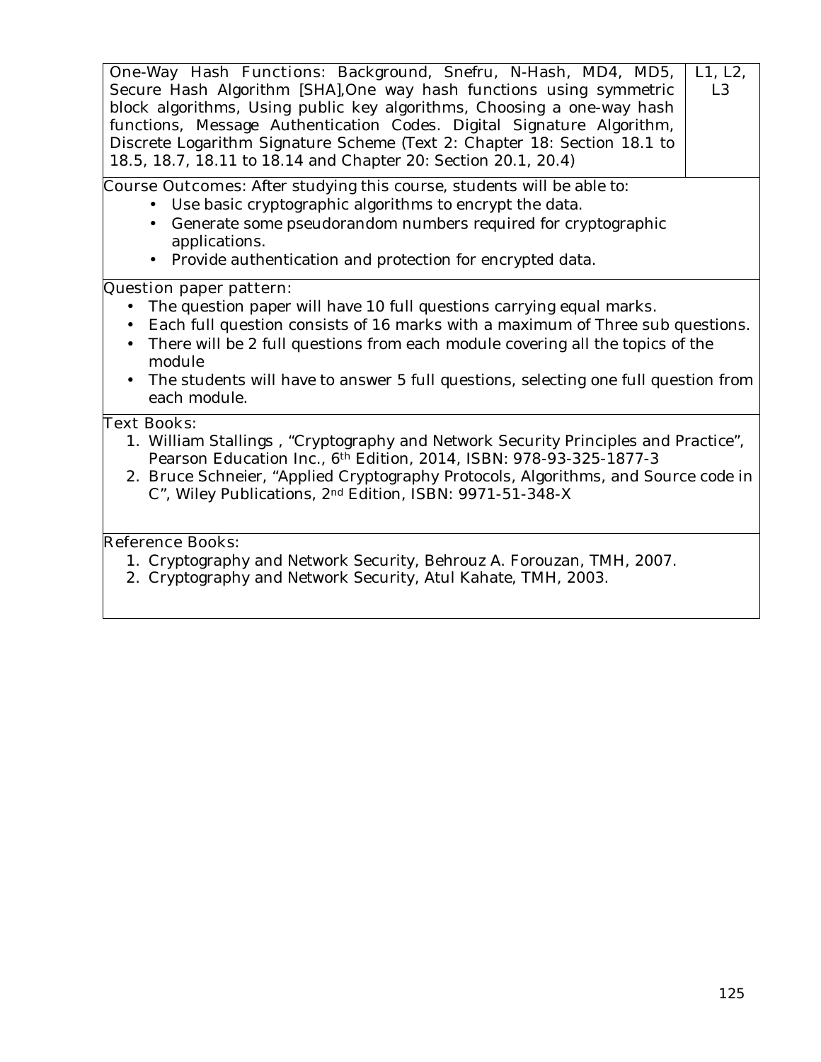| | |
|---|---|
| One-Way Hash Functions: Background, Snefru, N-Hash, MD4, MD5, Secure Hash Algorithm [SHA],One way hash functions using symmetric block algorithms, Using public key algorithms, Choosing a one-way hash functions, Message Authentication Codes. Digital Signature Algorithm, Discrete Logarithm Signature Scheme (Text 2: Chapter 18: Section 18.1 to 18.5, 18.7, 18.11 to 18.14 and Chapter 20: Section 20.1, 20.4) | L1, L2, L3 |

**Course Outcomes:** After studying this course, students will be able to:

- Use basic cryptographic algorithms to encrypt the data.
- Generate some pseudorandom numbers required for cryptographic applications.
- Provide authentication and protection for encrypted data.

**Question paper pattern:**

- The question paper will have 10 full questions carrying equal marks.
- Each full question consists of 16 marks with a maximum of Three sub questions.
- There will be 2 full questions from each module covering all the topics of the module
- The students will have to answer 5 full questions, selecting one full question from each module.

**Text Books:**

1. William Stallings , "Cryptography and Network Security Principles and Practice", Pearson Education Inc., 6th Edition, 2014, ISBN: 978-93-325-1877-3
2. Bruce Schneier, "Applied Cryptography Protocols, Algorithms, and Source code in C", Wiley Publications, 2nd Edition, ISBN: 9971-51-348-X

**Reference Books:**

1. Cryptography and Network Security, Behrouz A. Forouzan, TMH, 2007.
2. Cryptography and Network Security, Atul Kahate, TMH, 2003.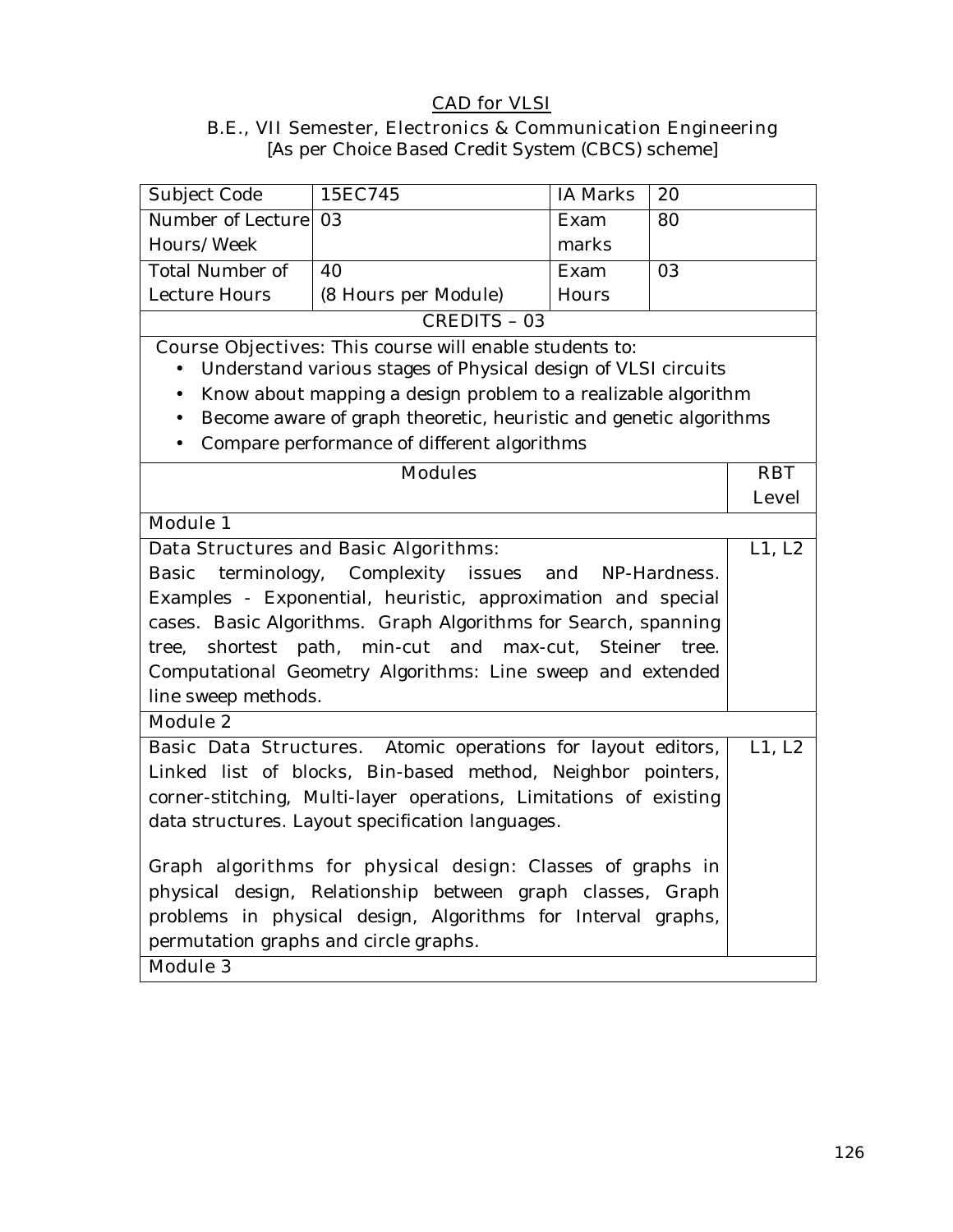## CAD for VLSI

B.E., VII Semester, Electronics & Communication Engineering
[As per Choice Based Credit System (CBCS) scheme]

| Subject Code | 15EC745 | IA Marks | 20 |
|---|---|---|---|
| Number of Lecture Hours/Week | 03 | Exam marks | 80 |
| Total Number of Lecture Hours | 40 (8 Hours per Module) | Exam Hours | 03 |
| CREDITS – 03 | | | |

Course Objectives: This course will enable students to:

- Understand various stages of Physical design of VLSI circuits
- Know about mapping a design problem to a realizable algorithm
- Become aware of graph theoretic, heuristic and genetic algorithms
- Compare performance of different algorithms

| Modules | RBT Level |
|---|---|
| **Module 1** | |
| Data Structures and Basic Algorithms: Basic terminology, Complexity issues and NP-Hardness. Examples - Exponential, heuristic, approximation and special cases. Basic Algorithms. Graph Algorithms for Search, spanning tree, shortest path, min-cut and max-cut, Steiner tree. Computational Geometry Algorithms: Line sweep and extended line sweep methods. | L1, L2 |
| **Module 2** | |
| Basic Data Structures. Atomic operations for layout editors, Linked list of blocks, Bin-based method, Neighbor pointers, corner-stitching, Multi-layer operations, Limitations of existing data structures. Layout specification languages. <br><br> Graph algorithms for physical design: Classes of graphs in physical design, Relationship between graph classes, Graph problems in physical design, Algorithms for Interval graphs, permutation graphs and circle graphs. | L1, L2 |
| **Module 3** | |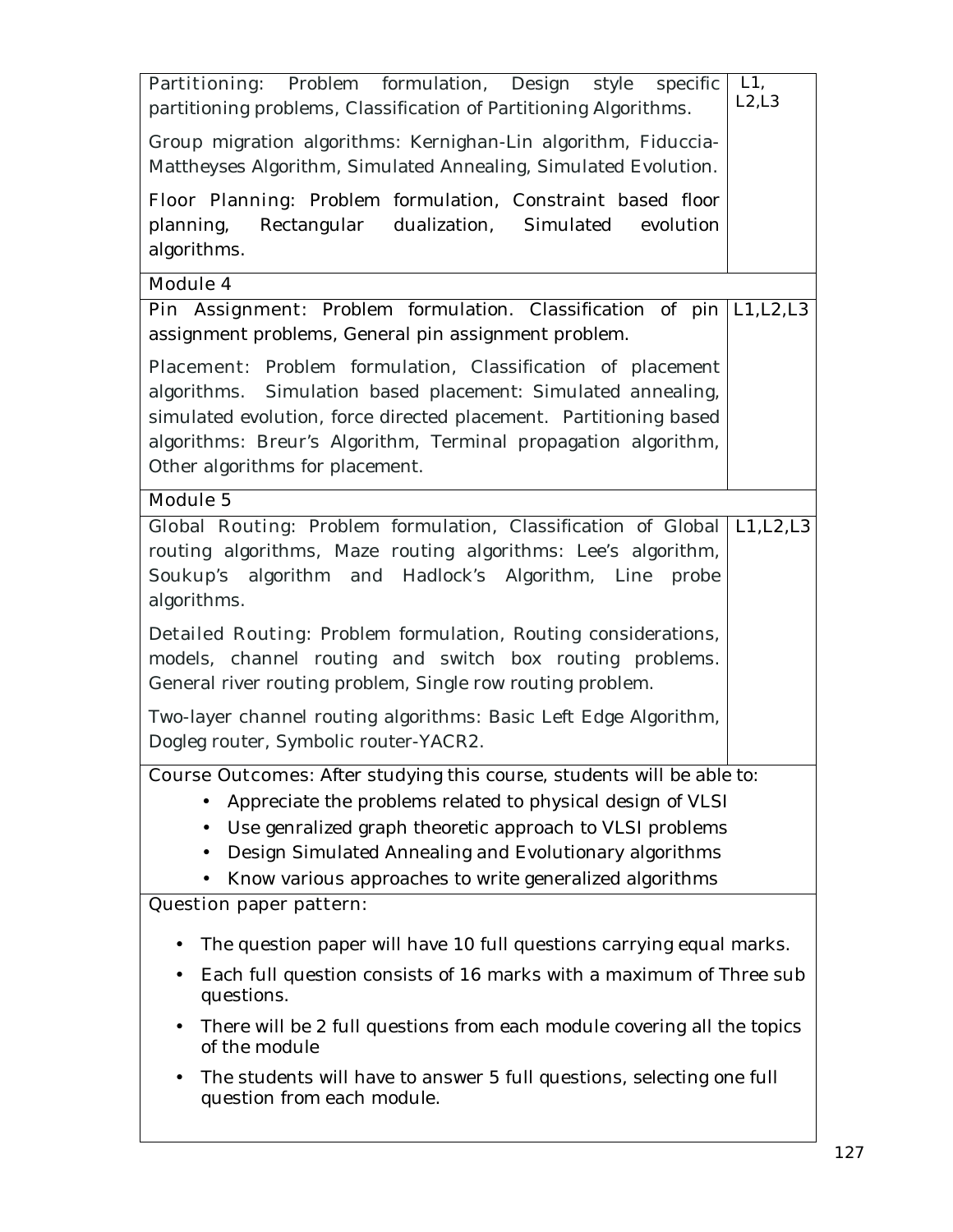| | |
|---|---|
| Partitioning: Problem formulation, Design style specific partitioning problems, Classification of Partitioning Algorithms.<br><br>Group migration algorithms: Kernighan-Lin algorithm, Fiduccia-Mattheyses Algorithm, Simulated Annealing, Simulated Evolution.<br><br>Floor Planning: Problem formulation, Constraint based floor planning, Rectangular dualization, Simulated evolution algorithms. | L1, L2,L3 |
| **Module 4** | |
| Pin Assignment: Problem formulation. Classification of pin assignment problems, General pin assignment problem.<br><br>Placement: Problem formulation, Classification of placement algorithms. Simulation based placement: Simulated annealing, simulated evolution, force directed placement. Partitioning based algorithms: Breur's Algorithm, Terminal propagation algorithm, Other algorithms for placement. | L1,L2,L3 |
| **Module 5** | |
| Global Routing: Problem formulation, Classification of Global routing algorithms, Maze routing algorithms: Lee's algorithm, Soukup's algorithm and Hadlock's Algorithm, Line probe algorithms.<br><br>Detailed Routing: Problem formulation, Routing considerations, models, channel routing and switch box routing problems. General river routing problem, Single row routing problem.<br><br>Two-layer channel routing algorithms: Basic Left Edge Algorithm, Dogleg router, Symbolic router-YACR2. | L1,L2,L3 |

**Course Outcomes:** After studying this course, students will be able to:

- Appreciate the problems related to physical design of VLSI
- Use genralized graph theoretic approach to VLSI problems
- Design Simulated Annealing and Evolutionary algorithms
- Know various approaches to write generalized algorithms

**Question paper pattern:**

- The question paper will have 10 full questions carrying equal marks.
- Each full question consists of 16 marks with a maximum of Three sub questions.
- There will be 2 full questions from each module covering all the topics of the module
- The students will have to answer 5 full questions, selecting one full question from each module.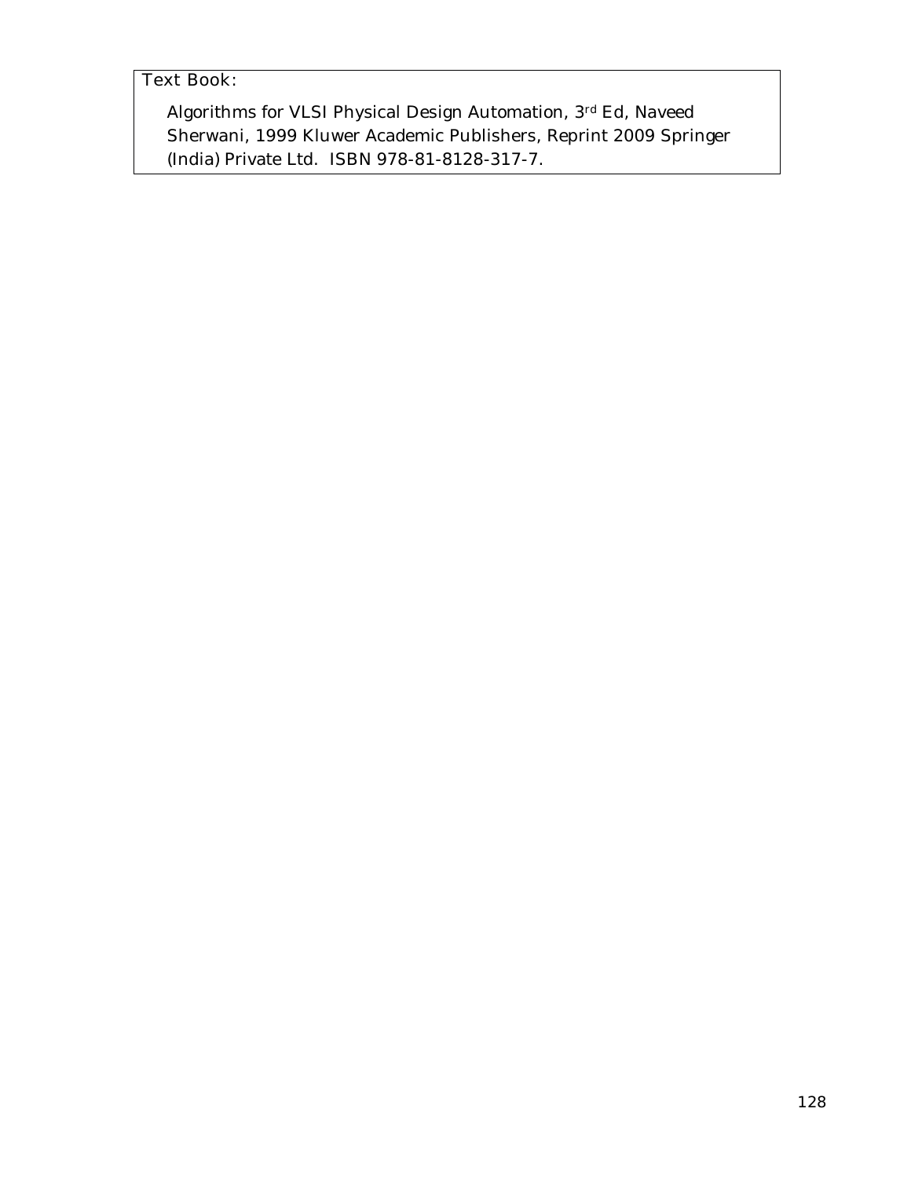Text Book:

Algorithms for VLSI Physical Design Automation, 3rd Ed, Naveed Sherwani, 1999 Kluwer Academic Publishers, Reprint 2009 Springer (India) Private Ltd. ISBN 978-81-8128-317-7.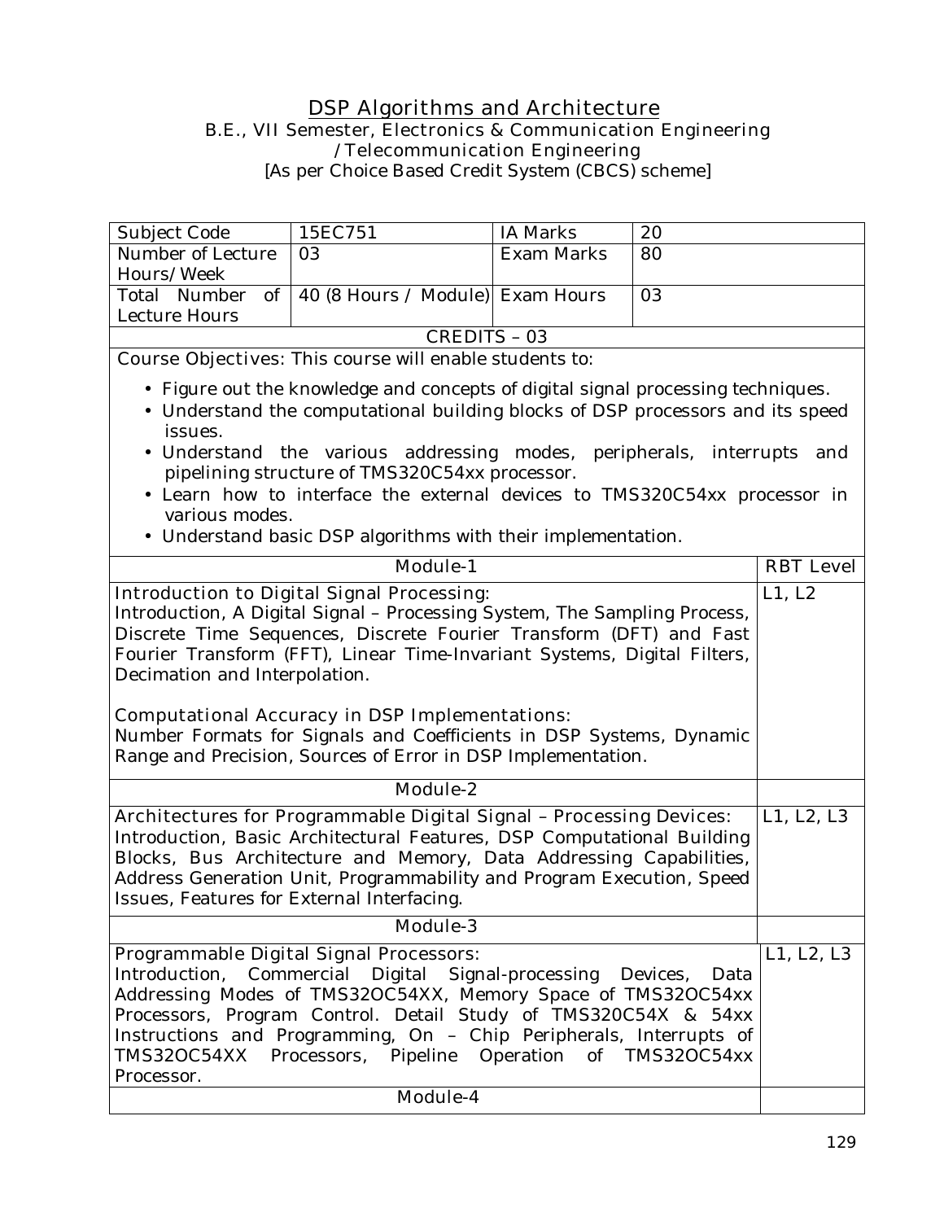# DSP Algorithms and Architecture

B.E., VII Semester, Electronics & Communication Engineering /Telecommunication Engineering

[As per Choice Based Credit System (CBCS) scheme]

| Subject Code | 15EC751 | IA Marks | 20 |
|---|---|---|---|
| Number of Lecture Hours/Week | 03 | Exam Marks | 80 |
| Total Number of Lecture Hours | 40 (8 Hours / Module) | Exam Hours | 03 |

**CREDITS – 03**

**Course Objectives:** This course will enable students to:

- Figure out the knowledge and concepts of digital signal processing techniques.
- Understand the computational building blocks of DSP processors and its speed issues.
- Understand the various addressing modes, peripherals, interrupts and pipelining structure of TMS320C54xx processor.
- Learn how to interface the external devices to TMS320C54xx processor in various modes.
- Understand basic DSP algorithms with their implementation.

| Module-1 | RBT Level |
|---|---|
| **Introduction to Digital Signal Processing:** Introduction, A Digital Signal – Processing System, The Sampling Process, Discrete Time Sequences, Discrete Fourier Transform (DFT) and Fast Fourier Transform (FFT), Linear Time-Invariant Systems, Digital Filters, Decimation and Interpolation. <br><br> **Computational Accuracy in DSP Implementations:** Number Formats for Signals and Coefficients in DSP Systems, Dynamic Range and Precision, Sources of Error in DSP Implementation. | L1, L2 |
| **Module-2** | |
| **Architectures for Programmable Digital Signal – Processing Devices:** Introduction, Basic Architectural Features, DSP Computational Building Blocks, Bus Architecture and Memory, Data Addressing Capabilities, Address Generation Unit, Programmability and Program Execution, Speed Issues, Features for External Interfacing. | L1, L2, L3 |
| **Module-3** | |
| **Programmable Digital Signal Processors:** Introduction, Commercial Digital Signal-processing Devices, Data Addressing Modes of TMS32OC54XX, Memory Space of TMS32OC54xx Processors, Program Control. Detail Study of TMS320C54X & 54xx Instructions and Programming, On – Chip Peripherals, Interrupts of TMS32OC54XX Processors, Pipeline Operation of TMS32OC54xx Processor. | L1, L2, L3 |
| **Module-4** | |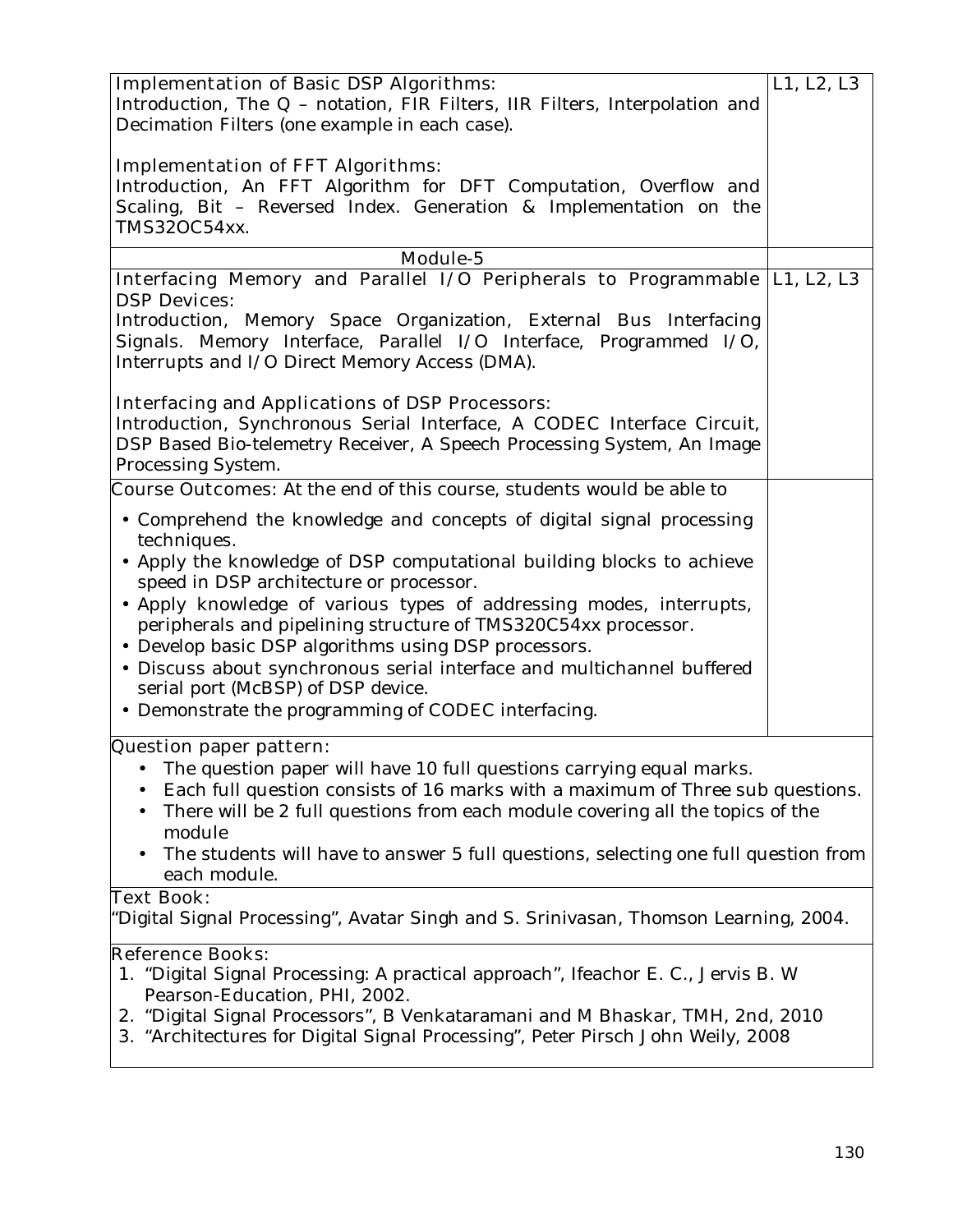| | |
|---|---|
| **Implementation of Basic DSP Algorithms:**<br>Introduction, The Q – notation, FIR Filters, IIR Filters, Interpolation and Decimation Filters (one example in each case).<br><br>**Implementation of FFT Algorithms:**<br>Introduction, An FFT Algorithm for DFT Computation, Overflow and Scaling, Bit – Reversed Index. Generation & Implementation on the TMS32OC54xx. | L1, L2, L3 |
| **Module-5** | |
| **Interfacing Memory and Parallel I/O Peripherals to Programmable DSP Devices:**<br>Introduction, Memory Space Organization, External Bus Interfacing Signals. Memory Interface, Parallel I/O Interface, Programmed I/O, Interrupts and I/O Direct Memory Access (DMA).<br><br>**Interfacing and Applications of DSP Processors:**<br>Introduction, Synchronous Serial Interface, A CODEC Interface Circuit, DSP Based Bio-telemetry Receiver, A Speech Processing System, An Image Processing System. | L1, L2, L3 |
| **Course Outcomes:** At the end of this course, students would be able to<br>• Comprehend the knowledge and concepts of digital signal processing techniques.<br>• Apply the knowledge of DSP computational building blocks to achieve speed in DSP architecture or processor.<br>• Apply knowledge of various types of addressing modes, interrupts, peripherals and pipelining structure of TMS320C54xx processor.<br>• Develop basic DSP algorithms using DSP processors.<br>• Discuss about synchronous serial interface and multichannel buffered serial port (McBSP) of DSP device.<br>• Demonstrate the programming of CODEC interfacing. | |

**Question paper pattern:**

- The question paper will have 10 full questions carrying equal marks.
- Each full question consists of 16 marks with a maximum of Three sub questions.
- There will be 2 full questions from each module covering all the topics of the module
- The students will have to answer 5 full questions, selecting one full question from each module.

**Text Book:**

"Digital Signal Processing", Avatar Singh and S. Srinivasan, Thomson Learning, 2004.

**Reference Books:**

1. "Digital Signal Processing: A practical approach", Ifeachor E. C., Jervis B. W Pearson-Education, PHI, 2002.
2. "Digital Signal Processors", B Venkataramani and M Bhaskar, TMH, 2nd, 2010
3. "Architectures for Digital Signal Processing", Peter Pirsch John Weily, 2008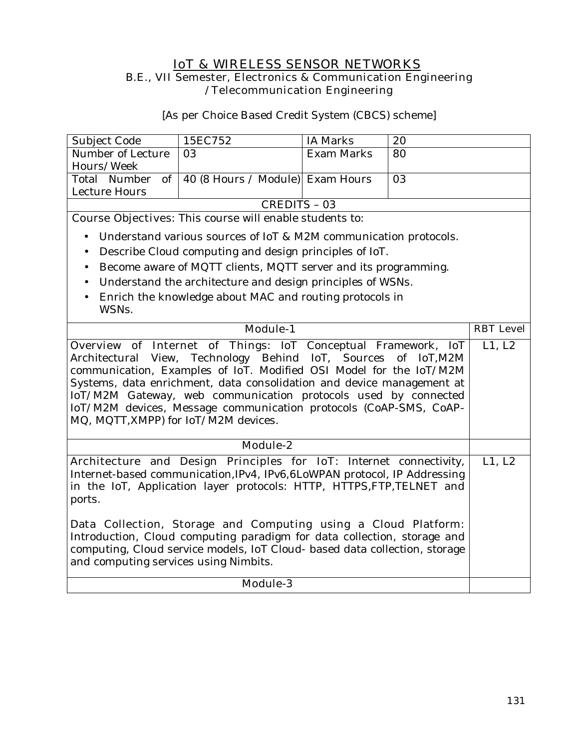# IoT & WIRELESS SENSOR NETWORKS

B.E., VII Semester, Electronics & Communication Engineering /Telecommunication Engineering

[As per Choice Based Credit System (CBCS) scheme]

| Subject Code | 15EC752 | IA Marks | 20 |
|---|---|---|---|
| Number of Lecture Hours/Week | 03 | Exam Marks | 80 |
| Total Number of Lecture Hours | 40 (8 Hours / Module) | Exam Hours | 03 |

CREDITS – 03

Course Objectives: This course will enable students to:

- Understand various sources of IoT & M2M communication protocols.
- Describe Cloud computing and design principles of IoT.
- Become aware of MQTT clients, MQTT server and its programming.
- Understand the architecture and design principles of WSNs.
- Enrich the knowledge about MAC and routing protocols in WSNs.

| Module-1 | RBT Level |
|---|---|
| Overview of Internet of Things: IoT Conceptual Framework, IoT Architectural View, Technology Behind IoT, Sources of IoT,M2M communication, Examples of IoT. Modified OSI Model for the IoT/M2M Systems, data enrichment, data consolidation and device management at IoT/M2M Gateway, web communication protocols used by connected IoT/M2M devices, Message communication protocols (CoAP-SMS, CoAP-MQ, MQTT,XMPP) for IoT/M2M devices. | L1, L2 |
| **Module-2** | |
| Architecture and Design Principles for IoT: Internet connectivity, Internet-based communication,IPv4, IPv6,6LoWPAN protocol, IP Addressing in the IoT, Application layer protocols: HTTP, HTTPS,FTP,TELNET and ports.<br><br>Data Collection, Storage and Computing using a Cloud Platform: Introduction, Cloud computing paradigm for data collection, storage and computing, Cloud service models, IoT Cloud- based data collection, storage and computing services using Nimbits. | L1, L2 |
| **Module-3** | |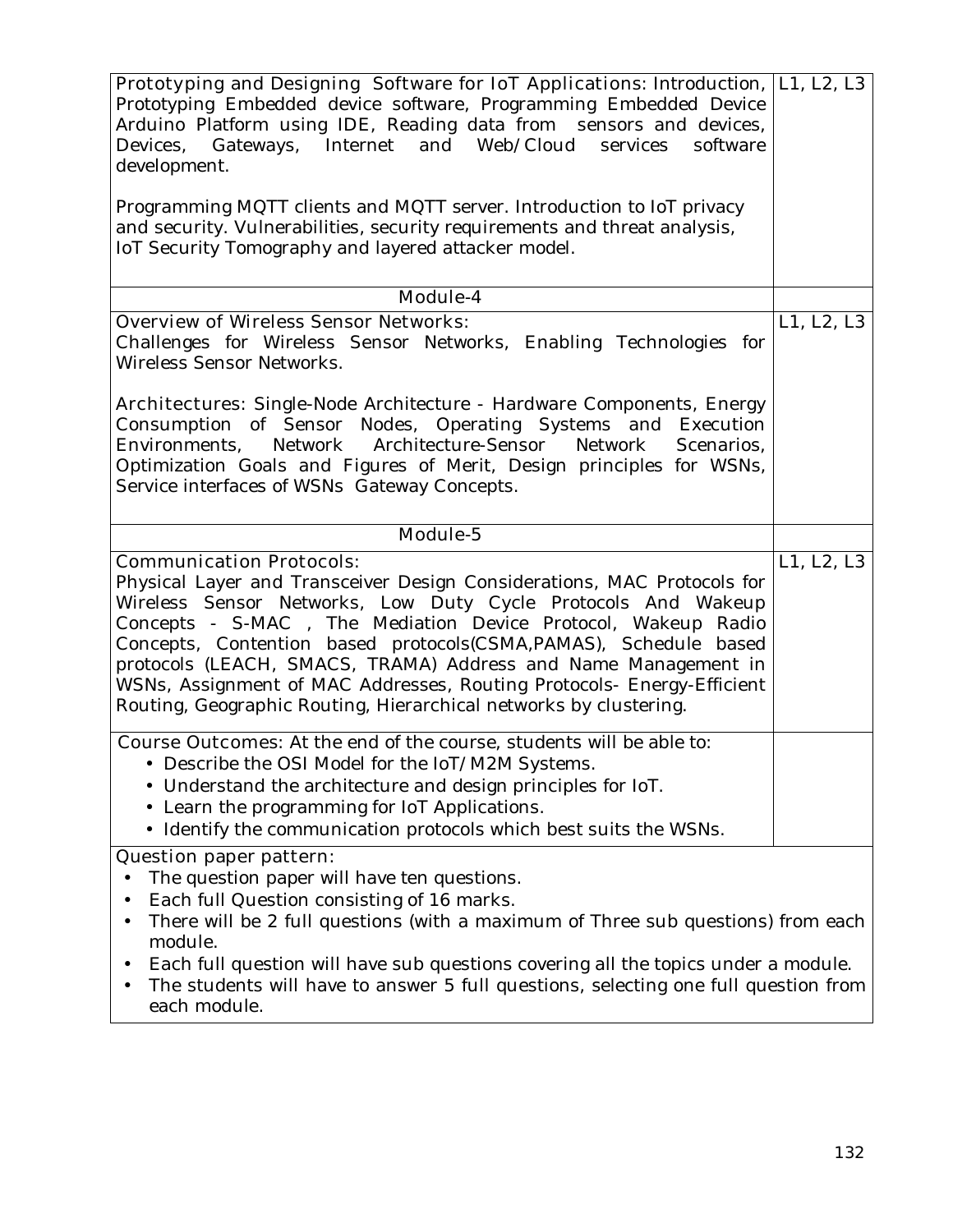| | |
|---|---|
| Prototyping and Designing Software for IoT Applications: Introduction, Prototyping Embedded device software, Programming Embedded Device Arduino Platform using IDE, Reading data from sensors and devices, Devices, Gateways, Internet and Web/Cloud services software development.<br><br>Programming MQTT clients and MQTT server. Introduction to IoT privacy and security. Vulnerabilities, security requirements and threat analysis, IoT Security Tomography and layered attacker model. | L1, L2, L3 |
| Module-4 | |
| Overview of Wireless Sensor Networks:<br>Challenges for Wireless Sensor Networks, Enabling Technologies for Wireless Sensor Networks.<br><br>Architectures: Single-Node Architecture - Hardware Components, Energy Consumption of Sensor Nodes, Operating Systems and Execution Environments, Network Architecture-Sensor Network Scenarios, Optimization Goals and Figures of Merit, Design principles for WSNs, Service interfaces of WSNs Gateway Concepts. | L1, L2, L3 |
| Module-5 | |
| Communication Protocols:<br>Physical Layer and Transceiver Design Considerations, MAC Protocols for Wireless Sensor Networks, Low Duty Cycle Protocols And Wakeup Concepts - S-MAC , The Mediation Device Protocol, Wakeup Radio Concepts, Contention based protocols(CSMA,PAMAS), Schedule based protocols (LEACH, SMACS, TRAMA) Address and Name Management in WSNs, Assignment of MAC Addresses, Routing Protocols- Energy-Efficient Routing, Geographic Routing, Hierarchical networks by clustering. | L1, L2, L3 |
| Course Outcomes: At the end of the course, students will be able to:<br>• Describe the OSI Model for the IoT/M2M Systems.<br>• Understand the architecture and design principles for IoT.<br>• Learn the programming for IoT Applications.<br>• Identify the communication protocols which best suits the WSNs. | |

**Question paper pattern:**

- The question paper will have ten questions.
- Each full Question consisting of 16 marks.
- There will be 2 full questions (with a maximum of Three sub questions) from each module.
- Each full question will have sub questions covering all the topics under a module.
- The students will have to answer 5 full questions, selecting one full question from each module.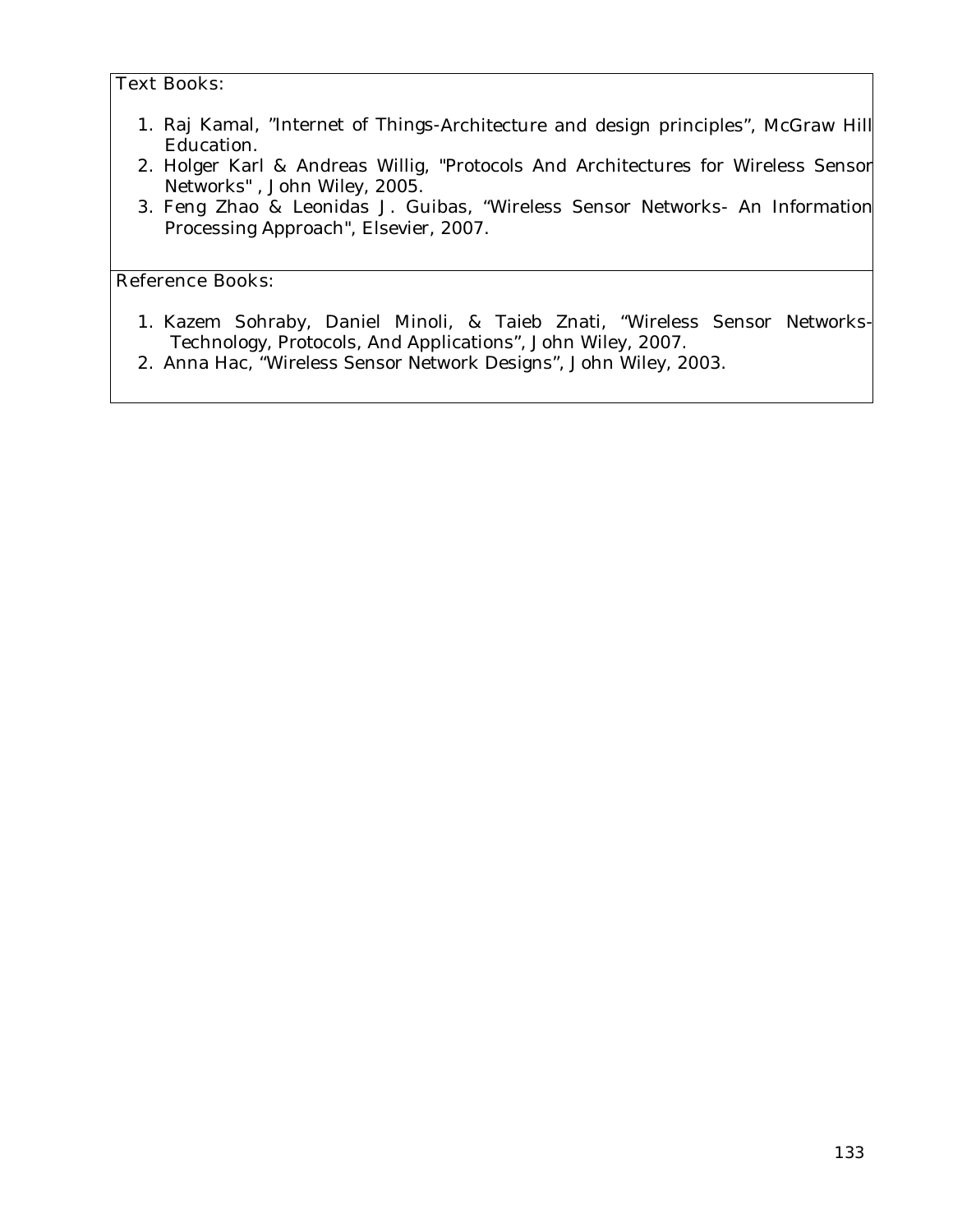Text Books:

1. Raj Kamal, "Internet of Things-Architecture and design principles", McGraw Hill Education.
2. Holger Karl & Andreas Willig, "Protocols And Architectures for Wireless Sensor Networks" , John Wiley, 2005.
3. Feng Zhao & Leonidas J. Guibas, "Wireless Sensor Networks- An Information Processing Approach", Elsevier, 2007.

Reference Books:

1. Kazem Sohraby, Daniel Minoli, & Taieb Znati, "Wireless Sensor Networks- Technology, Protocols, And Applications", John Wiley, 2007.
2. Anna Hac, "Wireless Sensor Network Designs", John Wiley, 2003.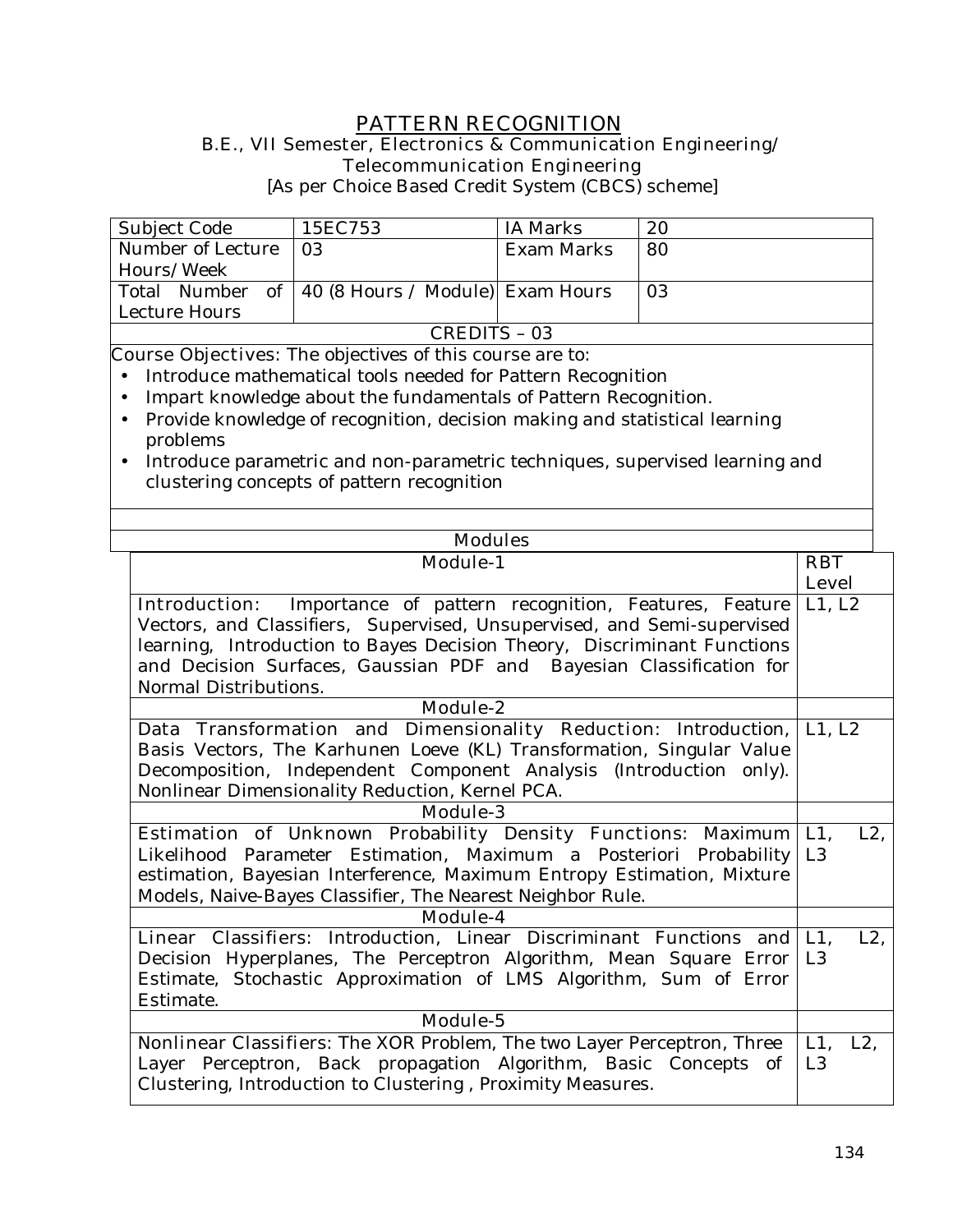# PATTERN RECOGNITION

B.E., VII Semester, Electronics & Communication Engineering/ Telecommunication Engineering

[As per Choice Based Credit System (CBCS) scheme]

| Subject Code | 15EC753 | IA Marks | 20 |
|---|---|---|---|
| Number of Lecture Hours/Week | 03 | Exam Marks | 80 |
| Total Number of Lecture Hours | 40 (8 Hours / Module) | Exam Hours | 03 |

CREDITS – 03

Course Objectives: The objectives of this course are to:

- Introduce mathematical tools needed for Pattern Recognition
- Impart knowledge about the fundamentals of Pattern Recognition.
- Provide knowledge of recognition, decision making and statistical learning problems
- Introduce parametric and non-parametric techniques, supervised learning and clustering concepts of pattern recognition

## Modules

| Module-1 | RBT Level |
|---|---|
| Introduction: Importance of pattern recognition, Features, Feature Vectors, and Classifiers, Supervised, Unsupervised, and Semi-supervised learning, Introduction to Bayes Decision Theory, Discriminant Functions and Decision Surfaces, Gaussian PDF and Bayesian Classification for Normal Distributions. | L1, L2 |
| **Module-2** | |
| Data Transformation and Dimensionality Reduction: Introduction, Basis Vectors, The Karhunen Loeve (KL) Transformation, Singular Value Decomposition, Independent Component Analysis (Introduction only). Nonlinear Dimensionality Reduction, Kernel PCA. | L1, L2 |
| **Module-3** | |
| Estimation of Unknown Probability Density Functions: Maximum Likelihood Parameter Estimation, Maximum a Posteriori Probability estimation, Bayesian Interference, Maximum Entropy Estimation, Mixture Models, Naive-Bayes Classifier, The Nearest Neighbor Rule. | L1, L2, L3 |
| **Module-4** | |
| Linear Classifiers: Introduction, Linear Discriminant Functions and Decision Hyperplanes, The Perceptron Algorithm, Mean Square Error Estimate, Stochastic Approximation of LMS Algorithm, Sum of Error Estimate. | L1, L2, L3 |
| **Module-5** | |
| Nonlinear Classifiers: The XOR Problem, The two Layer Perceptron, Three Layer Perceptron, Back propagation Algorithm, Basic Concepts of Clustering, Introduction to Clustering , Proximity Measures. | L1, L2, L3 |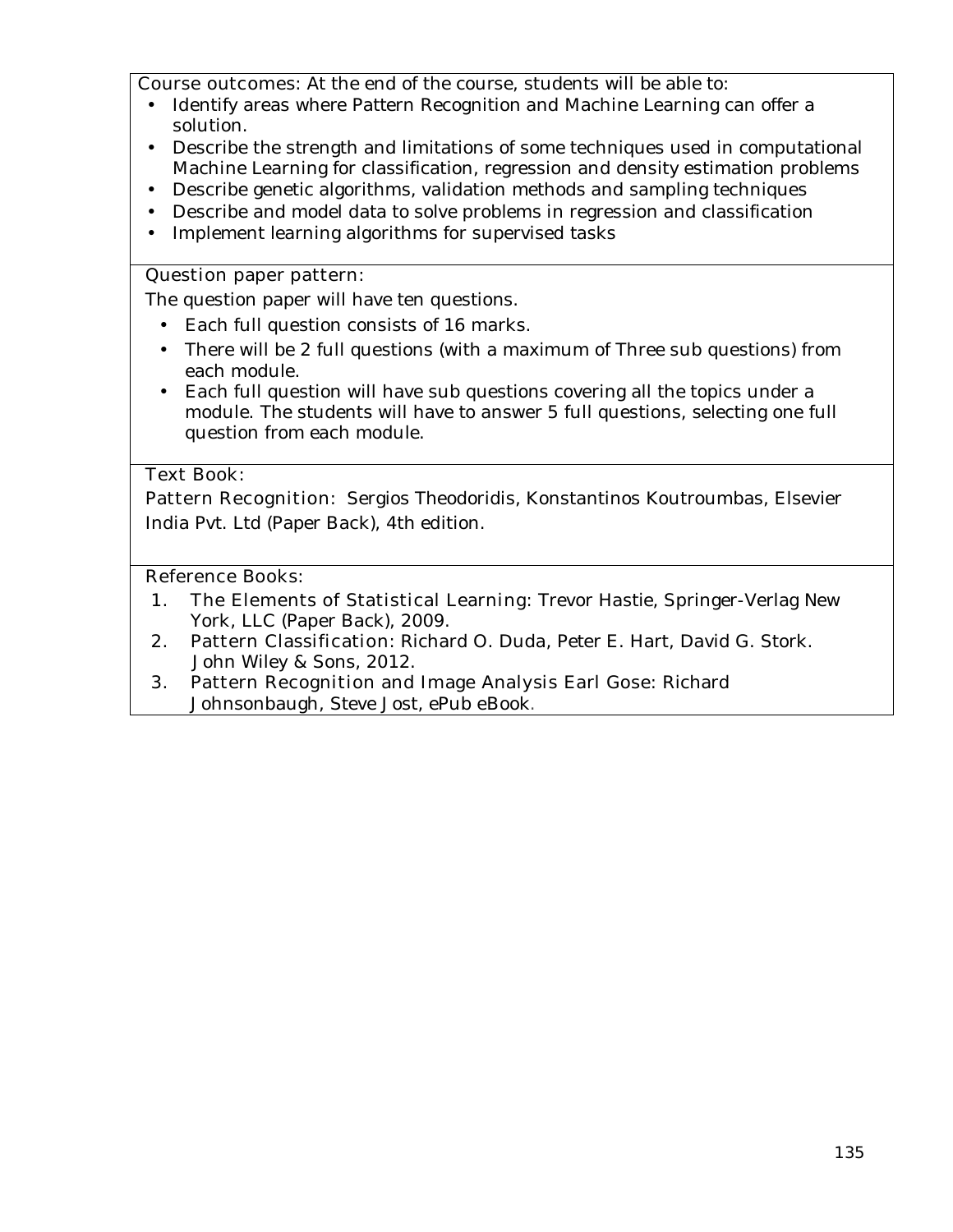**Course outcomes:** At the end of the course, students will be able to:

- Identify areas where Pattern Recognition and Machine Learning can offer a solution.
- Describe the strength and limitations of some techniques used in computational Machine Learning for classification, regression and density estimation problems
- Describe genetic algorithms, validation methods and sampling techniques
- Describe and model data to solve problems in regression and classification
- Implement learning algorithms for supervised tasks

**Question paper pattern:**

The question paper will have ten questions.

- Each full question consists of 16 marks.
- There will be 2 full questions (with a maximum of Three sub questions) from each module.
- Each full question will have sub questions covering all the topics under a module. The students will have to answer 5 full questions, selecting one full question from each module.

**Text Book:**

Pattern Recognition: Sergios Theodoridis, Konstantinos Koutroumbas, Elsevier India Pvt. Ltd (Paper Back), 4th edition.

**Reference Books:**

1. The Elements of Statistical Learning: Trevor Hastie, Springer-Verlag New York, LLC (Paper Back), 2009.
2. Pattern Classification: Richard O. Duda, Peter E. Hart, David G. Stork. John Wiley & Sons, 2012.
3. Pattern Recognition and Image Analysis Earl Gose: Richard Johnsonbaugh, Steve Jost, ePub eBook.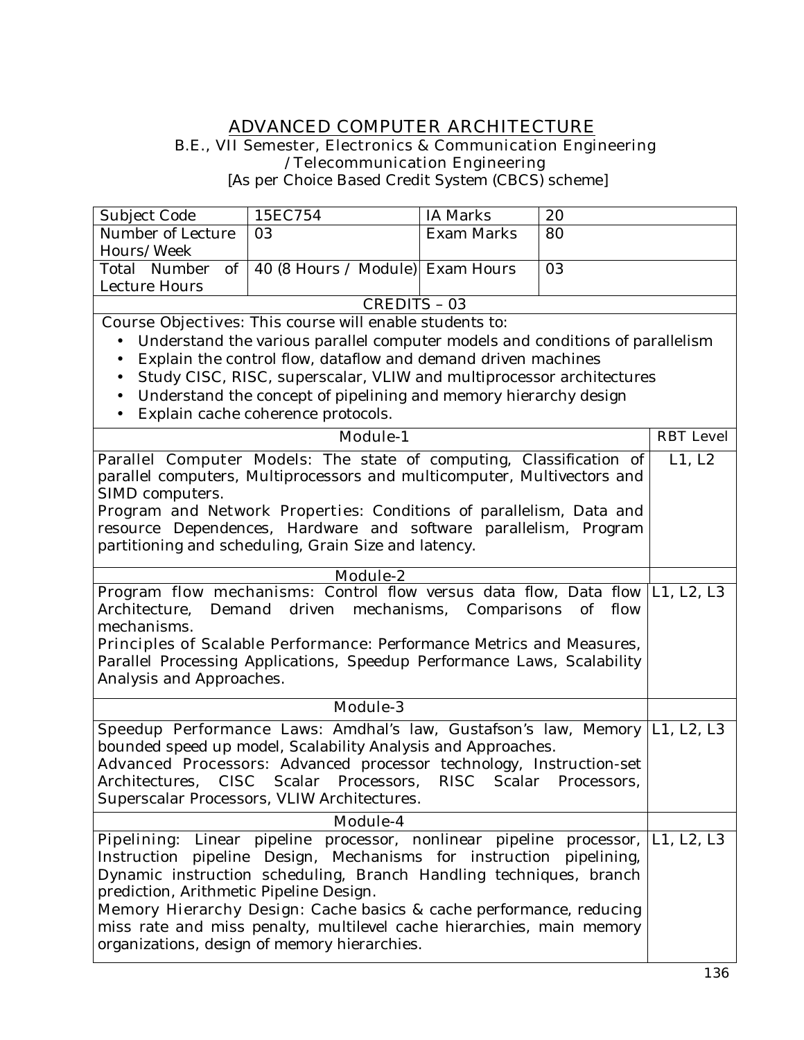# ADVANCED COMPUTER ARCHITECTURE

B.E., VII Semester, Electronics & Communication Engineering /Telecommunication Engineering

[As per Choice Based Credit System (CBCS) scheme]

| Subject Code | 15EC754 | IA Marks | 20 |
|---|---|---|---|
| Number of Lecture Hours/Week | 03 | Exam Marks | 80 |
| Total Number of Lecture Hours | 40 (8 Hours / Module) | Exam Hours | 03 |

CREDITS – 03

Course Objectives: This course will enable students to:

- Understand the various parallel computer models and conditions of parallelism
- Explain the control flow, dataflow and demand driven machines
- Study CISC, RISC, superscalar, VLIW and multiprocessor architectures
- Understand the concept of pipelining and memory hierarchy design
- Explain cache coherence protocols.

| Module | RBT Level |
|---|---|
| **Module-1** | |
| Parallel Computer Models: The state of computing, Classification of parallel computers, Multiprocessors and multicomputer, Multivectors and SIMD computers. Program and Network Properties: Conditions of parallelism, Data and resource Dependences, Hardware and software parallelism, Program partitioning and scheduling, Grain Size and latency. | L1, L2 |
| **Module-2** | |
| Program flow mechanisms: Control flow versus data flow, Data flow Architecture, Demand driven mechanisms, Comparisons of flow mechanisms. Principles of Scalable Performance: Performance Metrics and Measures, Parallel Processing Applications, Speedup Performance Laws, Scalability Analysis and Approaches. | L1, L2, L3 |
| **Module-3** | |
| Speedup Performance Laws: Amdhal's law, Gustafson's law, Memory bounded speed up model, Scalability Analysis and Approaches. Advanced Processors: Advanced processor technology, Instruction-set Architectures, CISC Scalar Processors, RISC Scalar Processors, Superscalar Processors, VLIW Architectures. | L1, L2, L3 |
| **Module-4** | |
| Pipelining: Linear pipeline processor, nonlinear pipeline processor, Instruction pipeline Design, Mechanisms for instruction pipelining, Dynamic instruction scheduling, Branch Handling techniques, branch prediction, Arithmetic Pipeline Design. Memory Hierarchy Design: Cache basics & cache performance, reducing miss rate and miss penalty, multilevel cache hierarchies, main memory organizations, design of memory hierarchies. | L1, L2, L3 |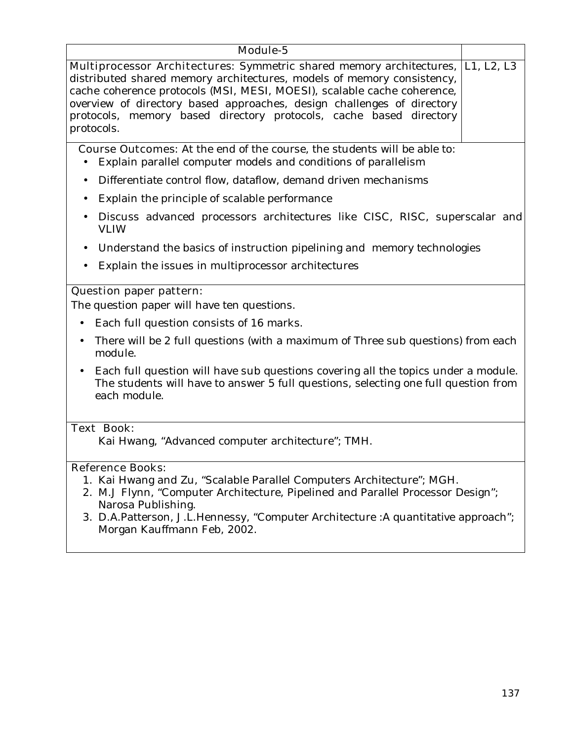| Module-5 | |
|---|---|
| **Multiprocessor Architectures:** Symmetric shared memory architectures, distributed shared memory architectures, models of memory consistency, cache coherence protocols (MSI, MESI, MOESI), scalable cache coherence, overview of directory based approaches, design challenges of directory protocols, memory based directory protocols, cache based directory protocols. | L1, L2, L3 |

**Course Outcomes:** At the end of the course, the students will be able to:

- Explain parallel computer models and conditions of parallelism
- Differentiate control flow, dataflow, demand driven mechanisms
- Explain the principle of scalable performance
- Discuss advanced processors architectures like CISC, RISC, superscalar and VLIW
- Understand the basics of instruction pipelining and memory technologies
- Explain the issues in multiprocessor architectures

**Question paper pattern:**

The question paper will have ten questions.

- Each full question consists of 16 marks.
- There will be 2 full questions (with a maximum of Three sub questions) from each module.
- Each full question will have sub questions covering all the topics under a module. The students will have to answer 5 full questions, selecting one full question from each module.

**Text Book:**

Kai Hwang, "Advanced computer architecture"; TMH.

**Reference Books:**

1. Kai Hwang and Zu, "Scalable Parallel Computers Architecture"; MGH.
2. M.J Flynn, "Computer Architecture, Pipelined and Parallel Processor Design"; Narosa Publishing.
3. D.A.Patterson, J.L.Hennessy, "Computer Architecture :A quantitative approach"; Morgan Kauffmann Feb, 2002.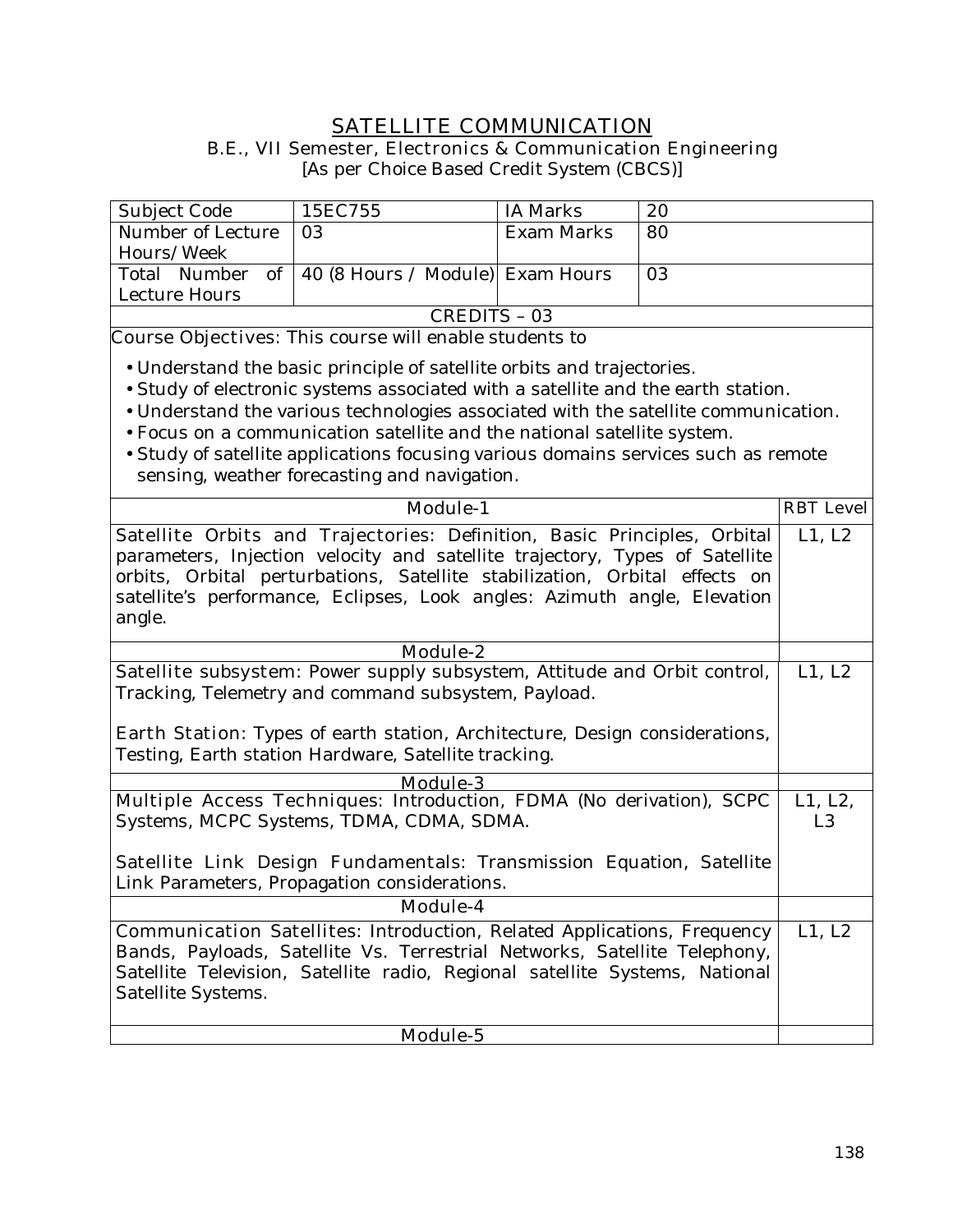# SATELLITE COMMUNICATION

B.E., VII Semester, Electronics & Communication Engineering
[As per Choice Based Credit System (CBCS)]

| Subject Code | 15EC755 | IA Marks | 20 |
|---|---|---|---|
| Number of Lecture Hours/Week | 03 | Exam Marks | 80 |
| Total Number of Lecture Hours | 40 (8 Hours / Module) | Exam Hours | 03 |

CREDITS – 03

Course Objectives: This course will enable students to

- Understand the basic principle of satellite orbits and trajectories.
- Study of electronic systems associated with a satellite and the earth station.
- Understand the various technologies associated with the satellite communication.
- Focus on a communication satellite and the national satellite system.
- Study of satellite applications focusing various domains services such as remote sensing, weather forecasting and navigation.

| Module-1 | RBT Level |
|---|---|
| Satellite Orbits and Trajectories: Definition, Basic Principles, Orbital parameters, Injection velocity and satellite trajectory, Types of Satellite orbits, Orbital perturbations, Satellite stabilization, Orbital effects on satellite's performance, Eclipses, Look angles: Azimuth angle, Elevation angle. | L1, L2 |
| **Module-2** | |
| Satellite subsystem: Power supply subsystem, Attitude and Orbit control, Tracking, Telemetry and command subsystem, Payload.<br><br>Earth Station: Types of earth station, Architecture, Design considerations, Testing, Earth station Hardware, Satellite tracking. | L1, L2 |
| **Module-3** | |
| Multiple Access Techniques: Introduction, FDMA (No derivation), SCPC Systems, MCPC Systems, TDMA, CDMA, SDMA.<br><br>Satellite Link Design Fundamentals: Transmission Equation, Satellite Link Parameters, Propagation considerations. | L1, L2, L3 |
| **Module-4** | |
| Communication Satellites: Introduction, Related Applications, Frequency Bands, Payloads, Satellite Vs. Terrestrial Networks, Satellite Telephony, Satellite Television, Satellite radio, Regional satellite Systems, National Satellite Systems. | L1, L2 |
| **Module-5** | |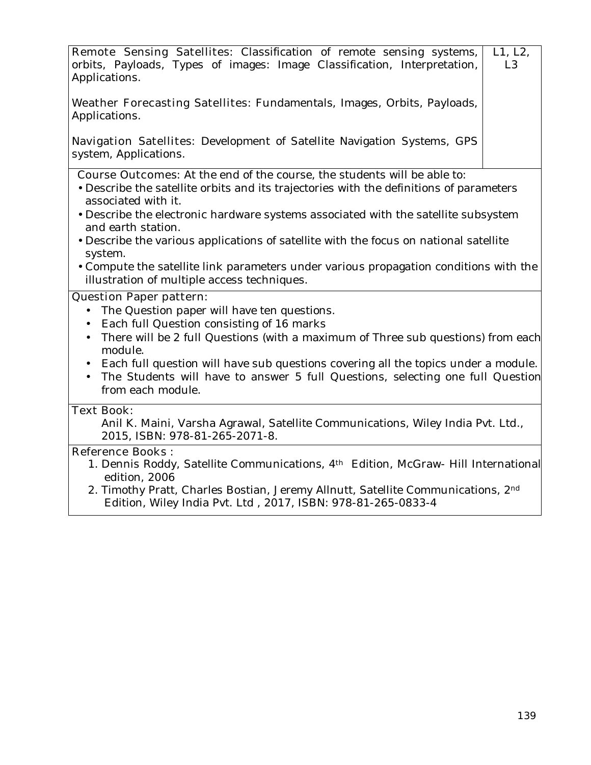| | |
|---|---|
| **Remote Sensing Satellites:** Classification of remote sensing systems, orbits, Payloads, Types of images: Image Classification, Interpretation, Applications.<br><br>**Weather Forecasting Satellites:** Fundamentals, Images, Orbits, Payloads, Applications.<br><br>**Navigation Satellites:** Development of Satellite Navigation Systems, GPS system, Applications. | L1, L2, L3 |

**Course Outcomes:** At the end of the course, the students will be able to:

- Describe the satellite orbits and its trajectories with the definitions of parameters associated with it.
- Describe the electronic hardware systems associated with the satellite subsystem and earth station.
- Describe the various applications of satellite with the focus on national satellite system.
- Compute the satellite link parameters under various propagation conditions with the illustration of multiple access techniques.

**Question Paper pattern:**

- The Question paper will have ten questions.
- Each full Question consisting of 16 marks
- There will be 2 full Questions (with a maximum of Three sub questions) from each module.
- Each full question will have sub questions covering all the topics under a module.
- The Students will have to answer 5 full Questions, selecting one full Question from each module.

**Text Book:**

Anil K. Maini, Varsha Agrawal, Satellite Communications, Wiley India Pvt. Ltd., 2015, ISBN: 978-81-265-2071-8.

**Reference Books :**

1. Dennis Roddy, Satellite Communications, 4th Edition, McGraw- Hill International edition, 2006
2. Timothy Pratt, Charles Bostian, Jeremy Allnutt, Satellite Communications, 2nd Edition, Wiley India Pvt. Ltd , 2017, ISBN: 978-81-265-0833-4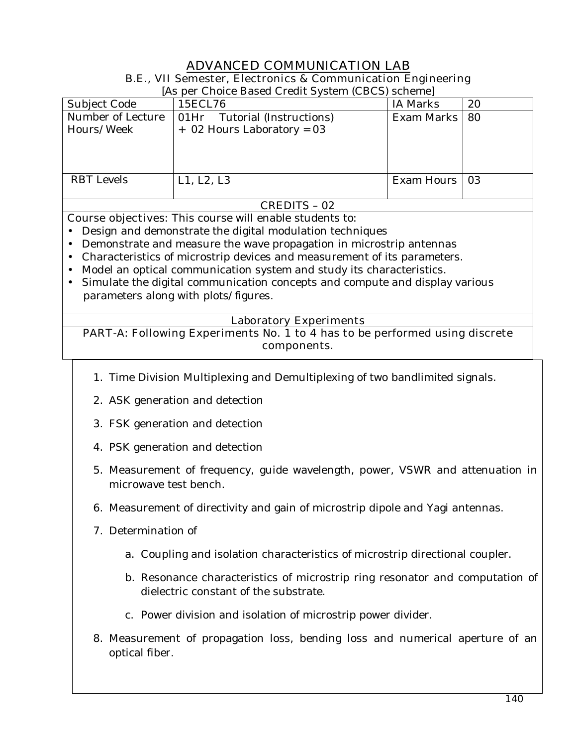# ADVANCED COMMUNICATION LAB

B.E., VII Semester, Electronics & Communication Engineering

[As per Choice Based Credit System (CBCS) scheme]

| Subject Code | 15ECL76 | IA Marks | 20 |
|---|---|---|---|
| Number of Lecture Hours/Week | 01Hr Tutorial (Instructions) + 02 Hours Laboratory = 03 | Exam Marks | 80 |
| RBT Levels | L1, L2, L3 | Exam Hours | 03 |

CREDITS – 02

Course objectives: This course will enable students to:

- Design and demonstrate the digital modulation techniques
- Demonstrate and measure the wave propagation in microstrip antennas
- Characteristics of microstrip devices and measurement of its parameters.
- Model an optical communication system and study its characteristics.
- Simulate the digital communication concepts and compute and display various parameters along with plots/figures.

Laboratory Experiments

PART-A: Following Experiments No. 1 to 4 has to be performed using discrete components.

1. Time Division Multiplexing and Demultiplexing of two bandlimited signals.
2. ASK generation and detection
3. FSK generation and detection
4. PSK generation and detection
5. Measurement of frequency, guide wavelength, power, VSWR and attenuation in microwave test bench.
6. Measurement of directivity and gain of microstrip dipole and Yagi antennas.
7. Determination of
   a. Coupling and isolation characteristics of microstrip directional coupler.
   b. Resonance characteristics of microstrip ring resonator and computation of dielectric constant of the substrate.
   c. Power division and isolation of microstrip power divider.
8. Measurement of propagation loss, bending loss and numerical aperture of an optical fiber.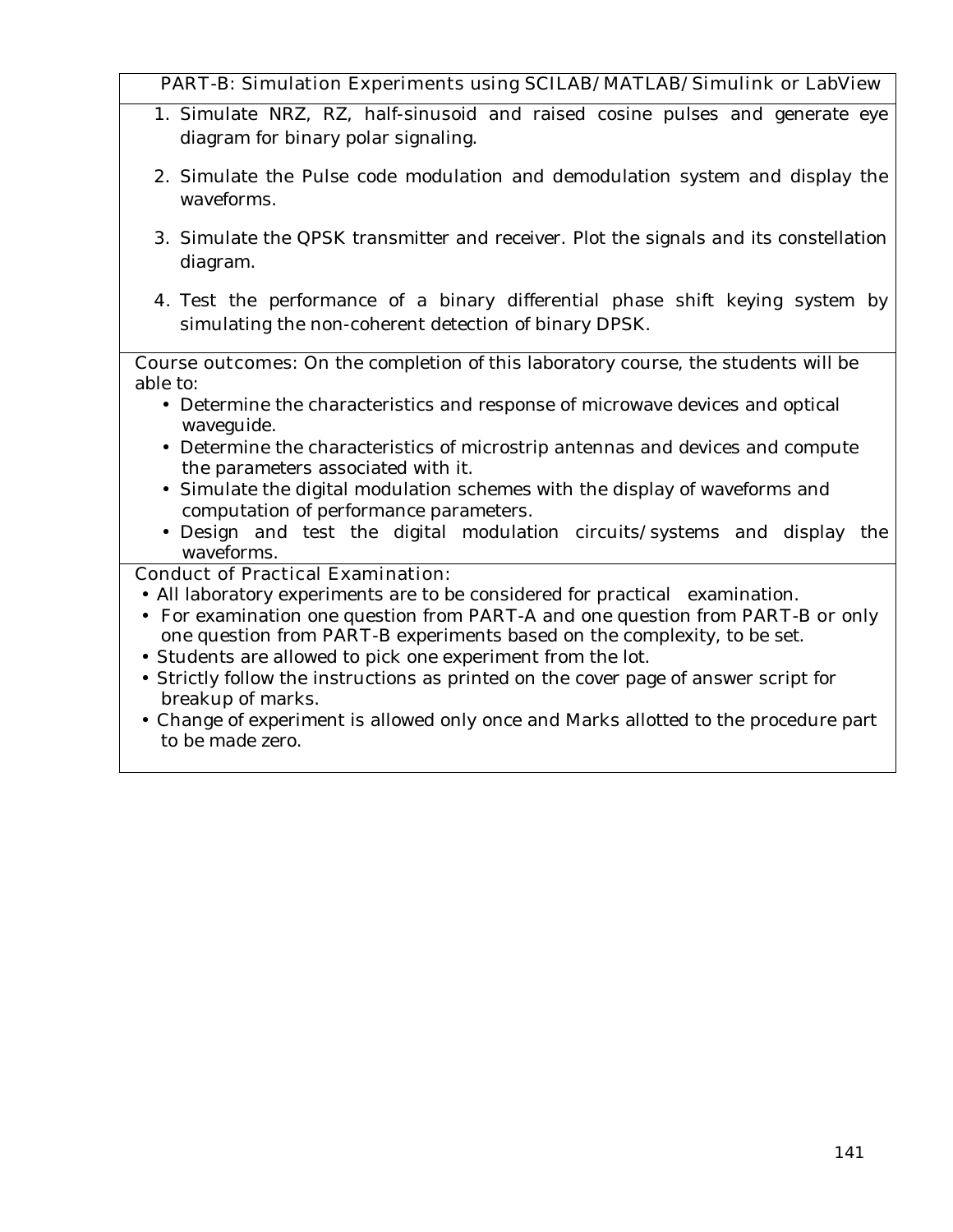**PART-B: Simulation Experiments using SCILAB/MATLAB/Simulink or LabView**

1. Simulate NRZ, RZ, half-sinusoid and raised cosine pulses and generate eye diagram for binary polar signaling.
2. Simulate the Pulse code modulation and demodulation system and display the waveforms.
3. Simulate the QPSK transmitter and receiver. Plot the signals and its constellation diagram.
4. Test the performance of a binary differential phase shift keying system by simulating the non-coherent detection of binary DPSK.

**Course outcomes:** On the completion of this laboratory course, the students will be able to:

- Determine the characteristics and response of microwave devices and optical waveguide.
- Determine the characteristics of microstrip antennas and devices and compute the parameters associated with it.
- Simulate the digital modulation schemes with the display of waveforms and computation of performance parameters.
- Design and test the digital modulation circuits/systems and display the waveforms.

**Conduct of Practical Examination:**

- All laboratory experiments are to be considered for practical examination.
- For examination one question from PART-A and one question from PART-B or only one question from PART-B experiments based on the complexity, to be set.
- Students are allowed to pick one experiment from the lot.
- Strictly follow the instructions as printed on the cover page of answer script for breakup of marks.
- Change of experiment is allowed only once and Marks allotted to the procedure part to be made zero.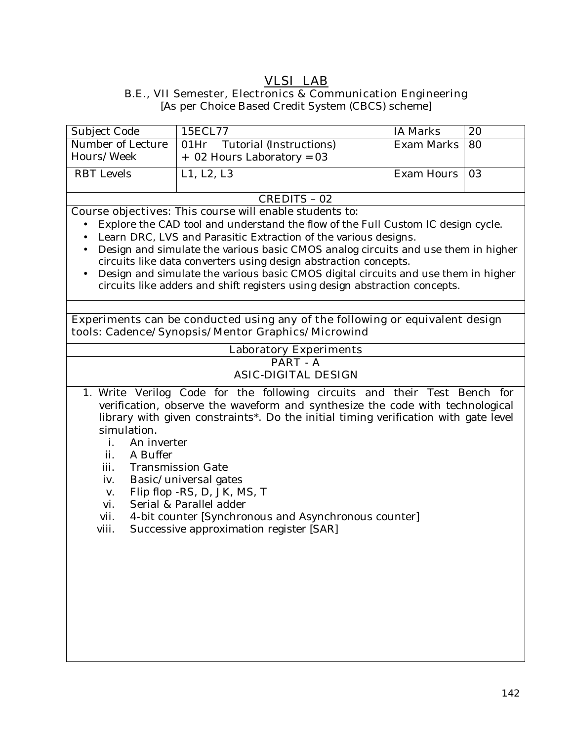# VLSI LAB

B.E., VII Semester, Electronics & Communication Engineering
[As per Choice Based Credit System (CBCS) scheme]

| Subject Code | 15ECL77 | IA Marks | 20 |
|---|---|---|---|
| Number of Lecture Hours/Week | 01Hr Tutorial (Instructions) + 02 Hours Laboratory = 03 | Exam Marks | 80 |
| RBT Levels | L1, L2, L3 | Exam Hours | 03 |

**CREDITS – 02**

Course objectives: This course will enable students to:

- Explore the CAD tool and understand the flow of the Full Custom IC design cycle.
- Learn DRC, LVS and Parasitic Extraction of the various designs.
- Design and simulate the various basic CMOS analog circuits and use them in higher circuits like data converters using design abstraction concepts.
- Design and simulate the various basic CMOS digital circuits and use them in higher circuits like adders and shift registers using design abstraction concepts.

Experiments can be conducted using any of the following or equivalent design tools: Cadence/Synopsis/Mentor Graphics/Microwind

**Laboratory Experiments**

**PART - A**
**ASIC-DIGITAL DESIGN**

1. Write Verilog Code for the following circuits and their Test Bench for verification, observe the waveform and synthesize the code with technological library with given constraints*. Do the initial timing verification with gate level simulation.
   i. An inverter
   ii. A Buffer
   iii. Transmission Gate
   iv. Basic/universal gates
   v. Flip flop -RS, D, JK, MS, T
   vi. Serial & Parallel adder
   vii. 4-bit counter [Synchronous and Asynchronous counter]
   viii. Successive approximation register [SAR]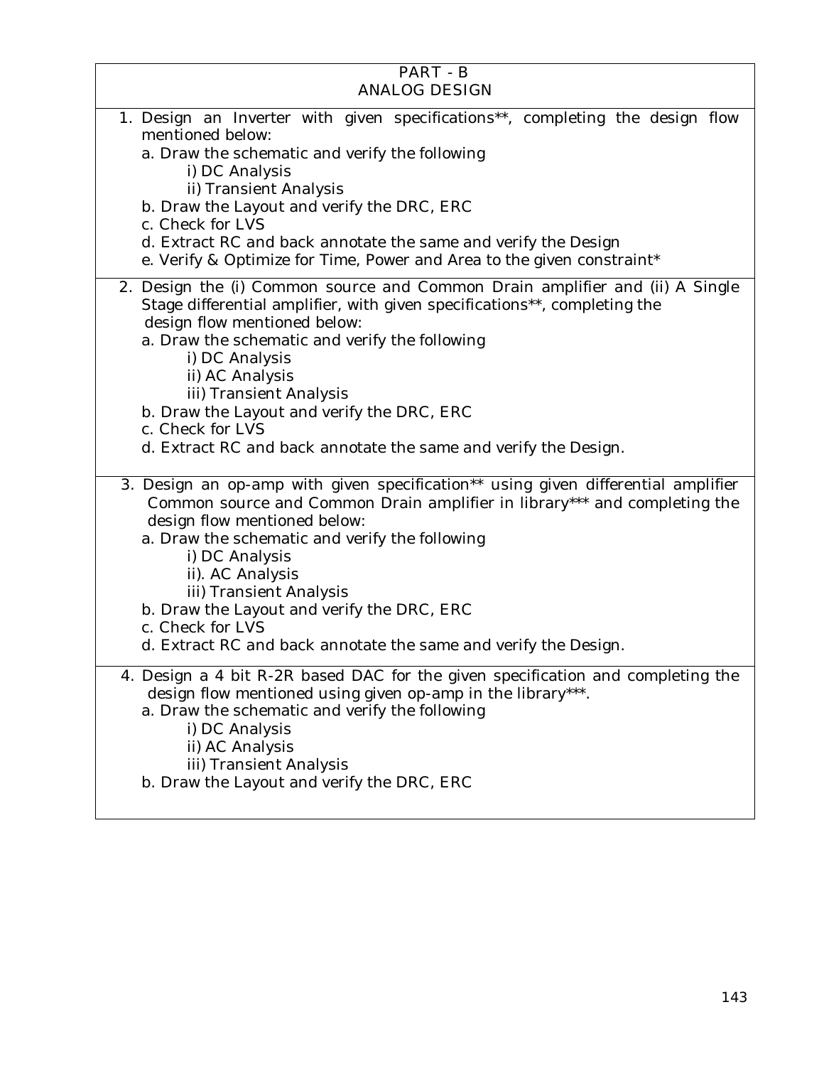## PART - B
## ANALOG DESIGN

1. Design an Inverter with given specifications**, completing the design flow mentioned below:
   a. Draw the schematic and verify the following
      i) DC Analysis
      ii) Transient Analysis
   b. Draw the Layout and verify the DRC, ERC
   c. Check for LVS
   d. Extract RC and back annotate the same and verify the Design
   e. Verify & Optimize for Time, Power and Area to the given constraint*

2. Design the (i) Common source and Common Drain amplifier and (ii) A Single Stage differential amplifier, with given specifications**, completing the design flow mentioned below:
   a. Draw the schematic and verify the following
      i) DC Analysis
      ii) AC Analysis
      iii) Transient Analysis
   b. Draw the Layout and verify the DRC, ERC
   c. Check for LVS
   d. Extract RC and back annotate the same and verify the Design.

3. Design an op-amp with given specification** using given differential amplifier Common source and Common Drain amplifier in library*** and completing the design flow mentioned below:
   a. Draw the schematic and verify the following
      i) DC Analysis
      ii). AC Analysis
      iii) Transient Analysis
   b. Draw the Layout and verify the DRC, ERC
   c. Check for LVS
   d. Extract RC and back annotate the same and verify the Design.

4. Design a 4 bit R-2R based DAC for the given specification and completing the design flow mentioned using given op-amp in the library***.
   a. Draw the schematic and verify the following
      i) DC Analysis
      ii) AC Analysis
      iii) Transient Analysis
   b. Draw the Layout and verify the DRC, ERC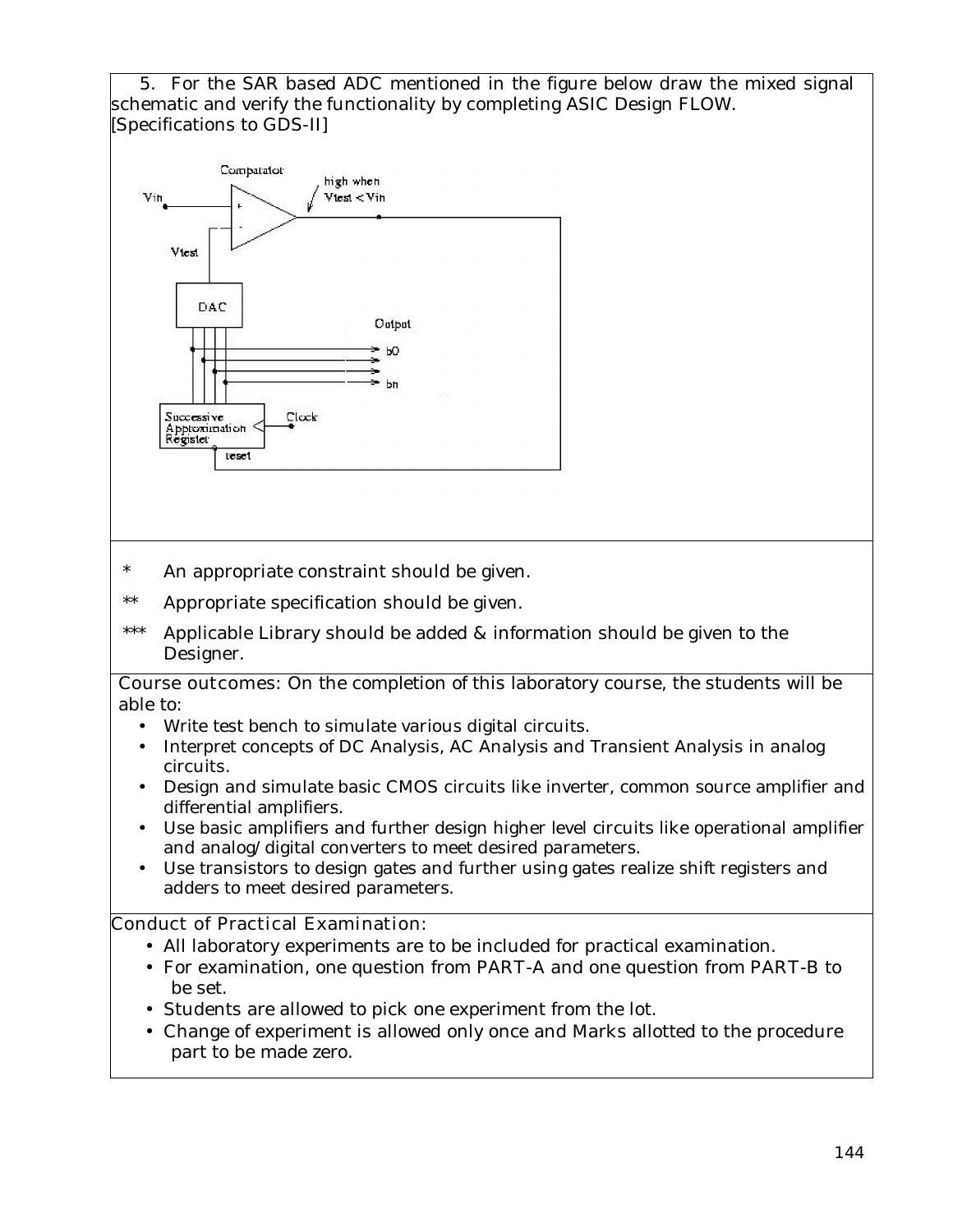5. For the SAR based ADC mentioned in the figure below draw the mixed signal schematic and verify the functionality by completing ASIC Design FLOW. [Specifications to GDS-II]

Comparator

Vin

Vtest

high when Vtest < Vin

DAC

Output

b0

bn

Successive Approximation Register

Clock

reset

- \* An appropriate constraint should be given.
- \*\* Appropriate specification should be given.
- \*\*\* Applicable Library should be added & information should be given to the Designer.

**Course outcomes:** On the completion of this laboratory course, the students will be able to:

- Write test bench to simulate various digital circuits.
- Interpret concepts of DC Analysis, AC Analysis and Transient Analysis in analog circuits.
- Design and simulate basic CMOS circuits like inverter, common source amplifier and differential amplifiers.
- Use basic amplifiers and further design higher level circuits like operational amplifier and analog/digital converters to meet desired parameters.
- Use transistors to design gates and further using gates realize shift registers and adders to meet desired parameters.

**Conduct of Practical Examination:**

- All laboratory experiments are to be included for practical examination.
- For examination, one question from PART-A and one question from PART-B to be set.
- Students are allowed to pick one experiment from the lot.
- Change of experiment is allowed only once and Marks allotted to the procedure part to be made zero.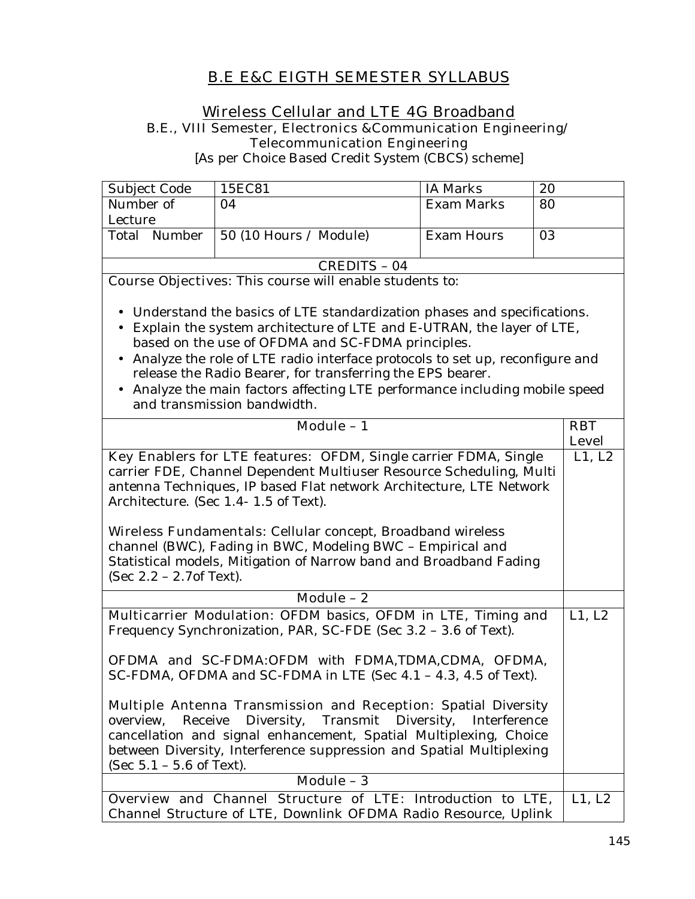# B.E E&C EIGTH SEMESTER SYLLABUS

## Wireless Cellular and LTE 4G Broadband

B.E., VIII Semester, Electronics &Communication Engineering/ Telecommunication Engineering

[As per Choice Based Credit System (CBCS) scheme]

| Subject Code | 15EC81 | IA Marks | 20 |
|---|---|---|---|
| Number of Lecture | 04 | Exam Marks | 80 |
| Total Number | 50 (10 Hours / Module) | Exam Hours | 03 |
| CREDITS – 04 | | | |

Course Objectives: This course will enable students to:

- Understand the basics of LTE standardization phases and specifications.
- Explain the system architecture of LTE and E-UTRAN, the layer of LTE, based on the use of OFDMA and SC-FDMA principles.
- Analyze the role of LTE radio interface protocols to set up, reconfigure and release the Radio Bearer, for transferring the EPS bearer.
- Analyze the main factors affecting LTE performance including mobile speed and transmission bandwidth.

| Module – 1 | RBT Level |
|---|---|
| Key Enablers for LTE features: OFDM, Single carrier FDMA, Single carrier FDE, Channel Dependent Multiuser Resource Scheduling, Multi antenna Techniques, IP based Flat network Architecture, LTE Network Architecture. (Sec 1.4- 1.5 of Text).<br><br>Wireless Fundamentals: Cellular concept, Broadband wireless channel (BWC), Fading in BWC, Modeling BWC – Empirical and Statistical models, Mitigation of Narrow band and Broadband Fading (Sec 2.2 – 2.7of Text). | L1, L2 |
| **Module – 2** | |
| Multicarrier Modulation: OFDM basics, OFDM in LTE, Timing and Frequency Synchronization, PAR, SC-FDE (Sec 3.2 – 3.6 of Text).<br><br>OFDMA and SC-FDMA:OFDM with FDMA,TDMA,CDMA, OFDMA, SC-FDMA, OFDMA and SC-FDMA in LTE (Sec 4.1 – 4.3, 4.5 of Text).<br><br>Multiple Antenna Transmission and Reception: Spatial Diversity overview, Receive Diversity, Transmit Diversity, Interference cancellation and signal enhancement, Spatial Multiplexing, Choice between Diversity, Interference suppression and Spatial Multiplexing (Sec 5.1 – 5.6 of Text). | L1, L2 |
| **Module – 3** | |
| Overview and Channel Structure of LTE: Introduction to LTE, Channel Structure of LTE, Downlink OFDMA Radio Resource, Uplink | L1, L2 |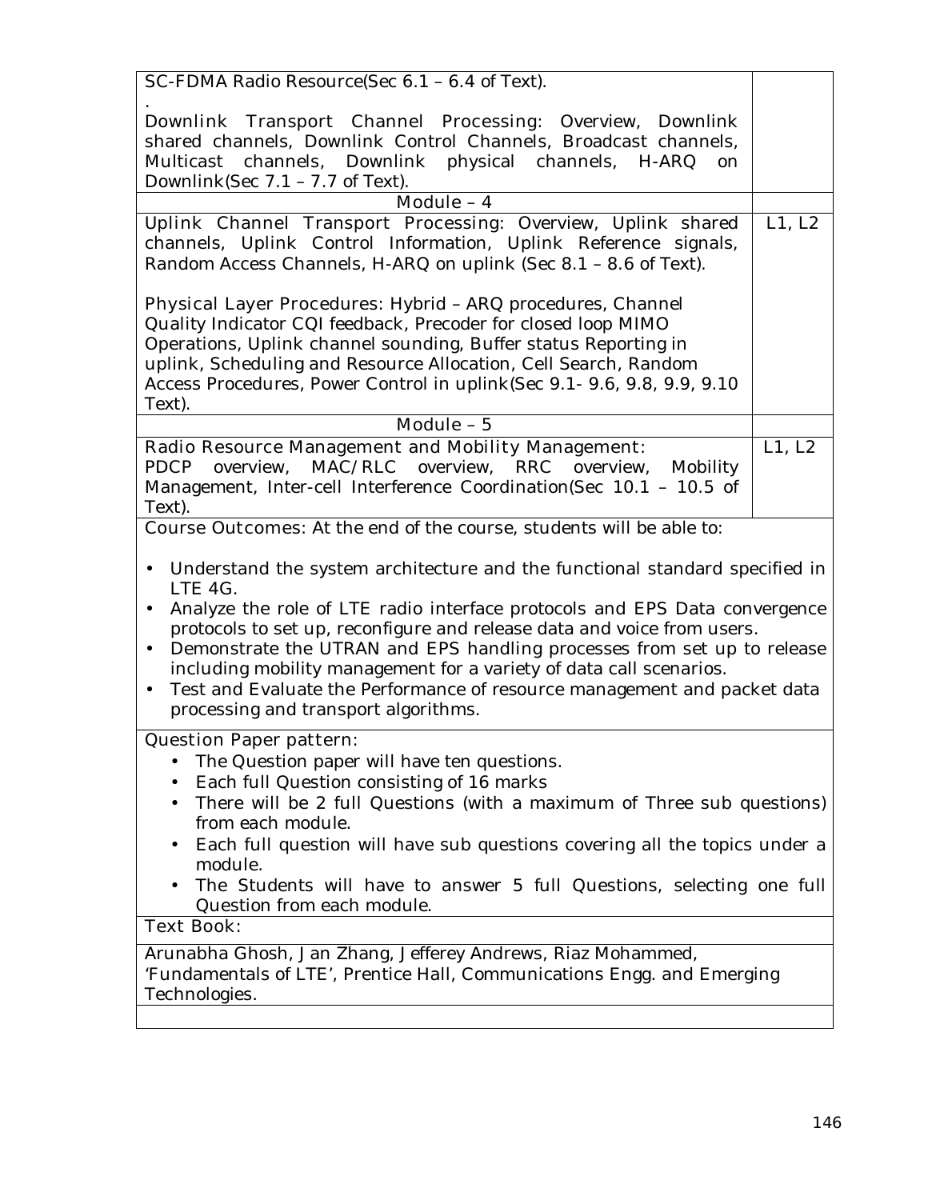| | |
|---|---|
| SC-FDMA Radio Resource(Sec 6.1 – 6.4 of Text).<br>.<br>Downlink Transport Channel Processing: Overview, Downlink shared channels, Downlink Control Channels, Broadcast channels, Multicast channels, Downlink physical channels, H-ARQ on Downlink(Sec 7.1 – 7.7 of Text). | |
| **Module – 4** | |
| Uplink Channel Transport Processing: Overview, Uplink shared channels, Uplink Control Information, Uplink Reference signals, Random Access Channels, H-ARQ on uplink (Sec 8.1 – 8.6 of Text).<br><br>Physical Layer Procedures: Hybrid – ARQ procedures, Channel Quality Indicator CQI feedback, Precoder for closed loop MIMO Operations, Uplink channel sounding, Buffer status Reporting in uplink, Scheduling and Resource Allocation, Cell Search, Random Access Procedures, Power Control in uplink(Sec 9.1- 9.6, 9.8, 9.9, 9.10 Text). | L1, L2 |
| **Module – 5** | |
| Radio Resource Management and Mobility Management:<br>PDCP overview, MAC/RLC overview, RRC overview, Mobility Management, Inter-cell Interference Coordination(Sec 10.1 – 10.5 of Text). | L1, L2 |

**Course Outcomes:** At the end of the course, students will be able to:

- Understand the system architecture and the functional standard specified in LTE 4G.
- Analyze the role of LTE radio interface protocols and EPS Data convergence protocols to set up, reconfigure and release data and voice from users.
- Demonstrate the UTRAN and EPS handling processes from set up to release including mobility management for a variety of data call scenarios.
- Test and Evaluate the Performance of resource management and packet data processing and transport algorithms.

**Question Paper pattern:**

- The Question paper will have ten questions.
- Each full Question consisting of 16 marks
- There will be 2 full Questions (with a maximum of Three sub questions) from each module.
- Each full question will have sub questions covering all the topics under a module.
- The Students will have to answer 5 full Questions, selecting one full Question from each module.

**Text Book:**

Arunabha Ghosh, Jan Zhang, Jefferey Andrews, Riaz Mohammed, 'Fundamentals of LTE', Prentice Hall, Communications Engg. and Emerging Technologies.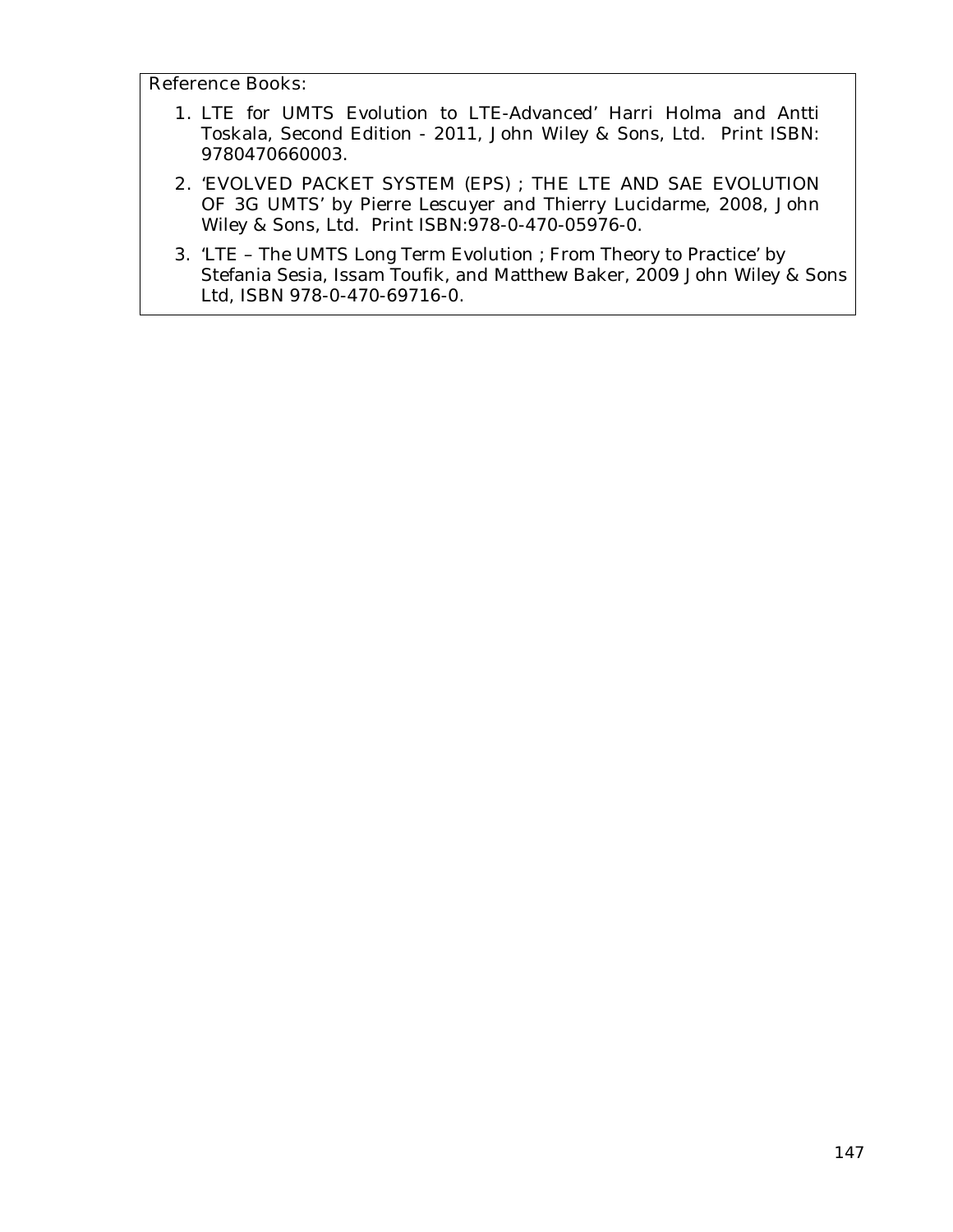Reference Books:

1. LTE for UMTS Evolution to LTE-Advanced' Harri Holma and Antti Toskala, Second Edition - 2011, John Wiley & Sons, Ltd. Print ISBN: 9780470660003.
2. 'EVOLVED PACKET SYSTEM (EPS) ; THE LTE AND SAE EVOLUTION OF 3G UMTS' by Pierre Lescuyer and Thierry Lucidarme, 2008, John Wiley & Sons, Ltd. Print ISBN:978-0-470-05976-0.
3. 'LTE – The UMTS Long Term Evolution ; From Theory to Practice' by Stefania Sesia, Issam Toufik, and Matthew Baker, 2009 John Wiley & Sons Ltd, ISBN 978-0-470-69716-0.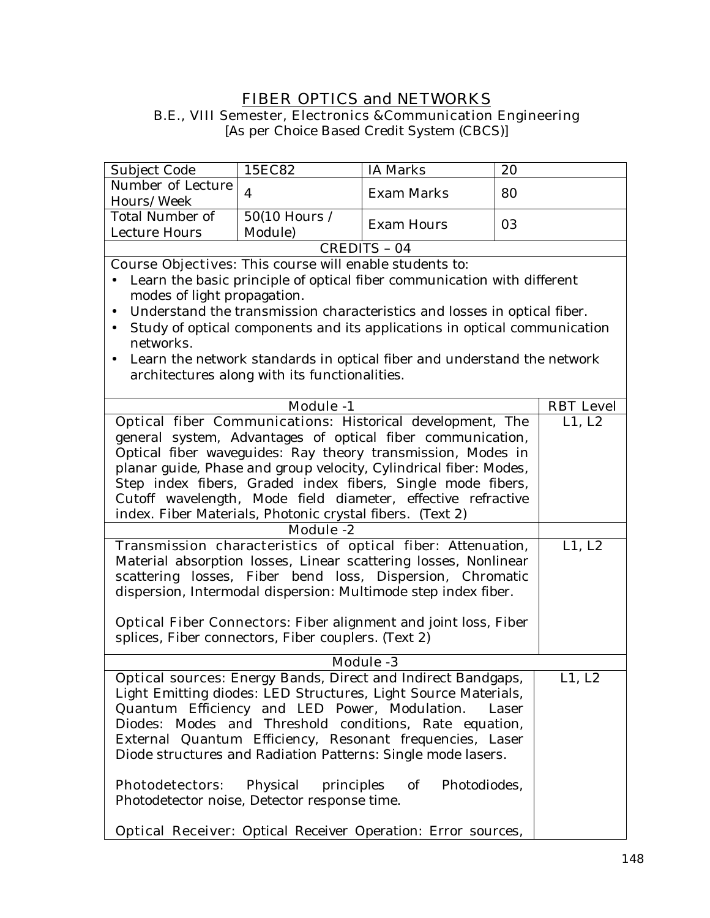# FIBER OPTICS and NETWORKS

B.E., VIII Semester, Electronics &Communication Engineering
[As per Choice Based Credit System (CBCS)]

| Subject Code | 15EC82 | IA Marks | 20 |
|---|---|---|---|
| Number of Lecture Hours/Week | 4 | Exam Marks | 80 |
| Total Number of Lecture Hours | 50(10 Hours / Module) | Exam Hours | 03 |

**CREDITS – 04**

Course Objectives: This course will enable students to:

- Learn the basic principle of optical fiber communication with different modes of light propagation.
- Understand the transmission characteristics and losses in optical fiber.
- Study of optical components and its applications in optical communication networks.
- Learn the network standards in optical fiber and understand the network architectures along with its functionalities.

| Module -1 | RBT Level |
|---|---|
| Optical fiber Communications: Historical development, The general system, Advantages of optical fiber communication, Optical fiber waveguides: Ray theory transmission, Modes in planar guide, Phase and group velocity, Cylindrical fiber: Modes, Step index fibers, Graded index fibers, Single mode fibers, Cutoff wavelength, Mode field diameter, effective refractive index. Fiber Materials, Photonic crystal fibers. (Text 2) | L1, L2 |
| **Module -2** | |
| Transmission characteristics of optical fiber: Attenuation, Material absorption losses, Linear scattering losses, Nonlinear scattering losses, Fiber bend loss, Dispersion, Chromatic dispersion, Intermodal dispersion: Multimode step index fiber. <br><br> Optical Fiber Connectors: Fiber alignment and joint loss, Fiber splices, Fiber connectors, Fiber couplers. (Text 2) | L1, L2 |
| **Module -3** | |
| Optical sources: Energy Bands, Direct and Indirect Bandgaps, Light Emitting diodes: LED Structures, Light Source Materials, Quantum Efficiency and LED Power, Modulation. Laser Diodes: Modes and Threshold conditions, Rate equation, External Quantum Efficiency, Resonant frequencies, Laser Diode structures and Radiation Patterns: Single mode lasers. <br><br> Photodetectors: Physical principles of Photodiodes, Photodetector noise, Detector response time. <br><br> Optical Receiver: Optical Receiver Operation: Error sources, | L1, L2 |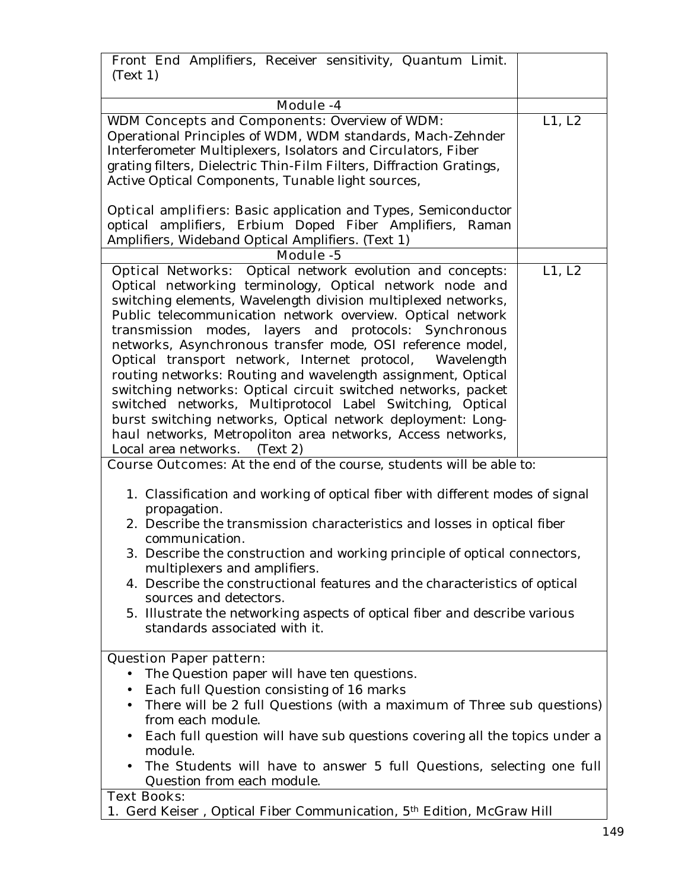| | |
|---|---|
| Front End Amplifiers, Receiver sensitivity, Quantum Limit. (Text 1) | |
| **Module -4** | |
| **WDM Concepts and Components:** Overview of WDM: Operational Principles of WDM, WDM standards, Mach-Zehnder Interferometer Multiplexers, Isolators and Circulators, Fiber grating filters, Dielectric Thin-Film Filters, Diffraction Gratings, Active Optical Components, Tunable light sources,<br><br>**Optical amplifiers:** Basic application and Types, Semiconductor optical amplifiers, Erbium Doped Fiber Amplifiers, Raman Amplifiers, Wideband Optical Amplifiers. (Text 1) | L1, L2 |
| **Module -5** | |
| **Optical Networks:** Optical network evolution and concepts: Optical networking terminology, Optical network node and switching elements, Wavelength division multiplexed networks, Public telecommunication network overview. Optical network transmission modes, layers and protocols: Synchronous networks, Asynchronous transfer mode, OSI reference model, Optical transport network, Internet protocol, Wavelength routing networks: Routing and wavelength assignment, Optical switching networks: Optical circuit switched networks, packet switched networks, Multiprotocol Label Switching, Optical burst switching networks, Optical network deployment: Long-haul networks, Metropoliton area networks, Access networks, Local area networks. (Text 2) | L1, L2 |

**Course Outcomes:** At the end of the course, students will be able to:

1. Classification and working of optical fiber with different modes of signal propagation.
2. Describe the transmission characteristics and losses in optical fiber communication.
3. Describe the construction and working principle of optical connectors, multiplexers and amplifiers.
4. Describe the constructional features and the characteristics of optical sources and detectors.
5. Illustrate the networking aspects of optical fiber and describe various standards associated with it.

**Question Paper pattern:**

- The Question paper will have ten questions.
- Each full Question consisting of 16 marks
- There will be 2 full Questions (with a maximum of Three sub questions) from each module.
- Each full question will have sub questions covering all the topics under a module.
- The Students will have to answer 5 full Questions, selecting one full Question from each module.

**Text Books:**

1. Gerd Keiser , Optical Fiber Communication, 5th Edition, McGraw Hill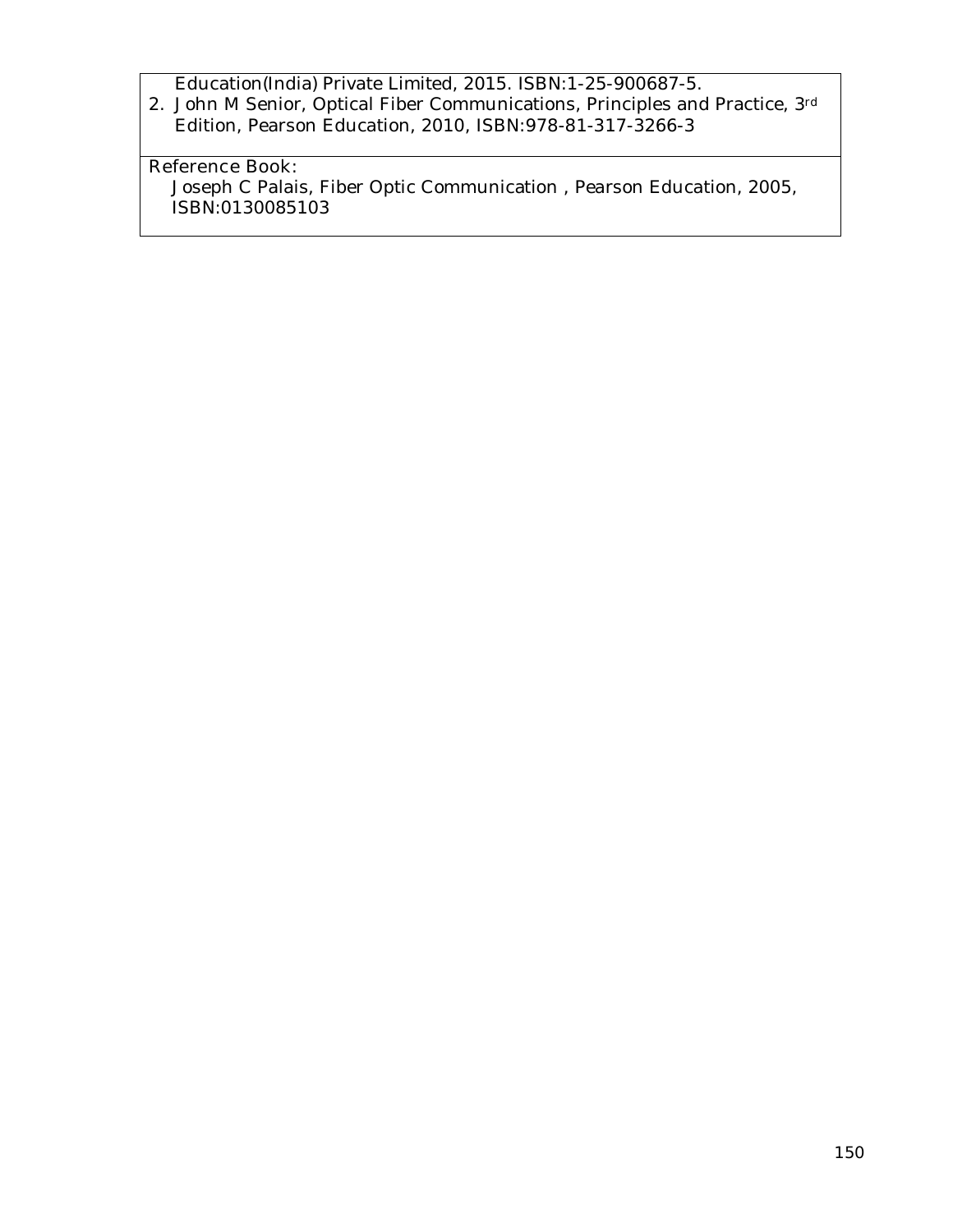Education(India) Private Limited, 2015. ISBN:1-25-900687-5.

2. John M Senior, Optical Fiber Communications, Principles and Practice, 3rd Edition, Pearson Education, 2010, ISBN:978-81-317-3266-3

Reference Book:

Joseph C Palais, Fiber Optic Communication , Pearson Education, 2005, ISBN:0130085103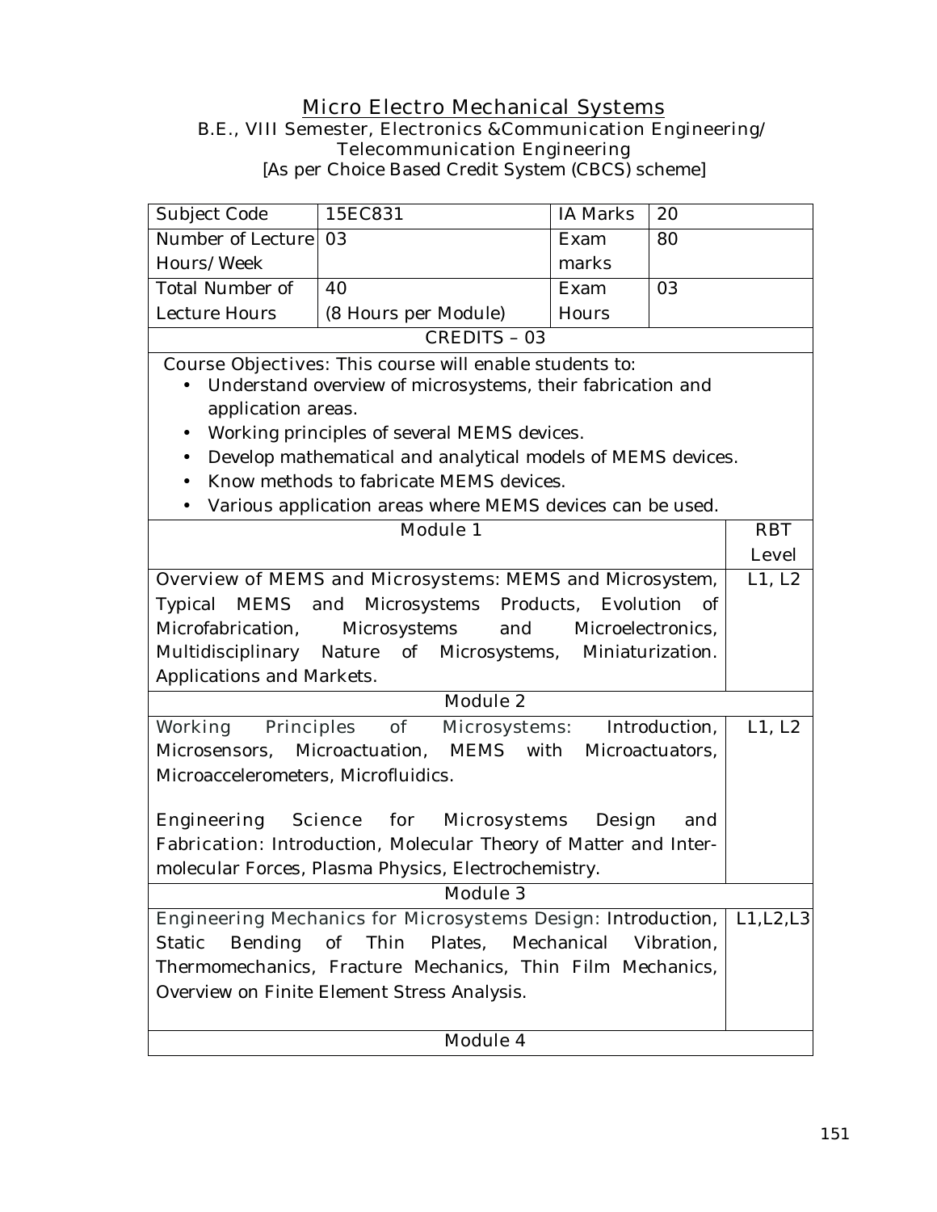# Micro Electro Mechanical Systems

B.E., VIII Semester, Electronics &Communication Engineering/ Telecommunication Engineering

[As per Choice Based Credit System (CBCS) scheme]

| Subject Code | 15EC831 | IA Marks | 20 |
|---|---|---|---|
| Number of Lecture Hours/Week | 03 | Exam marks | 80 |
| Total Number of Lecture Hours | 40 (8 Hours per Module) | Exam Hours | 03 |

**CREDITS – 03**

Course Objectives: This course will enable students to:

- Understand overview of microsystems, their fabrication and application areas.
- Working principles of several MEMS devices.
- Develop mathematical and analytical models of MEMS devices.
- Know methods to fabricate MEMS devices.
- Various application areas where MEMS devices can be used.

| Module 1 | RBT Level |
|---|---|
| Overview of MEMS and Microsystems: MEMS and Microsystem, Typical MEMS and Microsystems Products, Evolution of Microfabrication, Microsystems and Microelectronics, Multidisciplinary Nature of Microsystems, Miniaturization. Applications and Markets. | L1, L2 |
| **Module 2** | |
| Working Principles of Microsystems: Introduction, Microsensors, Microactuation, MEMS with Microactuators, Microaccelerometers, Microfluidics.<br><br>Engineering Science for Microsystems Design and Fabrication: Introduction, Molecular Theory of Matter and Inter-molecular Forces, Plasma Physics, Electrochemistry. | L1, L2 |
| **Module 3** | |
| Engineering Mechanics for Microsystems Design: Introduction, Static Bending of Thin Plates, Mechanical Vibration, Thermomechanics, Fracture Mechanics, Thin Film Mechanics, Overview on Finite Element Stress Analysis. | L1,L2,L3 |
| **Module 4** | |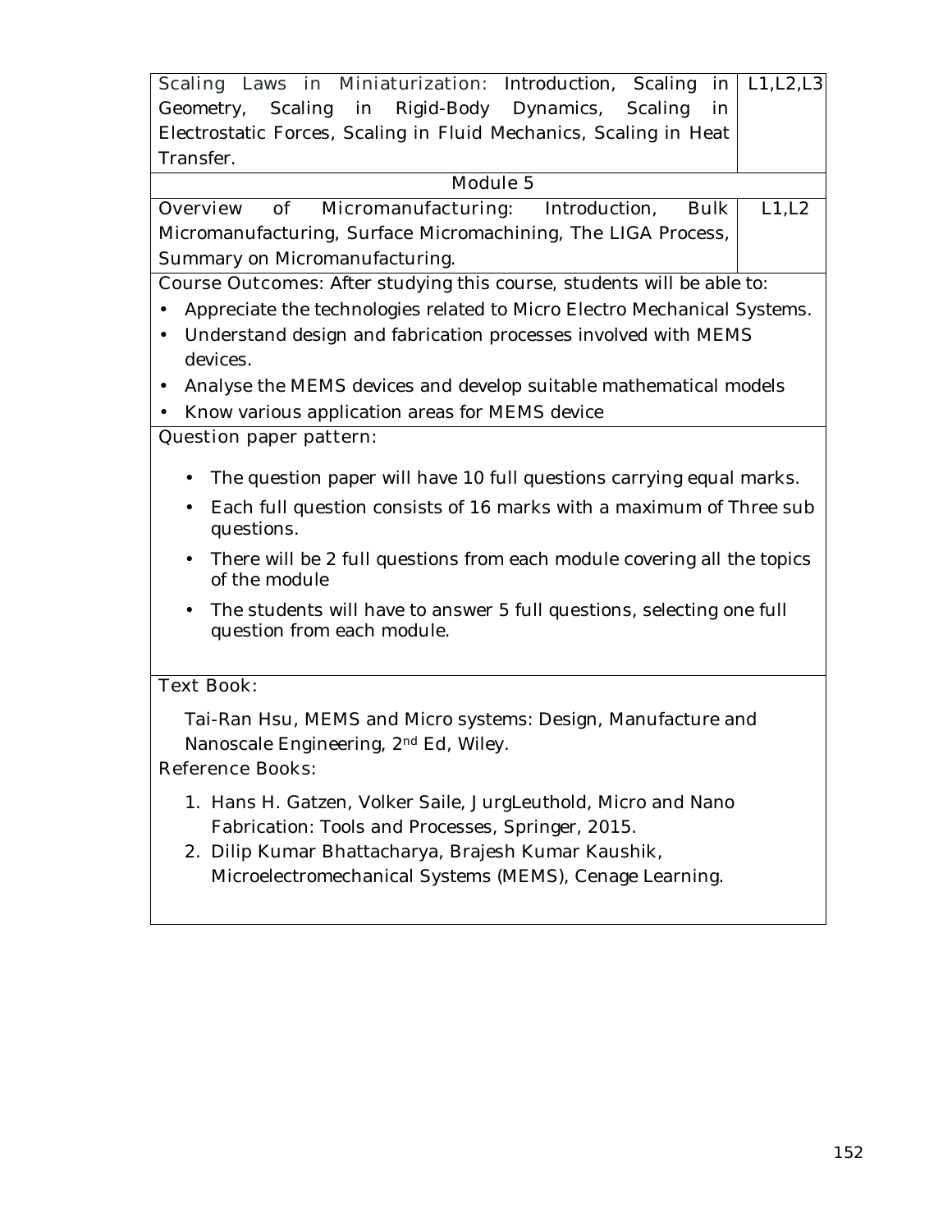| | |
|---|---|
| Scaling Laws in Miniaturization: Introduction, Scaling in Geometry, Scaling in Rigid-Body Dynamics, Scaling in Electrostatic Forces, Scaling in Fluid Mechanics, Scaling in Heat Transfer. | L1,L2,L3 |
| Module 5 | |
| Overview of Micromanufacturing: Introduction, Bulk Micromanufacturing, Surface Micromachining, The LIGA Process, Summary on Micromanufacturing. | L1,L2 |

Course Outcomes: After studying this course, students will be able to:

- Appreciate the technologies related to Micro Electro Mechanical Systems.
- Understand design and fabrication processes involved with MEMS devices.
- Analyse the MEMS devices and develop suitable mathematical models
- Know various application areas for MEMS device

Question paper pattern:

- The question paper will have 10 full questions carrying equal marks.
- Each full question consists of 16 marks with a maximum of Three sub questions.
- There will be 2 full questions from each module covering all the topics of the module
- The students will have to answer 5 full questions, selecting one full question from each module.

Text Book:

Tai-Ran Hsu, MEMS and Micro systems: Design, Manufacture and Nanoscale Engineering, 2nd Ed, Wiley.

Reference Books:

1. Hans H. Gatzen, Volker Saile, JurgLeuthold, Micro and Nano Fabrication: Tools and Processes, Springer, 2015.
2. Dilip Kumar Bhattacharya, Brajesh Kumar Kaushik, Microelectromechanical Systems (MEMS), Cenage Learning.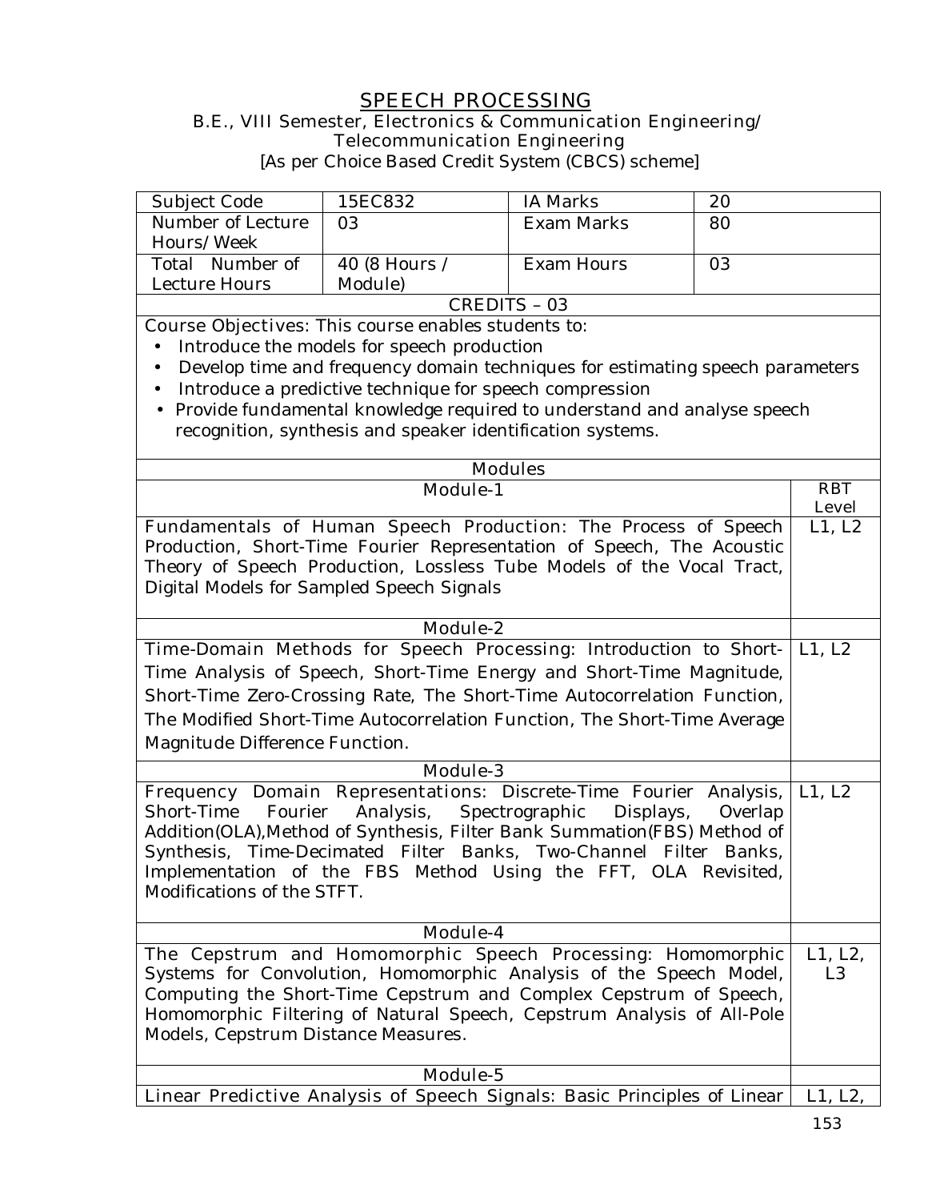# SPEECH PROCESSING

B.E., VIII Semester, Electronics & Communication Engineering/ Telecommunication Engineering

[As per Choice Based Credit System (CBCS) scheme]

| Subject Code | 15EC832 | IA Marks | 20 |
|---|---|---|---|
| Number of Lecture Hours/Week | 03 | Exam Marks | 80 |
| Total Number of Lecture Hours | 40 (8 Hours / Module) | Exam Hours | 03 |

**CREDITS – 03**

Course Objectives: This course enables students to:

- Introduce the models for speech production
- Develop time and frequency domain techniques for estimating speech parameters
- Introduce a predictive technique for speech compression
- Provide fundamental knowledge required to understand and analyse speech recognition, synthesis and speaker identification systems.

**Modules**

| Module-1 | RBT Level |
|---|---|
| Fundamentals of Human Speech Production: The Process of Speech Production, Short-Time Fourier Representation of Speech, The Acoustic Theory of Speech Production, Lossless Tube Models of the Vocal Tract, Digital Models for Sampled Speech Signals | L1, L2 |
| **Module-2** | |
| Time-Domain Methods for Speech Processing: Introduction to Short-Time Analysis of Speech, Short-Time Energy and Short-Time Magnitude, Short-Time Zero-Crossing Rate, The Short-Time Autocorrelation Function, The Modified Short-Time Autocorrelation Function, The Short-Time Average Magnitude Difference Function. | L1, L2 |
| **Module-3** | |
| Frequency Domain Representations: Discrete-Time Fourier Analysis, Short-Time Fourier Analysis, Spectrographic Displays, Overlap Addition(OLA),Method of Synthesis, Filter Bank Summation(FBS) Method of Synthesis, Time-Decimated Filter Banks, Two-Channel Filter Banks, Implementation of the FBS Method Using the FFT, OLA Revisited, Modifications of the STFT. | L1, L2 |
| **Module-4** | |
| The Cepstrum and Homomorphic Speech Processing: Homomorphic Systems for Convolution, Homomorphic Analysis of the Speech Model, Computing the Short-Time Cepstrum and Complex Cepstrum of Speech, Homomorphic Filtering of Natural Speech, Cepstrum Analysis of All-Pole Models, Cepstrum Distance Measures. | L1, L2, L3 |
| **Module-5** | |
| Linear Predictive Analysis of Speech Signals: Basic Principles of Linear | L1, L2, |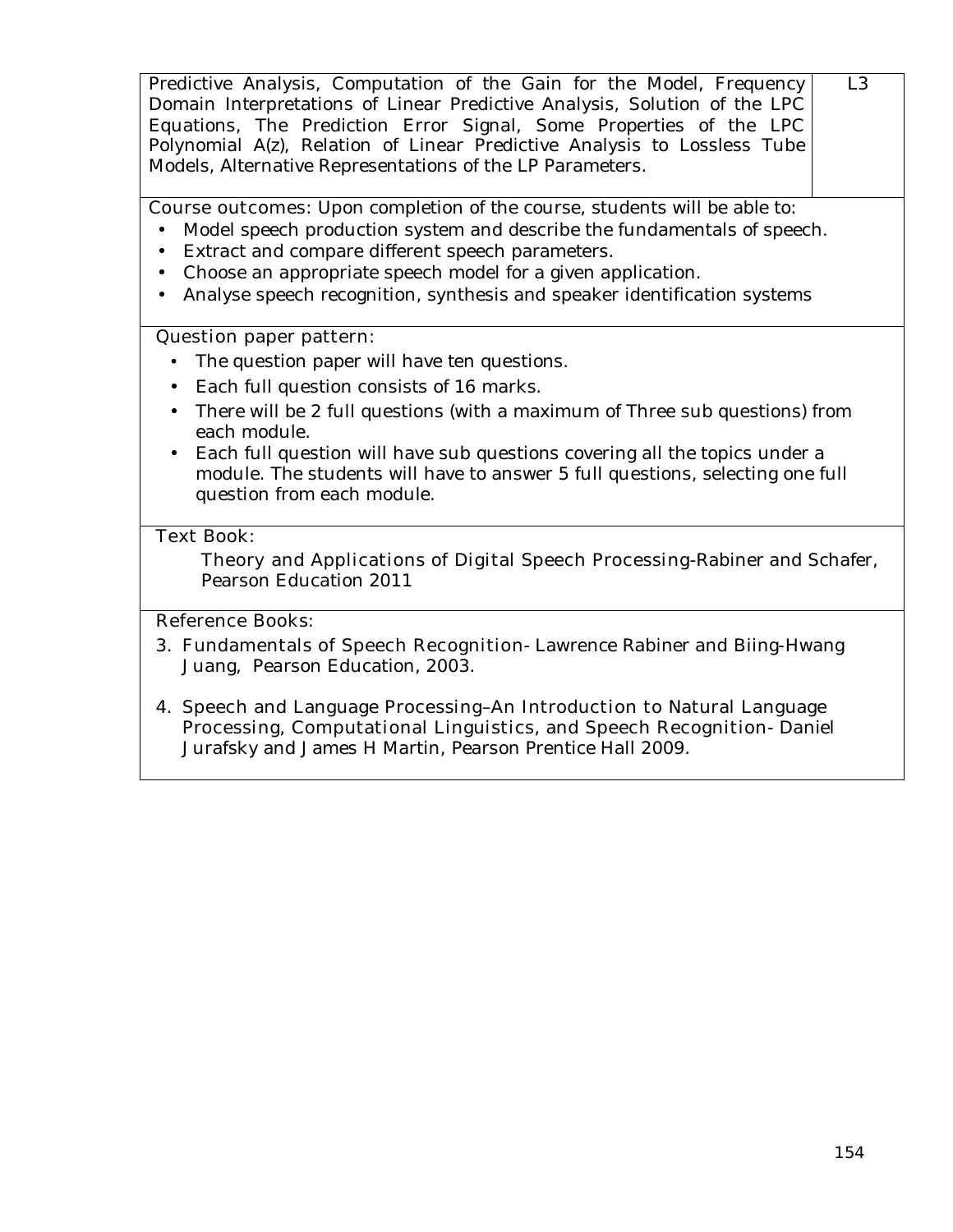| | |
|---|---|
| Predictive Analysis, Computation of the Gain for the Model, Frequency Domain Interpretations of Linear Predictive Analysis, Solution of the LPC Equations, The Prediction Error Signal, Some Properties of the LPC Polynomial A(z), Relation of Linear Predictive Analysis to Lossless Tube Models, Alternative Representations of the LP Parameters. | L3 |

**Course outcomes:** Upon completion of the course, students will be able to:

- Model speech production system and describe the fundamentals of speech.
- Extract and compare different speech parameters.
- Choose an appropriate speech model for a given application.
- Analyse speech recognition, synthesis and speaker identification systems

**Question paper pattern:**

- The question paper will have ten questions.
- Each full question consists of 16 marks.
- There will be 2 full questions (with a maximum of Three sub questions) from each module.
- Each full question will have sub questions covering all the topics under a module. The students will have to answer 5 full questions, selecting one full question from each module.

**Text Book:**

**Theory and Applications of Digital Speech Processing**-Rabiner and Schafer, Pearson Education 2011

**Reference Books:**

3. **Fundamentals of Speech Recognition**- Lawrence Rabiner and Biing-Hwang Juang, Pearson Education, 2003.
4. **Speech and Language Processing–An Introduction to Natural Language Processing, Computational Linguistics, and Speech Recognition**- Daniel Jurafsky and James H Martin, Pearson Prentice Hall 2009.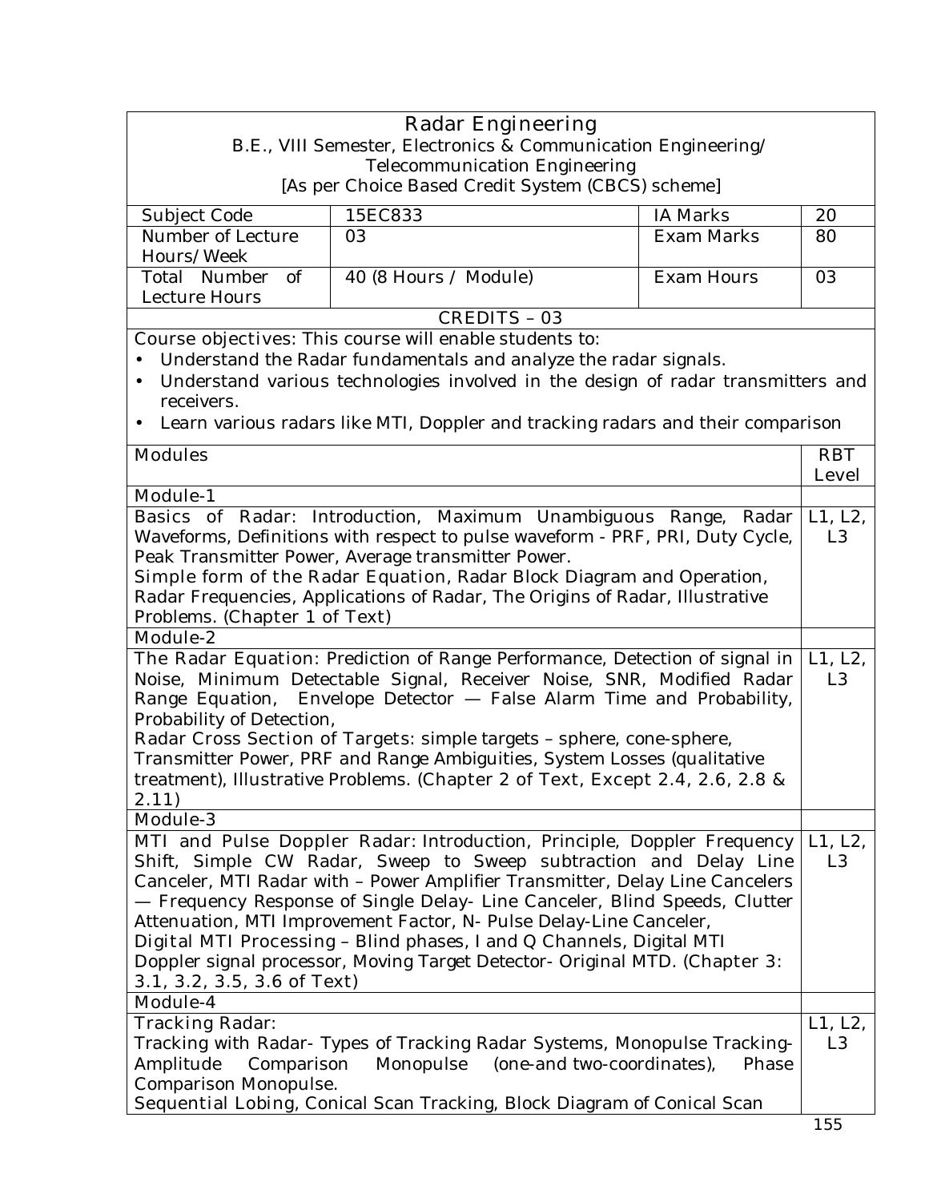# Radar Engineering

**B.E., VIII Semester, Electronics & Communication Engineering/ Telecommunication Engineering**

**[As per Choice Based Credit System (CBCS) scheme]**

| Subject Code | 15EC833 | IA Marks | 20 |
|---|---|---|---|
| Number of Lecture Hours/Week | 03 | Exam Marks | 80 |
| Total Number of Lecture Hours | 40 (8 Hours / Module) | Exam Hours | 03 |

**CREDITS – 03**

**Course objectives:** This course will enable students to:

- Understand the Radar fundamentals and analyze the radar signals.
- Understand various technologies involved in the design of radar transmitters and receivers.
- Learn various radars like MTI, Doppler and tracking radars and their comparison

| Modules | RBT Level |
|---|---|
| **Module-1** | |
| **Basics of Radar:** Introduction, Maximum Unambiguous Range, Radar Waveforms, Definitions with respect to pulse waveform - PRF, PRI, Duty Cycle, Peak Transmitter Power, Average transmitter Power. **Simple form of the Radar Equation**, Radar Block Diagram and Operation, Radar Frequencies, Applications of Radar, The Origins of Radar, Illustrative Problems. (**Chapter 1 of Text**) | L1, L2, L3 |
| **Module-2** | |
| **The Radar Equation:** Prediction of Range Performance, Detection of signal in Noise, Minimum Detectable Signal, Receiver Noise, SNR, Modified Radar Range Equation, Envelope Detector — False Alarm Time and Probability, Probability of Detection, **Radar Cross Section of Targets:** simple targets – sphere, cone-sphere, Transmitter Power, PRF and Range Ambiguities, System Losses (qualitative treatment), Illustrative Problems. (**Chapter 2 of Text, Except 2.4, 2.6, 2.8 & 2.11**) | L1, L2, L3 |
| **Module-3** | |
| **MTI and Pulse Doppler Radar:** Introduction, Principle, Doppler Frequency Shift, Simple CW Radar, Sweep to Sweep subtraction and Delay Line Canceler, MTI Radar with – Power Amplifier Transmitter, Delay Line Cancelers — Frequency Response of Single Delay- Line Canceler, Blind Speeds, Clutter Attenuation, MTI Improvement Factor, N- Pulse Delay-Line Canceler, **Digital MTI Processing** – Blind phases, I and Q Channels, Digital MTI Doppler signal processor, Moving Target Detector- Original MTD. (**Chapter 3: 3.1, 3.2, 3.5, 3.6 of Text**) | L1, L2, L3 |
| **Module-4** | |
| **Tracking Radar:** Tracking with Radar- Types of Tracking Radar Systems, Monopulse Tracking- Amplitude Comparison Monopulse (one-and two-coordinates), Phase Comparison Monopulse. **Sequential Lobing**, Conical Scan Tracking, Block Diagram of Conical Scan | L1, L2, L3 |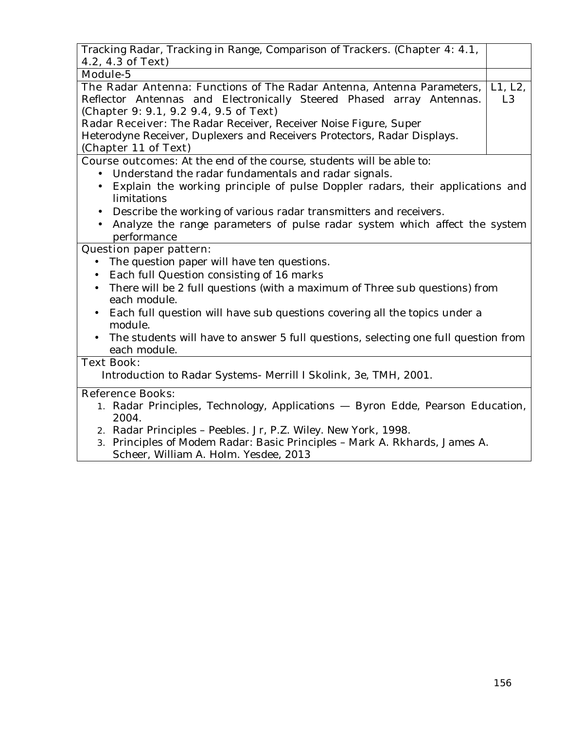| | |
|---|---|
| Tracking Radar, Tracking in Range, Comparison of Trackers. (Chapter 4: 4.1, 4.2, 4.3 of Text) | |
| **Module-5** | |
| The Radar Antenna: Functions of The Radar Antenna, Antenna Parameters, Reflector Antennas and Electronically Steered Phased array Antennas. (Chapter 9: 9.1, 9.2 9.4, 9.5 of Text)<br>Radar Receiver: The Radar Receiver, Receiver Noise Figure, Super Heterodyne Receiver, Duplexers and Receivers Protectors, Radar Displays. (Chapter 11 of Text) | L1, L2, L3 |

**Course outcomes:** At the end of the course, students will be able to:

- Understand the radar fundamentals and radar signals.
- Explain the working principle of pulse Doppler radars, their applications and limitations
- Describe the working of various radar transmitters and receivers.
- Analyze the range parameters of pulse radar system which affect the system performance

**Question paper pattern:**

- The question paper will have ten questions.
- Each full Question consisting of 16 marks
- There will be 2 full questions (with a maximum of Three sub questions) from each module.
- Each full question will have sub questions covering all the topics under a module.
- The students will have to answer 5 full questions, selecting one full question from each module.

**Text Book:**

Introduction to Radar Systems- Merrill I Skolink, 3e, TMH, 2001.

**Reference Books:**

1. Radar Principles, Technology, Applications — Byron Edde, Pearson Education, 2004.
2. Radar Principles – Peebles. Jr, P.Z. Wiley. New York, 1998.
3. Principles of Modem Radar: Basic Principles – Mark A. Rkhards, James A. Scheer, William A. Holm. Yesdee, 2013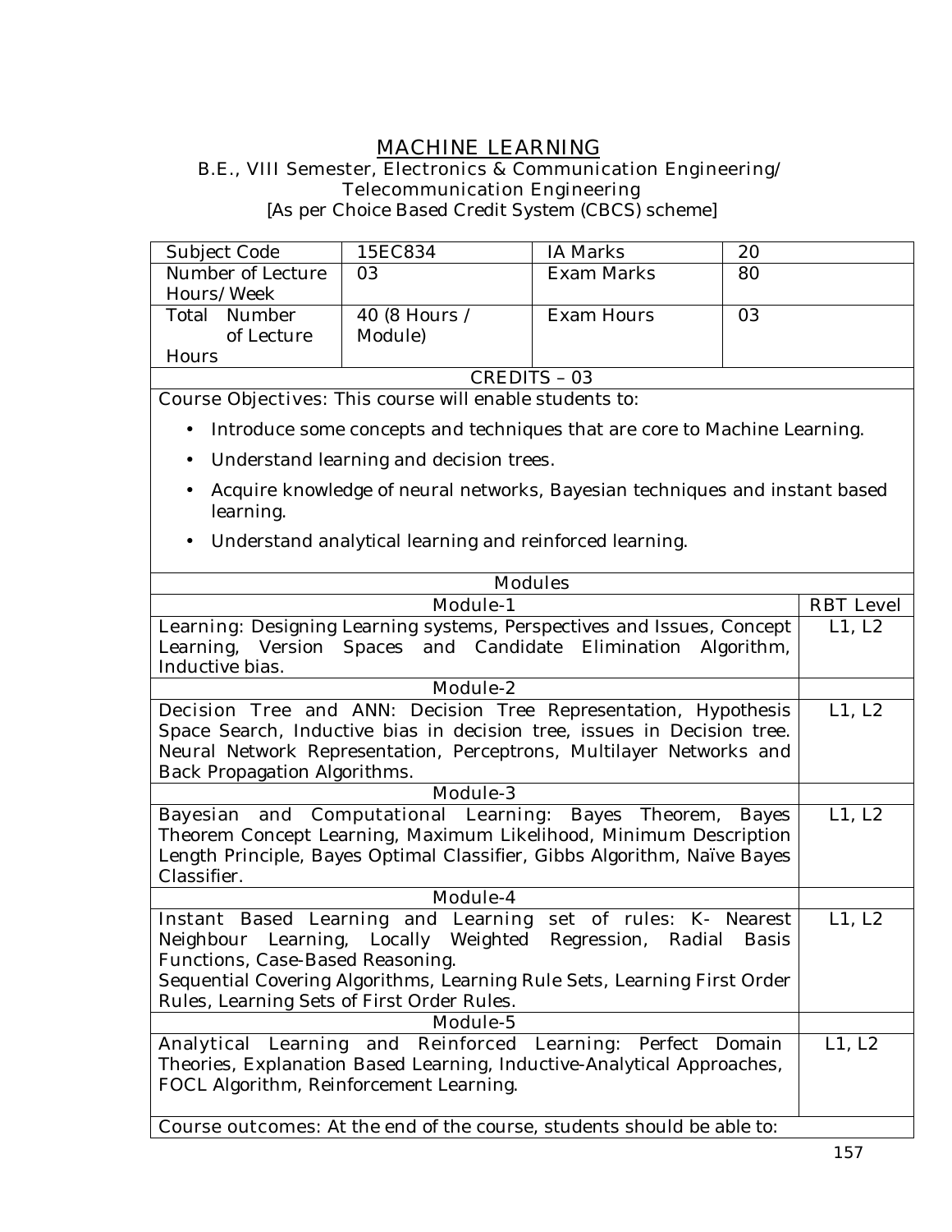# MACHINE LEARNING

B.E., VIII Semester, Electronics & Communication Engineering/ Telecommunication Engineering

[As per Choice Based Credit System (CBCS) scheme]

| Subject Code | 15EC834 | IA Marks | 20 |
|---|---|---|---|
| Number of Lecture Hours/Week | 03 | Exam Marks | 80 |
| Total Number of Lecture Hours | 40 (8 Hours / Module) | Exam Hours | 03 |

CREDITS – 03

Course Objectives: This course will enable students to:

- Introduce some concepts and techniques that are core to Machine Learning.
- Understand learning and decision trees.
- Acquire knowledge of neural networks, Bayesian techniques and instant based learning.
- Understand analytical learning and reinforced learning.

| Modules | RBT Level |
|---|---|
| **Module-1** | |
| Learning: Designing Learning systems, Perspectives and Issues, Concept Learning, Version Spaces and Candidate Elimination Algorithm, Inductive bias. | L1, L2 |
| **Module-2** | |
| Decision Tree and ANN: Decision Tree Representation, Hypothesis Space Search, Inductive bias in decision tree, issues in Decision tree. Neural Network Representation, Perceptrons, Multilayer Networks and Back Propagation Algorithms. | L1, L2 |
| **Module-3** | |
| Bayesian and Computational Learning: Bayes Theorem, Bayes Theorem Concept Learning, Maximum Likelihood, Minimum Description Length Principle, Bayes Optimal Classifier, Gibbs Algorithm, Naïve Bayes Classifier. | L1, L2 |
| **Module-4** | |
| Instant Based Learning and Learning set of rules: K- Nearest Neighbour Learning, Locally Weighted Regression, Radial Basis Functions, Case-Based Reasoning. Sequential Covering Algorithms, Learning Rule Sets, Learning First Order Rules, Learning Sets of First Order Rules. | L1, L2 |
| **Module-5** | |
| Analytical Learning and Reinforced Learning: Perfect Domain Theories, Explanation Based Learning, Inductive-Analytical Approaches, FOCL Algorithm, Reinforcement Learning. | L1, L2 |

Course outcomes: At the end of the course, students should be able to: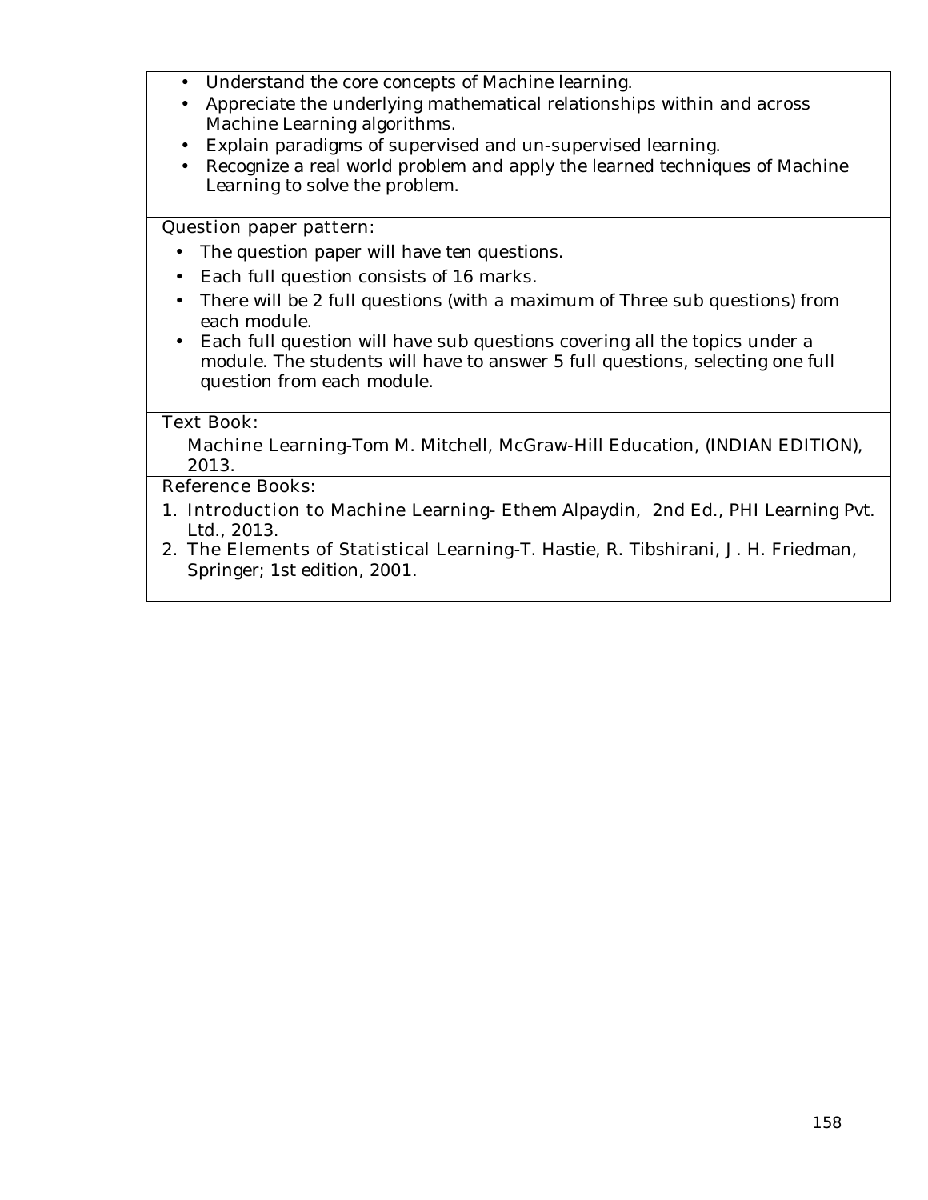- Understand the core concepts of Machine learning.
- Appreciate the underlying mathematical relationships within and across Machine Learning algorithms.
- Explain paradigms of supervised and un-supervised learning.
- Recognize a real world problem and apply the learned techniques of Machine Learning to solve the problem.

**Question paper pattern:**

- The question paper will have ten questions.
- Each full question consists of 16 marks.
- There will be 2 full questions (with a maximum of Three sub questions) from each module.
- Each full question will have sub questions covering all the topics under a module. The students will have to answer 5 full questions, selecting one full question from each module.

**Text Book:**

Machine Learning-Tom M. Mitchell, McGraw-Hill Education, (INDIAN EDITION), 2013.

**Reference Books:**

1. Introduction to Machine Learning- Ethem Alpaydin, 2nd Ed., PHI Learning Pvt. Ltd., 2013.
2. The Elements of Statistical Learning-T. Hastie, R. Tibshirani, J. H. Friedman, Springer; 1st edition, 2001.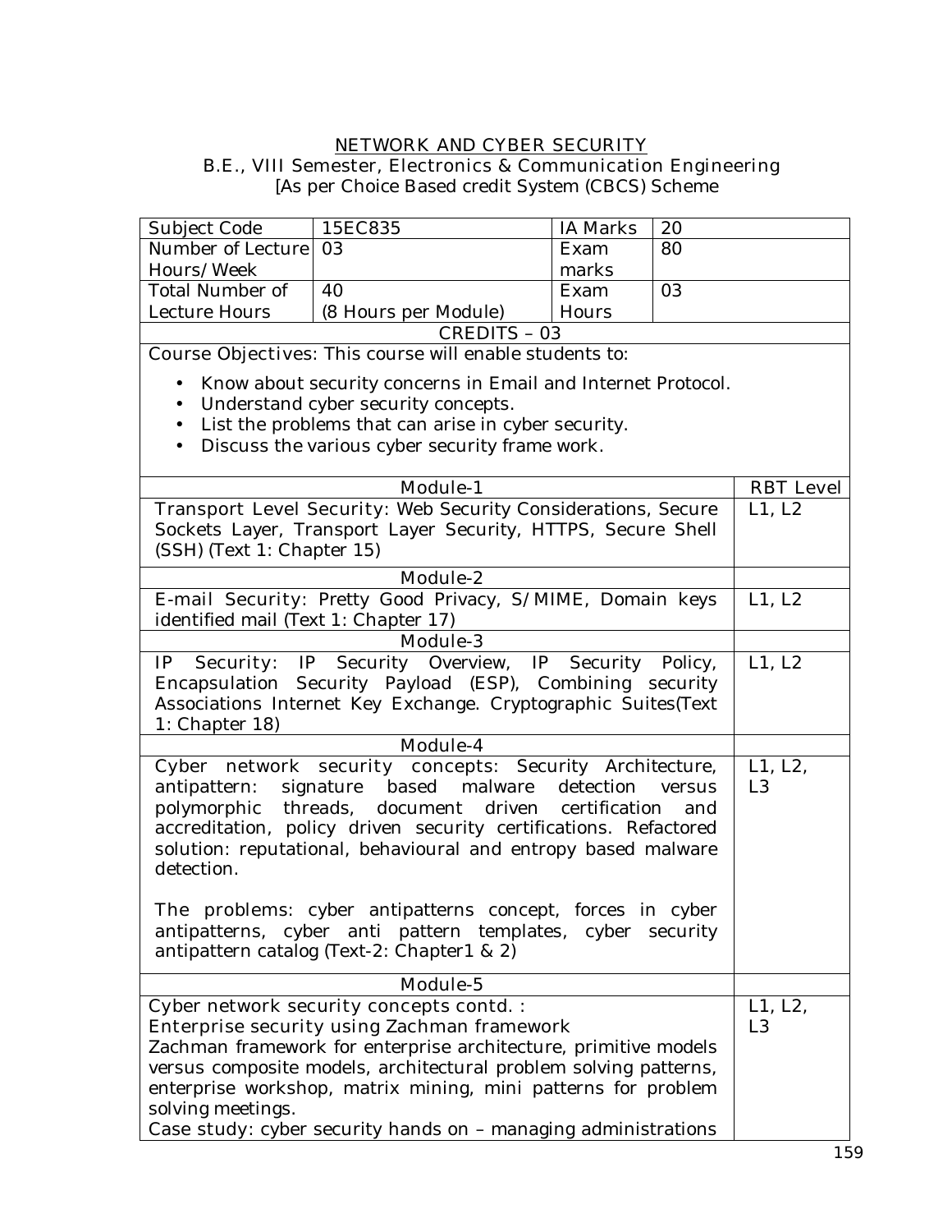# NETWORK AND CYBER SECURITY

B.E., VIII Semester, Electronics & Communication Engineering

[As per Choice Based credit System (CBCS) Scheme

| Subject Code | 15EC835 | IA Marks | 20 |
|---|---|---|---|
| Number of Lecture Hours/Week | 03 | Exam marks | 80 |
| Total Number of Lecture Hours | 40 (8 Hours per Module) | Exam Hours | 03 |

CREDITS – 03

Course Objectives: This course will enable students to:

- Know about security concerns in Email and Internet Protocol.
- Understand cyber security concepts.
- List the problems that can arise in cyber security.
- Discuss the various cyber security frame work.

| Module-1 | RBT Level |
|---|---|
| Transport Level Security: Web Security Considerations, Secure Sockets Layer, Transport Layer Security, HTTPS, Secure Shell (SSH) (Text 1: Chapter 15) | L1, L2 |
| **Module-2** | |
| E-mail Security: Pretty Good Privacy, S/MIME, Domain keys identified mail (Text 1: Chapter 17) | L1, L2 |
| **Module-3** | |
| IP Security: IP Security Overview, IP Security Policy, Encapsulation Security Payload (ESP), Combining security Associations Internet Key Exchange. Cryptographic Suites(Text 1: Chapter 18) | L1, L2 |
| **Module-4** | |
| Cyber network security concepts: Security Architecture, antipattern: signature based malware detection versus polymorphic threads, document driven certification and accreditation, policy driven security certifications. Refactored solution: reputational, behavioural and entropy based malware detection.<br><br>The problems: cyber antipatterns concept, forces in cyber antipatterns, cyber anti pattern templates, cyber security antipattern catalog (Text-2: Chapter1 & 2) | L1, L2, L3 |
| **Module-5** | |
| Cyber network security concepts contd. :<br>Enterprise security using Zachman framework<br>Zachman framework for enterprise architecture, primitive models versus composite models, architectural problem solving patterns, enterprise workshop, matrix mining, mini patterns for problem solving meetings.<br>Case study: cyber security hands on – managing administrations | L1, L2, L3 |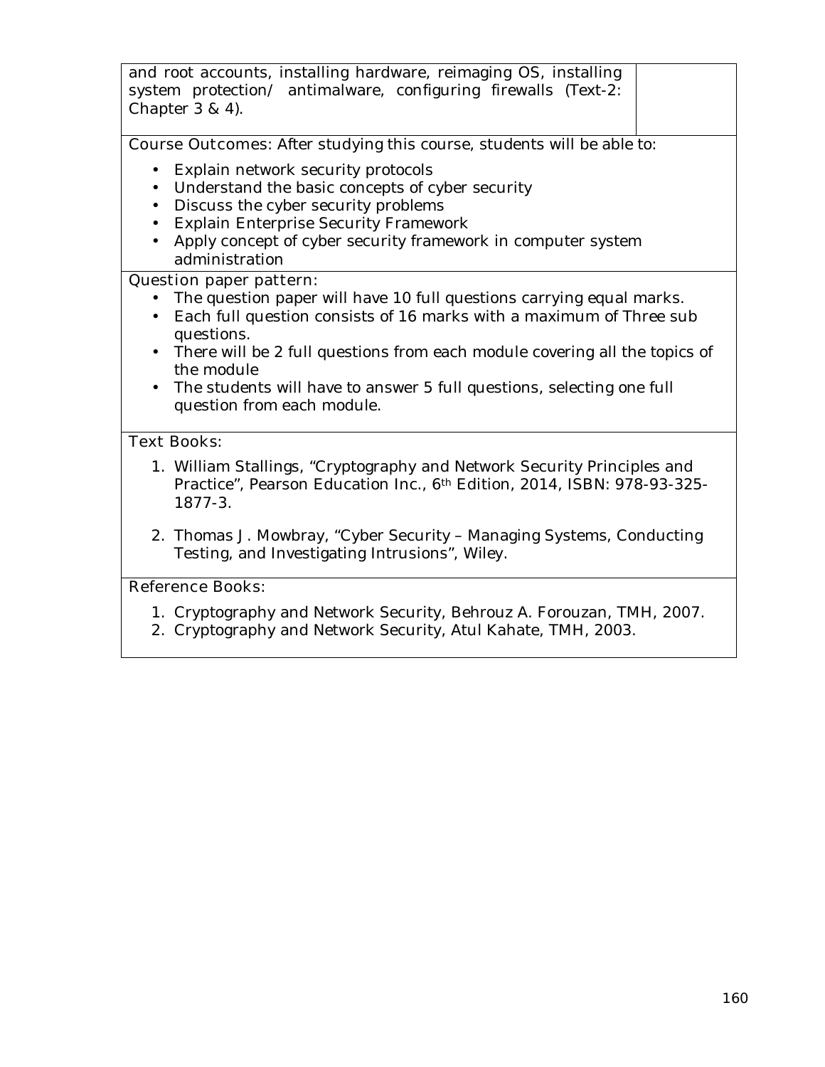| | |
|---|---|
| and root accounts, installing hardware, reimaging OS, installing system protection/ antimalware, configuring firewalls (Text-2: Chapter 3 & 4). | |

**Course Outcomes:** After studying this course, students will be able to:

- Explain network security protocols
- Understand the basic concepts of cyber security
- Discuss the cyber security problems
- Explain Enterprise Security Framework
- Apply concept of cyber security framework in computer system administration

**Question paper pattern:**

- The question paper will have 10 full questions carrying equal marks.
- Each full question consists of 16 marks with a maximum of Three sub questions.
- There will be 2 full questions from each module covering all the topics of the module
- The students will have to answer 5 full questions, selecting one full question from each module.

**Text Books:**

1. William Stallings, "Cryptography and Network Security Principles and Practice", Pearson Education Inc., 6th Edition, 2014, ISBN: 978-93-325-1877-3.
2. Thomas J. Mowbray, "Cyber Security – Managing Systems, Conducting Testing, and Investigating Intrusions", Wiley.

**Reference Books:**

1. Cryptography and Network Security, Behrouz A. Forouzan, TMH, 2007.
2. Cryptography and Network Security, Atul Kahate, TMH, 2003.